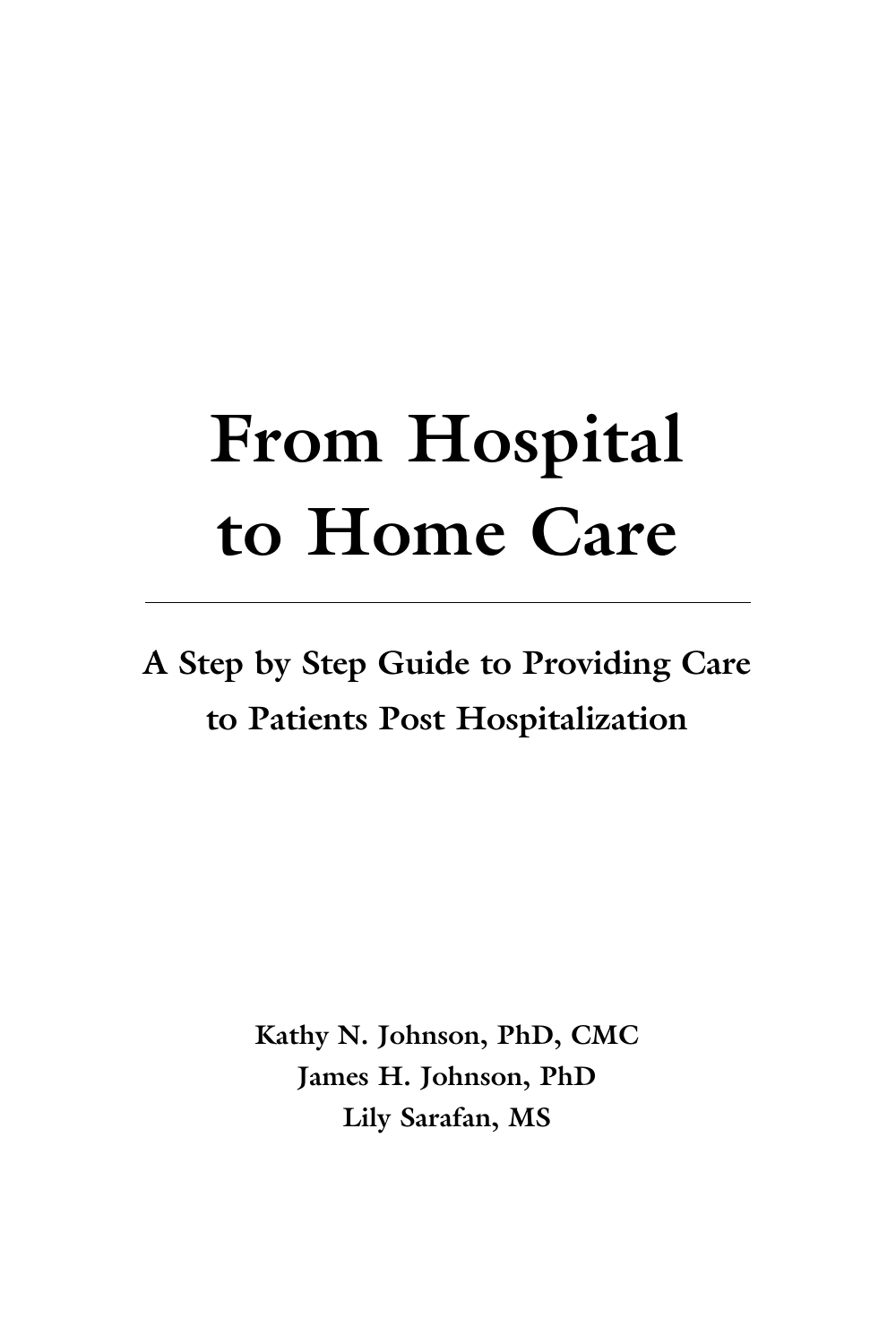# From Hospital to Home Care

---

## A Step by Step Guide to Providing Care to Patients Post Hospitalization

**Kathy N. Johnson, PhD, CMC**
**James H. Johnson, PhD**
**Lily Sarafan, MS**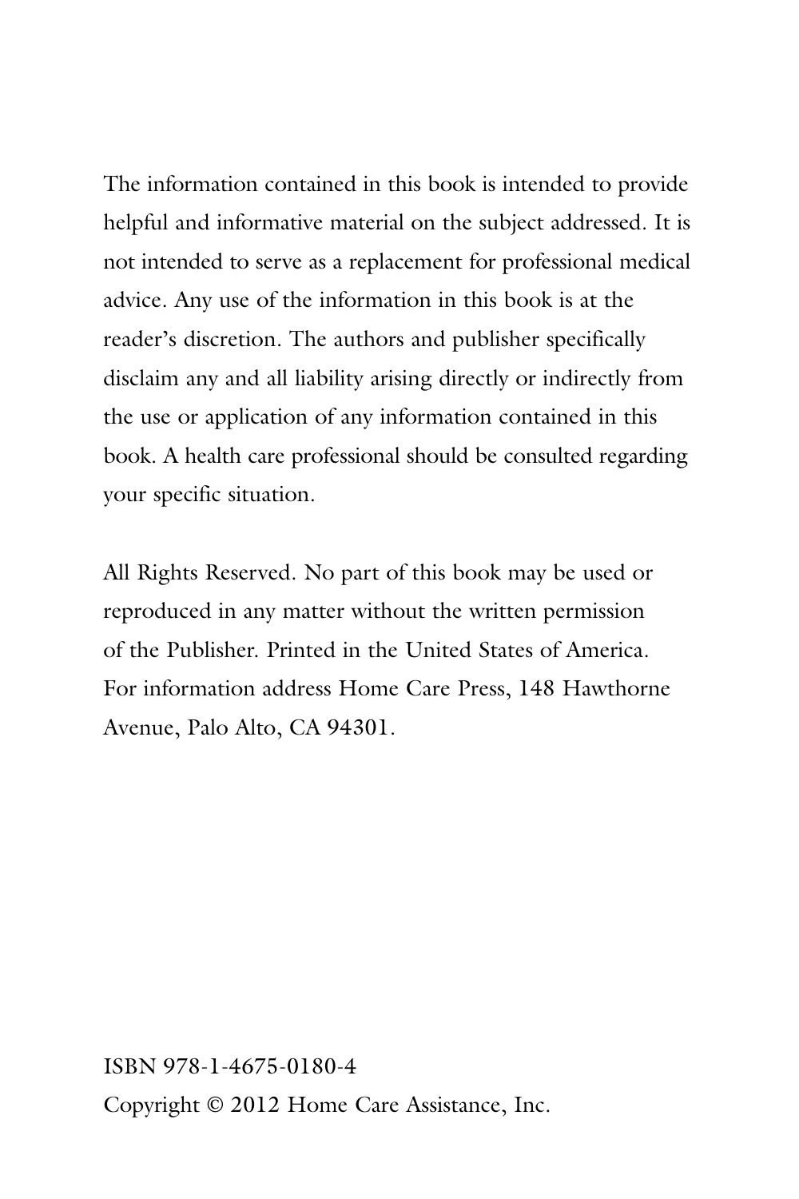The information contained in this book is intended to provide helpful and informative material on the subject addressed. It is not intended to serve as a replacement for professional medical advice. Any use of the information in this book is at the reader's discretion. The authors and publisher specifically disclaim any and all liability arising directly or indirectly from the use or application of any information contained in this book. A health care professional should be consulted regarding your specific situation.

All Rights Reserved. No part of this book may be used or reproduced in any matter without the written permission of the Publisher. Printed in the United States of America. For information address Home Care Press, 148 Hawthorne Avenue, Palo Alto, CA 94301.

ISBN 978-1-4675-0180-4

Copyright © 2012 Home Care Assistance, Inc.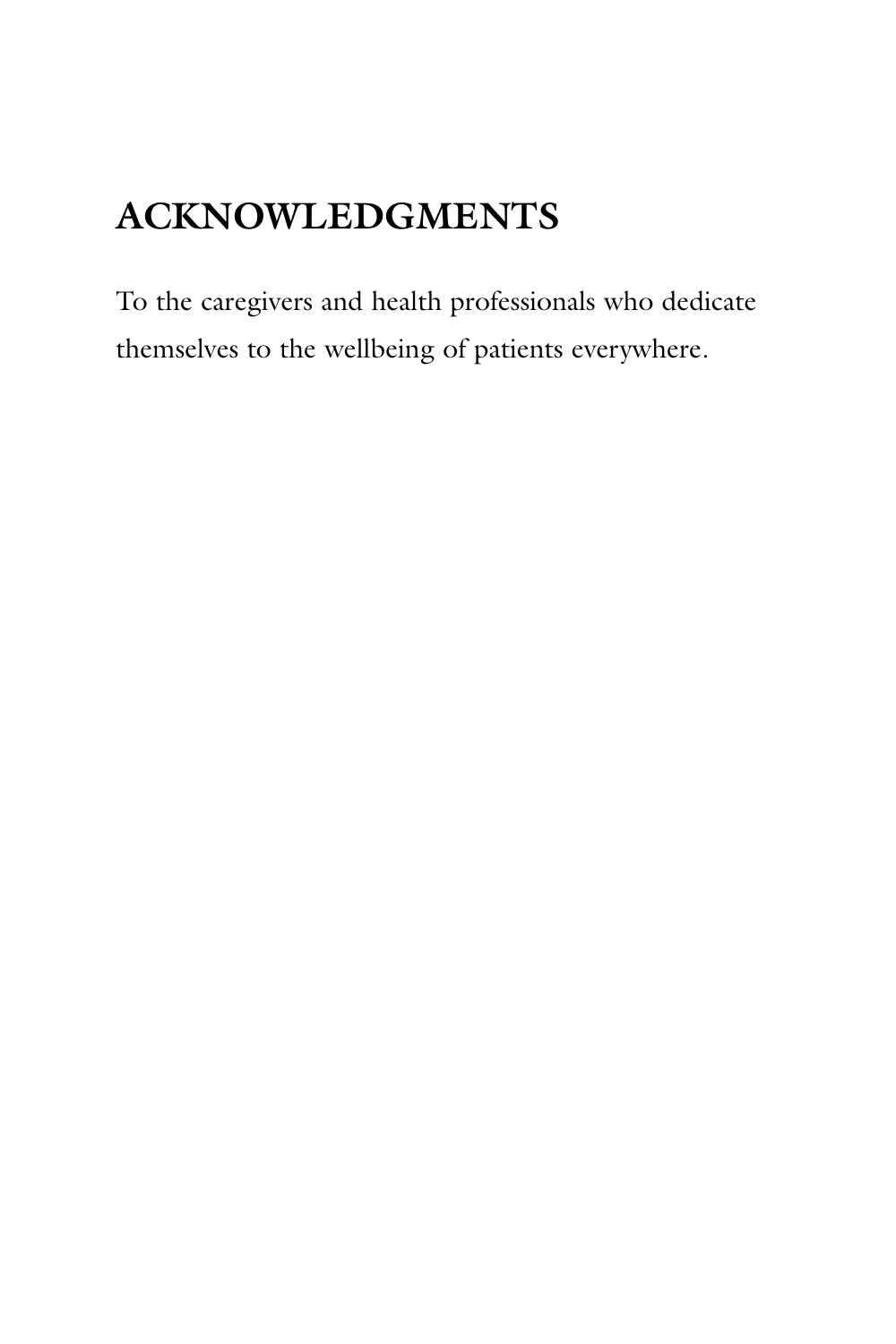# ACKNOWLEDGMENTS

To the caregivers and health professionals who dedicate themselves to the wellbeing of patients everywhere.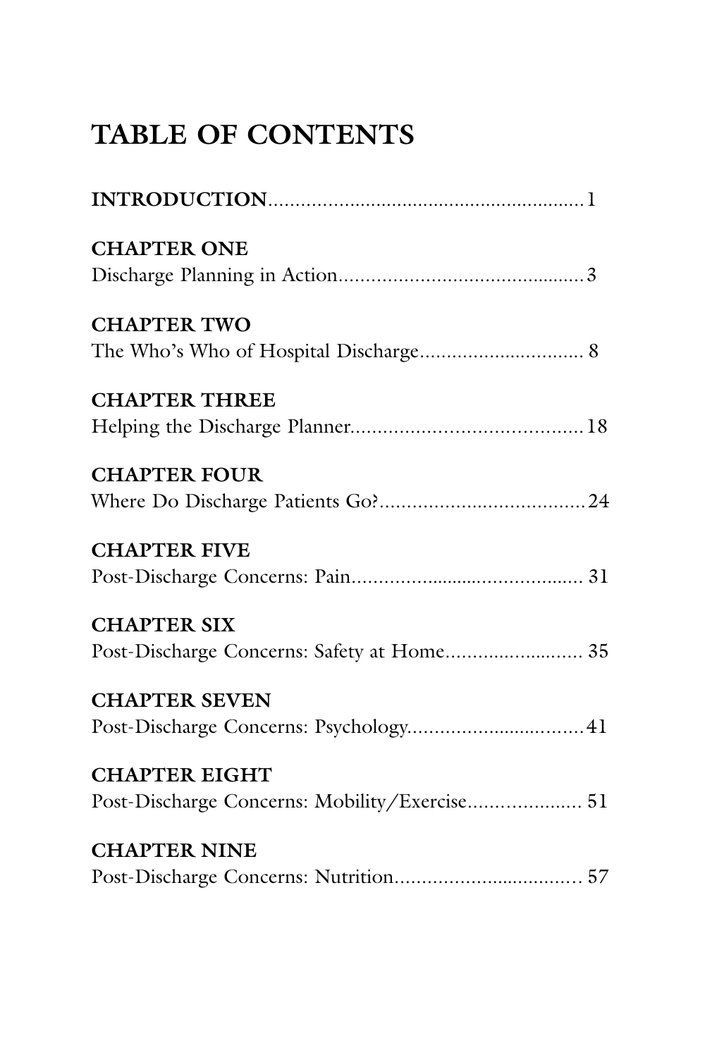# TABLE OF CONTENTS

**INTRODUCTION**.......................................................1

**CHAPTER ONE**
Discharge Planning in Action.............................................3

**CHAPTER TWO**
The Who's Who of Hospital Discharge.............................. 8

**CHAPTER THREE**
Helping the Discharge Planner..........................................18

**CHAPTER FOUR**
Where Do Discharge Patients Go?......................................24

**CHAPTER FIVE**
Post-Discharge Concerns: Pain.......................................... 31

**CHAPTER SIX**
Post-Discharge Concerns: Safety at Home......................... 35

**CHAPTER SEVEN**
Post-Discharge Concerns: Psychology................................41

**CHAPTER EIGHT**
Post-Discharge Concerns: Mobility/Exercise..................... 51

**CHAPTER NINE**
Post-Discharge Concerns: Nutrition.................................. 57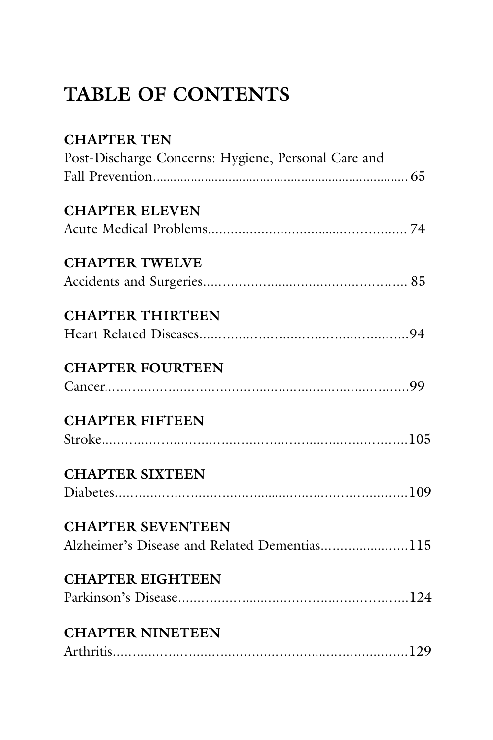# TABLE OF CONTENTS

**CHAPTER TEN**
Post-Discharge Concerns: Hygiene, Personal Care and Fall Prevention....................................................................65

**CHAPTER ELEVEN**
Acute Medical Problems................................................74

**CHAPTER TWELVE**
Accidents and Surgeries..................................................85

**CHAPTER THIRTEEN**
Heart Related Diseases....................................................94

**CHAPTER FOURTEEN**
Cancer..................................................................................99

**CHAPTER FIFTEEN**
Stroke..................................................................................105

**CHAPTER SIXTEEN**
Diabetes..............................................................................109

**CHAPTER SEVENTEEN**
Alzheimer's Disease and Related Dementias......................115

**CHAPTER EIGHTEEN**
Parkinson's Disease...........................................................124

**CHAPTER NINETEEN**
Arthritis...............................................................................129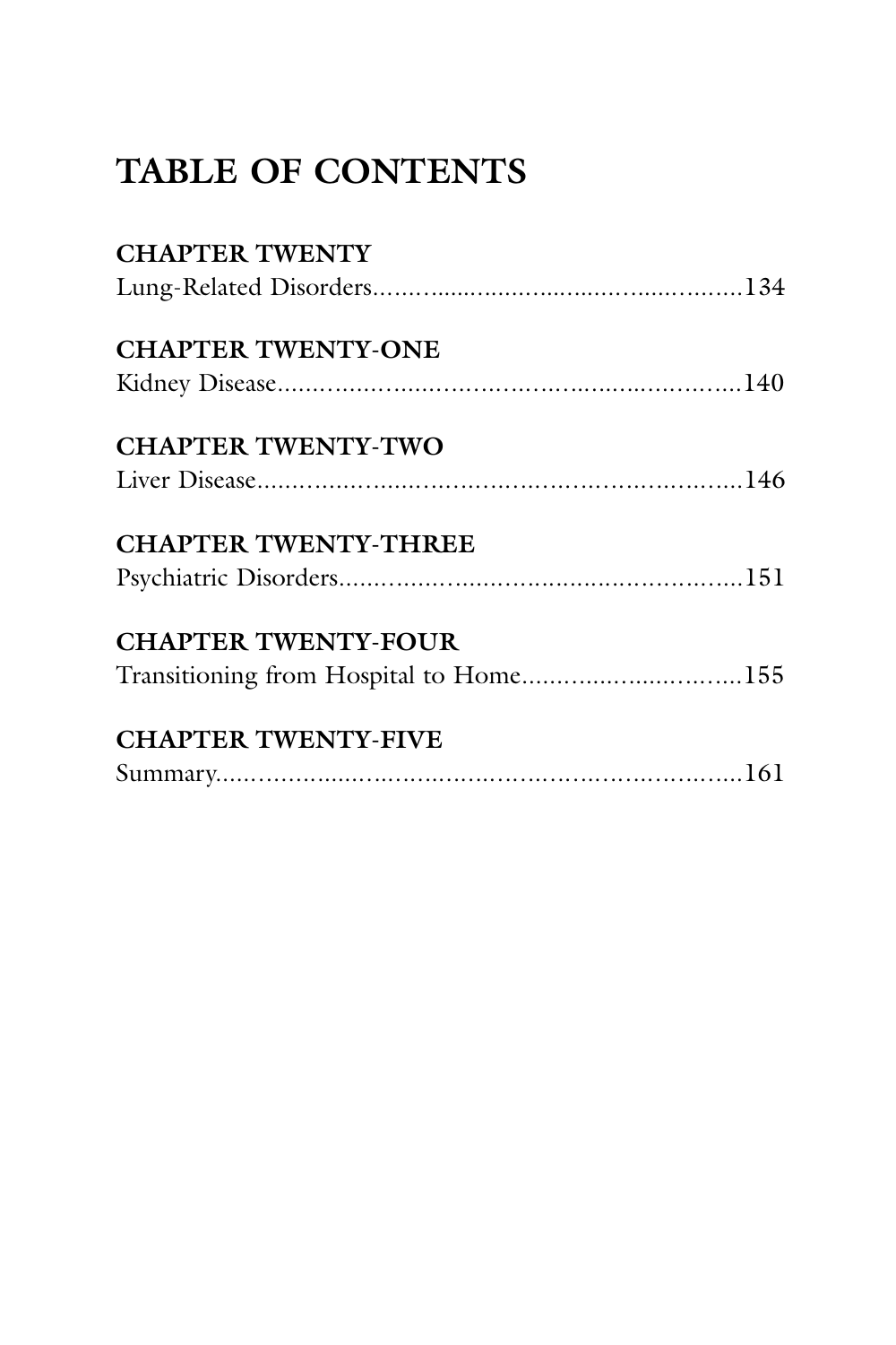# TABLE OF CONTENTS

**CHAPTER TWENTY**
Lung-Related Disorders........................................................134

**CHAPTER TWENTY-ONE**
Kidney Disease........................................................140

**CHAPTER TWENTY-TWO**
Liver Disease........................................................146

**CHAPTER TWENTY-THREE**
Psychiatric Disorders........................................................151

**CHAPTER TWENTY-FOUR**
Transitioning from Hospital to Home........................................................155

**CHAPTER TWENTY-FIVE**
Summary........................................................161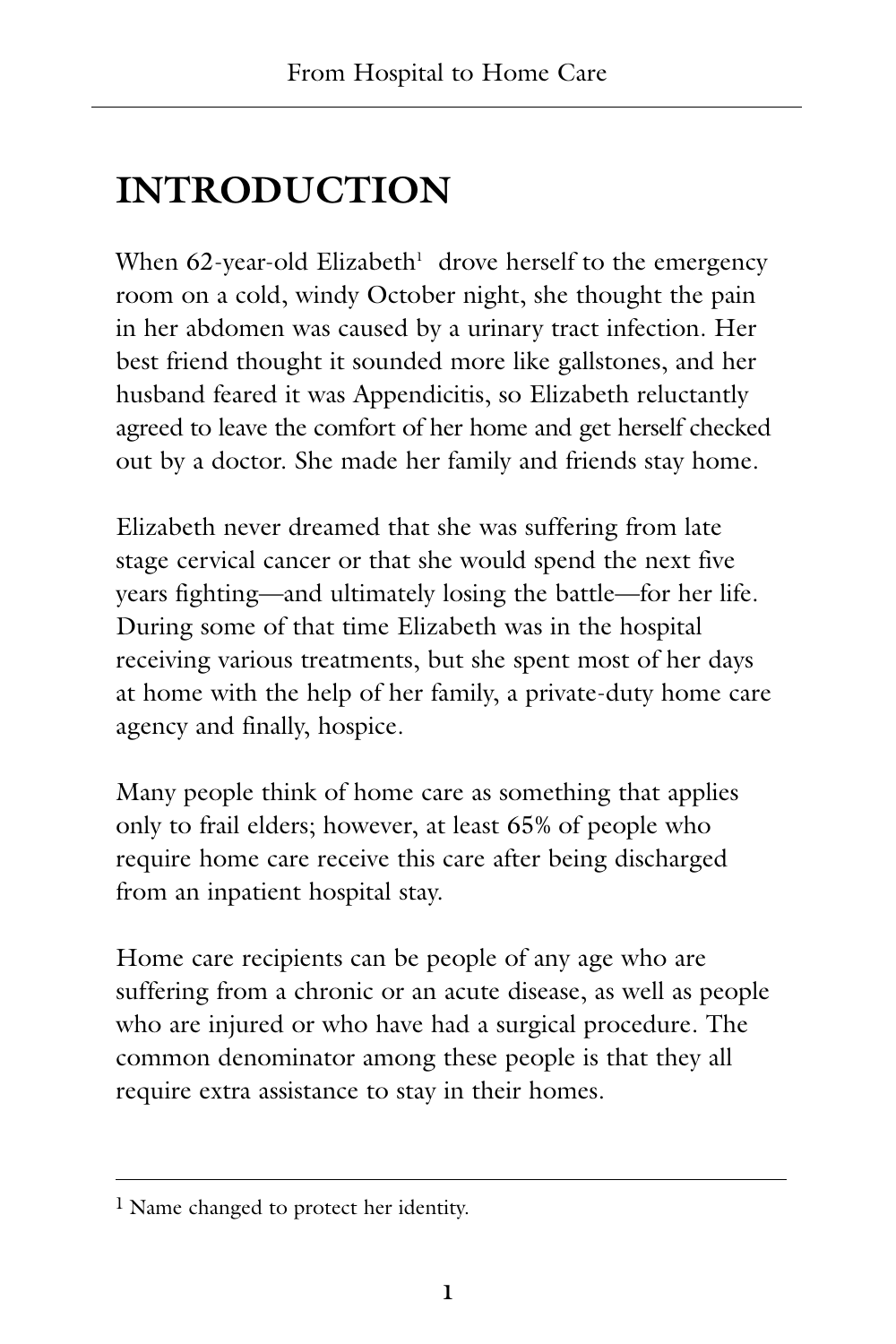# INTRODUCTION

When 62-year-old Elizabeth[1] drove herself to the emergency room on a cold, windy October night, she thought the pain in her abdomen was caused by a urinary tract infection. Her best friend thought it sounded more like gallstones, and her husband feared it was Appendicitis, so Elizabeth reluctantly agreed to leave the comfort of her home and get herself checked out by a doctor. She made her family and friends stay home.

Elizabeth never dreamed that she was suffering from late stage cervical cancer or that she would spend the next five years fighting—and ultimately losing the battle—for her life. During some of that time Elizabeth was in the hospital receiving various treatments, but she spent most of her days at home with the help of her family, a private-duty home care agency and finally, hospice.

Many people think of home care as something that applies only to frail elders; however, at least 65% of people who require home care receive this care after being discharged from an inpatient hospital stay.

Home care recipients can be people of any age who are suffering from a chronic or an acute disease, as well as people who are injured or who have had a surgical procedure. The common denominator among these people is that they all require extra assistance to stay in their homes.

---

[1] Name changed to protect her identity.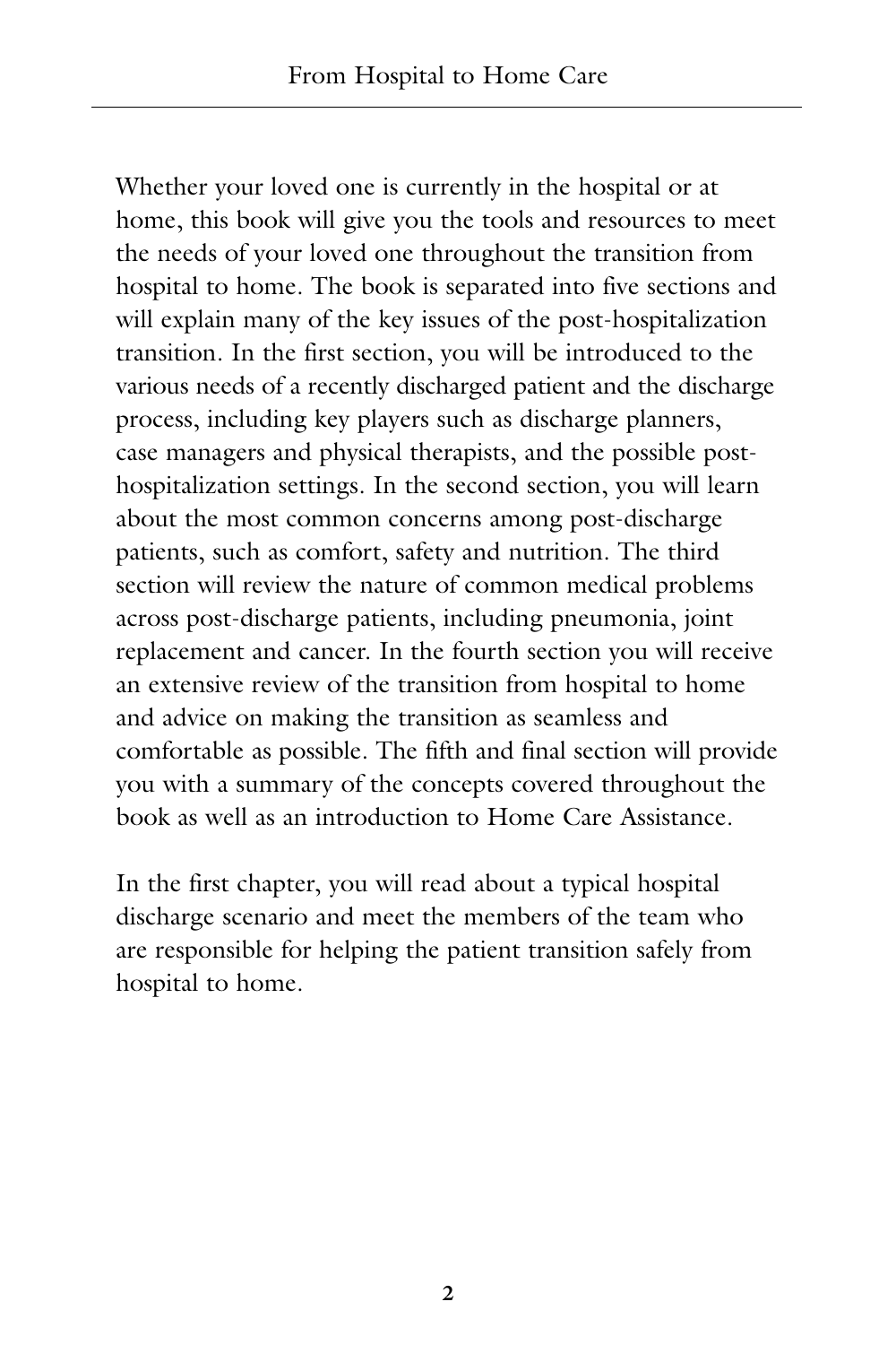Whether your loved one is currently in the hospital or at home, this book will give you the tools and resources to meet the needs of your loved one throughout the transition from hospital to home. The book is separated into five sections and will explain many of the key issues of the post-hospitalization transition. In the first section, you will be introduced to the various needs of a recently discharged patient and the discharge process, including key players such as discharge planners, case managers and physical therapists, and the possible post-hospitalization settings. In the second section, you will learn about the most common concerns among post-discharge patients, such as comfort, safety and nutrition. The third section will review the nature of common medical problems across post-discharge patients, including pneumonia, joint replacement and cancer. In the fourth section you will receive an extensive review of the transition from hospital to home and advice on making the transition as seamless and comfortable as possible. The fifth and final section will provide you with a summary of the concepts covered throughout the book as well as an introduction to Home Care Assistance.

In the first chapter, you will read about a typical hospital discharge scenario and meet the members of the team who are responsible for helping the patient transition safely from hospital to home.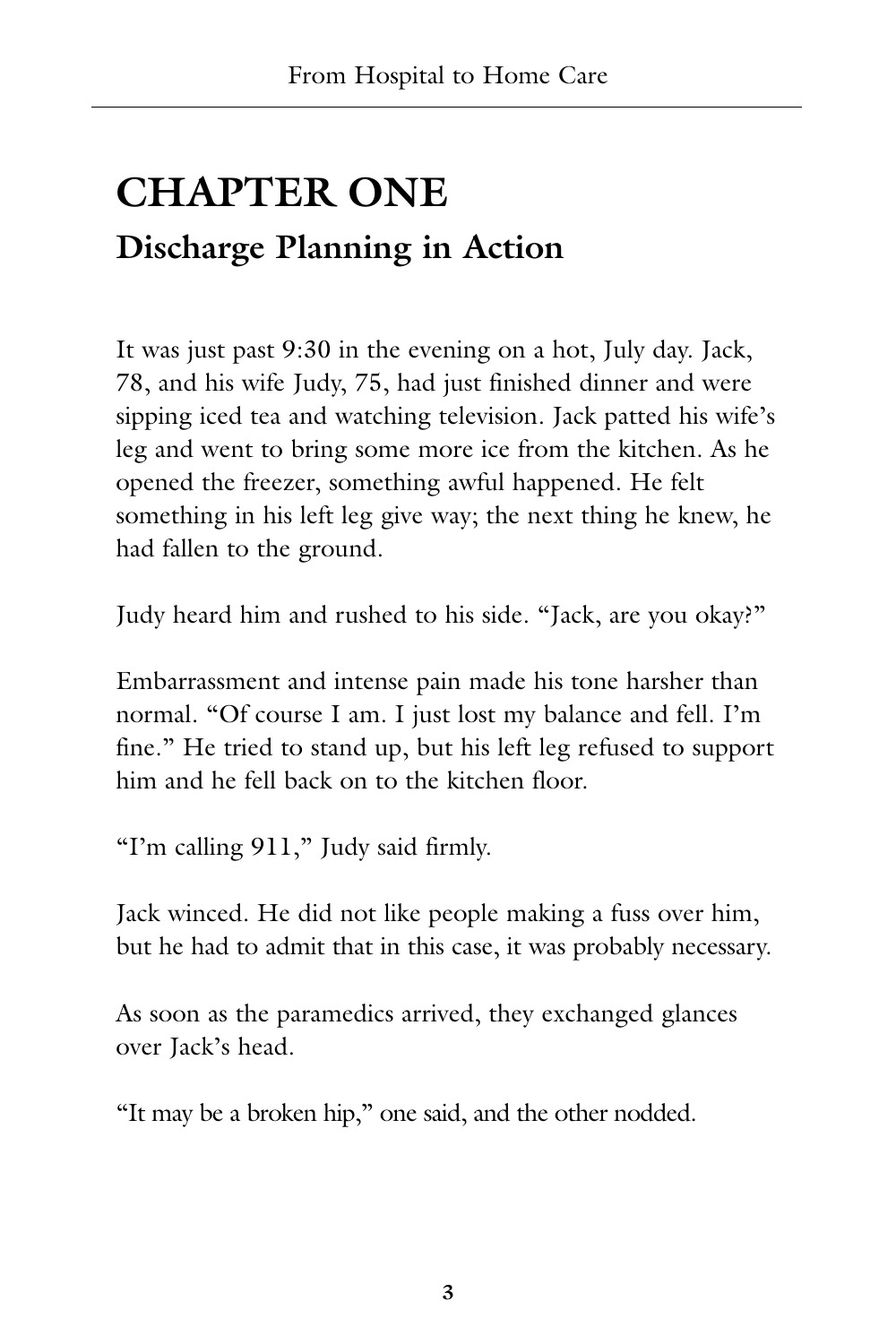# CHAPTER ONE

## Discharge Planning in Action

It was just past 9:30 in the evening on a hot, July day. Jack, 78, and his wife Judy, 75, had just finished dinner and were sipping iced tea and watching television. Jack patted his wife's leg and went to bring some more ice from the kitchen. As he opened the freezer, something awful happened. He felt something in his left leg give way; the next thing he knew, he had fallen to the ground.

Judy heard him and rushed to his side. "Jack, are you okay?"

Embarrassment and intense pain made his tone harsher than normal. "Of course I am. I just lost my balance and fell. I'm fine." He tried to stand up, but his left leg refused to support him and he fell back on to the kitchen floor.

"I'm calling 911," Judy said firmly.

Jack winced. He did not like people making a fuss over him, but he had to admit that in this case, it was probably necessary.

As soon as the paramedics arrived, they exchanged glances over Jack's head.

"It may be a broken hip," one said, and the other nodded.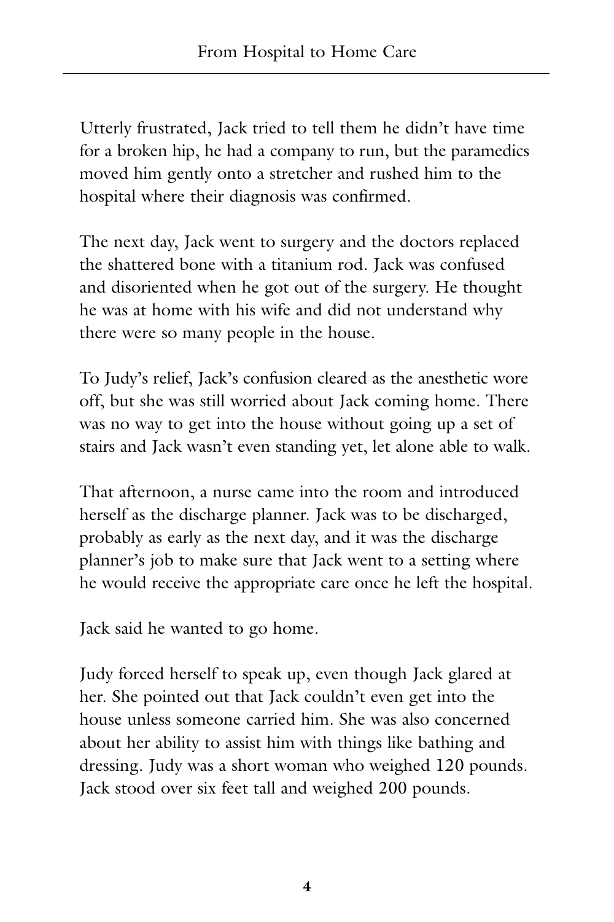Utterly frustrated, Jack tried to tell them he didn't have time for a broken hip, he had a company to run, but the paramedics moved him gently onto a stretcher and rushed him to the hospital where their diagnosis was confirmed.

The next day, Jack went to surgery and the doctors replaced the shattered bone with a titanium rod. Jack was confused and disoriented when he got out of the surgery. He thought he was at home with his wife and did not understand why there were so many people in the house.

To Judy's relief, Jack's confusion cleared as the anesthetic wore off, but she was still worried about Jack coming home. There was no way to get into the house without going up a set of stairs and Jack wasn't even standing yet, let alone able to walk.

That afternoon, a nurse came into the room and introduced herself as the discharge planner. Jack was to be discharged, probably as early as the next day, and it was the discharge planner's job to make sure that Jack went to a setting where he would receive the appropriate care once he left the hospital.

Jack said he wanted to go home.

Judy forced herself to speak up, even though Jack glared at her. She pointed out that Jack couldn't even get into the house unless someone carried him. She was also concerned about her ability to assist him with things like bathing and dressing. Judy was a short woman who weighed 120 pounds. Jack stood over six feet tall and weighed 200 pounds.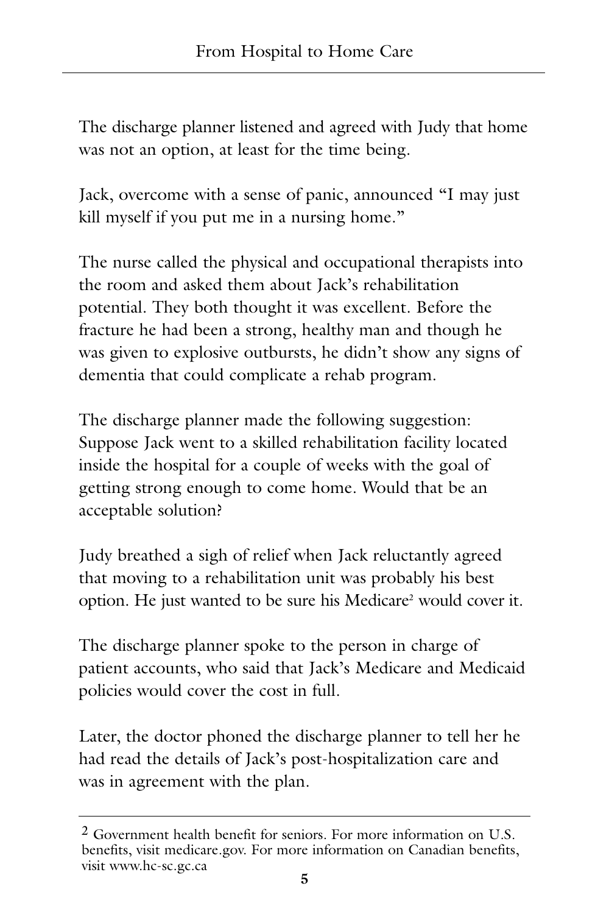The discharge planner listened and agreed with Judy that home was not an option, at least for the time being.

Jack, overcome with a sense of panic, announced "I may just kill myself if you put me in a nursing home."

The nurse called the physical and occupational therapists into the room and asked them about Jack's rehabilitation potential. They both thought it was excellent. Before the fracture he had been a strong, healthy man and though he was given to explosive outbursts, he didn't show any signs of dementia that could complicate a rehab program.

The discharge planner made the following suggestion: Suppose Jack went to a skilled rehabilitation facility located inside the hospital for a couple of weeks with the goal of getting strong enough to come home. Would that be an acceptable solution?

Judy breathed a sigh of relief when Jack reluctantly agreed that moving to a rehabilitation unit was probably his best option. He just wanted to be sure his Medicare[2] would cover it.

The discharge planner spoke to the person in charge of patient accounts, who said that Jack's Medicare and Medicaid policies would cover the cost in full.

Later, the doctor phoned the discharge planner to tell her he had read the details of Jack's post-hospitalization care and was in agreement with the plan.

---

[2] Government health benefit for seniors. For more information on U.S. benefits, visit medicare.gov. For more information on Canadian benefits, visit www.hc-sc.gc.ca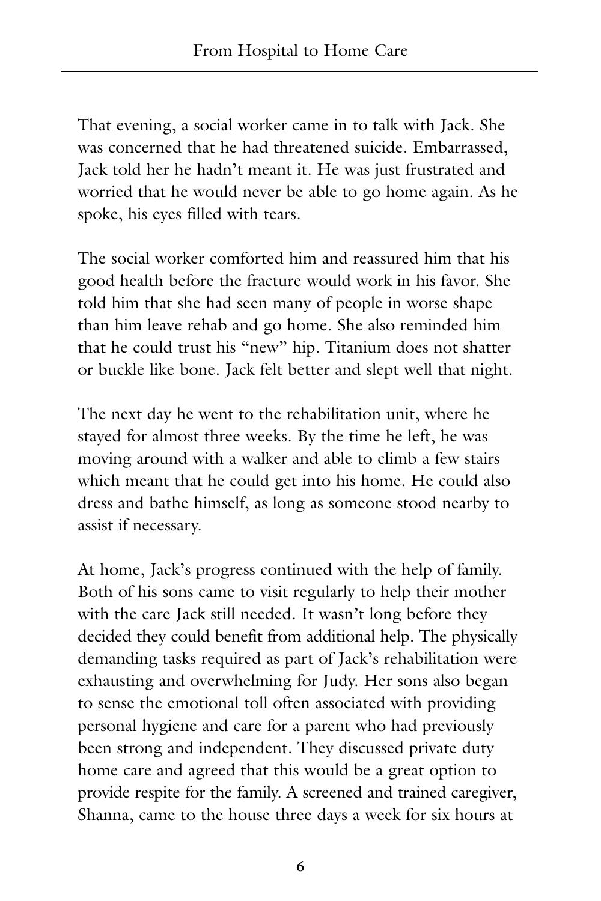That evening, a social worker came in to talk with Jack. She was concerned that he had threatened suicide. Embarrassed, Jack told her he hadn't meant it. He was just frustrated and worried that he would never be able to go home again. As he spoke, his eyes filled with tears.

The social worker comforted him and reassured him that his good health before the fracture would work in his favor. She told him that she had seen many of people in worse shape than him leave rehab and go home. She also reminded him that he could trust his "new" hip. Titanium does not shatter or buckle like bone. Jack felt better and slept well that night.

The next day he went to the rehabilitation unit, where he stayed for almost three weeks. By the time he left, he was moving around with a walker and able to climb a few stairs which meant that he could get into his home. He could also dress and bathe himself, as long as someone stood nearby to assist if necessary.

At home, Jack's progress continued with the help of family. Both of his sons came to visit regularly to help their mother with the care Jack still needed. It wasn't long before they decided they could benefit from additional help. The physically demanding tasks required as part of Jack's rehabilitation were exhausting and overwhelming for Judy. Her sons also began to sense the emotional toll often associated with providing personal hygiene and care for a parent who had previously been strong and independent. They discussed private duty home care and agreed that this would be a great option to provide respite for the family. A screened and trained caregiver, Shanna, came to the house three days a week for six hours at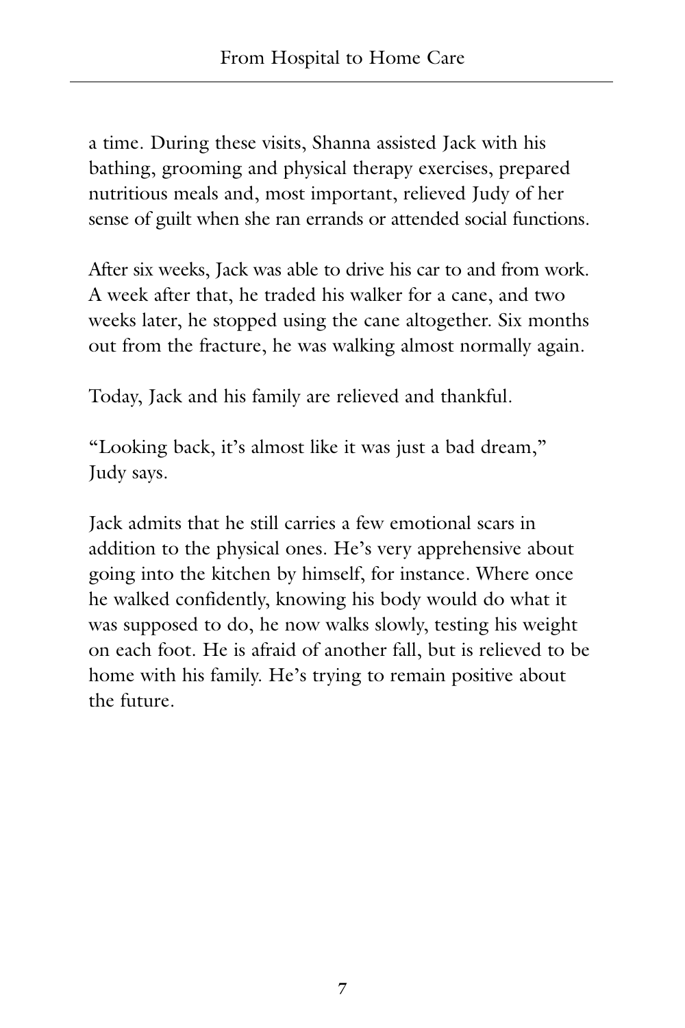a time. During these visits, Shanna assisted Jack with his bathing, grooming and physical therapy exercises, prepared nutritious meals and, most important, relieved Judy of her sense of guilt when she ran errands or attended social functions.

After six weeks, Jack was able to drive his car to and from work. A week after that, he traded his walker for a cane, and two weeks later, he stopped using the cane altogether. Six months out from the fracture, he was walking almost normally again.

Today, Jack and his family are relieved and thankful.

"Looking back, it's almost like it was just a bad dream," Judy says.

Jack admits that he still carries a few emotional scars in addition to the physical ones. He's very apprehensive about going into the kitchen by himself, for instance. Where once he walked confidently, knowing his body would do what it was supposed to do, he now walks slowly, testing his weight on each foot. He is afraid of another fall, but is relieved to be home with his family. He's trying to remain positive about the future.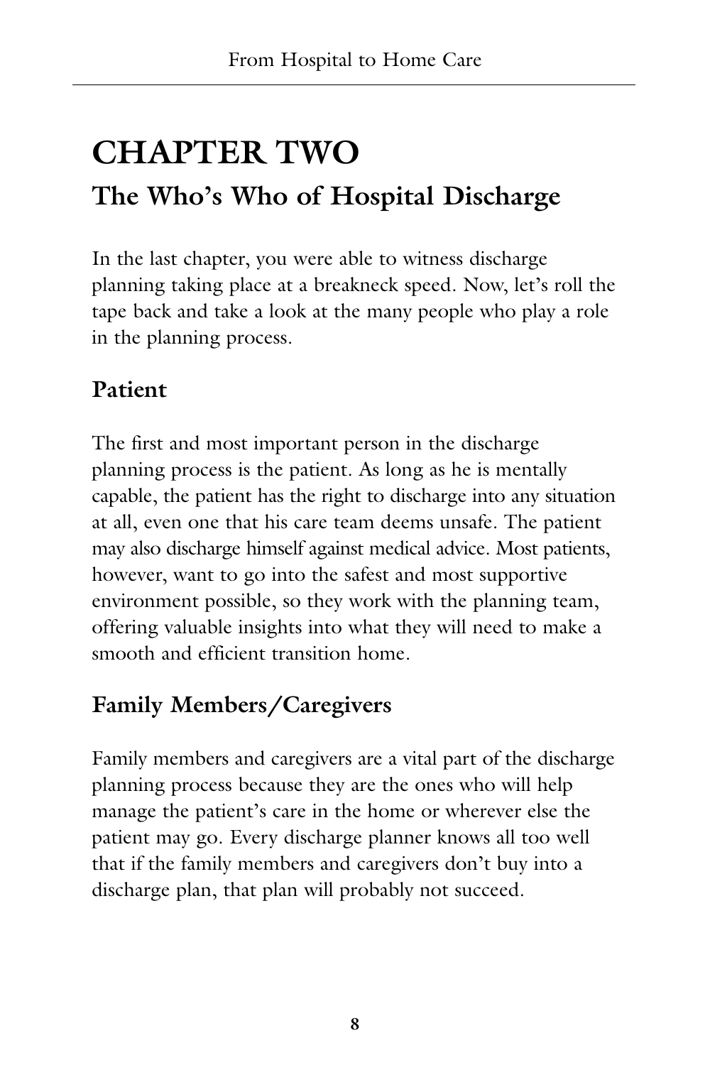# CHAPTER TWO

## The Who's Who of Hospital Discharge

In the last chapter, you were able to witness discharge planning taking place at a breakneck speed. Now, let's roll the tape back and take a look at the many people who play a role in the planning process.

### Patient

The first and most important person in the discharge planning process is the patient. As long as he is mentally capable, the patient has the right to discharge into any situation at all, even one that his care team deems unsafe. The patient may also discharge himself against medical advice. Most patients, however, want to go into the safest and most supportive environment possible, so they work with the planning team, offering valuable insights into what they will need to make a smooth and efficient transition home.

### Family Members/Caregivers

Family members and caregivers are a vital part of the discharge planning process because they are the ones who will help manage the patient's care in the home or wherever else the patient may go. Every discharge planner knows all too well that if the family members and caregivers don't buy into a discharge plan, that plan will probably not succeed.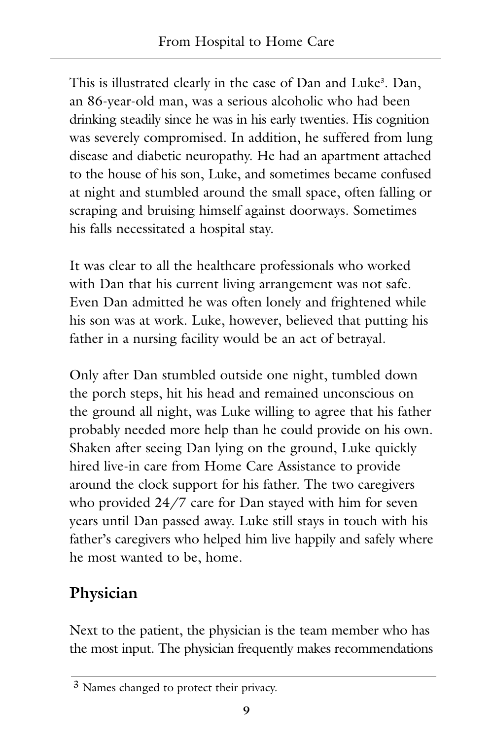This is illustrated clearly in the case of Dan and Luke[3]. Dan, an 86-year-old man, was a serious alcoholic who had been drinking steadily since he was in his early twenties. His cognition was severely compromised. In addition, he suffered from lung disease and diabetic neuropathy. He had an apartment attached to the house of his son, Luke, and sometimes became confused at night and stumbled around the small space, often falling or scraping and bruising himself against doorways. Sometimes his falls necessitated a hospital stay.

It was clear to all the healthcare professionals who worked with Dan that his current living arrangement was not safe. Even Dan admitted he was often lonely and frightened while his son was at work. Luke, however, believed that putting his father in a nursing facility would be an act of betrayal.

Only after Dan stumbled outside one night, tumbled down the porch steps, hit his head and remained unconscious on the ground all night, was Luke willing to agree that his father probably needed more help than he could provide on his own. Shaken after seeing Dan lying on the ground, Luke quickly hired live-in care from Home Care Assistance to provide around the clock support for his father. The two caregivers who provided 24/7 care for Dan stayed with him for seven years until Dan passed away. Luke still stays in touch with his father's caregivers who helped him live happily and safely where he most wanted to be, home.

## Physician

Next to the patient, the physician is the team member who has the most input. The physician frequently makes recommendations

---

[3] Names changed to protect their privacy.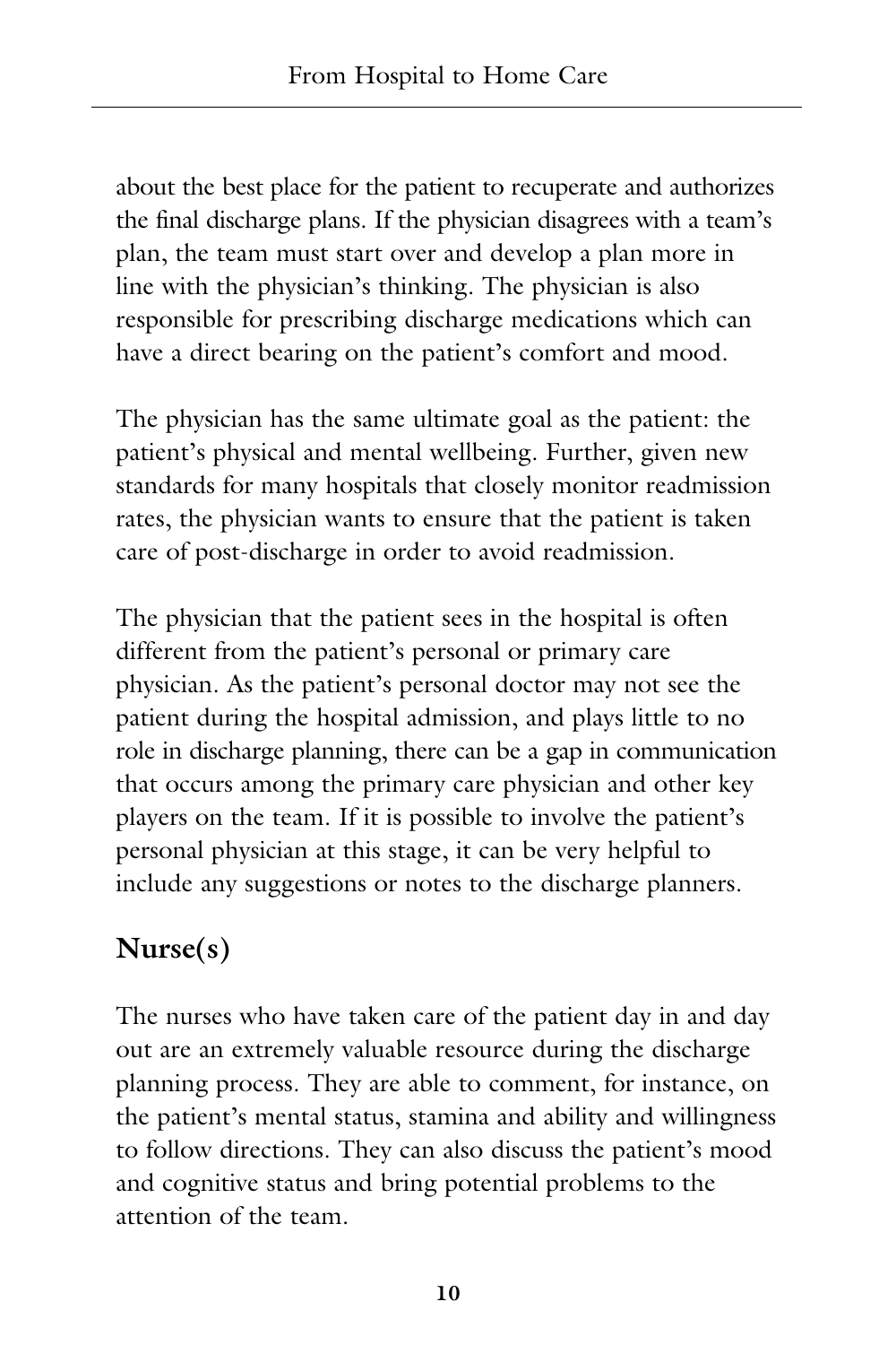about the best place for the patient to recuperate and authorizes the final discharge plans. If the physician disagrees with a team's plan, the team must start over and develop a plan more in line with the physician's thinking. The physician is also responsible for prescribing discharge medications which can have a direct bearing on the patient's comfort and mood.

The physician has the same ultimate goal as the patient: the patient's physical and mental wellbeing. Further, given new standards for many hospitals that closely monitor readmission rates, the physician wants to ensure that the patient is taken care of post-discharge in order to avoid readmission.

The physician that the patient sees in the hospital is often different from the patient's personal or primary care physician. As the patient's personal doctor may not see the patient during the hospital admission, and plays little to no role in discharge planning, there can be a gap in communication that occurs among the primary care physician and other key players on the team. If it is possible to involve the patient's personal physician at this stage, it can be very helpful to include any suggestions or notes to the discharge planners.

## Nurse(s)

The nurses who have taken care of the patient day in and day out are an extremely valuable resource during the discharge planning process. They are able to comment, for instance, on the patient's mental status, stamina and ability and willingness to follow directions. They can also discuss the patient's mood and cognitive status and bring potential problems to the attention of the team.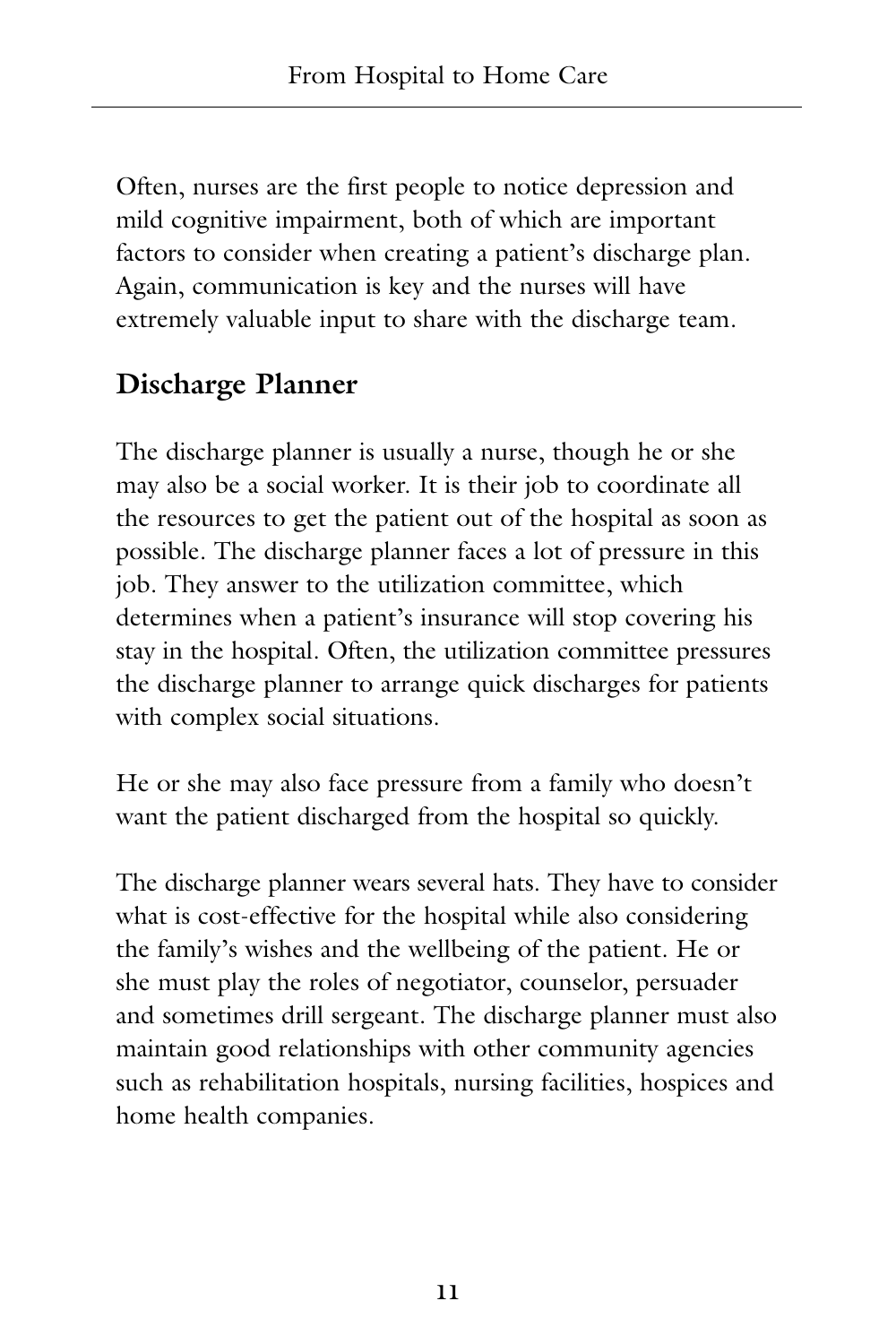Often, nurses are the first people to notice depression and mild cognitive impairment, both of which are important factors to consider when creating a patient's discharge plan. Again, communication is key and the nurses will have extremely valuable input to share with the discharge team.

## Discharge Planner

The discharge planner is usually a nurse, though he or she may also be a social worker. It is their job to coordinate all the resources to get the patient out of the hospital as soon as possible. The discharge planner faces a lot of pressure in this job. They answer to the utilization committee, which determines when a patient's insurance will stop covering his stay in the hospital. Often, the utilization committee pressures the discharge planner to arrange quick discharges for patients with complex social situations.

He or she may also face pressure from a family who doesn't want the patient discharged from the hospital so quickly.

The discharge planner wears several hats. They have to consider what is cost-effective for the hospital while also considering the family's wishes and the wellbeing of the patient. He or she must play the roles of negotiator, counselor, persuader and sometimes drill sergeant. The discharge planner must also maintain good relationships with other community agencies such as rehabilitation hospitals, nursing facilities, hospices and home health companies.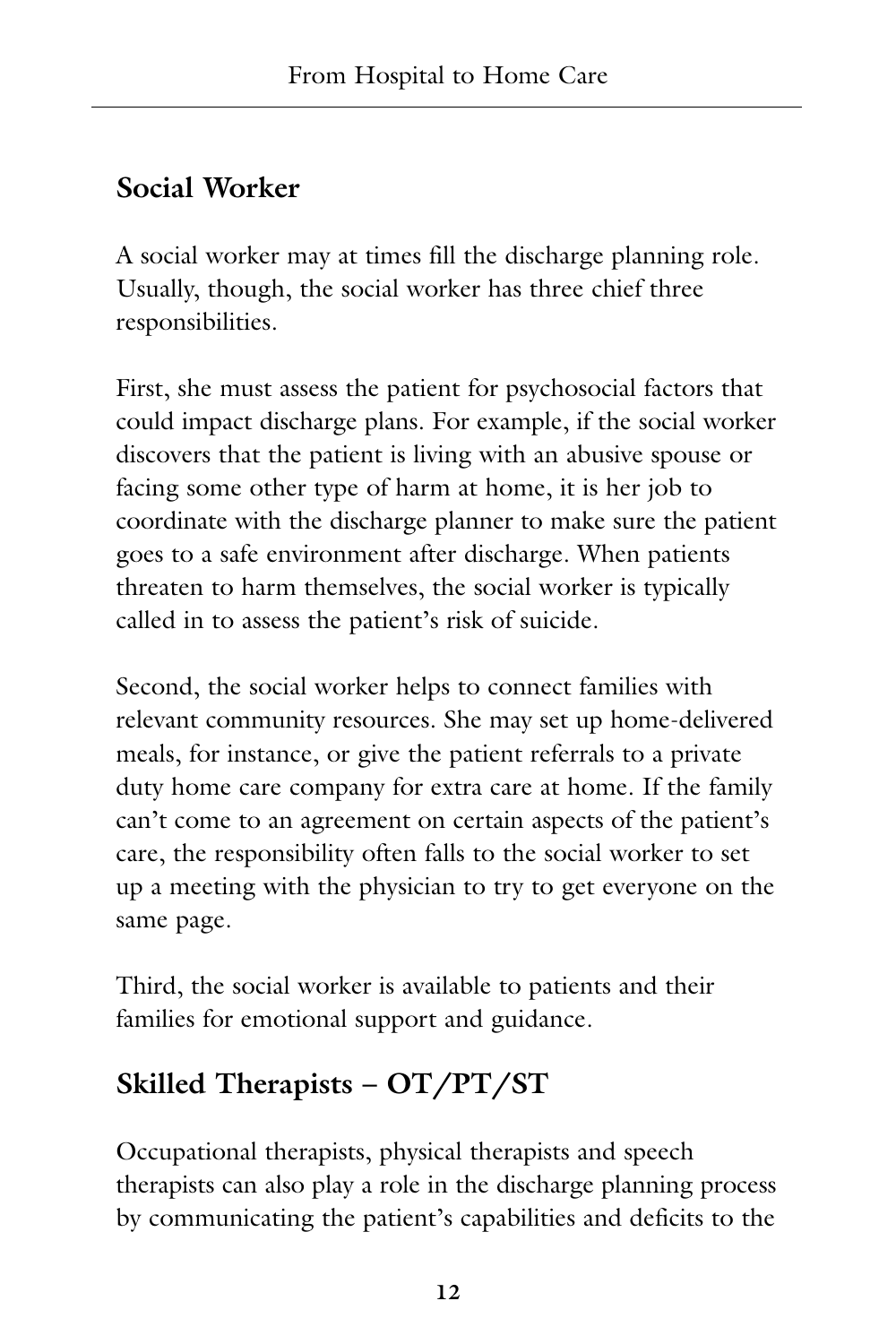## Social Worker

A social worker may at times fill the discharge planning role. Usually, though, the social worker has three chief three responsibilities.

First, she must assess the patient for psychosocial factors that could impact discharge plans. For example, if the social worker discovers that the patient is living with an abusive spouse or facing some other type of harm at home, it is her job to coordinate with the discharge planner to make sure the patient goes to a safe environment after discharge. When patients threaten to harm themselves, the social worker is typically called in to assess the patient's risk of suicide.

Second, the social worker helps to connect families with relevant community resources. She may set up home-delivered meals, for instance, or give the patient referrals to a private duty home care company for extra care at home. If the family can't come to an agreement on certain aspects of the patient's care, the responsibility often falls to the social worker to set up a meeting with the physician to try to get everyone on the same page.

Third, the social worker is available to patients and their families for emotional support and guidance.

## Skilled Therapists – OT/PT/ST

Occupational therapists, physical therapists and speech therapists can also play a role in the discharge planning process by communicating the patient's capabilities and deficits to the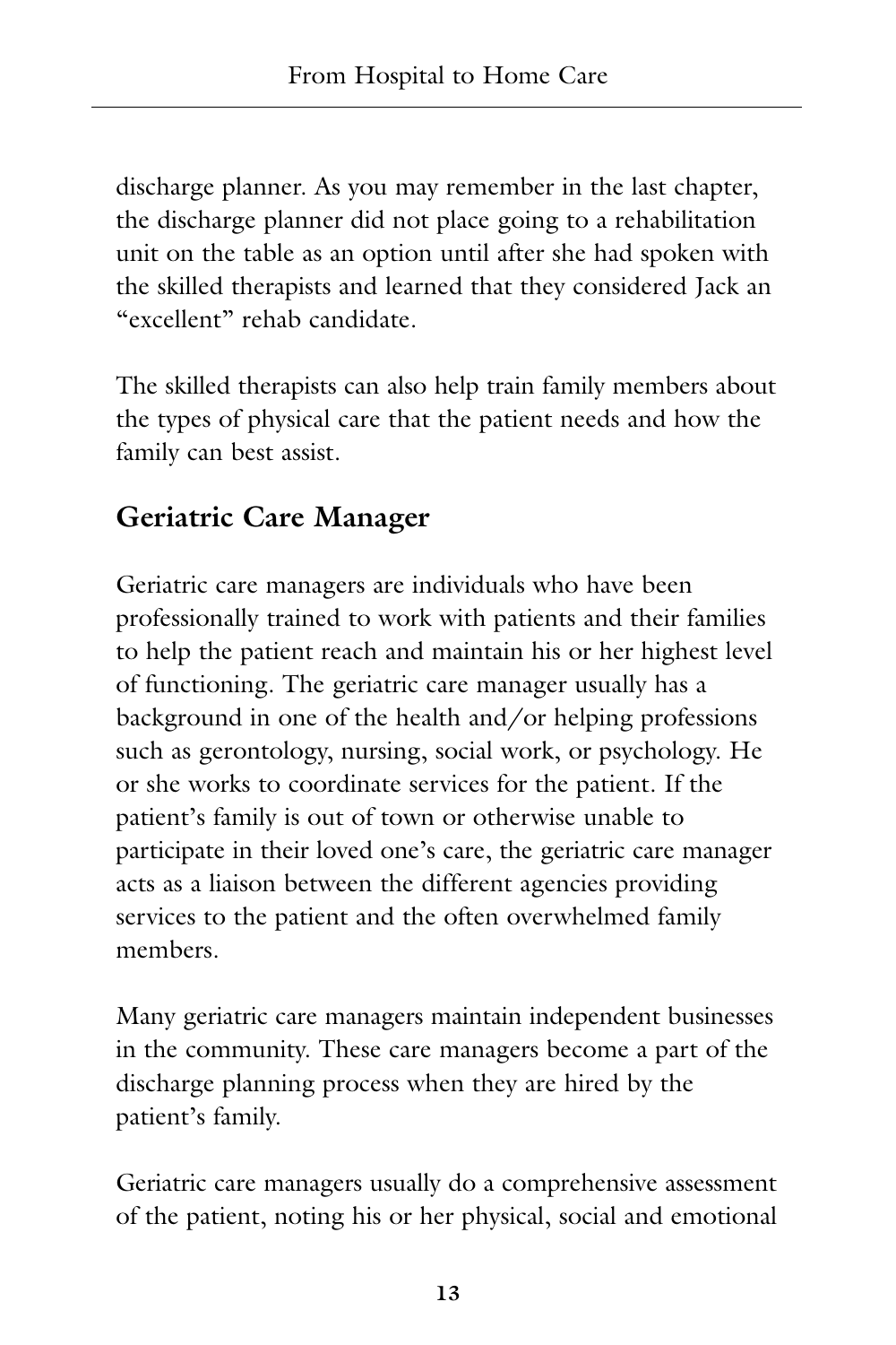discharge planner. As you may remember in the last chapter, the discharge planner did not place going to a rehabilitation unit on the table as an option until after she had spoken with the skilled therapists and learned that they considered Jack an "excellent" rehab candidate.

The skilled therapists can also help train family members about the types of physical care that the patient needs and how the family can best assist.

## Geriatric Care Manager

Geriatric care managers are individuals who have been professionally trained to work with patients and their families to help the patient reach and maintain his or her highest level of functioning. The geriatric care manager usually has a background in one of the health and/or helping professions such as gerontology, nursing, social work, or psychology. He or she works to coordinate services for the patient. If the patient's family is out of town or otherwise unable to participate in their loved one's care, the geriatric care manager acts as a liaison between the different agencies providing services to the patient and the often overwhelmed family members.

Many geriatric care managers maintain independent businesses in the community. These care managers become a part of the discharge planning process when they are hired by the patient's family.

Geriatric care managers usually do a comprehensive assessment of the patient, noting his or her physical, social and emotional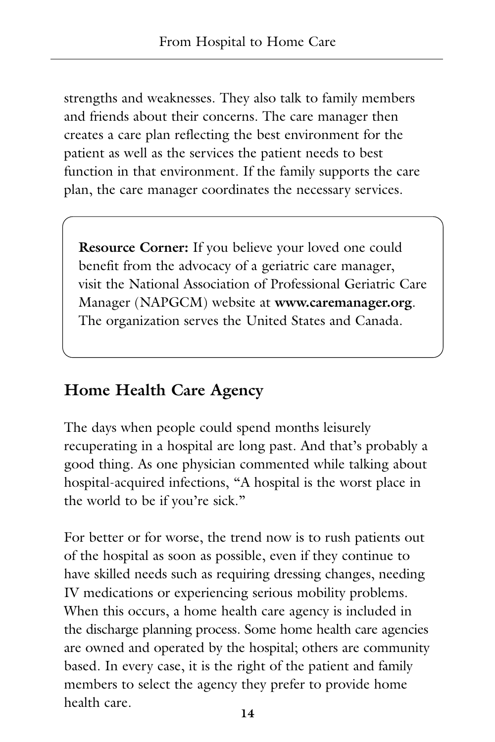strengths and weaknesses. They also talk to family members and friends about their concerns. The care manager then creates a care plan reflecting the best environment for the patient as well as the services the patient needs to best function in that environment. If the family supports the care plan, the care manager coordinates the necessary services.

> **Resource Corner:** If you believe your loved one could benefit from the advocacy of a geriatric care manager, visit the National Association of Professional Geriatric Care Manager (NAPGCM) website at **www.caremanager.org**. The organization serves the United States and Canada.

## Home Health Care Agency

The days when people could spend months leisurely recuperating in a hospital are long past. And that's probably a good thing. As one physician commented while talking about hospital-acquired infections, "A hospital is the worst place in the world to be if you're sick."

For better or for worse, the trend now is to rush patients out of the hospital as soon as possible, even if they continue to have skilled needs such as requiring dressing changes, needing IV medications or experiencing serious mobility problems. When this occurs, a home health care agency is included in the discharge planning process. Some home health care agencies are owned and operated by the hospital; others are community based. In every case, it is the right of the patient and family members to select the agency they prefer to provide home health care.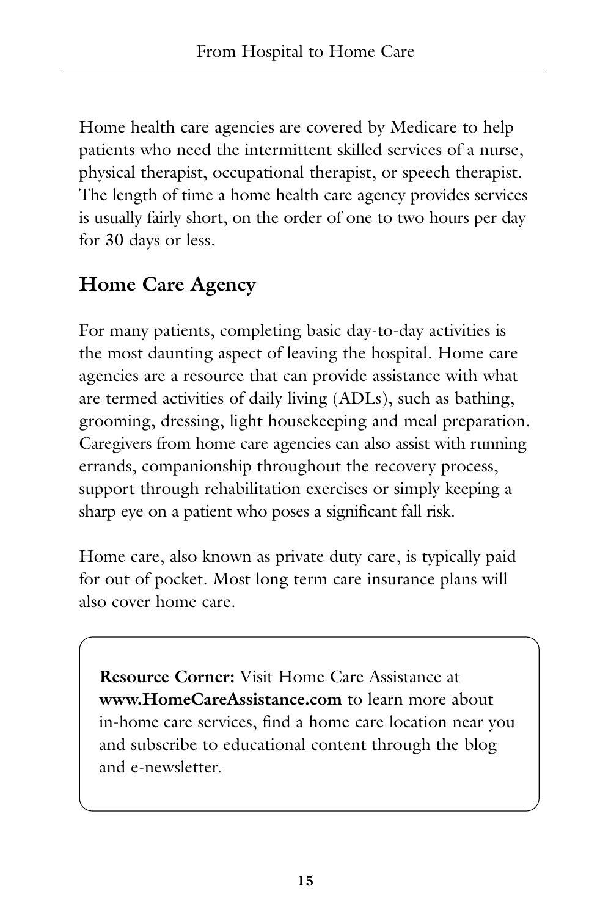Home health care agencies are covered by Medicare to help patients who need the intermittent skilled services of a nurse, physical therapist, occupational therapist, or speech therapist. The length of time a home health care agency provides services is usually fairly short, on the order of one to two hours per day for 30 days or less.

## Home Care Agency

For many patients, completing basic day-to-day activities is the most daunting aspect of leaving the hospital. Home care agencies are a resource that can provide assistance with what are termed activities of daily living (ADLs), such as bathing, grooming, dressing, light housekeeping and meal preparation. Caregivers from home care agencies can also assist with running errands, companionship throughout the recovery process, support through rehabilitation exercises or simply keeping a sharp eye on a patient who poses a significant fall risk.

Home care, also known as private duty care, is typically paid for out of pocket. Most long term care insurance plans will also cover home care.

**Resource Corner:** Visit Home Care Assistance at **www.HomeCareAssistance.com** to learn more about in-home care services, find a home care location near you and subscribe to educational content through the blog and e-newsletter.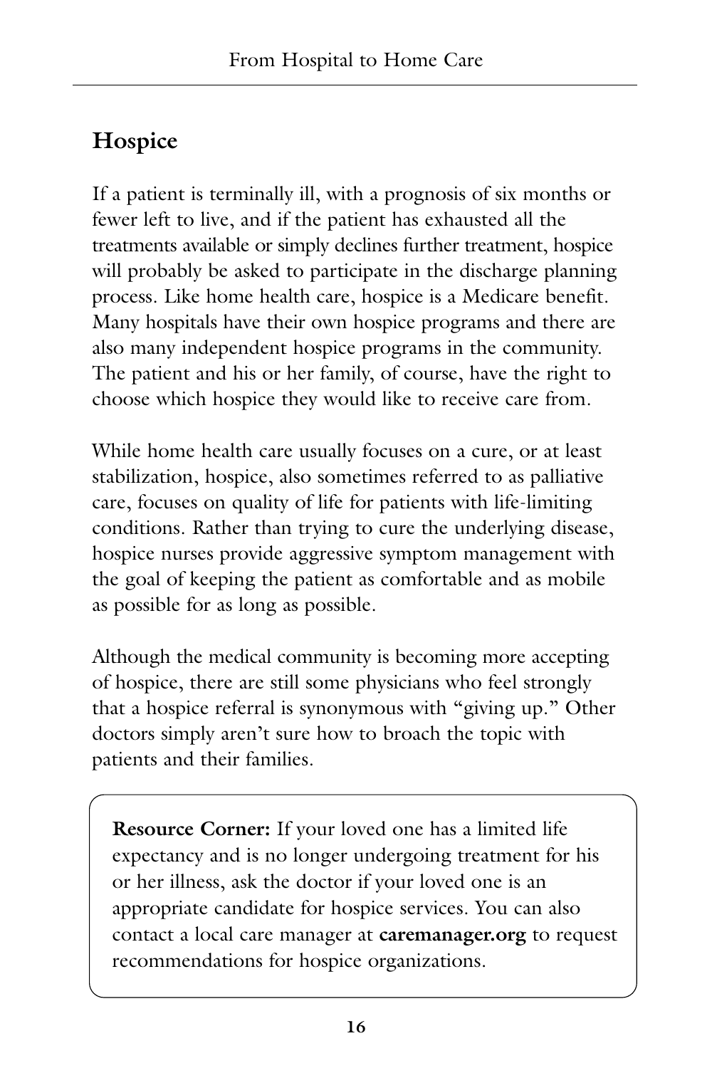## Hospice

If a patient is terminally ill, with a prognosis of six months or fewer left to live, and if the patient has exhausted all the treatments available or simply declines further treatment, hospice will probably be asked to participate in the discharge planning process. Like home health care, hospice is a Medicare benefit. Many hospitals have their own hospice programs and there are also many independent hospice programs in the community. The patient and his or her family, of course, have the right to choose which hospice they would like to receive care from.

While home health care usually focuses on a cure, or at least stabilization, hospice, also sometimes referred to as palliative care, focuses on quality of life for patients with life-limiting conditions. Rather than trying to cure the underlying disease, hospice nurses provide aggressive symptom management with the goal of keeping the patient as comfortable and as mobile as possible for as long as possible.

Although the medical community is becoming more accepting of hospice, there are still some physicians who feel strongly that a hospice referral is synonymous with "giving up." Other doctors simply aren't sure how to broach the topic with patients and their families.

> **Resource Corner:** If your loved one has a limited life expectancy and is no longer undergoing treatment for his or her illness, ask the doctor if your loved one is an appropriate candidate for hospice services. You can also contact a local care manager at **caremanager.org** to request recommendations for hospice organizations.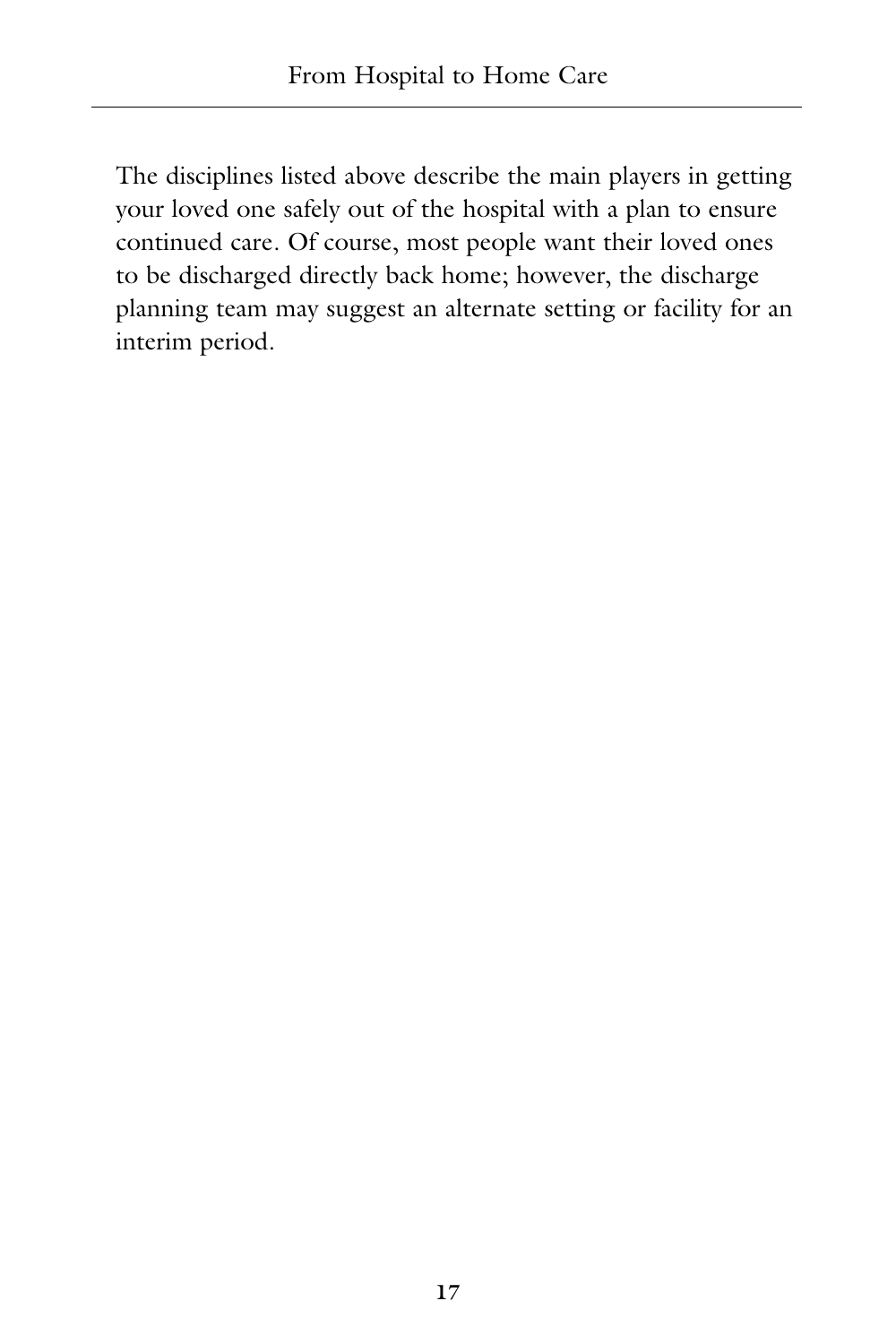The disciplines listed above describe the main players in getting your loved one safely out of the hospital with a plan to ensure continued care. Of course, most people want their loved ones to be discharged directly back home; however, the discharge planning team may suggest an alternate setting or facility for an interim period.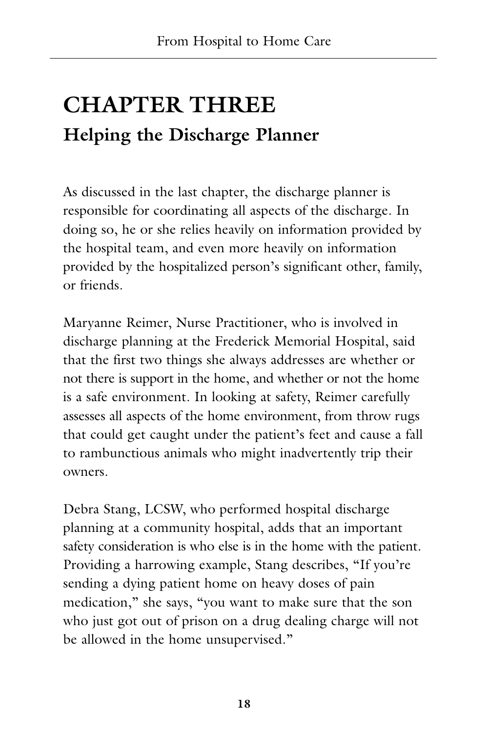# CHAPTER THREE

## Helping the Discharge Planner

As discussed in the last chapter, the discharge planner is responsible for coordinating all aspects of the discharge. In doing so, he or she relies heavily on information provided by the hospital team, and even more heavily on information provided by the hospitalized person's significant other, family, or friends.

Maryanne Reimer, Nurse Practitioner, who is involved in discharge planning at the Frederick Memorial Hospital, said that the first two things she always addresses are whether or not there is support in the home, and whether or not the home is a safe environment. In looking at safety, Reimer carefully assesses all aspects of the home environment, from throw rugs that could get caught under the patient's feet and cause a fall to rambunctious animals who might inadvertently trip their owners.

Debra Stang, LCSW, who performed hospital discharge planning at a community hospital, adds that an important safety consideration is who else is in the home with the patient. Providing a harrowing example, Stang describes, "If you're sending a dying patient home on heavy doses of pain medication," she says, "you want to make sure that the son who just got out of prison on a drug dealing charge will not be allowed in the home unsupervised."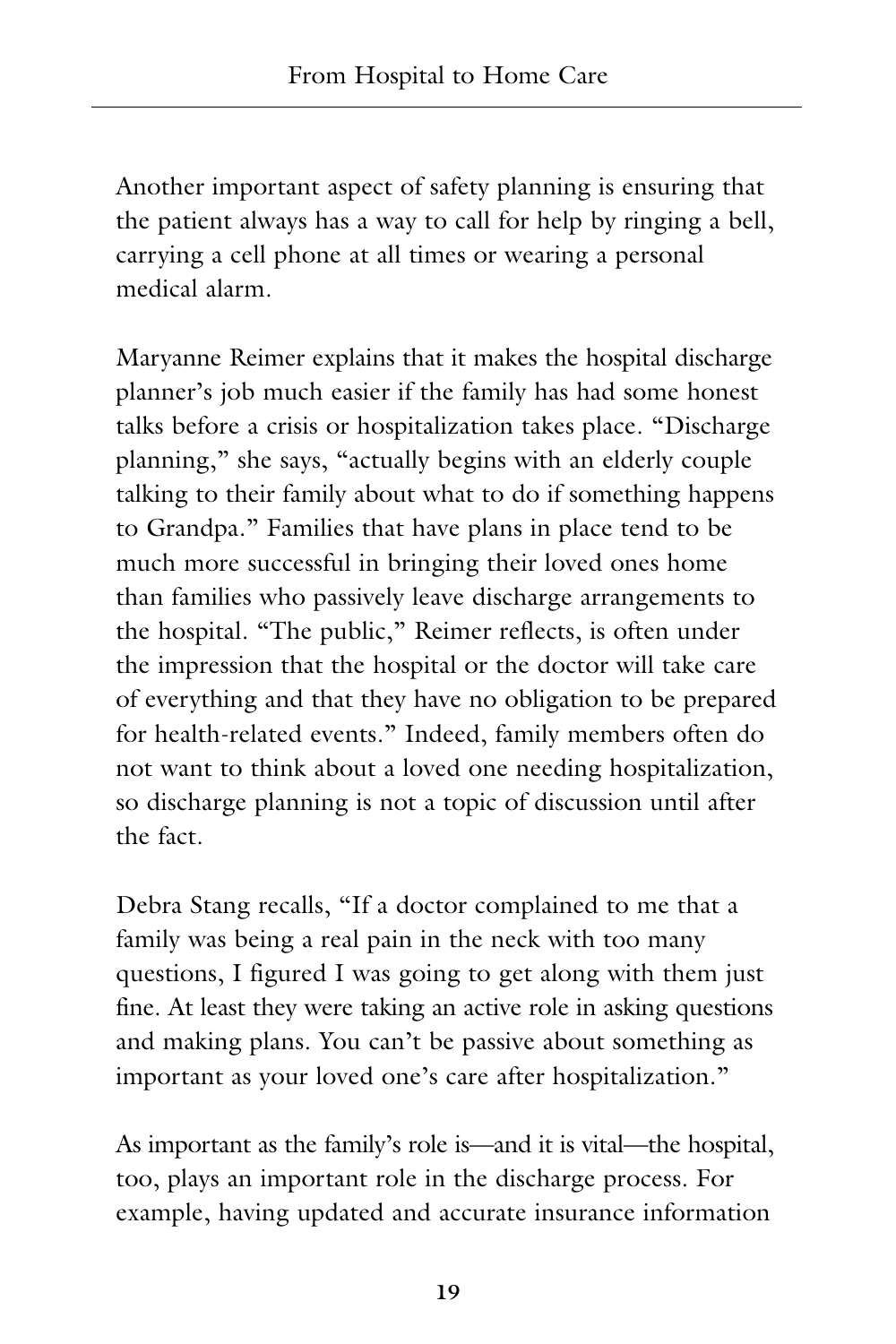Another important aspect of safety planning is ensuring that the patient always has a way to call for help by ringing a bell, carrying a cell phone at all times or wearing a personal medical alarm.

Maryanne Reimer explains that it makes the hospital discharge planner's job much easier if the family has had some honest talks before a crisis or hospitalization takes place. "Discharge planning," she says, "actually begins with an elderly couple talking to their family about what to do if something happens to Grandpa." Families that have plans in place tend to be much more successful in bringing their loved ones home than families who passively leave discharge arrangements to the hospital. "The public," Reimer reflects, is often under the impression that the hospital or the doctor will take care of everything and that they have no obligation to be prepared for health-related events." Indeed, family members often do not want to think about a loved one needing hospitalization, so discharge planning is not a topic of discussion until after the fact.

Debra Stang recalls, "If a doctor complained to me that a family was being a real pain in the neck with too many questions, I figured I was going to get along with them just fine. At least they were taking an active role in asking questions and making plans. You can't be passive about something as important as your loved one's care after hospitalization."

As important as the family's role is—and it is vital—the hospital, too, plays an important role in the discharge process. For example, having updated and accurate insurance information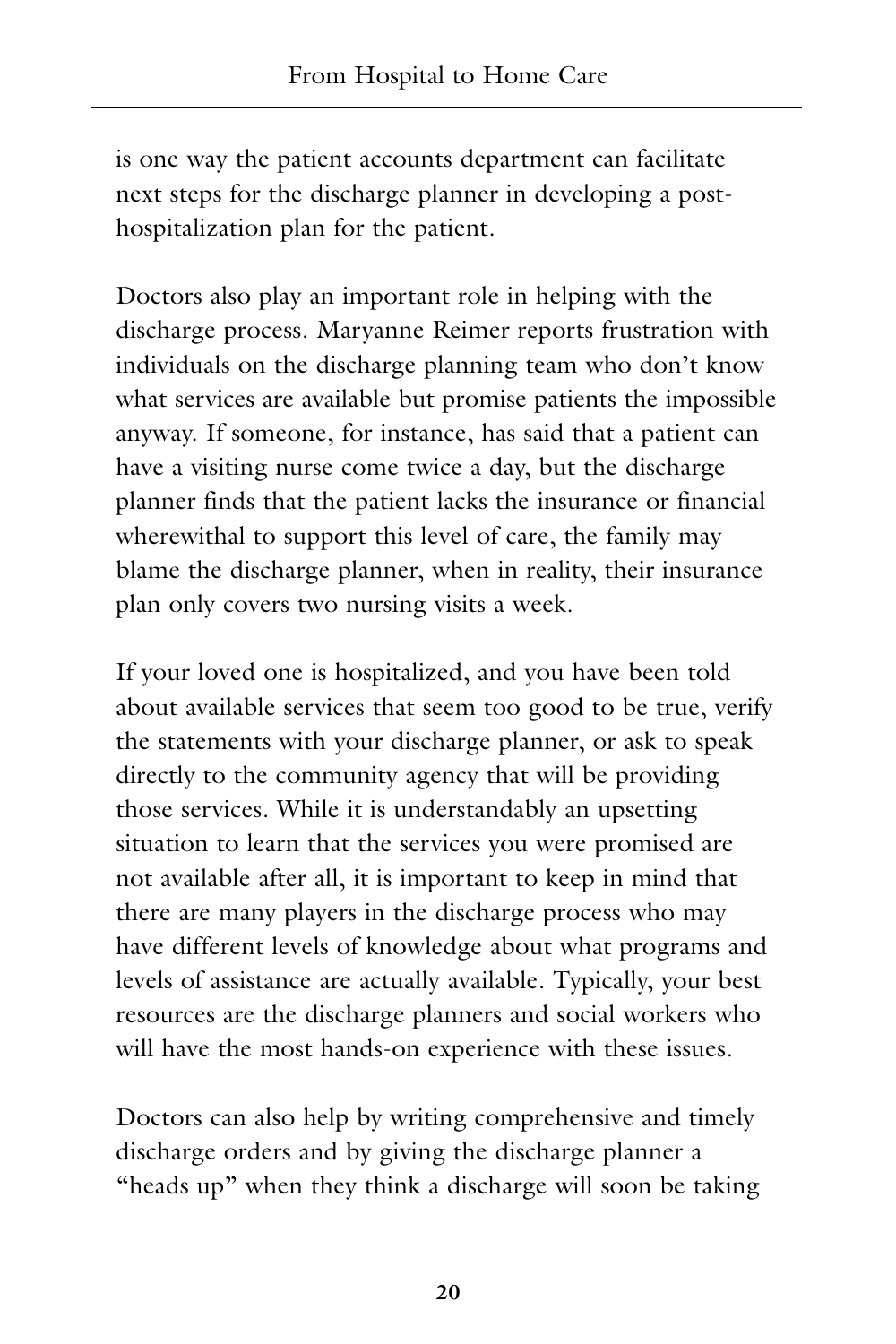is one way the patient accounts department can facilitate next steps for the discharge planner in developing a post-hospitalization plan for the patient.

Doctors also play an important role in helping with the discharge process. Maryanne Reimer reports frustration with individuals on the discharge planning team who don't know what services are available but promise patients the impossible anyway. If someone, for instance, has said that a patient can have a visiting nurse come twice a day, but the discharge planner finds that the patient lacks the insurance or financial wherewithal to support this level of care, the family may blame the discharge planner, when in reality, their insurance plan only covers two nursing visits a week.

If your loved one is hospitalized, and you have been told about available services that seem too good to be true, verify the statements with your discharge planner, or ask to speak directly to the community agency that will be providing those services. While it is understandably an upsetting situation to learn that the services you were promised are not available after all, it is important to keep in mind that there are many players in the discharge process who may have different levels of knowledge about what programs and levels of assistance are actually available. Typically, your best resources are the discharge planners and social workers who will have the most hands-on experience with these issues.

Doctors can also help by writing comprehensive and timely discharge orders and by giving the discharge planner a "heads up" when they think a discharge will soon be taking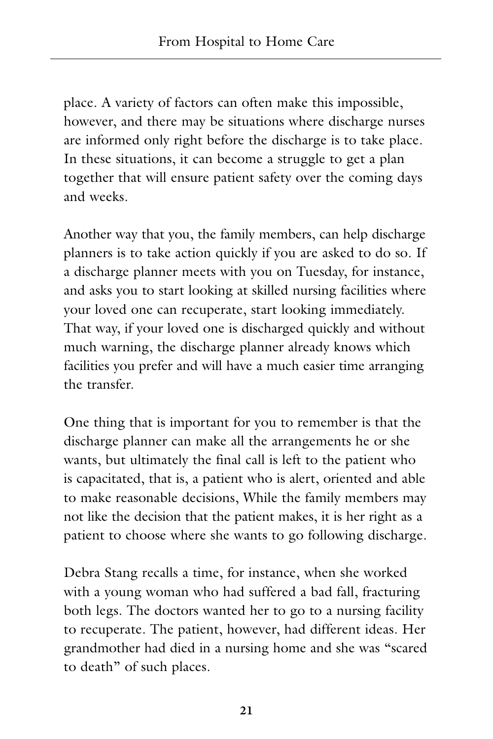place. A variety of factors can often make this impossible, however, and there may be situations where discharge nurses are informed only right before the discharge is to take place. In these situations, it can become a struggle to get a plan together that will ensure patient safety over the coming days and weeks.

Another way that you, the family members, can help discharge planners is to take action quickly if you are asked to do so. If a discharge planner meets with you on Tuesday, for instance, and asks you to start looking at skilled nursing facilities where your loved one can recuperate, start looking immediately. That way, if your loved one is discharged quickly and without much warning, the discharge planner already knows which facilities you prefer and will have a much easier time arranging the transfer.

One thing that is important for you to remember is that the discharge planner can make all the arrangements he or she wants, but ultimately the final call is left to the patient who is capacitated, that is, a patient who is alert, oriented and able to make reasonable decisions, While the family members may not like the decision that the patient makes, it is her right as a patient to choose where she wants to go following discharge.

Debra Stang recalls a time, for instance, when she worked with a young woman who had suffered a bad fall, fracturing both legs. The doctors wanted her to go to a nursing facility to recuperate. The patient, however, had different ideas. Her grandmother had died in a nursing home and she was "scared to death" of such places.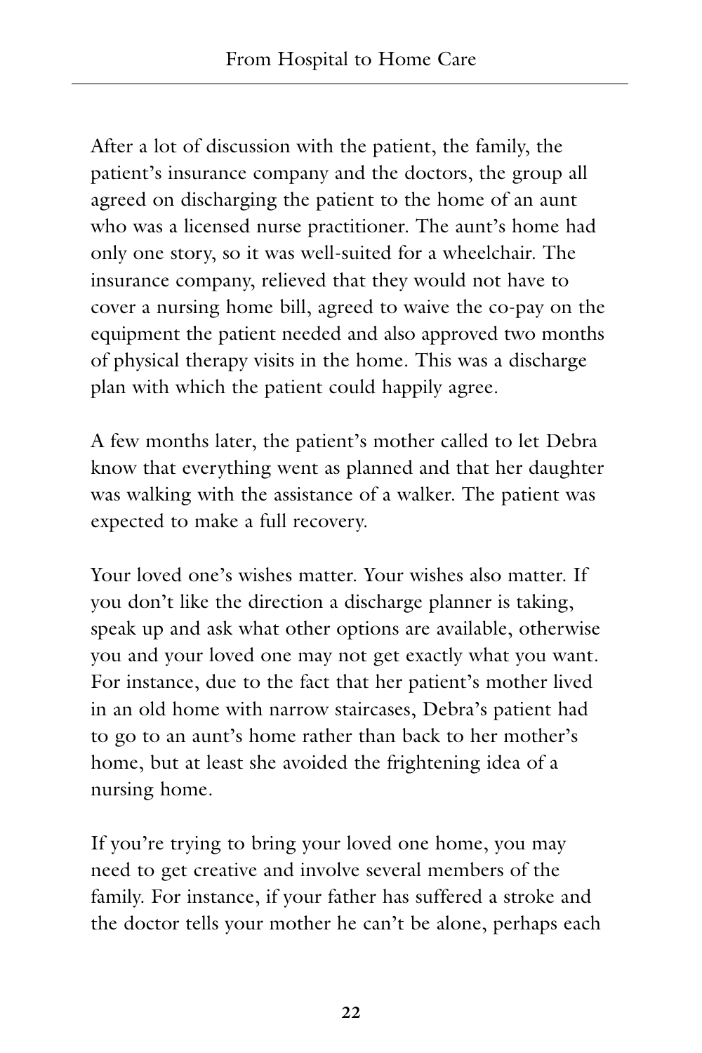After a lot of discussion with the patient, the family, the patient's insurance company and the doctors, the group all agreed on discharging the patient to the home of an aunt who was a licensed nurse practitioner. The aunt's home had only one story, so it was well-suited for a wheelchair. The insurance company, relieved that they would not have to cover a nursing home bill, agreed to waive the co-pay on the equipment the patient needed and also approved two months of physical therapy visits in the home. This was a discharge plan with which the patient could happily agree.

A few months later, the patient's mother called to let Debra know that everything went as planned and that her daughter was walking with the assistance of a walker. The patient was expected to make a full recovery.

Your loved one's wishes matter. Your wishes also matter. If you don't like the direction a discharge planner is taking, speak up and ask what other options are available, otherwise you and your loved one may not get exactly what you want. For instance, due to the fact that her patient's mother lived in an old home with narrow staircases, Debra's patient had to go to an aunt's home rather than back to her mother's home, but at least she avoided the frightening idea of a nursing home.

If you're trying to bring your loved one home, you may need to get creative and involve several members of the family. For instance, if your father has suffered a stroke and the doctor tells your mother he can't be alone, perhaps each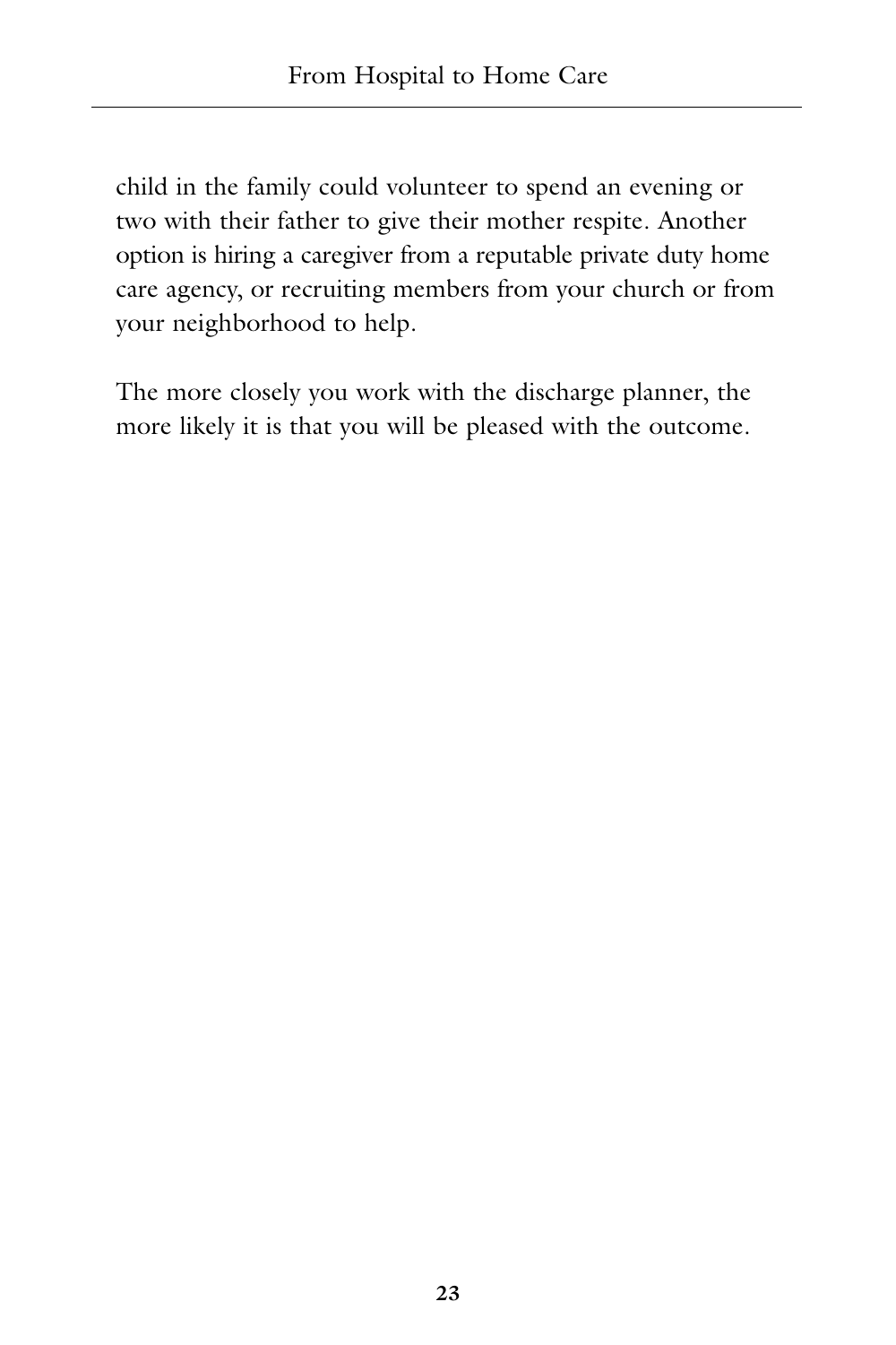child in the family could volunteer to spend an evening or two with their father to give their mother respite. Another option is hiring a caregiver from a reputable private duty home care agency, or recruiting members from your church or from your neighborhood to help.

The more closely you work with the discharge planner, the more likely it is that you will be pleased with the outcome.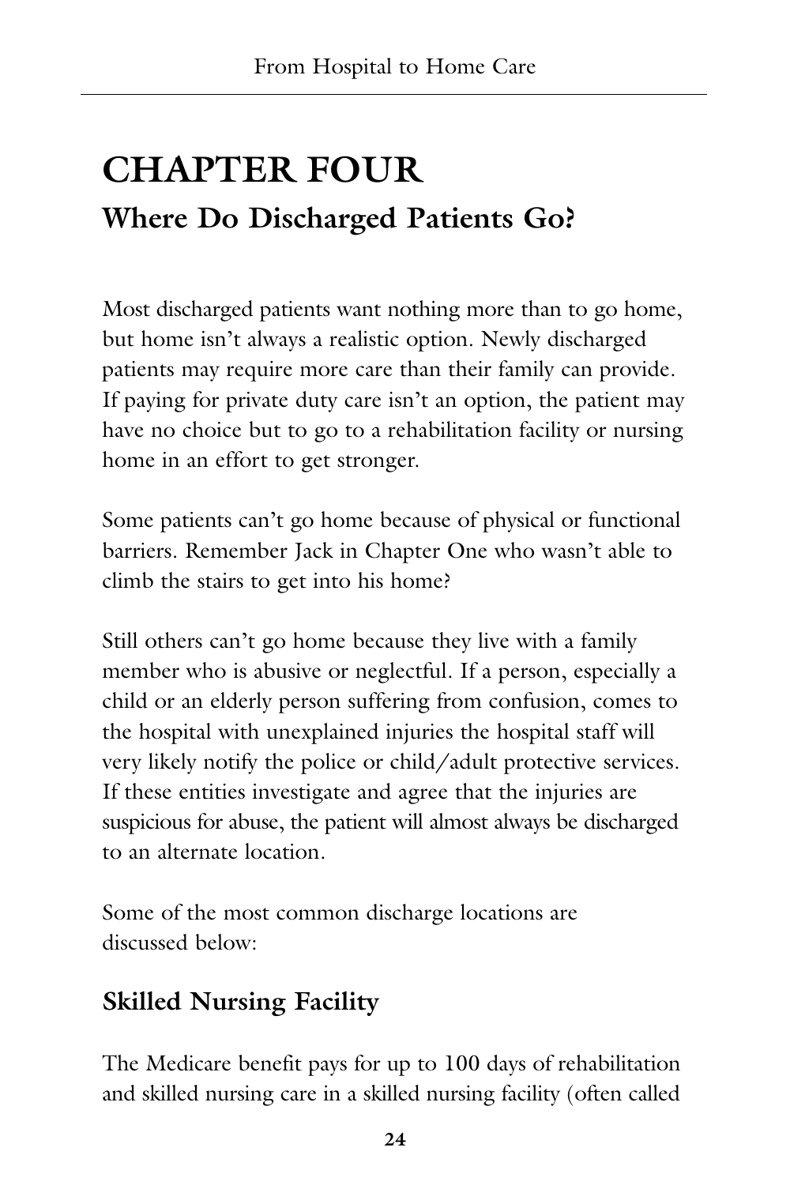# CHAPTER FOUR

## Where Do Discharged Patients Go?

Most discharged patients want nothing more than to go home, but home isn't always a realistic option. Newly discharged patients may require more care than their family can provide. If paying for private duty care isn't an option, the patient may have no choice but to go to a rehabilitation facility or nursing home in an effort to get stronger.

Some patients can't go home because of physical or functional barriers. Remember Jack in Chapter One who wasn't able to climb the stairs to get into his home?

Still others can't go home because they live with a family member who is abusive or neglectful. If a person, especially a child or an elderly person suffering from confusion, comes to the hospital with unexplained injuries the hospital staff will very likely notify the police or child/adult protective services. If these entities investigate and agree that the injuries are suspicious for abuse, the patient will almost always be discharged to an alternate location.

Some of the most common discharge locations are discussed below:

### Skilled Nursing Facility

The Medicare benefit pays for up to 100 days of rehabilitation and skilled nursing care in a skilled nursing facility (often called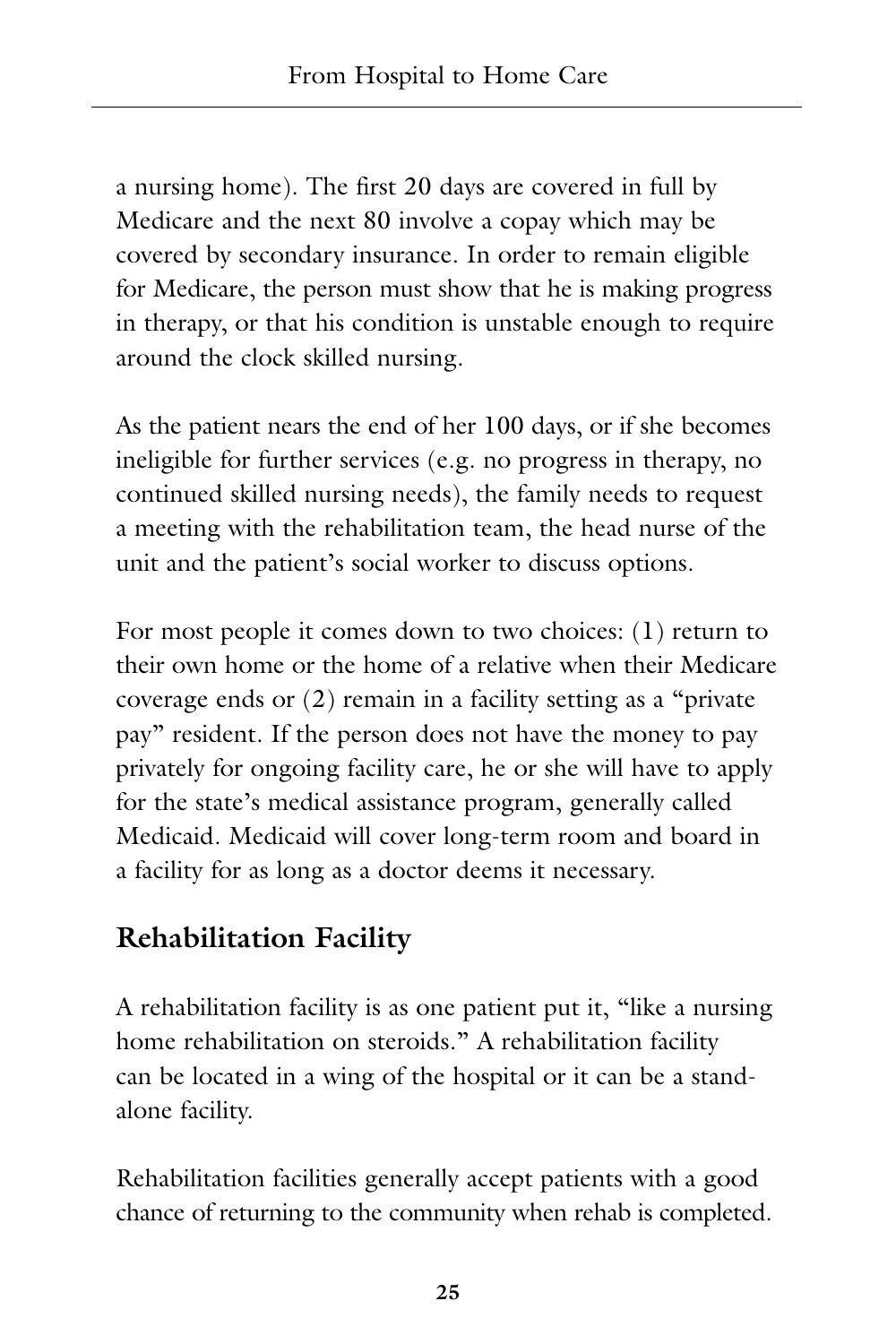a nursing home). The first 20 days are covered in full by Medicare and the next 80 involve a copay which may be covered by secondary insurance. In order to remain eligible for Medicare, the person must show that he is making progress in therapy, or that his condition is unstable enough to require around the clock skilled nursing.

As the patient nears the end of her 100 days, or if she becomes ineligible for further services (e.g. no progress in therapy, no continued skilled nursing needs), the family needs to request a meeting with the rehabilitation team, the head nurse of the unit and the patient's social worker to discuss options.

For most people it comes down to two choices: (1) return to their own home or the home of a relative when their Medicare coverage ends or (2) remain in a facility setting as a "private pay" resident. If the person does not have the money to pay privately for ongoing facility care, he or she will have to apply for the state's medical assistance program, generally called Medicaid. Medicaid will cover long-term room and board in a facility for as long as a doctor deems it necessary.

## Rehabilitation Facility

A rehabilitation facility is as one patient put it, "like a nursing home rehabilitation on steroids." A rehabilitation facility can be located in a wing of the hospital or it can be a stand-alone facility.

Rehabilitation facilities generally accept patients with a good chance of returning to the community when rehab is completed.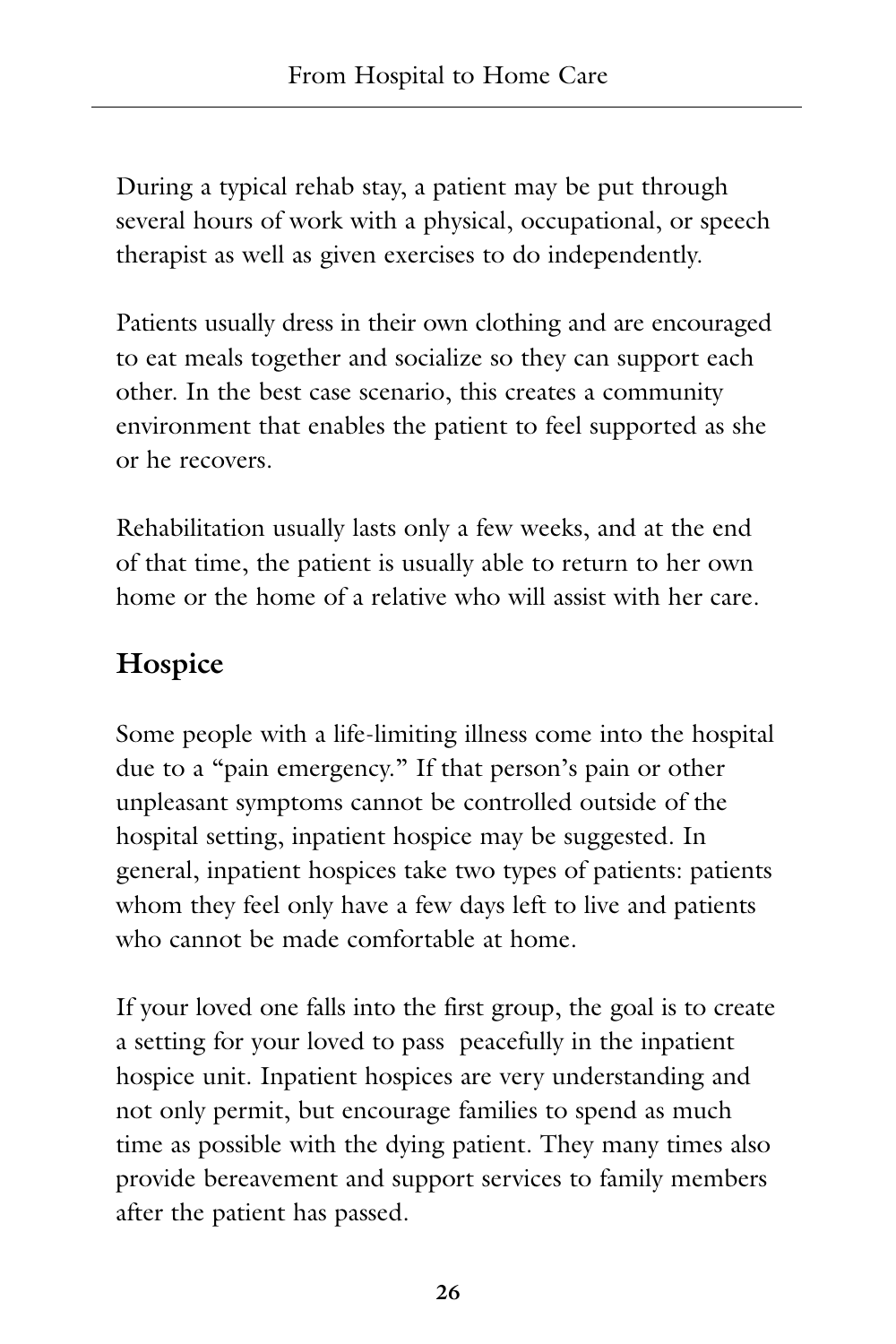During a typical rehab stay, a patient may be put through several hours of work with a physical, occupational, or speech therapist as well as given exercises to do independently.

Patients usually dress in their own clothing and are encouraged to eat meals together and socialize so they can support each other. In the best case scenario, this creates a community environment that enables the patient to feel supported as she or he recovers.

Rehabilitation usually lasts only a few weeks, and at the end of that time, the patient is usually able to return to her own home or the home of a relative who will assist with her care.

## Hospice

Some people with a life-limiting illness come into the hospital due to a "pain emergency." If that person's pain or other unpleasant symptoms cannot be controlled outside of the hospital setting, inpatient hospice may be suggested. In general, inpatient hospices take two types of patients: patients whom they feel only have a few days left to live and patients who cannot be made comfortable at home.

If your loved one falls into the first group, the goal is to create a setting for your loved to pass peacefully in the inpatient hospice unit. Inpatient hospices are very understanding and not only permit, but encourage families to spend as much time as possible with the dying patient. They many times also provide bereavement and support services to family members after the patient has passed.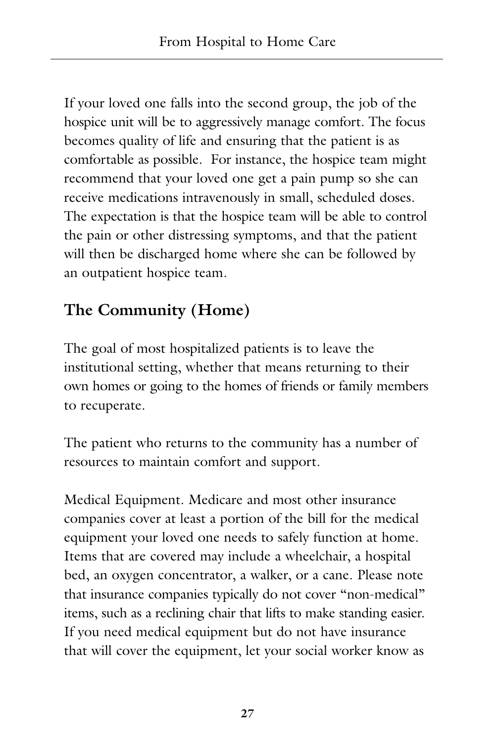If your loved one falls into the second group, the job of the hospice unit will be to aggressively manage comfort. The focus becomes quality of life and ensuring that the patient is as comfortable as possible. For instance, the hospice team might recommend that your loved one get a pain pump so she can receive medications intravenously in small, scheduled doses. The expectation is that the hospice team will be able to control the pain or other distressing symptoms, and that the patient will then be discharged home where she can be followed by an outpatient hospice team.

## The Community (Home)

The goal of most hospitalized patients is to leave the institutional setting, whether that means returning to their own homes or going to the homes of friends or family members to recuperate.

The patient who returns to the community has a number of resources to maintain comfort and support.

Medical Equipment. Medicare and most other insurance companies cover at least a portion of the bill for the medical equipment your loved one needs to safely function at home. Items that are covered may include a wheelchair, a hospital bed, an oxygen concentrator, a walker, or a cane. Please note that insurance companies typically do not cover "non-medical" items, such as a reclining chair that lifts to make standing easier. If you need medical equipment but do not have insurance that will cover the equipment, let your social worker know as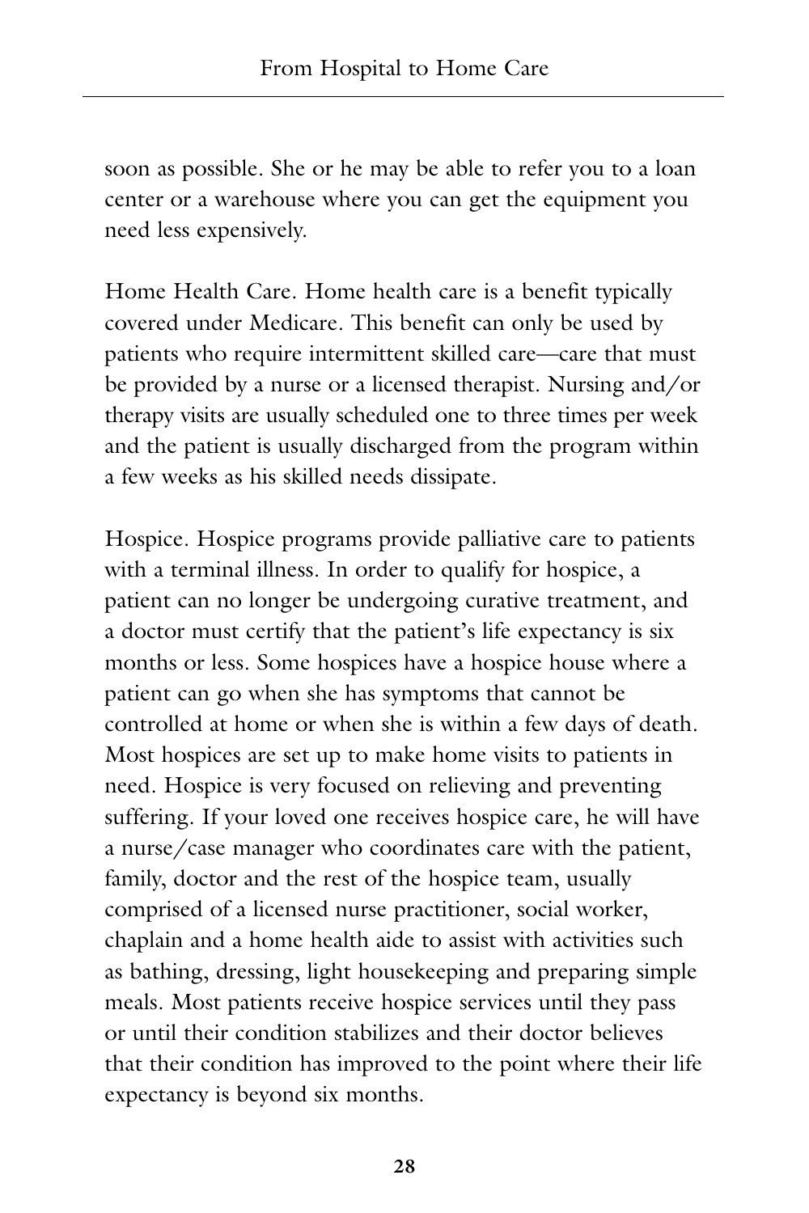soon as possible. She or he may be able to refer you to a loan center or a warehouse where you can get the equipment you need less expensively.

Home Health Care. Home health care is a benefit typically covered under Medicare. This benefit can only be used by patients who require intermittent skilled care—care that must be provided by a nurse or a licensed therapist. Nursing and/or therapy visits are usually scheduled one to three times per week and the patient is usually discharged from the program within a few weeks as his skilled needs dissipate.

Hospice. Hospice programs provide palliative care to patients with a terminal illness. In order to qualify for hospice, a patient can no longer be undergoing curative treatment, and a doctor must certify that the patient's life expectancy is six months or less. Some hospices have a hospice house where a patient can go when she has symptoms that cannot be controlled at home or when she is within a few days of death. Most hospices are set up to make home visits to patients in need. Hospice is very focused on relieving and preventing suffering. If your loved one receives hospice care, he will have a nurse/case manager who coordinates care with the patient, family, doctor and the rest of the hospice team, usually comprised of a licensed nurse practitioner, social worker, chaplain and a home health aide to assist with activities such as bathing, dressing, light housekeeping and preparing simple meals. Most patients receive hospice services until they pass or until their condition stabilizes and their doctor believes that their condition has improved to the point where their life expectancy is beyond six months.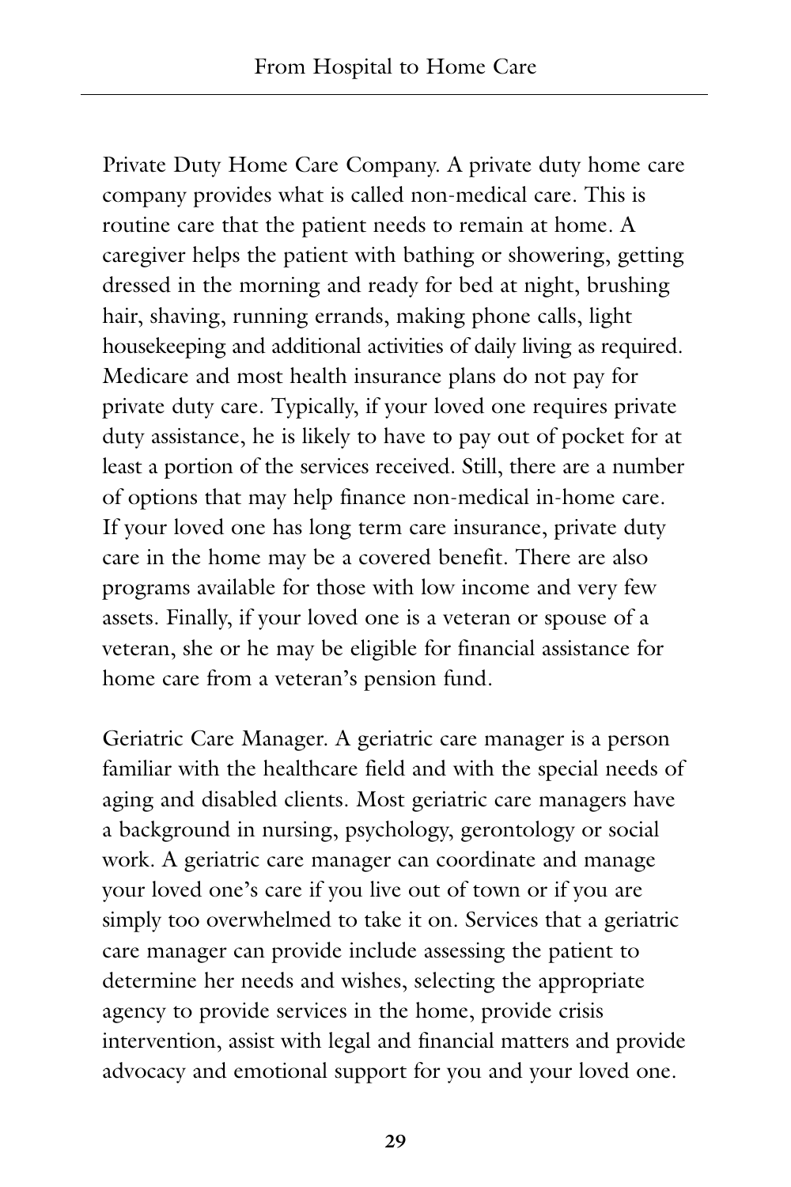Private Duty Home Care Company. A private duty home care company provides what is called non-medical care. This is routine care that the patient needs to remain at home. A caregiver helps the patient with bathing or showering, getting dressed in the morning and ready for bed at night, brushing hair, shaving, running errands, making phone calls, light housekeeping and additional activities of daily living as required. Medicare and most health insurance plans do not pay for private duty care. Typically, if your loved one requires private duty assistance, he is likely to have to pay out of pocket for at least a portion of the services received. Still, there are a number of options that may help finance non-medical in-home care. If your loved one has long term care insurance, private duty care in the home may be a covered benefit. There are also programs available for those with low income and very few assets. Finally, if your loved one is a veteran or spouse of a veteran, she or he may be eligible for financial assistance for home care from a veteran's pension fund.

Geriatric Care Manager. A geriatric care manager is a person familiar with the healthcare field and with the special needs of aging and disabled clients. Most geriatric care managers have a background in nursing, psychology, gerontology or social work. A geriatric care manager can coordinate and manage your loved one's care if you live out of town or if you are simply too overwhelmed to take it on. Services that a geriatric care manager can provide include assessing the patient to determine her needs and wishes, selecting the appropriate agency to provide services in the home, provide crisis intervention, assist with legal and financial matters and provide advocacy and emotional support for you and your loved one.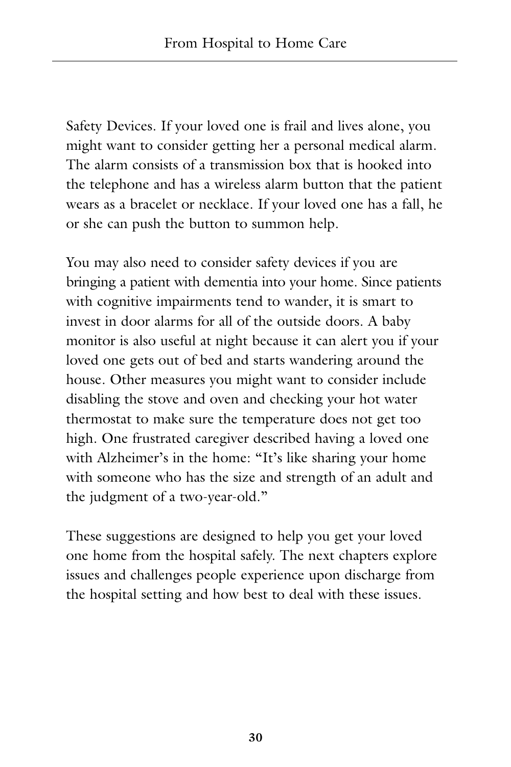Safety Devices. If your loved one is frail and lives alone, you might want to consider getting her a personal medical alarm. The alarm consists of a transmission box that is hooked into the telephone and has a wireless alarm button that the patient wears as a bracelet or necklace. If your loved one has a fall, he or she can push the button to summon help.

You may also need to consider safety devices if you are bringing a patient with dementia into your home. Since patients with cognitive impairments tend to wander, it is smart to invest in door alarms for all of the outside doors. A baby monitor is also useful at night because it can alert you if your loved one gets out of bed and starts wandering around the house. Other measures you might want to consider include disabling the stove and oven and checking your hot water thermostat to make sure the temperature does not get too high. One frustrated caregiver described having a loved one with Alzheimer's in the home: "It's like sharing your home with someone who has the size and strength of an adult and the judgment of a two-year-old."

These suggestions are designed to help you get your loved one home from the hospital safely. The next chapters explore issues and challenges people experience upon discharge from the hospital setting and how best to deal with these issues.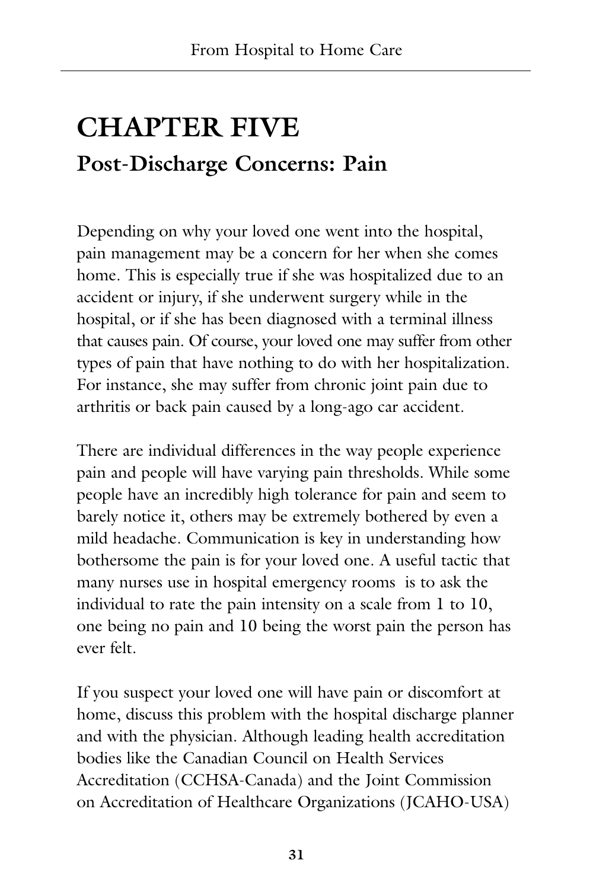# CHAPTER FIVE

## Post-Discharge Concerns: Pain

Depending on why your loved one went into the hospital, pain management may be a concern for her when she comes home. This is especially true if she was hospitalized due to an accident or injury, if she underwent surgery while in the hospital, or if she has been diagnosed with a terminal illness that causes pain. Of course, your loved one may suffer from other types of pain that have nothing to do with her hospitalization. For instance, she may suffer from chronic joint pain due to arthritis or back pain caused by a long-ago car accident.

There are individual differences in the way people experience pain and people will have varying pain thresholds. While some people have an incredibly high tolerance for pain and seem to barely notice it, others may be extremely bothered by even a mild headache. Communication is key in understanding how bothersome the pain is for your loved one. A useful tactic that many nurses use in hospital emergency rooms is to ask the individual to rate the pain intensity on a scale from 1 to 10, one being no pain and 10 being the worst pain the person has ever felt.

If you suspect your loved one will have pain or discomfort at home, discuss this problem with the hospital discharge planner and with the physician. Although leading health accreditation bodies like the Canadian Council on Health Services Accreditation (CCHSA-Canada) and the Joint Commission on Accreditation of Healthcare Organizations (JCAHO-USA)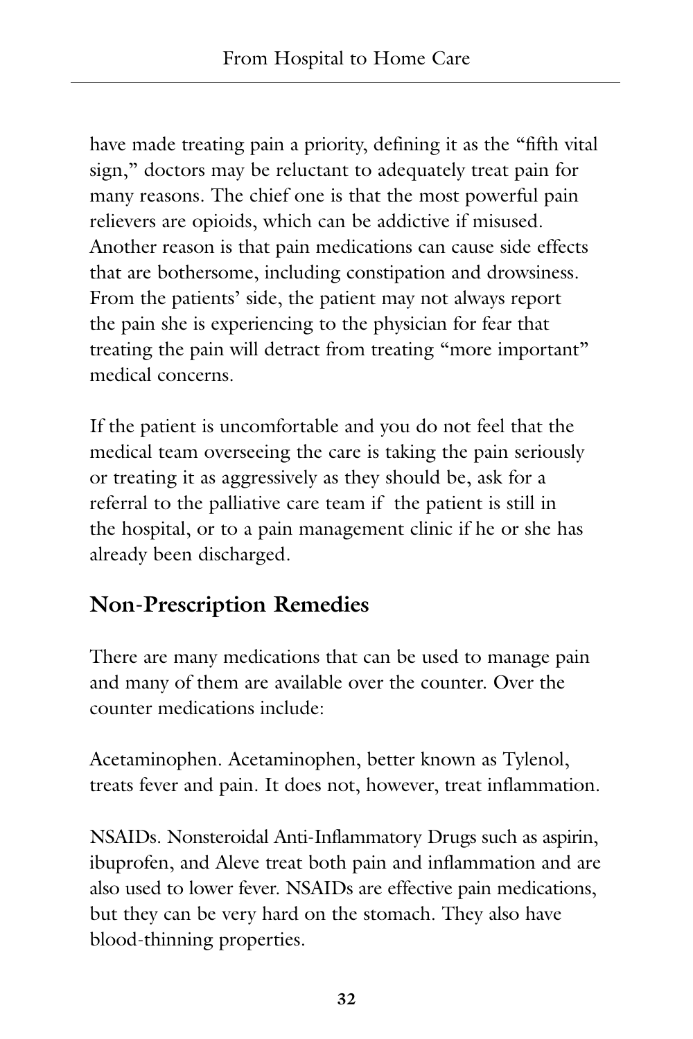have made treating pain a priority, defining it as the "fifth vital sign," doctors may be reluctant to adequately treat pain for many reasons. The chief one is that the most powerful pain relievers are opioids, which can be addictive if misused. Another reason is that pain medications can cause side effects that are bothersome, including constipation and drowsiness. From the patients' side, the patient may not always report the pain she is experiencing to the physician for fear that treating the pain will detract from treating "more important" medical concerns.

If the patient is uncomfortable and you do not feel that the medical team overseeing the care is taking the pain seriously or treating it as aggressively as they should be, ask for a referral to the palliative care team if the patient is still in the hospital, or to a pain management clinic if he or she has already been discharged.

## Non-Prescription Remedies

There are many medications that can be used to manage pain and many of them are available over the counter. Over the counter medications include:

Acetaminophen. Acetaminophen, better known as Tylenol, treats fever and pain. It does not, however, treat inflammation.

NSAIDs. Nonsteroidal Anti-Inflammatory Drugs such as aspirin, ibuprofen, and Aleve treat both pain and inflammation and are also used to lower fever. NSAIDs are effective pain medications, but they can be very hard on the stomach. They also have blood-thinning properties.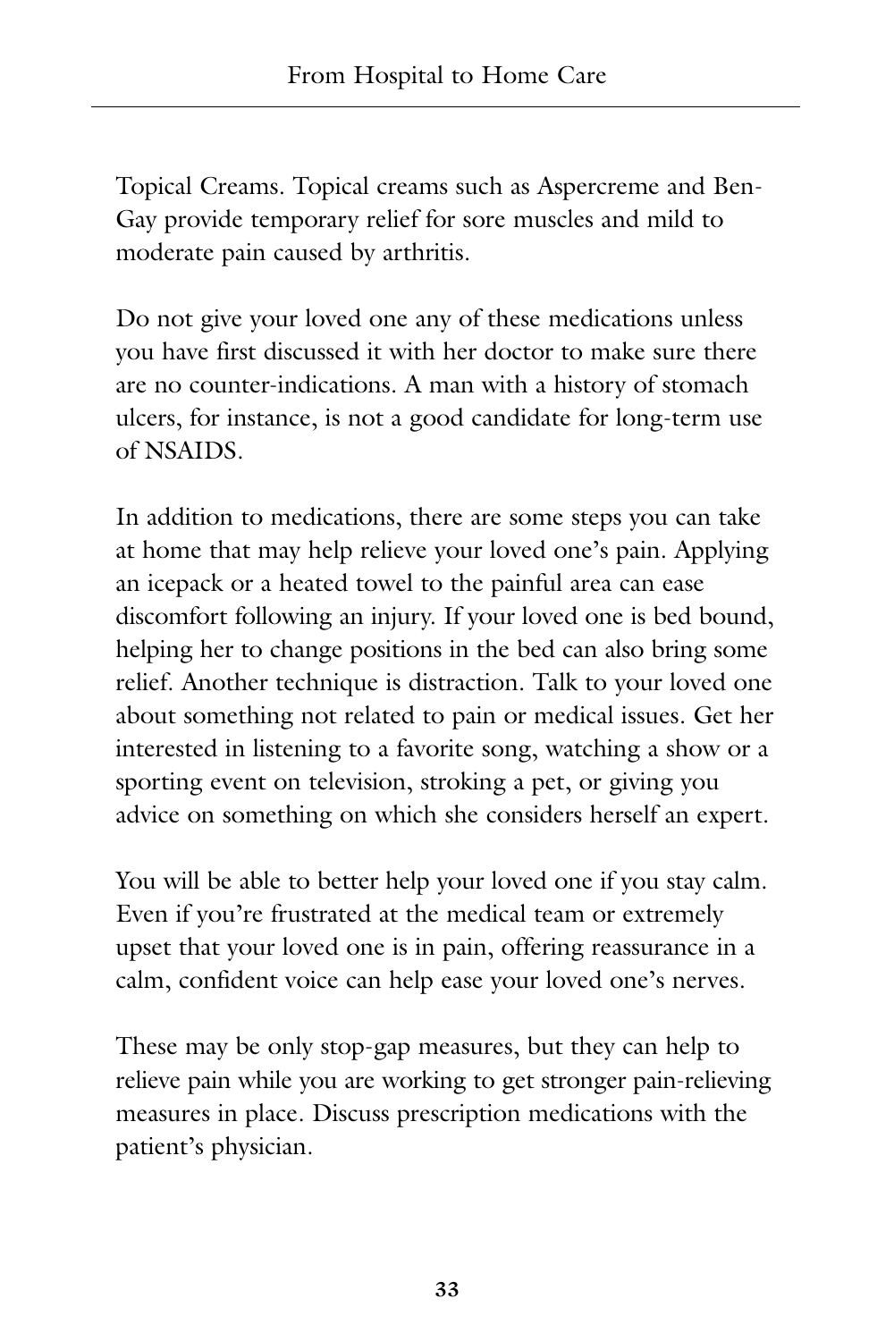Topical Creams. Topical creams such as Aspercreme and Ben-Gay provide temporary relief for sore muscles and mild to moderate pain caused by arthritis.

Do not give your loved one any of these medications unless you have first discussed it with her doctor to make sure there are no counter-indications. A man with a history of stomach ulcers, for instance, is not a good candidate for long-term use of NSAIDS.

In addition to medications, there are some steps you can take at home that may help relieve your loved one's pain. Applying an icepack or a heated towel to the painful area can ease discomfort following an injury. If your loved one is bed bound, helping her to change positions in the bed can also bring some relief. Another technique is distraction. Talk to your loved one about something not related to pain or medical issues. Get her interested in listening to a favorite song, watching a show or a sporting event on television, stroking a pet, or giving you advice on something on which she considers herself an expert.

You will be able to better help your loved one if you stay calm. Even if you're frustrated at the medical team or extremely upset that your loved one is in pain, offering reassurance in a calm, confident voice can help ease your loved one's nerves.

These may be only stop-gap measures, but they can help to relieve pain while you are working to get stronger pain-relieving measures in place. Discuss prescription medications with the patient's physician.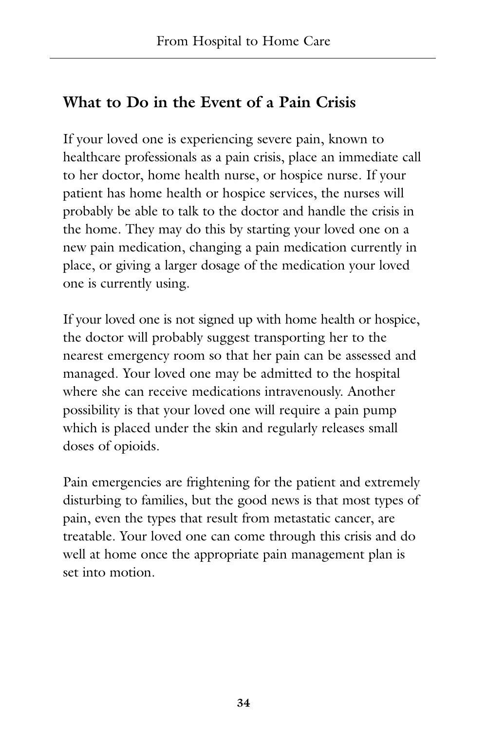## What to Do in the Event of a Pain Crisis

If your loved one is experiencing severe pain, known to healthcare professionals as a pain crisis, place an immediate call to her doctor, home health nurse, or hospice nurse. If your patient has home health or hospice services, the nurses will probably be able to talk to the doctor and handle the crisis in the home. They may do this by starting your loved one on a new pain medication, changing a pain medication currently in place, or giving a larger dosage of the medication your loved one is currently using.

If your loved one is not signed up with home health or hospice, the doctor will probably suggest transporting her to the nearest emergency room so that her pain can be assessed and managed. Your loved one may be admitted to the hospital where she can receive medications intravenously. Another possibility is that your loved one will require a pain pump which is placed under the skin and regularly releases small doses of opioids.

Pain emergencies are frightening for the patient and extremely disturbing to families, but the good news is that most types of pain, even the types that result from metastatic cancer, are treatable. Your loved one can come through this crisis and do well at home once the appropriate pain management plan is set into motion.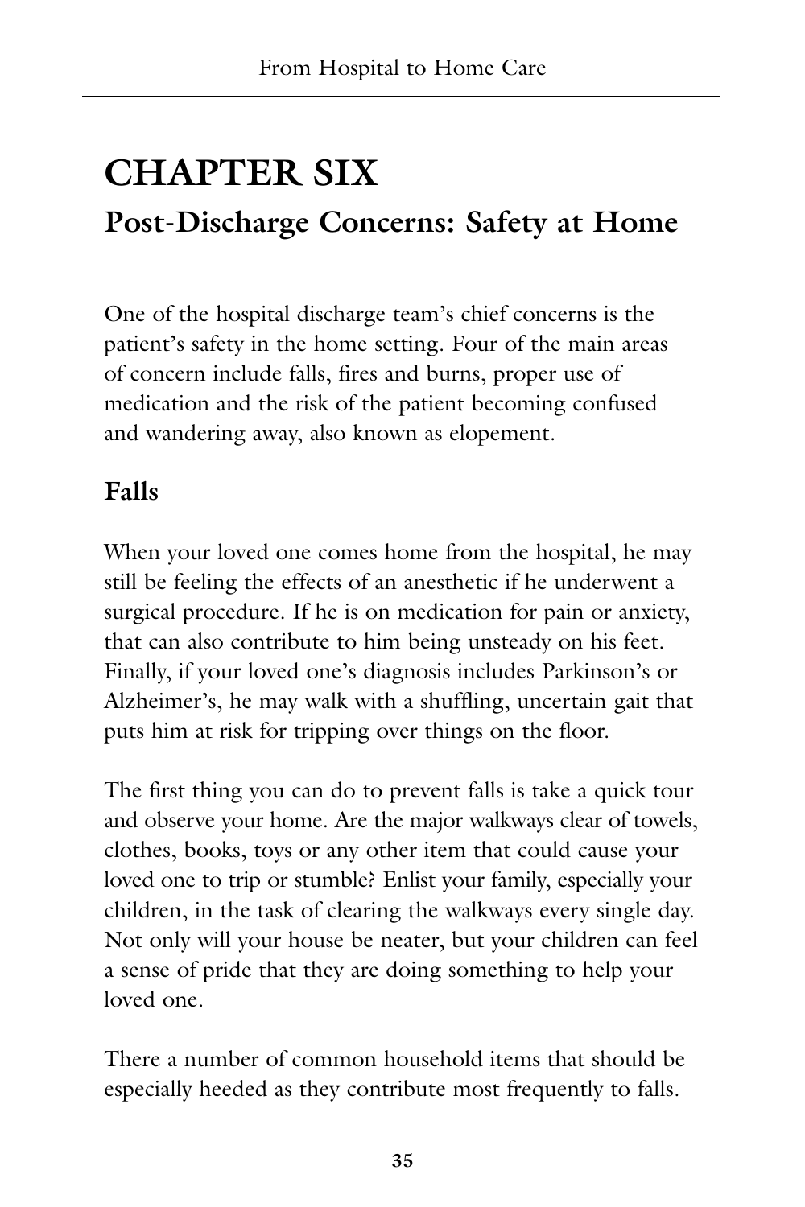# CHAPTER SIX

## Post-Discharge Concerns: Safety at Home

One of the hospital discharge team's chief concerns is the patient's safety in the home setting. Four of the main areas of concern include falls, fires and burns, proper use of medication and the risk of the patient becoming confused and wandering away, also known as elopement.

### Falls

When your loved one comes home from the hospital, he may still be feeling the effects of an anesthetic if he underwent a surgical procedure. If he is on medication for pain or anxiety, that can also contribute to him being unsteady on his feet. Finally, if your loved one's diagnosis includes Parkinson's or Alzheimer's, he may walk with a shuffling, uncertain gait that puts him at risk for tripping over things on the floor.

The first thing you can do to prevent falls is take a quick tour and observe your home. Are the major walkways clear of towels, clothes, books, toys or any other item that could cause your loved one to trip or stumble? Enlist your family, especially your children, in the task of clearing the walkways every single day. Not only will your house be neater, but your children can feel a sense of pride that they are doing something to help your loved one.

There a number of common household items that should be especially heeded as they contribute most frequently to falls.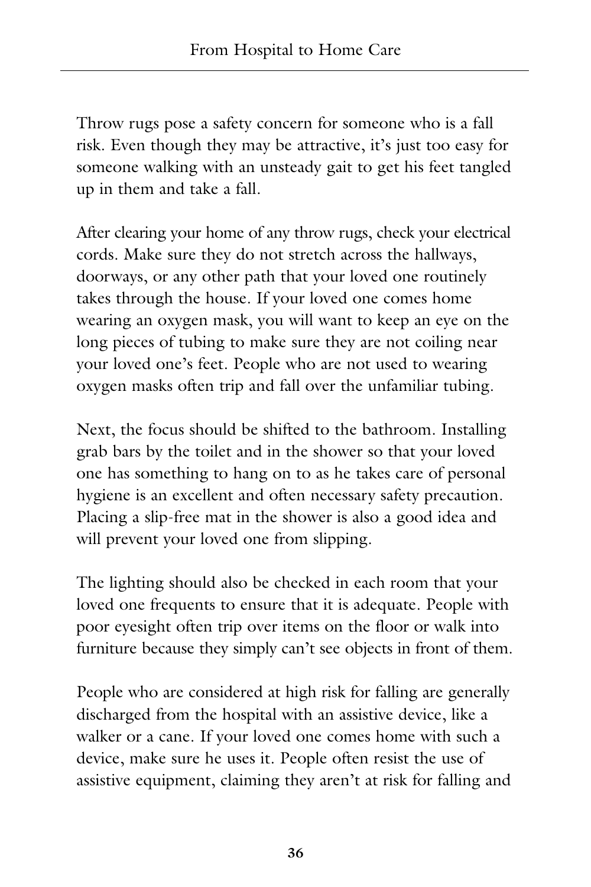Throw rugs pose a safety concern for someone who is a fall risk. Even though they may be attractive, it's just too easy for someone walking with an unsteady gait to get his feet tangled up in them and take a fall.

After clearing your home of any throw rugs, check your electrical cords. Make sure they do not stretch across the hallways, doorways, or any other path that your loved one routinely takes through the house. If your loved one comes home wearing an oxygen mask, you will want to keep an eye on the long pieces of tubing to make sure they are not coiling near your loved one's feet. People who are not used to wearing oxygen masks often trip and fall over the unfamiliar tubing.

Next, the focus should be shifted to the bathroom. Installing grab bars by the toilet and in the shower so that your loved one has something to hang on to as he takes care of personal hygiene is an excellent and often necessary safety precaution. Placing a slip-free mat in the shower is also a good idea and will prevent your loved one from slipping.

The lighting should also be checked in each room that your loved one frequents to ensure that it is adequate. People with poor eyesight often trip over items on the floor or walk into furniture because they simply can't see objects in front of them.

People who are considered at high risk for falling are generally discharged from the hospital with an assistive device, like a walker or a cane. If your loved one comes home with such a device, make sure he uses it. People often resist the use of assistive equipment, claiming they aren't at risk for falling and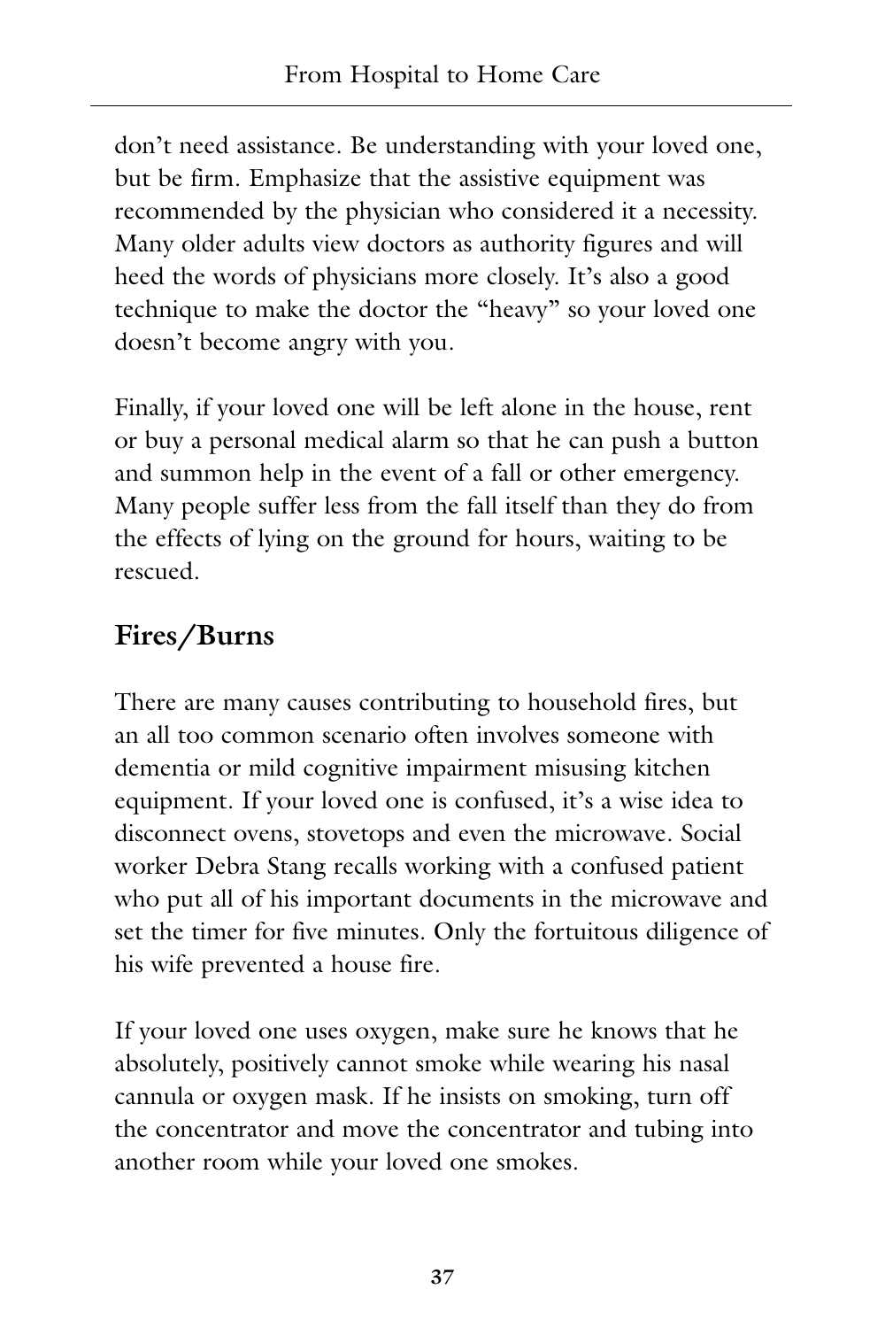don't need assistance. Be understanding with your loved one, but be firm. Emphasize that the assistive equipment was recommended by the physician who considered it a necessity. Many older adults view doctors as authority figures and will heed the words of physicians more closely. It's also a good technique to make the doctor the "heavy" so your loved one doesn't become angry with you.

Finally, if your loved one will be left alone in the house, rent or buy a personal medical alarm so that he can push a button and summon help in the event of a fall or other emergency. Many people suffer less from the fall itself than they do from the effects of lying on the ground for hours, waiting to be rescued.

## Fires/Burns

There are many causes contributing to household fires, but an all too common scenario often involves someone with dementia or mild cognitive impairment misusing kitchen equipment. If your loved one is confused, it's a wise idea to disconnect ovens, stovetops and even the microwave. Social worker Debra Stang recalls working with a confused patient who put all of his important documents in the microwave and set the timer for five minutes. Only the fortuitous diligence of his wife prevented a house fire.

If your loved one uses oxygen, make sure he knows that he absolutely, positively cannot smoke while wearing his nasal cannula or oxygen mask. If he insists on smoking, turn off the concentrator and move the concentrator and tubing into another room while your loved one smokes.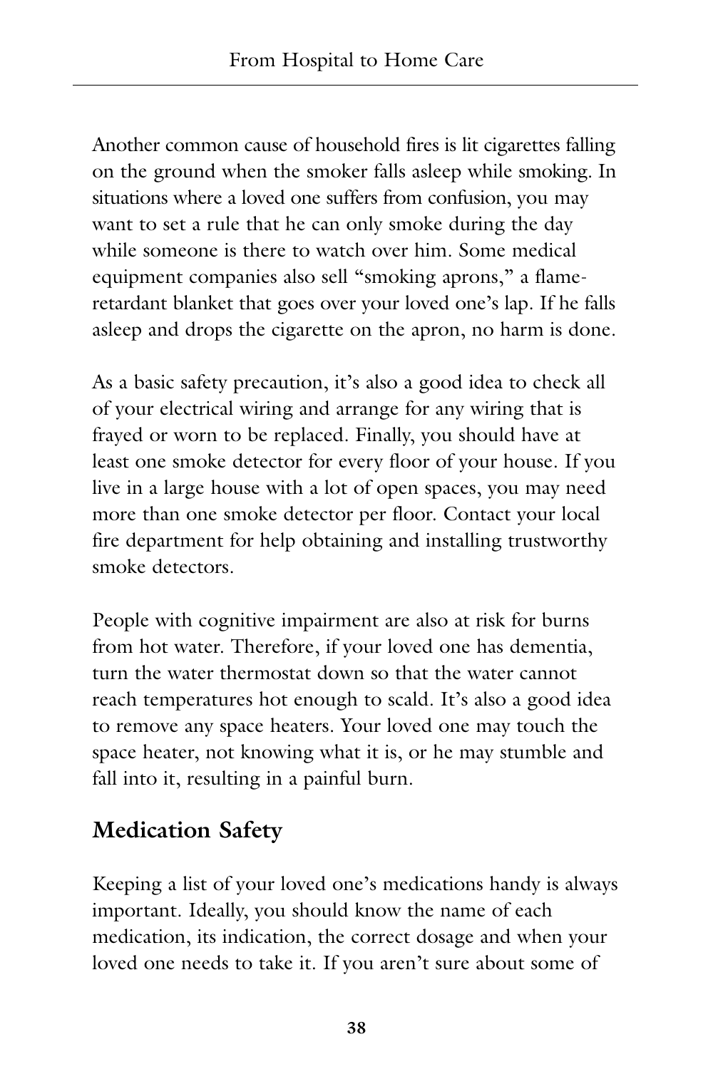Another common cause of household fires is lit cigarettes falling on the ground when the smoker falls asleep while smoking. In situations where a loved one suffers from confusion, you may want to set a rule that he can only smoke during the day while someone is there to watch over him. Some medical equipment companies also sell "smoking aprons," a flame-retardant blanket that goes over your loved one's lap. If he falls asleep and drops the cigarette on the apron, no harm is done.

As a basic safety precaution, it's also a good idea to check all of your electrical wiring and arrange for any wiring that is frayed or worn to be replaced. Finally, you should have at least one smoke detector for every floor of your house. If you live in a large house with a lot of open spaces, you may need more than one smoke detector per floor. Contact your local fire department for help obtaining and installing trustworthy smoke detectors.

People with cognitive impairment are also at risk for burns from hot water. Therefore, if your loved one has dementia, turn the water thermostat down so that the water cannot reach temperatures hot enough to scald. It's also a good idea to remove any space heaters. Your loved one may touch the space heater, not knowing what it is, or he may stumble and fall into it, resulting in a painful burn.

## Medication Safety

Keeping a list of your loved one's medications handy is always important. Ideally, you should know the name of each medication, its indication, the correct dosage and when your loved one needs to take it. If you aren't sure about some of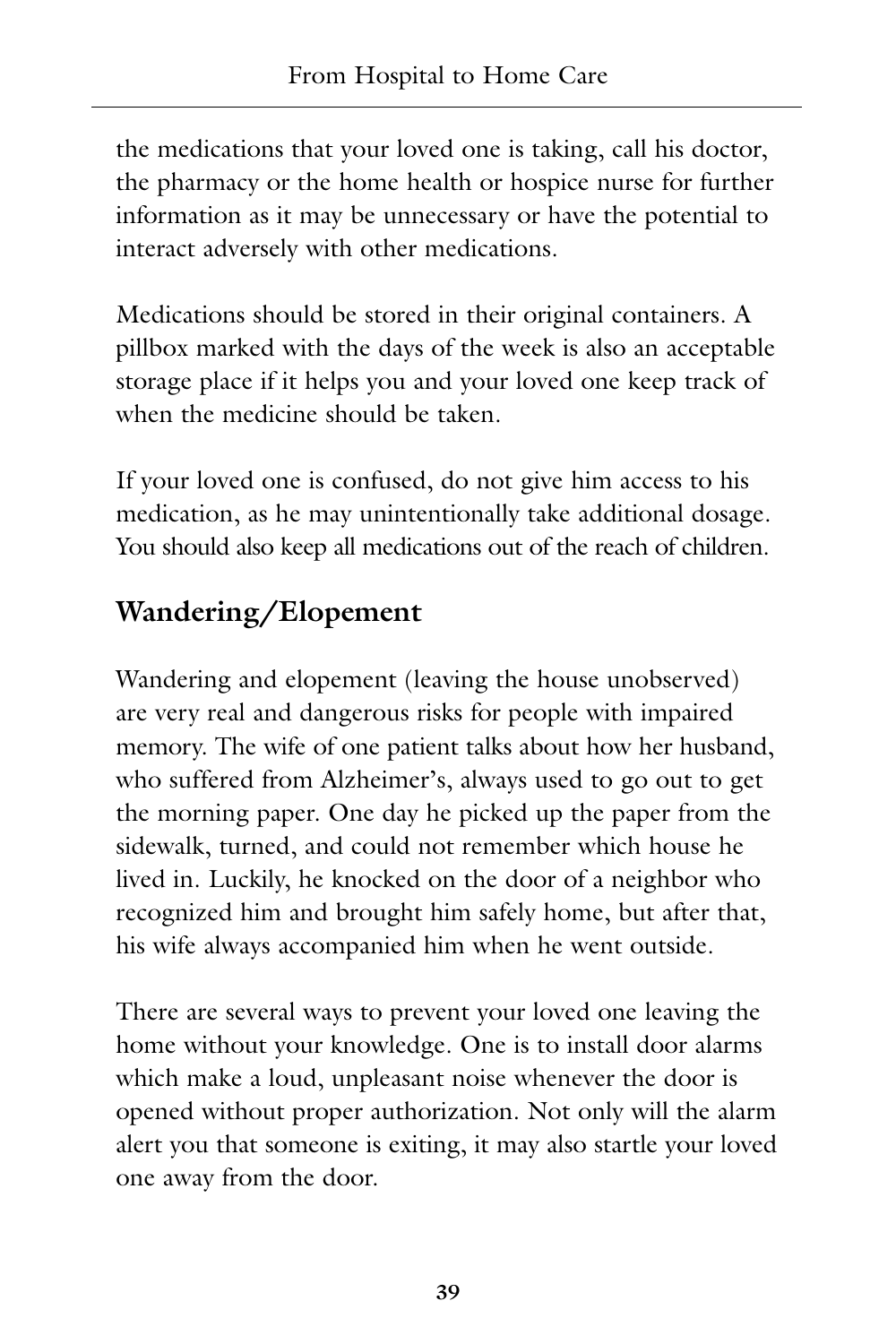the medications that your loved one is taking, call his doctor, the pharmacy or the home health or hospice nurse for further information as it may be unnecessary or have the potential to interact adversely with other medications.

Medications should be stored in their original containers. A pillbox marked with the days of the week is also an acceptable storage place if it helps you and your loved one keep track of when the medicine should be taken.

If your loved one is confused, do not give him access to his medication, as he may unintentionally take additional dosage. You should also keep all medications out of the reach of children.

## Wandering/Elopement

Wandering and elopement (leaving the house unobserved) are very real and dangerous risks for people with impaired memory. The wife of one patient talks about how her husband, who suffered from Alzheimer's, always used to go out to get the morning paper. One day he picked up the paper from the sidewalk, turned, and could not remember which house he lived in. Luckily, he knocked on the door of a neighbor who recognized him and brought him safely home, but after that, his wife always accompanied him when he went outside.

There are several ways to prevent your loved one leaving the home without your knowledge. One is to install door alarms which make a loud, unpleasant noise whenever the door is opened without proper authorization. Not only will the alarm alert you that someone is exiting, it may also startle your loved one away from the door.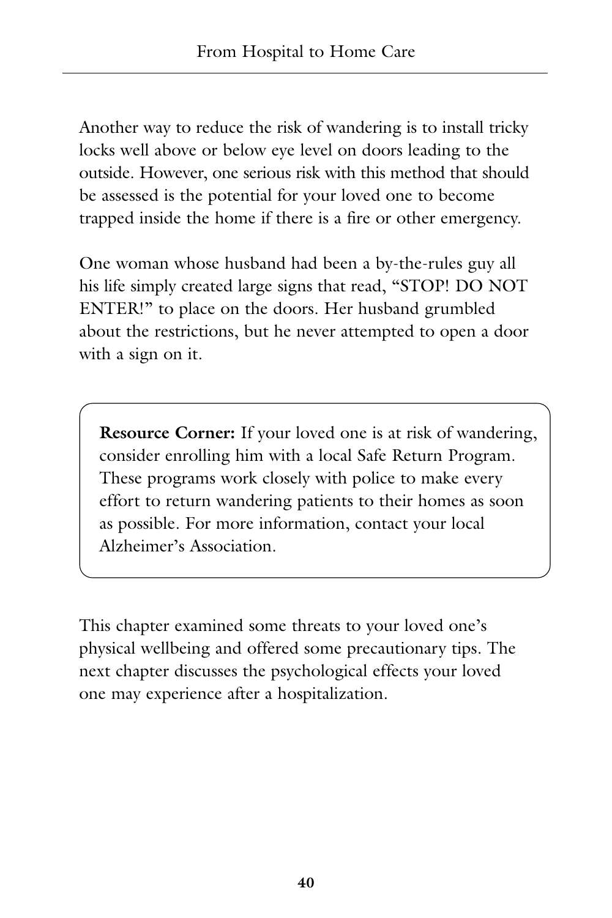Another way to reduce the risk of wandering is to install tricky locks well above or below eye level on doors leading to the outside. However, one serious risk with this method that should be assessed is the potential for your loved one to become trapped inside the home if there is a fire or other emergency.

One woman whose husband had been a by-the-rules guy all his life simply created large signs that read, "STOP! DO NOT ENTER!" to place on the doors. Her husband grumbled about the restrictions, but he never attempted to open a door with a sign on it.

> **Resource Corner:** If your loved one is at risk of wandering, consider enrolling him with a local Safe Return Program. These programs work closely with police to make every effort to return wandering patients to their homes as soon as possible. For more information, contact your local Alzheimer's Association.

This chapter examined some threats to your loved one's physical wellbeing and offered some precautionary tips. The next chapter discusses the psychological effects your loved one may experience after a hospitalization.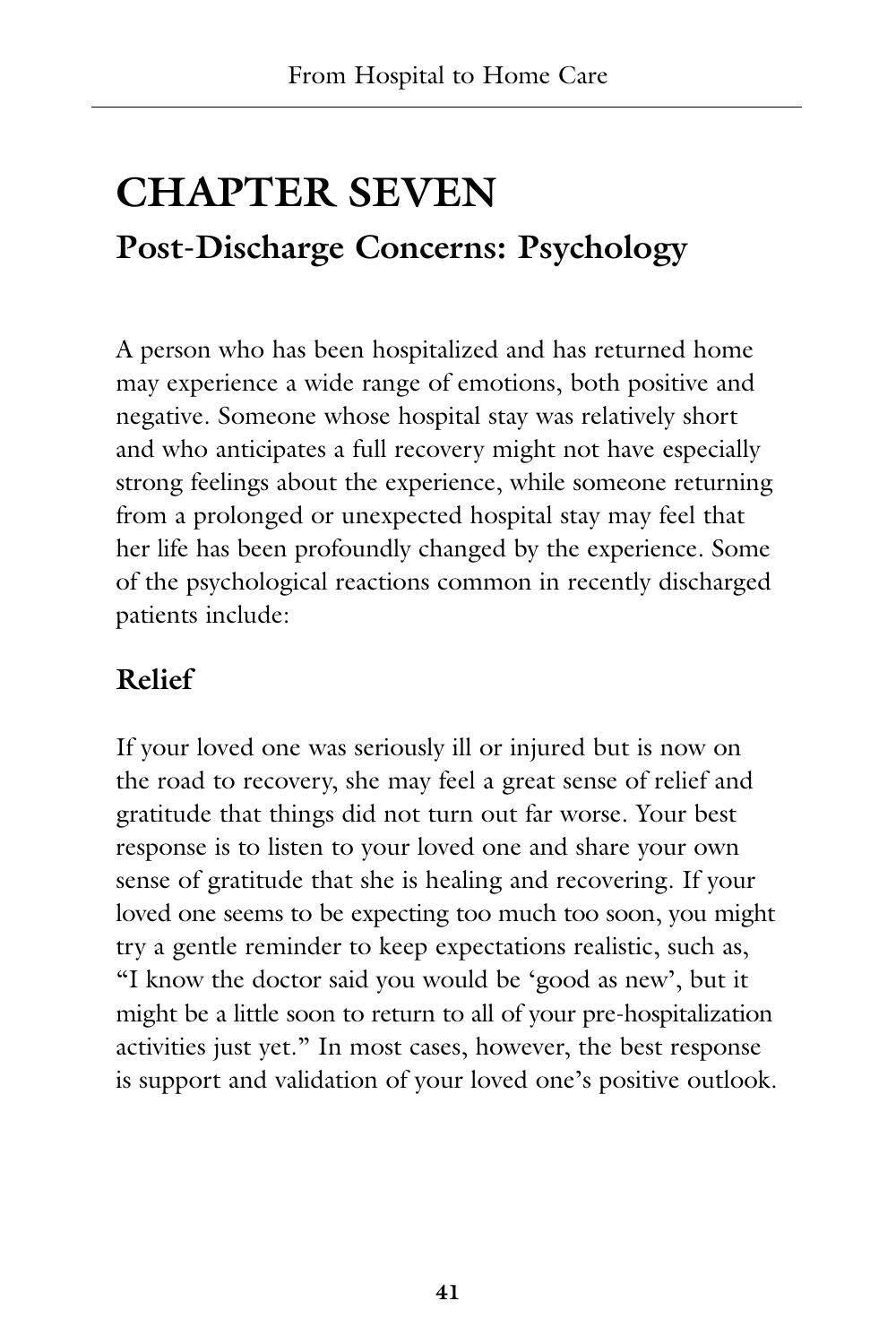# CHAPTER SEVEN

## Post-Discharge Concerns: Psychology

A person who has been hospitalized and has returned home may experience a wide range of emotions, both positive and negative. Someone whose hospital stay was relatively short and who anticipates a full recovery might not have especially strong feelings about the experience, while someone returning from a prolonged or unexpected hospital stay may feel that her life has been profoundly changed by the experience. Some of the psychological reactions common in recently discharged patients include:

### Relief

If your loved one was seriously ill or injured but is now on the road to recovery, she may feel a great sense of relief and gratitude that things did not turn out far worse. Your best response is to listen to your loved one and share your own sense of gratitude that she is healing and recovering. If your loved one seems to be expecting too much too soon, you might try a gentle reminder to keep expectations realistic, such as, "I know the doctor said you would be 'good as new', but it might be a little soon to return to all of your pre-hospitalization activities just yet." In most cases, however, the best response is support and validation of your loved one's positive outlook.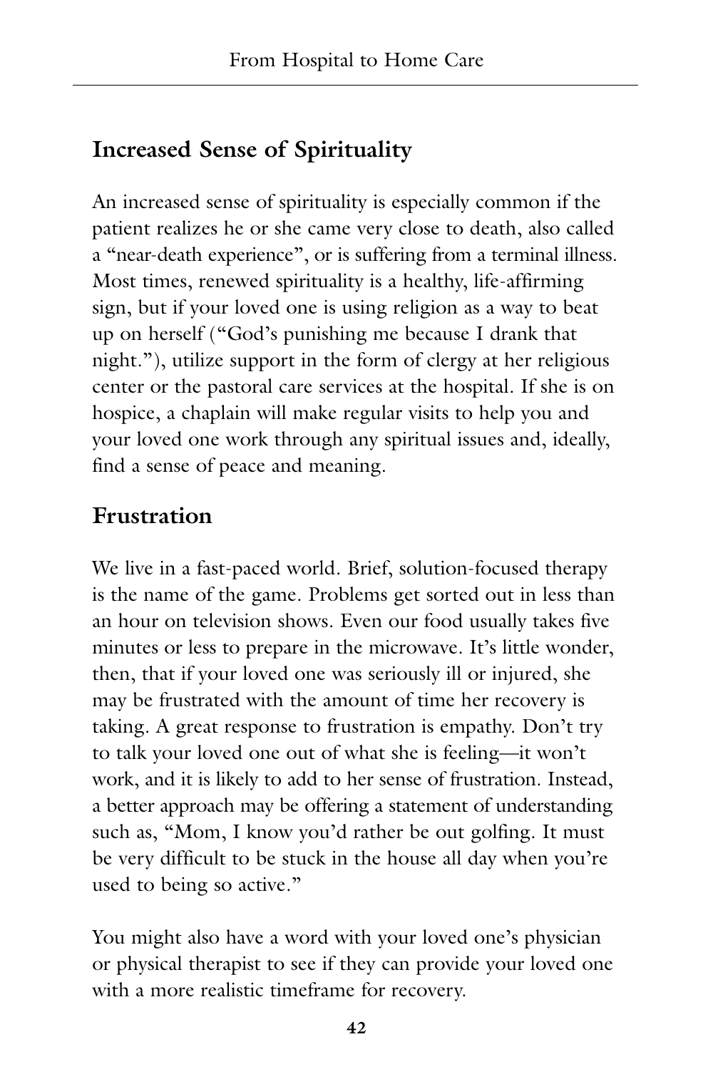## Increased Sense of Spirituality

An increased sense of spirituality is especially common if the patient realizes he or she came very close to death, also called a "near-death experience", or is suffering from a terminal illness. Most times, renewed spirituality is a healthy, life-affirming sign, but if your loved one is using religion as a way to beat up on herself ("God's punishing me because I drank that night."), utilize support in the form of clergy at her religious center or the pastoral care services at the hospital. If she is on hospice, a chaplain will make regular visits to help you and your loved one work through any spiritual issues and, ideally, find a sense of peace and meaning.

## Frustration

We live in a fast-paced world. Brief, solution-focused therapy is the name of the game. Problems get sorted out in less than an hour on television shows. Even our food usually takes five minutes or less to prepare in the microwave. It's little wonder, then, that if your loved one was seriously ill or injured, she may be frustrated with the amount of time her recovery is taking. A great response to frustration is empathy. Don't try to talk your loved one out of what she is feeling—it won't work, and it is likely to add to her sense of frustration. Instead, a better approach may be offering a statement of understanding such as, "Mom, I know you'd rather be out golfing. It must be very difficult to be stuck in the house all day when you're used to being so active."

You might also have a word with your loved one's physician or physical therapist to see if they can provide your loved one with a more realistic timeframe for recovery.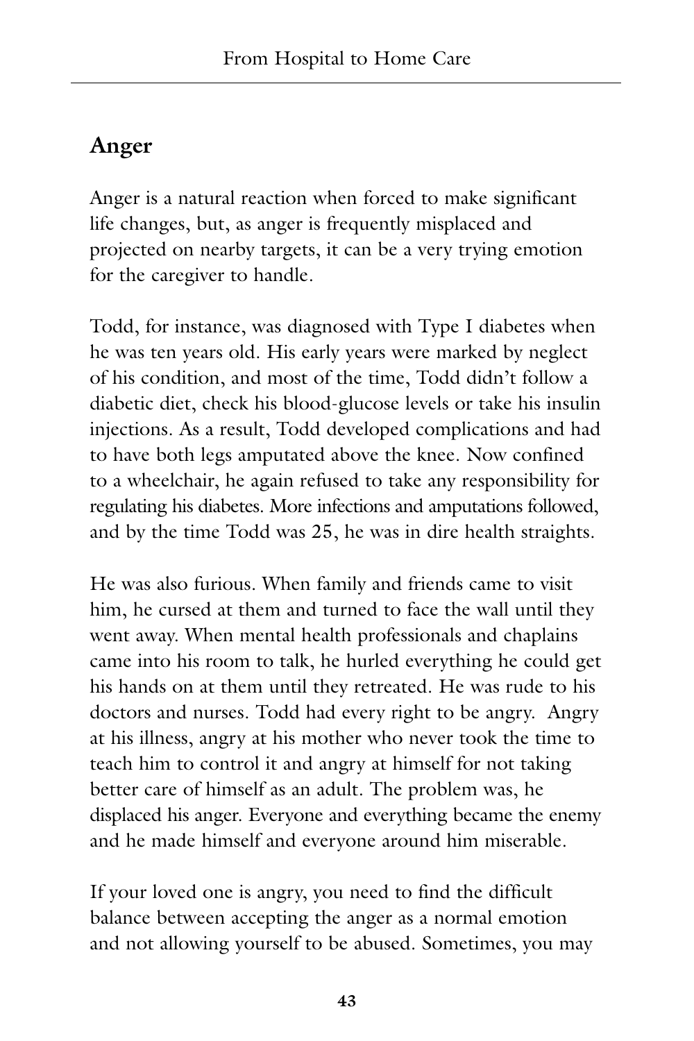## Anger

Anger is a natural reaction when forced to make significant life changes, but, as anger is frequently misplaced and projected on nearby targets, it can be a very trying emotion for the caregiver to handle.

Todd, for instance, was diagnosed with Type I diabetes when he was ten years old. His early years were marked by neglect of his condition, and most of the time, Todd didn't follow a diabetic diet, check his blood-glucose levels or take his insulin injections. As a result, Todd developed complications and had to have both legs amputated above the knee. Now confined to a wheelchair, he again refused to take any responsibility for regulating his diabetes. More infections and amputations followed, and by the time Todd was 25, he was in dire health straights.

He was also furious. When family and friends came to visit him, he cursed at them and turned to face the wall until they went away. When mental health professionals and chaplains came into his room to talk, he hurled everything he could get his hands on at them until they retreated. He was rude to his doctors and nurses. Todd had every right to be angry. Angry at his illness, angry at his mother who never took the time to teach him to control it and angry at himself for not taking better care of himself as an adult. The problem was, he displaced his anger. Everyone and everything became the enemy and he made himself and everyone around him miserable.

If your loved one is angry, you need to find the difficult balance between accepting the anger as a normal emotion and not allowing yourself to be abused. Sometimes, you may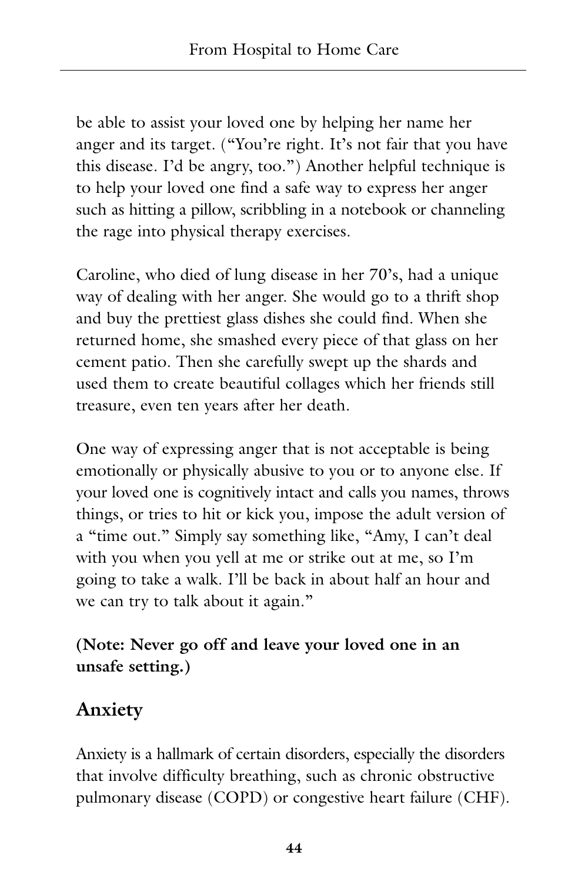be able to assist your loved one by helping her name her anger and its target. ("You're right. It's not fair that you have this disease. I'd be angry, too.") Another helpful technique is to help your loved one find a safe way to express her anger such as hitting a pillow, scribbling in a notebook or channeling the rage into physical therapy exercises.

Caroline, who died of lung disease in her 70's, had a unique way of dealing with her anger. She would go to a thrift shop and buy the prettiest glass dishes she could find. When she returned home, she smashed every piece of that glass on her cement patio. Then she carefully swept up the shards and used them to create beautiful collages which her friends still treasure, even ten years after her death.

One way of expressing anger that is not acceptable is being emotionally or physically abusive to you or to anyone else. If your loved one is cognitively intact and calls you names, throws things, or tries to hit or kick you, impose the adult version of a "time out." Simply say something like, "Amy, I can't deal with you when you yell at me or strike out at me, so I'm going to take a walk. I'll be back in about half an hour and we can try to talk about it again."

**(Note: Never go off and leave your loved one in an unsafe setting.)**

## Anxiety

Anxiety is a hallmark of certain disorders, especially the disorders that involve difficulty breathing, such as chronic obstructive pulmonary disease (COPD) or congestive heart failure (CHF).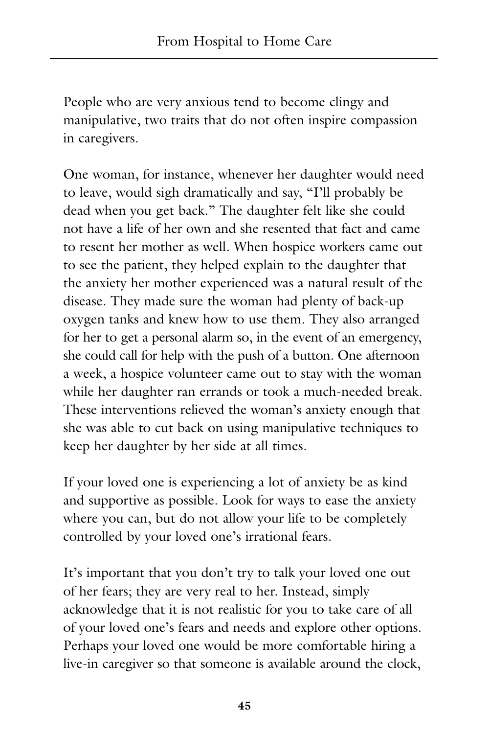People who are very anxious tend to become clingy and manipulative, two traits that do not often inspire compassion in caregivers.

One woman, for instance, whenever her daughter would need to leave, would sigh dramatically and say, "I'll probably be dead when you get back." The daughter felt like she could not have a life of her own and she resented that fact and came to resent her mother as well. When hospice workers came out to see the patient, they helped explain to the daughter that the anxiety her mother experienced was a natural result of the disease. They made sure the woman had plenty of back-up oxygen tanks and knew how to use them. They also arranged for her to get a personal alarm so, in the event of an emergency, she could call for help with the push of a button. One afternoon a week, a hospice volunteer came out to stay with the woman while her daughter ran errands or took a much-needed break. These interventions relieved the woman's anxiety enough that she was able to cut back on using manipulative techniques to keep her daughter by her side at all times.

If your loved one is experiencing a lot of anxiety be as kind and supportive as possible. Look for ways to ease the anxiety where you can, but do not allow your life to be completely controlled by your loved one's irrational fears.

It's important that you don't try to talk your loved one out of her fears; they are very real to her. Instead, simply acknowledge that it is not realistic for you to take care of all of your loved one's fears and needs and explore other options. Perhaps your loved one would be more comfortable hiring a live-in caregiver so that someone is available around the clock,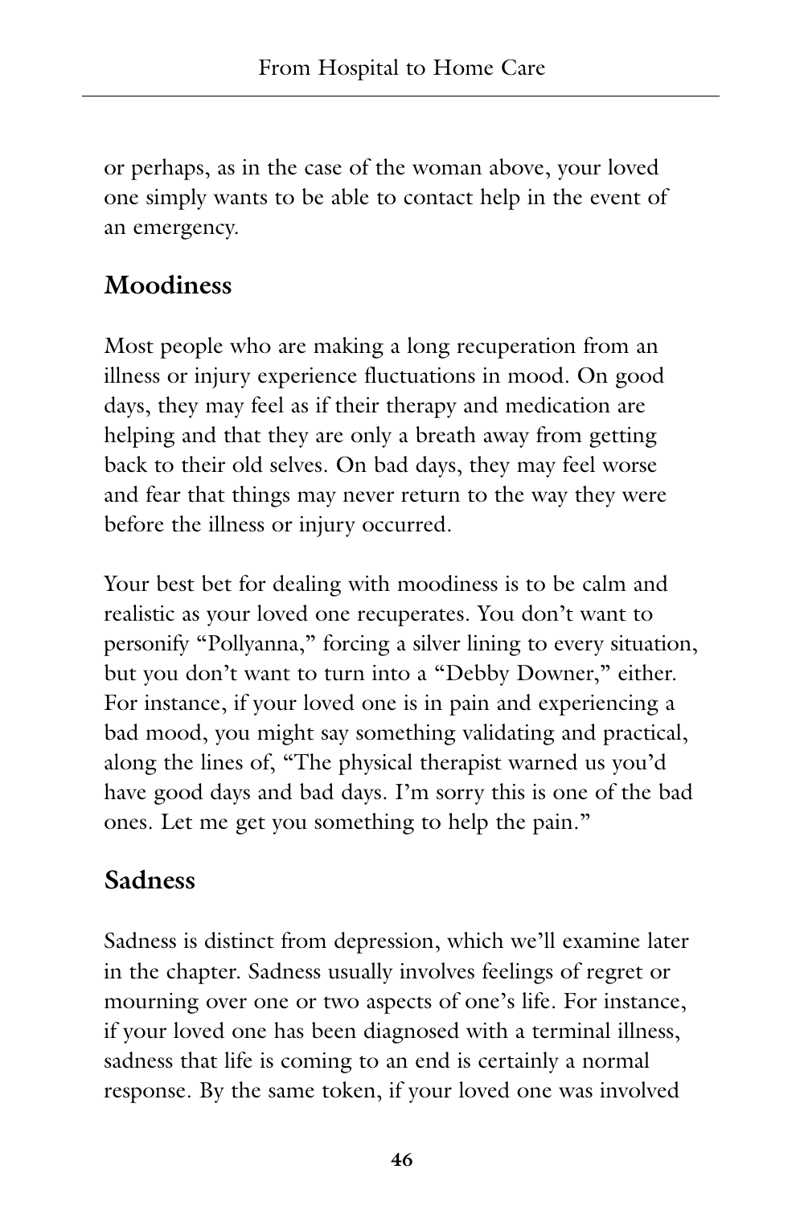or perhaps, as in the case of the woman above, your loved one simply wants to be able to contact help in the event of an emergency.

## Moodiness

Most people who are making a long recuperation from an illness or injury experience fluctuations in mood. On good days, they may feel as if their therapy and medication are helping and that they are only a breath away from getting back to their old selves. On bad days, they may feel worse and fear that things may never return to the way they were before the illness or injury occurred.

Your best bet for dealing with moodiness is to be calm and realistic as your loved one recuperates. You don't want to personify "Pollyanna," forcing a silver lining to every situation, but you don't want to turn into a "Debby Downer," either. For instance, if your loved one is in pain and experiencing a bad mood, you might say something validating and practical, along the lines of, "The physical therapist warned us you'd have good days and bad days. I'm sorry this is one of the bad ones. Let me get you something to help the pain."

## Sadness

Sadness is distinct from depression, which we'll examine later in the chapter. Sadness usually involves feelings of regret or mourning over one or two aspects of one's life. For instance, if your loved one has been diagnosed with a terminal illness, sadness that life is coming to an end is certainly a normal response. By the same token, if your loved one was involved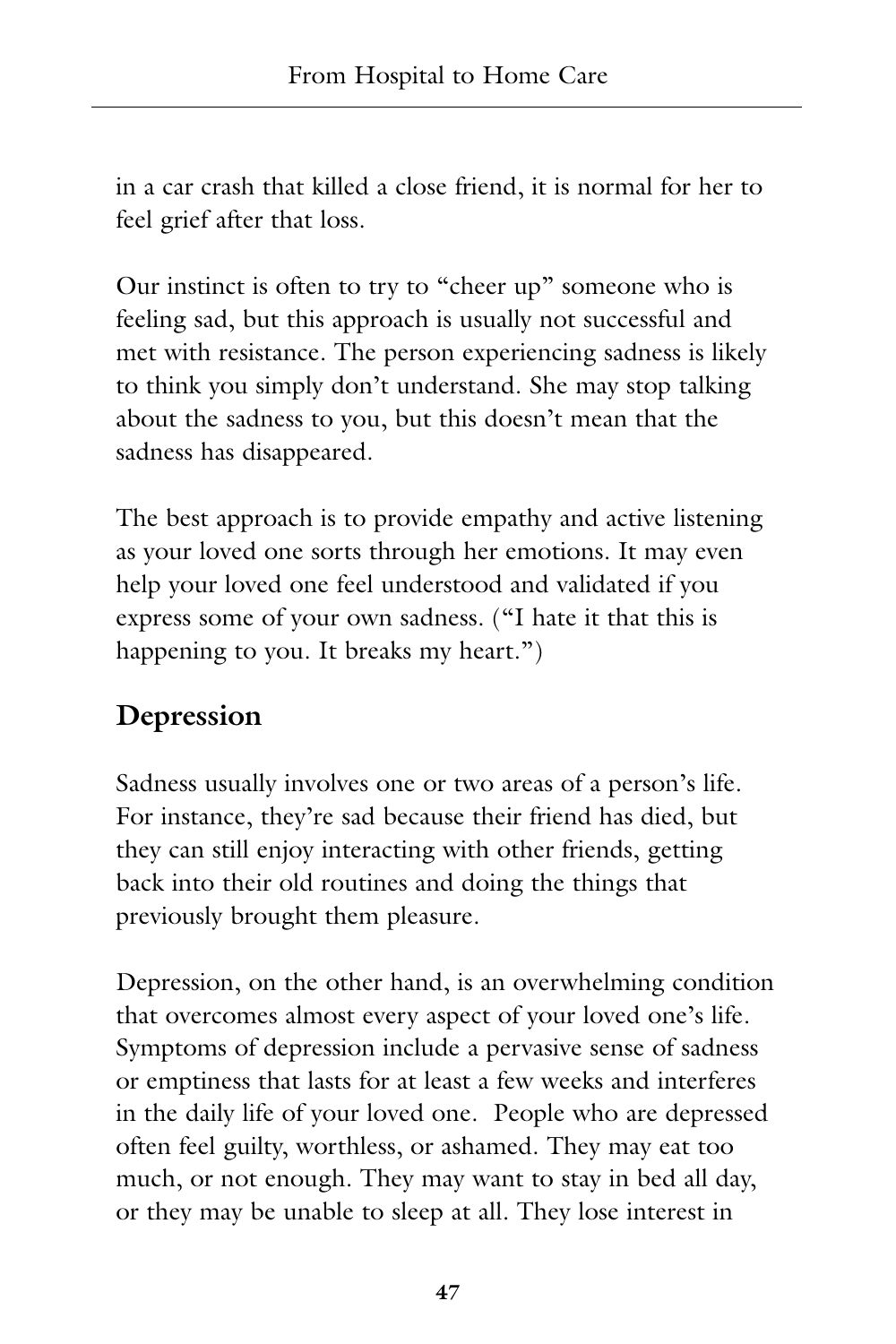in a car crash that killed a close friend, it is normal for her to feel grief after that loss.

Our instinct is often to try to "cheer up" someone who is feeling sad, but this approach is usually not successful and met with resistance. The person experiencing sadness is likely to think you simply don't understand. She may stop talking about the sadness to you, but this doesn't mean that the sadness has disappeared.

The best approach is to provide empathy and active listening as your loved one sorts through her emotions. It may even help your loved one feel understood and validated if you express some of your own sadness. ("I hate it that this is happening to you. It breaks my heart.")

## Depression

Sadness usually involves one or two areas of a person's life. For instance, they're sad because their friend has died, but they can still enjoy interacting with other friends, getting back into their old routines and doing the things that previously brought them pleasure.

Depression, on the other hand, is an overwhelming condition that overcomes almost every aspect of your loved one's life. Symptoms of depression include a pervasive sense of sadness or emptiness that lasts for at least a few weeks and interferes in the daily life of your loved one. People who are depressed often feel guilty, worthless, or ashamed. They may eat too much, or not enough. They may want to stay in bed all day, or they may be unable to sleep at all. They lose interest in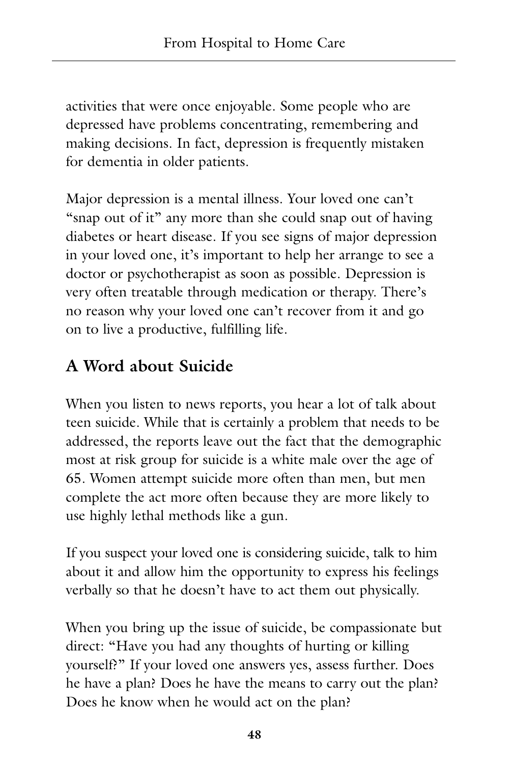activities that were once enjoyable. Some people who are depressed have problems concentrating, remembering and making decisions. In fact, depression is frequently mistaken for dementia in older patients.

Major depression is a mental illness. Your loved one can't "snap out of it" any more than she could snap out of having diabetes or heart disease. If you see signs of major depression in your loved one, it's important to help her arrange to see a doctor or psychotherapist as soon as possible. Depression is very often treatable through medication or therapy. There's no reason why your loved one can't recover from it and go on to live a productive, fulfilling life.

## A Word about Suicide

When you listen to news reports, you hear a lot of talk about teen suicide. While that is certainly a problem that needs to be addressed, the reports leave out the fact that the demographic most at risk group for suicide is a white male over the age of 65. Women attempt suicide more often than men, but men complete the act more often because they are more likely to use highly lethal methods like a gun.

If you suspect your loved one is considering suicide, talk to him about it and allow him the opportunity to express his feelings verbally so that he doesn't have to act them out physically.

When you bring up the issue of suicide, be compassionate but direct: "Have you had any thoughts of hurting or killing yourself?" If your loved one answers yes, assess further. Does he have a plan? Does he have the means to carry out the plan? Does he know when he would act on the plan?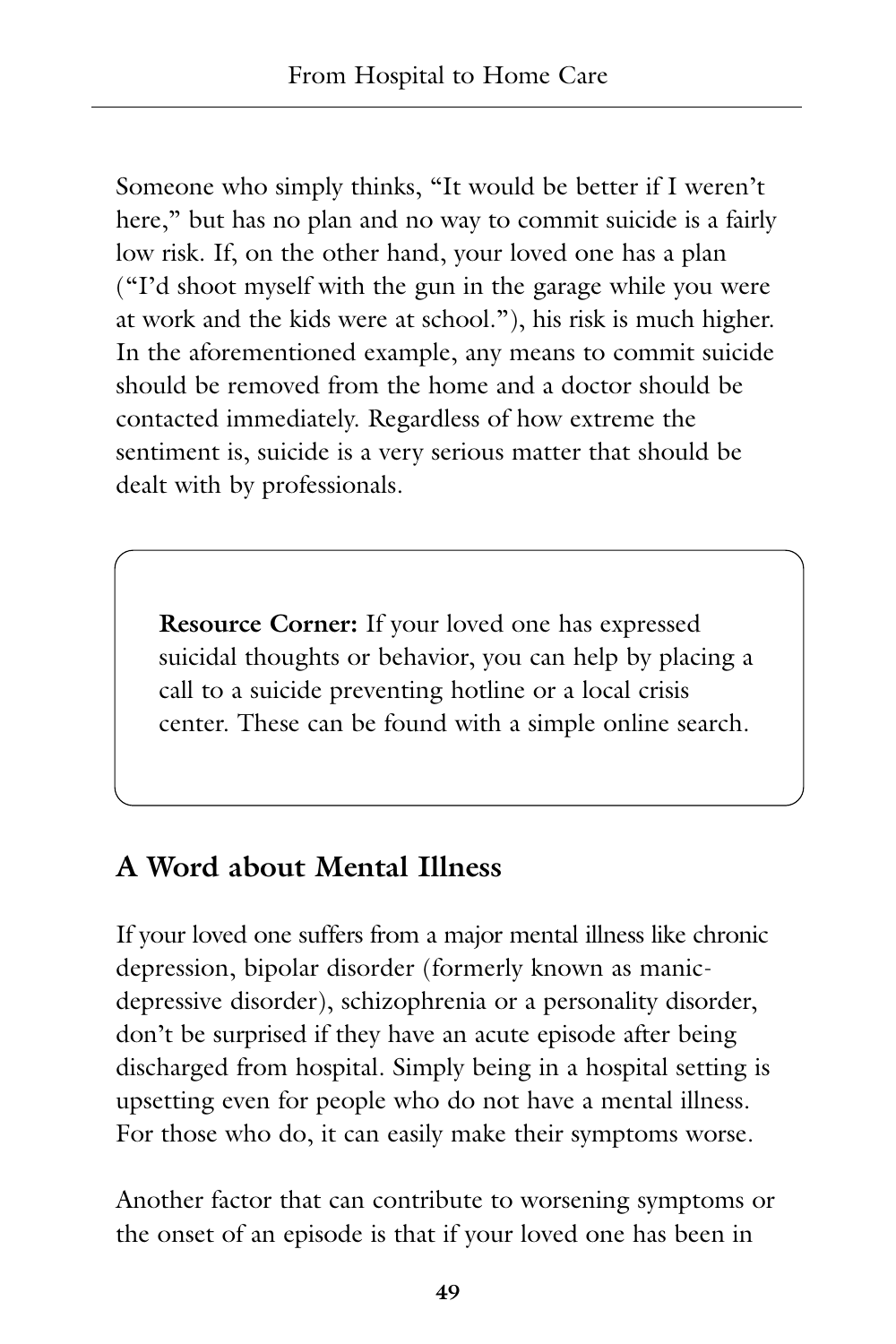Someone who simply thinks, "It would be better if I weren't here," but has no plan and no way to commit suicide is a fairly low risk. If, on the other hand, your loved one has a plan ("I'd shoot myself with the gun in the garage while you were at work and the kids were at school."), his risk is much higher. In the aforementioned example, any means to commit suicide should be removed from the home and a doctor should be contacted immediately. Regardless of how extreme the sentiment is, suicide is a very serious matter that should be dealt with by professionals.

> **Resource Corner:** If your loved one has expressed suicidal thoughts or behavior, you can help by placing a call to a suicide preventing hotline or a local crisis center. These can be found with a simple online search.

## A Word about Mental Illness

If your loved one suffers from a major mental illness like chronic depression, bipolar disorder (formerly known as manic-depressive disorder), schizophrenia or a personality disorder, don't be surprised if they have an acute episode after being discharged from hospital. Simply being in a hospital setting is upsetting even for people who do not have a mental illness. For those who do, it can easily make their symptoms worse.

Another factor that can contribute to worsening symptoms or the onset of an episode is that if your loved one has been in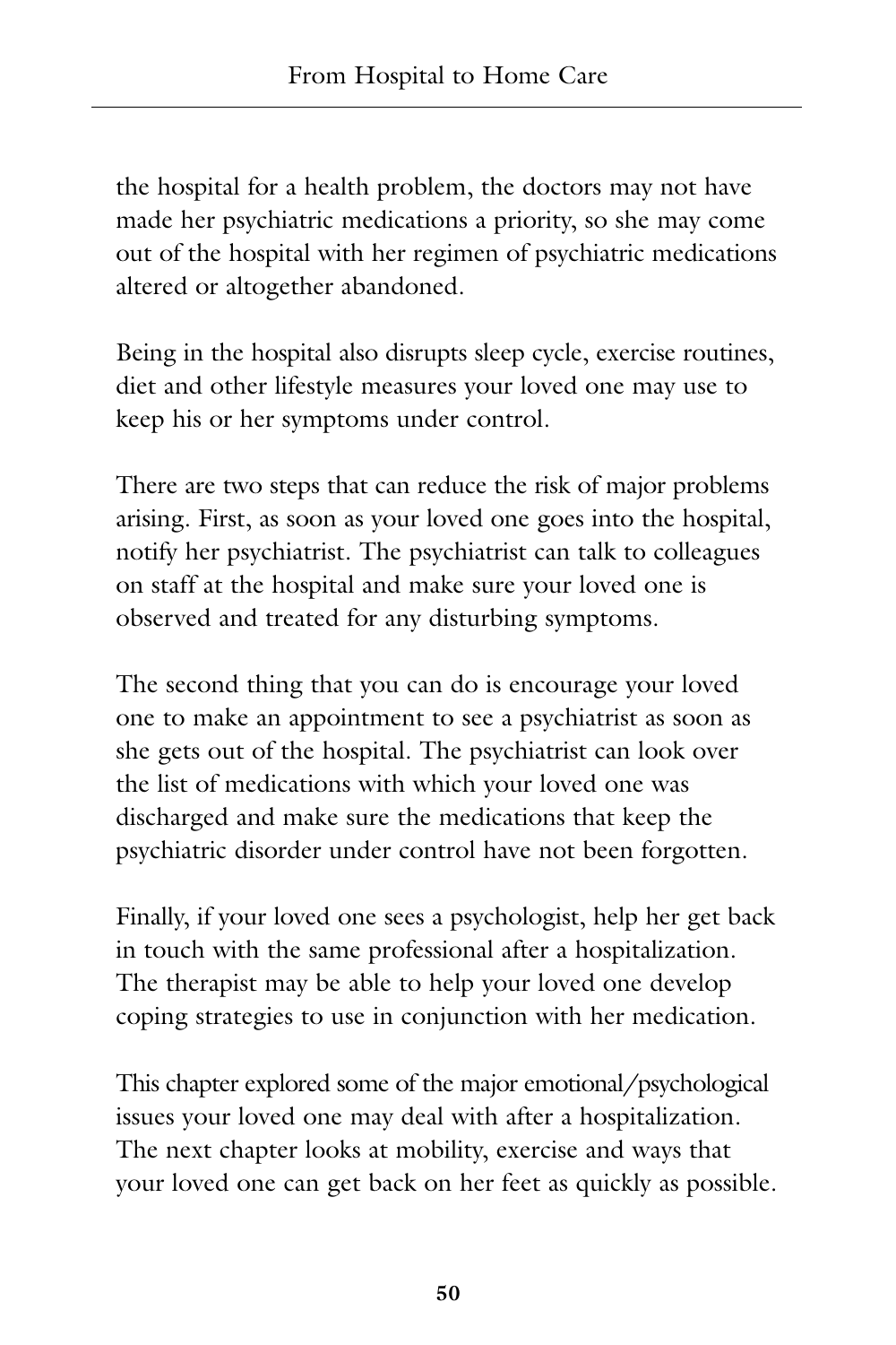the hospital for a health problem, the doctors may not have made her psychiatric medications a priority, so she may come out of the hospital with her regimen of psychiatric medications altered or altogether abandoned.

Being in the hospital also disrupts sleep cycle, exercise routines, diet and other lifestyle measures your loved one may use to keep his or her symptoms under control.

There are two steps that can reduce the risk of major problems arising. First, as soon as your loved one goes into the hospital, notify her psychiatrist. The psychiatrist can talk to colleagues on staff at the hospital and make sure your loved one is observed and treated for any disturbing symptoms.

The second thing that you can do is encourage your loved one to make an appointment to see a psychiatrist as soon as she gets out of the hospital. The psychiatrist can look over the list of medications with which your loved one was discharged and make sure the medications that keep the psychiatric disorder under control have not been forgotten.

Finally, if your loved one sees a psychologist, help her get back in touch with the same professional after a hospitalization. The therapist may be able to help your loved one develop coping strategies to use in conjunction with her medication.

This chapter explored some of the major emotional/psychological issues your loved one may deal with after a hospitalization. The next chapter looks at mobility, exercise and ways that your loved one can get back on her feet as quickly as possible.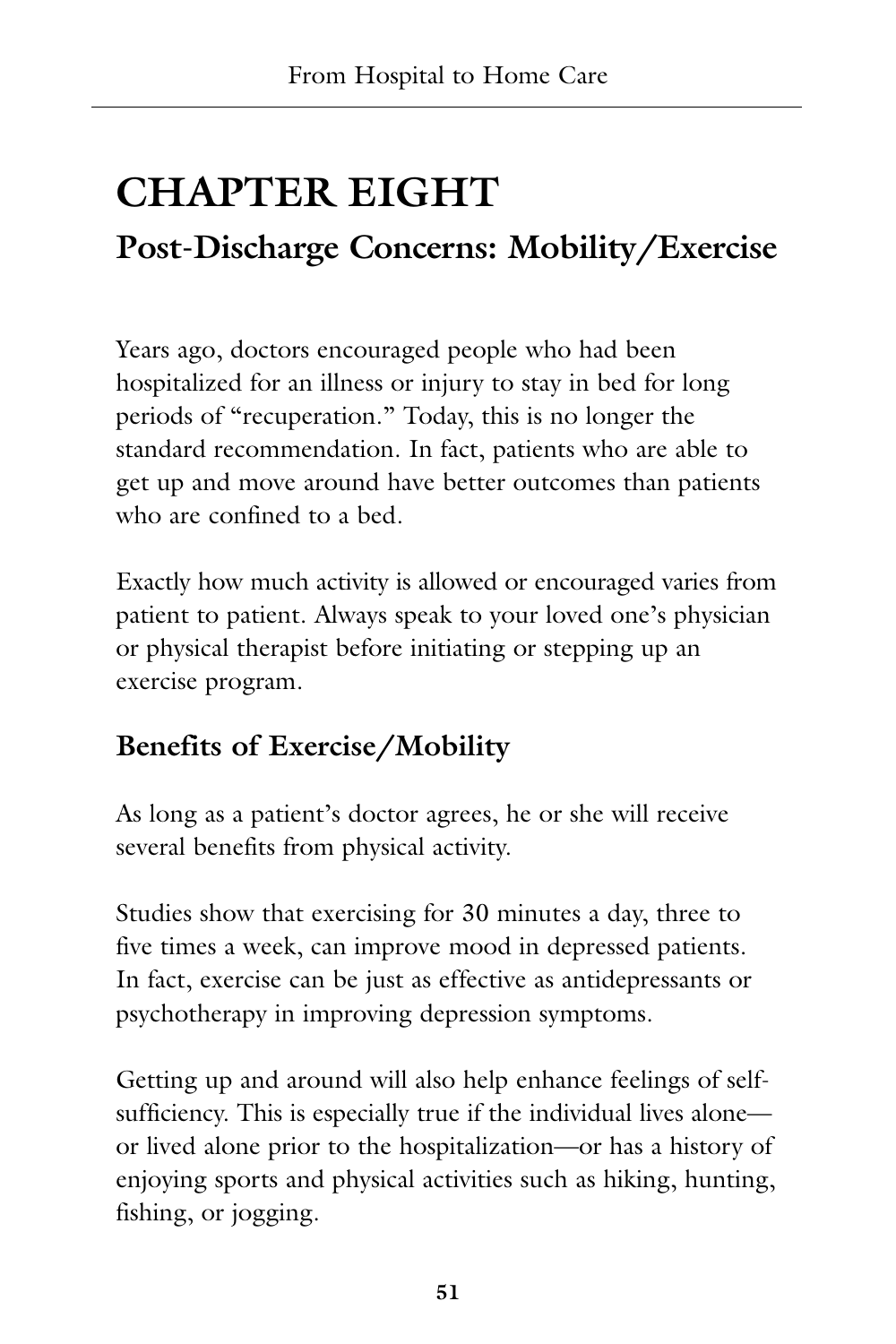# CHAPTER EIGHT

## Post-Discharge Concerns: Mobility/Exercise

Years ago, doctors encouraged people who had been hospitalized for an illness or injury to stay in bed for long periods of "recuperation." Today, this is no longer the standard recommendation. In fact, patients who are able to get up and move around have better outcomes than patients who are confined to a bed.

Exactly how much activity is allowed or encouraged varies from patient to patient. Always speak to your loved one's physician or physical therapist before initiating or stepping up an exercise program.

### Benefits of Exercise/Mobility

As long as a patient's doctor agrees, he or she will receive several benefits from physical activity.

Studies show that exercising for 30 minutes a day, three to five times a week, can improve mood in depressed patients. In fact, exercise can be just as effective as antidepressants or psychotherapy in improving depression symptoms.

Getting up and around will also help enhance feelings of self-sufficiency. This is especially true if the individual lives alone—or lived alone prior to the hospitalization—or has a history of enjoying sports and physical activities such as hiking, hunting, fishing, or jogging.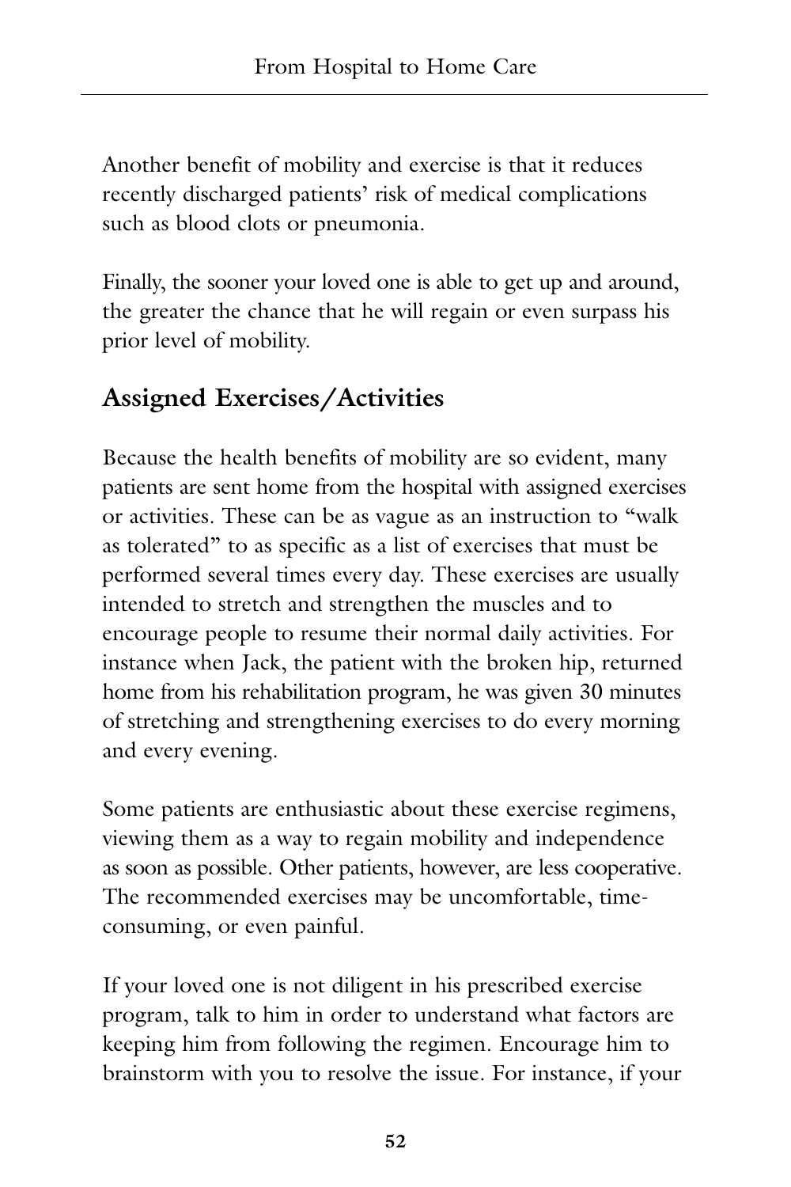Another benefit of mobility and exercise is that it reduces recently discharged patients' risk of medical complications such as blood clots or pneumonia.

Finally, the sooner your loved one is able to get up and around, the greater the chance that he will regain or even surpass his prior level of mobility.

## Assigned Exercises/Activities

Because the health benefits of mobility are so evident, many patients are sent home from the hospital with assigned exercises or activities. These can be as vague as an instruction to "walk as tolerated" to as specific as a list of exercises that must be performed several times every day. These exercises are usually intended to stretch and strengthen the muscles and to encourage people to resume their normal daily activities. For instance when Jack, the patient with the broken hip, returned home from his rehabilitation program, he was given 30 minutes of stretching and strengthening exercises to do every morning and every evening.

Some patients are enthusiastic about these exercise regimens, viewing them as a way to regain mobility and independence as soon as possible. Other patients, however, are less cooperative. The recommended exercises may be uncomfortable, time-consuming, or even painful.

If your loved one is not diligent in his prescribed exercise program, talk to him in order to understand what factors are keeping him from following the regimen. Encourage him to brainstorm with you to resolve the issue. For instance, if your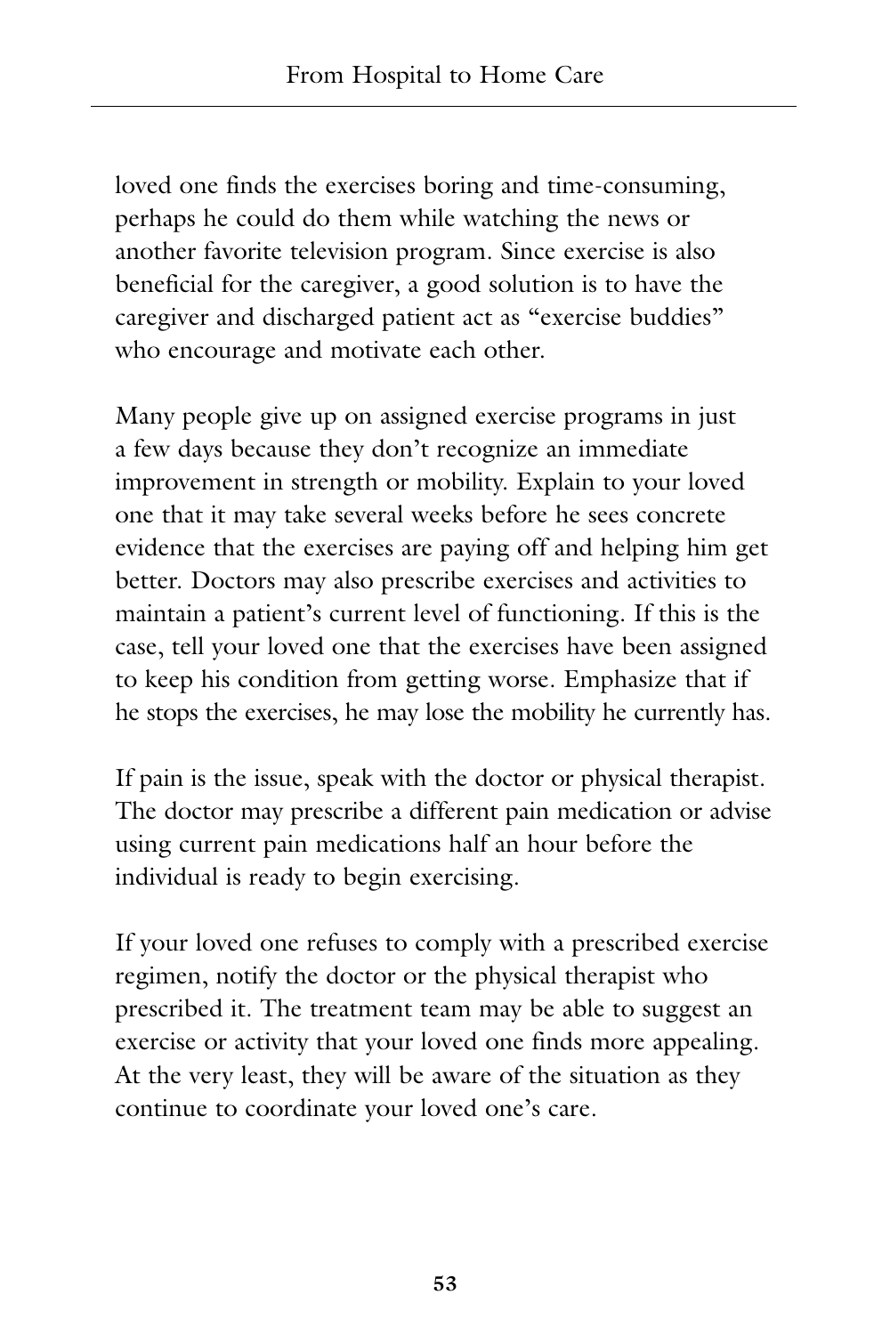loved one finds the exercises boring and time-consuming, perhaps he could do them while watching the news or another favorite television program. Since exercise is also beneficial for the caregiver, a good solution is to have the caregiver and discharged patient act as "exercise buddies" who encourage and motivate each other.

Many people give up on assigned exercise programs in just a few days because they don't recognize an immediate improvement in strength or mobility. Explain to your loved one that it may take several weeks before he sees concrete evidence that the exercises are paying off and helping him get better. Doctors may also prescribe exercises and activities to maintain a patient's current level of functioning. If this is the case, tell your loved one that the exercises have been assigned to keep his condition from getting worse. Emphasize that if he stops the exercises, he may lose the mobility he currently has.

If pain is the issue, speak with the doctor or physical therapist. The doctor may prescribe a different pain medication or advise using current pain medications half an hour before the individual is ready to begin exercising.

If your loved one refuses to comply with a prescribed exercise regimen, notify the doctor or the physical therapist who prescribed it. The treatment team may be able to suggest an exercise or activity that your loved one finds more appealing. At the very least, they will be aware of the situation as they continue to coordinate your loved one's care.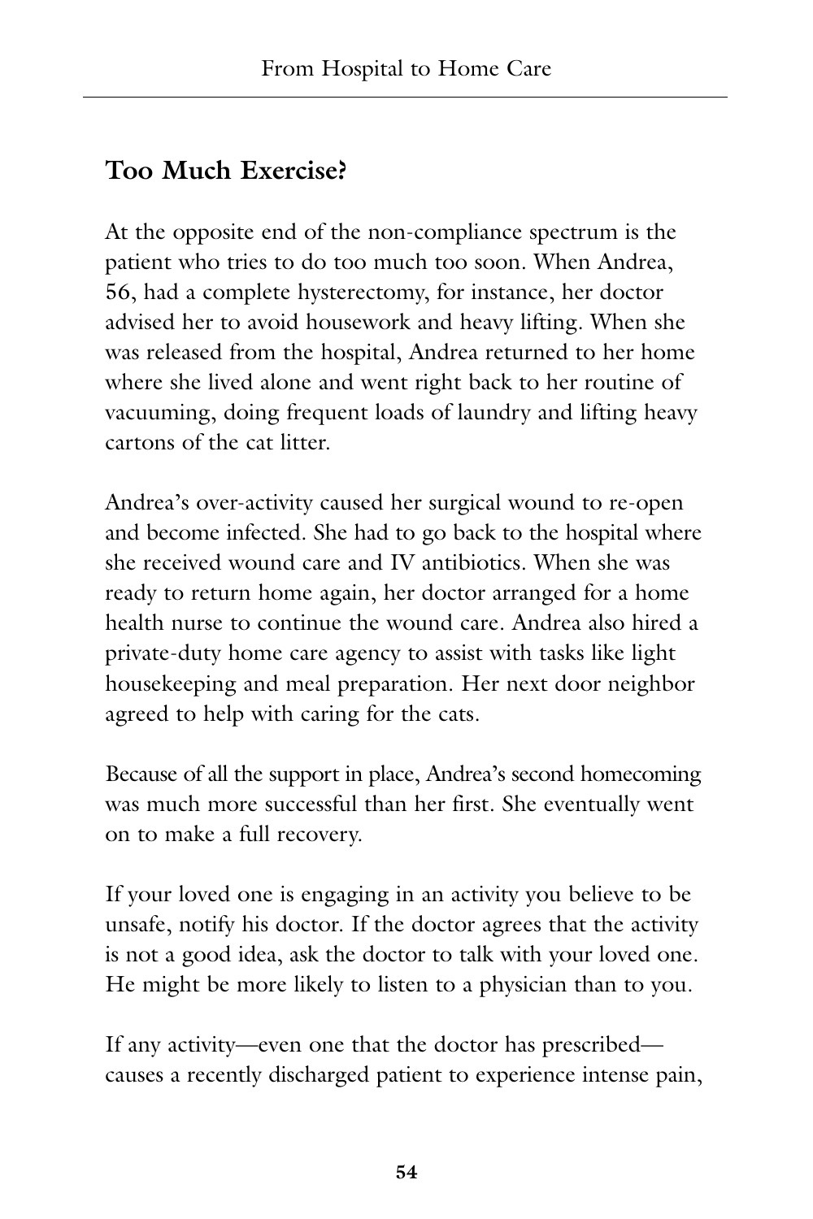## Too Much Exercise?

At the opposite end of the non-compliance spectrum is the patient who tries to do too much too soon. When Andrea, 56, had a complete hysterectomy, for instance, her doctor advised her to avoid housework and heavy lifting. When she was released from the hospital, Andrea returned to her home where she lived alone and went right back to her routine of vacuuming, doing frequent loads of laundry and lifting heavy cartons of the cat litter.

Andrea's over-activity caused her surgical wound to re-open and become infected. She had to go back to the hospital where she received wound care and IV antibiotics. When she was ready to return home again, her doctor arranged for a home health nurse to continue the wound care. Andrea also hired a private-duty home care agency to assist with tasks like light housekeeping and meal preparation. Her next door neighbor agreed to help with caring for the cats.

Because of all the support in place, Andrea's second homecoming was much more successful than her first. She eventually went on to make a full recovery.

If your loved one is engaging in an activity you believe to be unsafe, notify his doctor. If the doctor agrees that the activity is not a good idea, ask the doctor to talk with your loved one. He might be more likely to listen to a physician than to you.

If any activity—even one that the doctor has prescribed—causes a recently discharged patient to experience intense pain,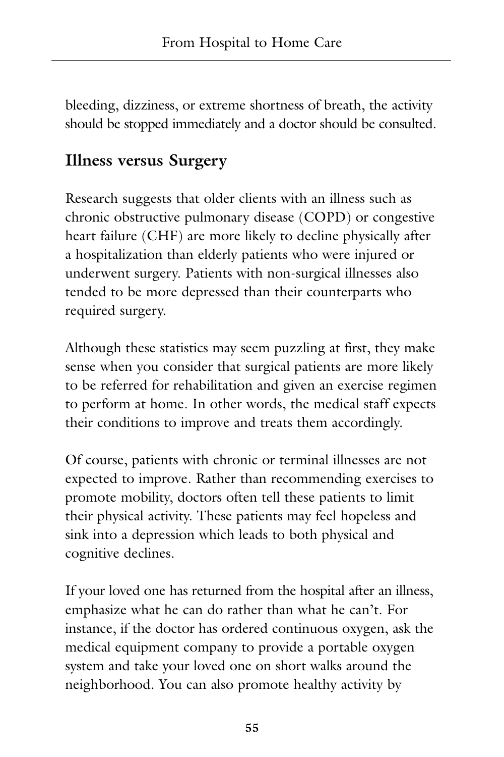bleeding, dizziness, or extreme shortness of breath, the activity should be stopped immediately and a doctor should be consulted.

## Illness versus Surgery

Research suggests that older clients with an illness such as chronic obstructive pulmonary disease (COPD) or congestive heart failure (CHF) are more likely to decline physically after a hospitalization than elderly patients who were injured or underwent surgery. Patients with non-surgical illnesses also tended to be more depressed than their counterparts who required surgery.

Although these statistics may seem puzzling at first, they make sense when you consider that surgical patients are more likely to be referred for rehabilitation and given an exercise regimen to perform at home. In other words, the medical staff expects their conditions to improve and treats them accordingly.

Of course, patients with chronic or terminal illnesses are not expected to improve. Rather than recommending exercises to promote mobility, doctors often tell these patients to limit their physical activity. These patients may feel hopeless and sink into a depression which leads to both physical and cognitive declines.

If your loved one has returned from the hospital after an illness, emphasize what he can do rather than what he can't. For instance, if the doctor has ordered continuous oxygen, ask the medical equipment company to provide a portable oxygen system and take your loved one on short walks around the neighborhood. You can also promote healthy activity by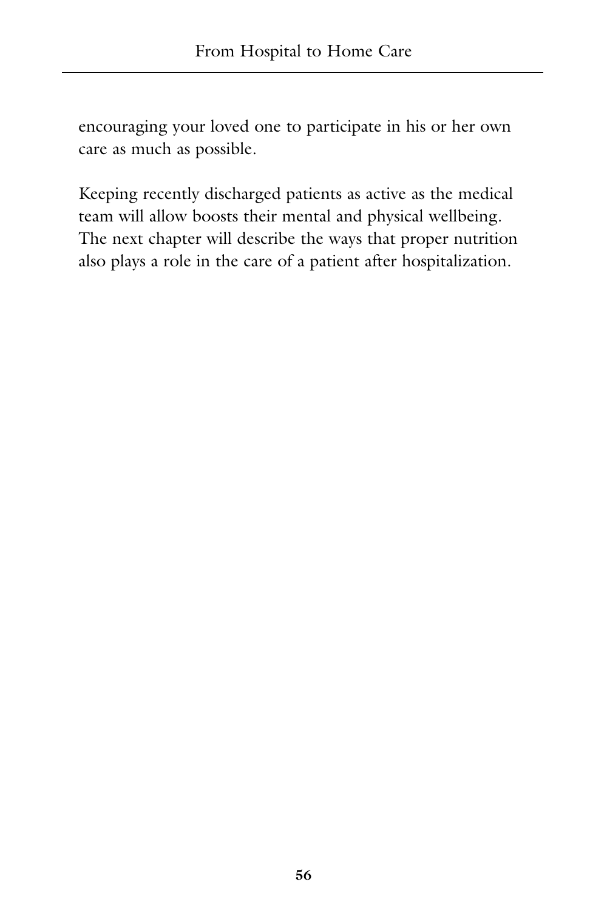encouraging your loved one to participate in his or her own care as much as possible.

Keeping recently discharged patients as active as the medical team will allow boosts their mental and physical wellbeing. The next chapter will describe the ways that proper nutrition also plays a role in the care of a patient after hospitalization.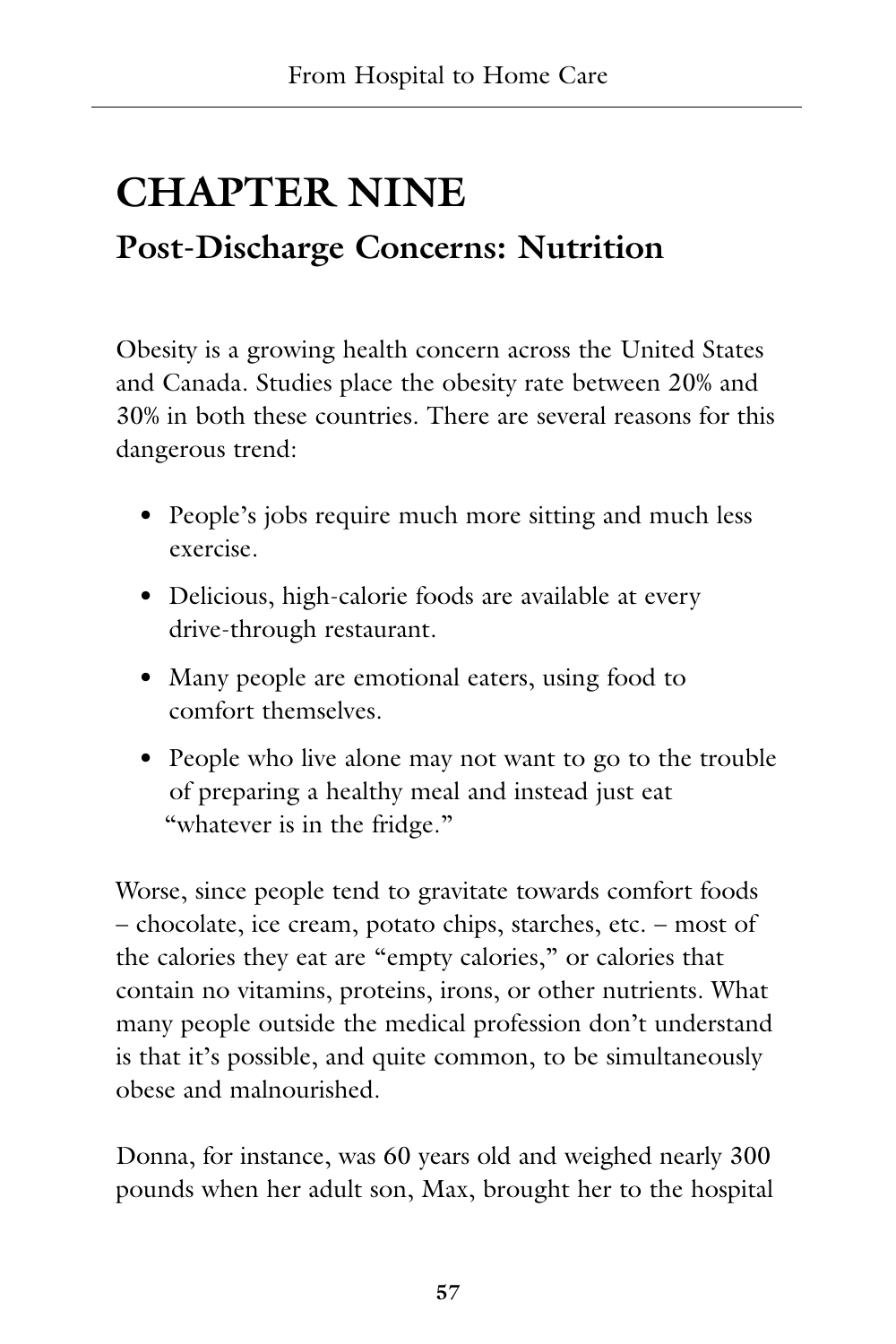# CHAPTER NINE

## Post-Discharge Concerns: Nutrition

Obesity is a growing health concern across the United States and Canada. Studies place the obesity rate between 20% and 30% in both these countries. There are several reasons for this dangerous trend:

- People's jobs require much more sitting and much less exercise.
- Delicious, high-calorie foods are available at every drive-through restaurant.
- Many people are emotional eaters, using food to comfort themselves.
- People who live alone may not want to go to the trouble of preparing a healthy meal and instead just eat "whatever is in the fridge."

Worse, since people tend to gravitate towards comfort foods – chocolate, ice cream, potato chips, starches, etc. – most of the calories they eat are "empty calories," or calories that contain no vitamins, proteins, irons, or other nutrients. What many people outside the medical profession don't understand is that it's possible, and quite common, to be simultaneously obese and malnourished.

Donna, for instance, was 60 years old and weighed nearly 300 pounds when her adult son, Max, brought her to the hospital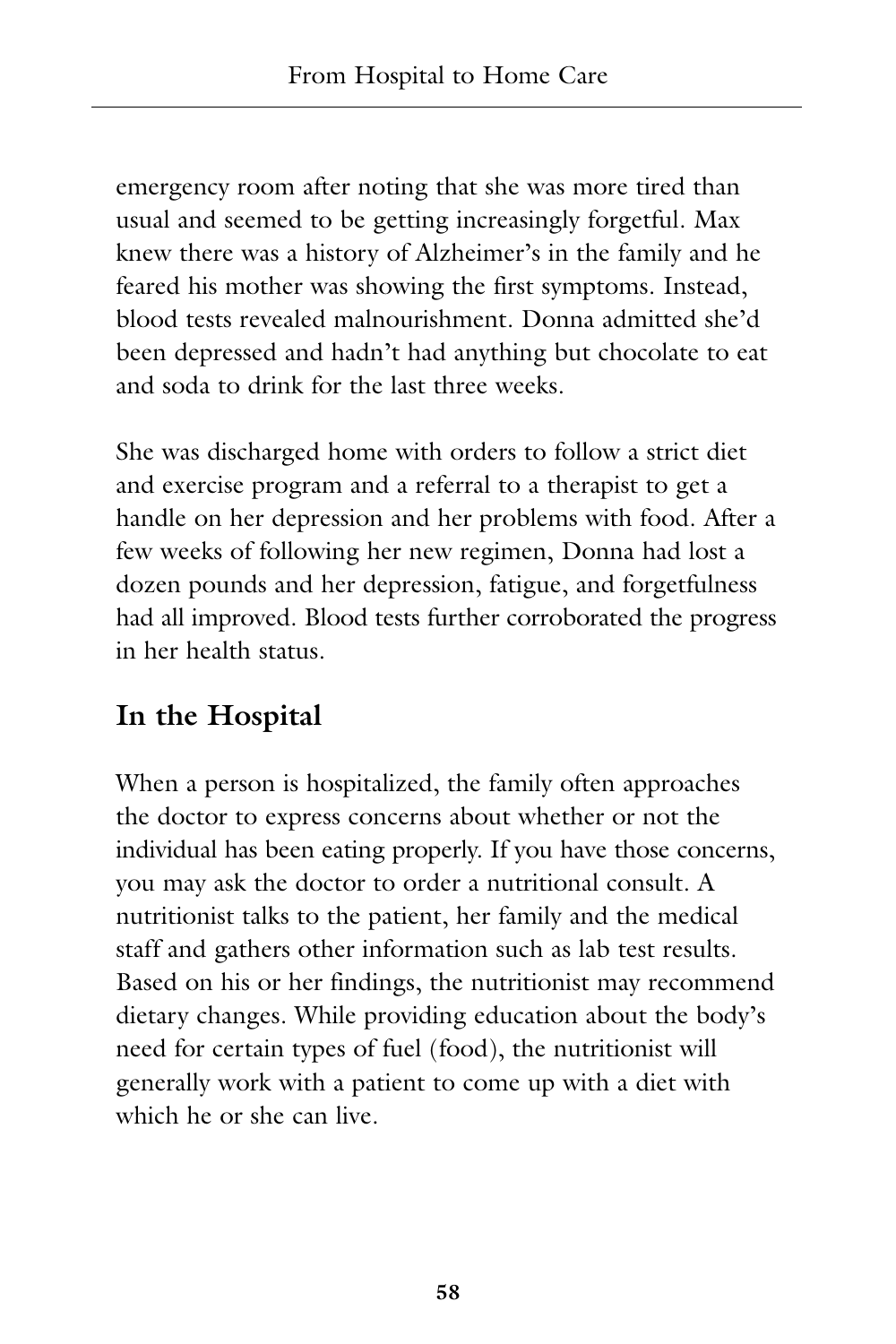emergency room after noting that she was more tired than usual and seemed to be getting increasingly forgetful. Max knew there was a history of Alzheimer's in the family and he feared his mother was showing the first symptoms. Instead, blood tests revealed malnourishment. Donna admitted she'd been depressed and hadn't had anything but chocolate to eat and soda to drink for the last three weeks.

She was discharged home with orders to follow a strict diet and exercise program and a referral to a therapist to get a handle on her depression and her problems with food. After a few weeks of following her new regimen, Donna had lost a dozen pounds and her depression, fatigue, and forgetfulness had all improved. Blood tests further corroborated the progress in her health status.

## In the Hospital

When a person is hospitalized, the family often approaches the doctor to express concerns about whether or not the individual has been eating properly. If you have those concerns, you may ask the doctor to order a nutritional consult. A nutritionist talks to the patient, her family and the medical staff and gathers other information such as lab test results. Based on his or her findings, the nutritionist may recommend dietary changes. While providing education about the body's need for certain types of fuel (food), the nutritionist will generally work with a patient to come up with a diet with which he or she can live.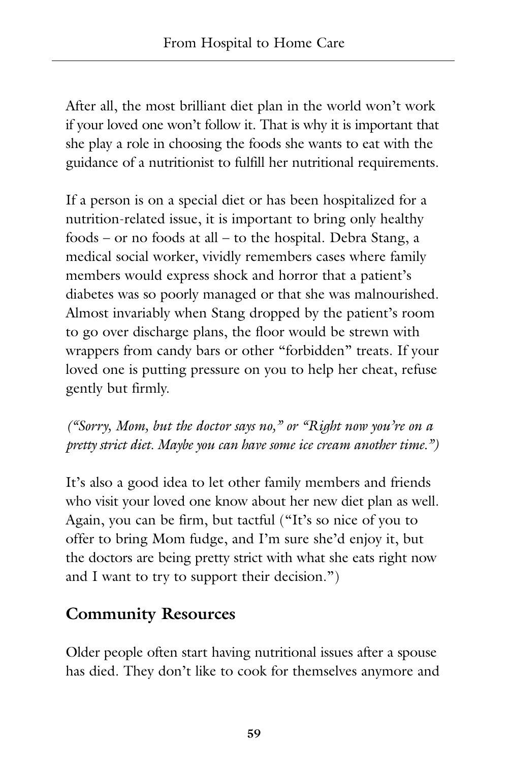After all, the most brilliant diet plan in the world won't work if your loved one won't follow it. That is why it is important that she play a role in choosing the foods she wants to eat with the guidance of a nutritionist to fulfill her nutritional requirements.

If a person is on a special diet or has been hospitalized for a nutrition-related issue, it is important to bring only healthy foods – or no foods at all – to the hospital. Debra Stang, a medical social worker, vividly remembers cases where family members would express shock and horror that a patient's diabetes was so poorly managed or that she was malnourished. Almost invariably when Stang dropped by the patient's room to go over discharge plans, the floor would be strewn with wrappers from candy bars or other "forbidden" treats. If your loved one is putting pressure on you to help her cheat, refuse gently but firmly.

*("Sorry, Mom, but the doctor says no," or "Right now you're on a pretty strict diet. Maybe you can have some ice cream another time.")*

It's also a good idea to let other family members and friends who visit your loved one know about her new diet plan as well. Again, you can be firm, but tactful ("It's so nice of you to offer to bring Mom fudge, and I'm sure she'd enjoy it, but the doctors are being pretty strict with what she eats right now and I want to try to support their decision.")

## Community Resources

Older people often start having nutritional issues after a spouse has died. They don't like to cook for themselves anymore and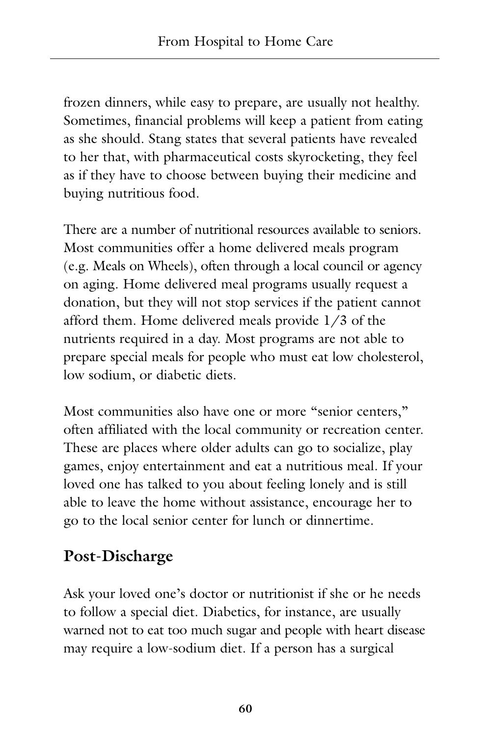frozen dinners, while easy to prepare, are usually not healthy. Sometimes, financial problems will keep a patient from eating as she should. Stang states that several patients have revealed to her that, with pharmaceutical costs skyrocketing, they feel as if they have to choose between buying their medicine and buying nutritious food.

There are a number of nutritional resources available to seniors. Most communities offer a home delivered meals program (e.g. Meals on Wheels), often through a local council or agency on aging. Home delivered meal programs usually request a donation, but they will not stop services if the patient cannot afford them. Home delivered meals provide 1/3 of the nutrients required in a day. Most programs are not able to prepare special meals for people who must eat low cholesterol, low sodium, or diabetic diets.

Most communities also have one or more "senior centers," often affiliated with the local community or recreation center. These are places where older adults can go to socialize, play games, enjoy entertainment and eat a nutritious meal. If your loved one has talked to you about feeling lonely and is still able to leave the home without assistance, encourage her to go to the local senior center for lunch or dinnertime.

## Post-Discharge

Ask your loved one's doctor or nutritionist if she or he needs to follow a special diet. Diabetics, for instance, are usually warned not to eat too much sugar and people with heart disease may require a low-sodium diet. If a person has a surgical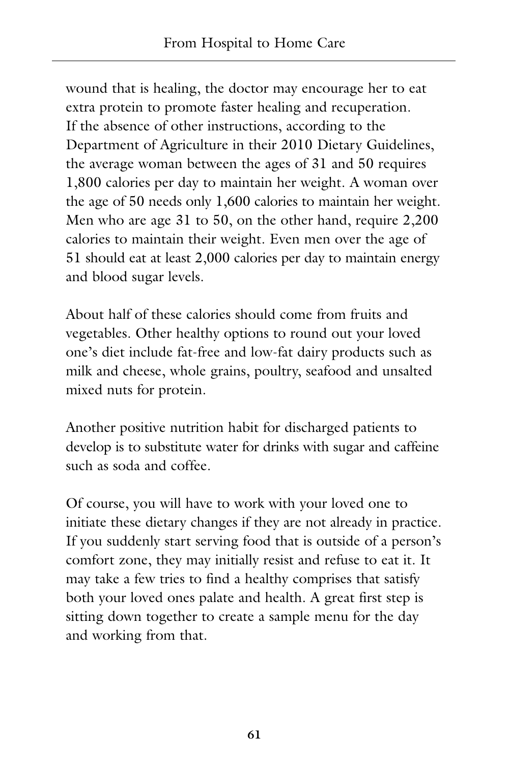wound that is healing, the doctor may encourage her to eat extra protein to promote faster healing and recuperation. If the absence of other instructions, according to the Department of Agriculture in their 2010 Dietary Guidelines, the average woman between the ages of 31 and 50 requires 1,800 calories per day to maintain her weight. A woman over the age of 50 needs only 1,600 calories to maintain her weight. Men who are age 31 to 50, on the other hand, require 2,200 calories to maintain their weight. Even men over the age of 51 should eat at least 2,000 calories per day to maintain energy and blood sugar levels.

About half of these calories should come from fruits and vegetables. Other healthy options to round out your loved one's diet include fat-free and low-fat dairy products such as milk and cheese, whole grains, poultry, seafood and unsalted mixed nuts for protein.

Another positive nutrition habit for discharged patients to develop is to substitute water for drinks with sugar and caffeine such as soda and coffee.

Of course, you will have to work with your loved one to initiate these dietary changes if they are not already in practice. If you suddenly start serving food that is outside of a person's comfort zone, they may initially resist and refuse to eat it. It may take a few tries to find a healthy comprises that satisfy both your loved ones palate and health. A great first step is sitting down together to create a sample menu for the day and working from that.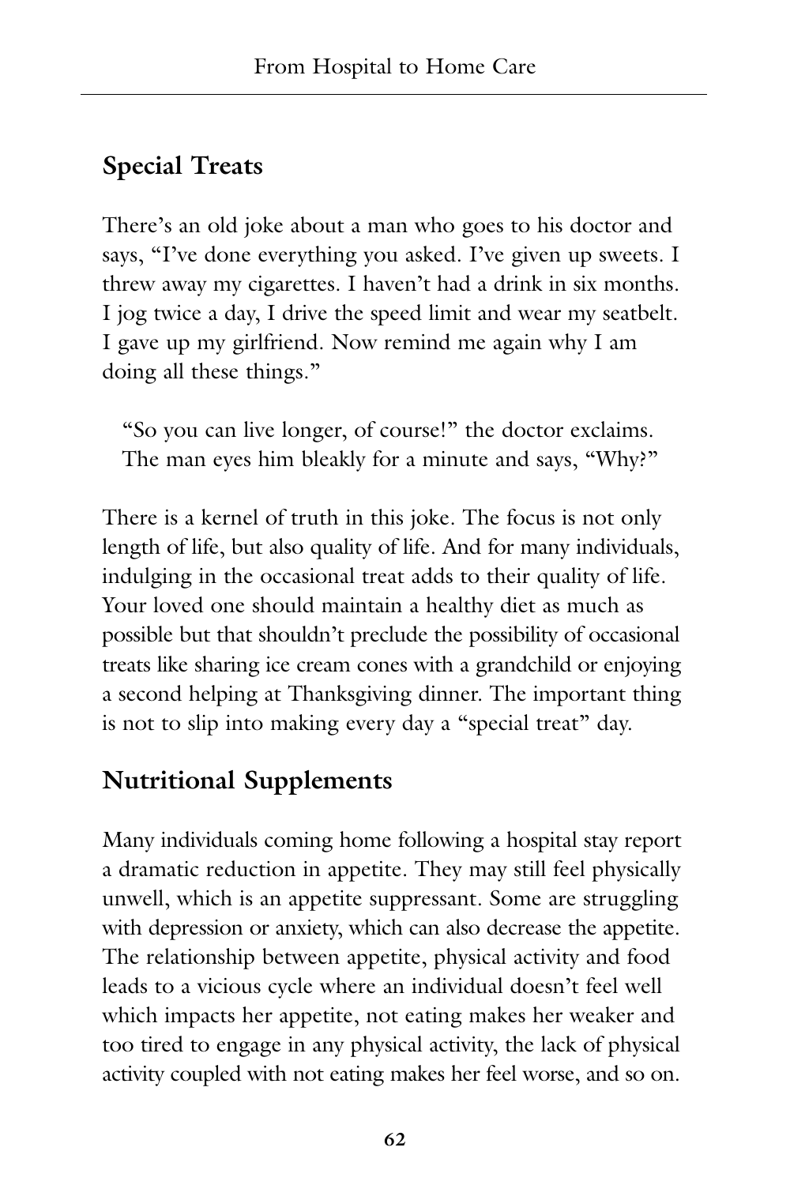## Special Treats

There's an old joke about a man who goes to his doctor and says, "I've done everything you asked. I've given up sweets. I threw away my cigarettes. I haven't had a drink in six months. I jog twice a day, I drive the speed limit and wear my seatbelt. I gave up my girlfriend. Now remind me again why I am doing all these things."

"So you can live longer, of course!" the doctor exclaims. The man eyes him bleakly for a minute and says, "Why?"

There is a kernel of truth in this joke. The focus is not only length of life, but also quality of life. And for many individuals, indulging in the occasional treat adds to their quality of life. Your loved one should maintain a healthy diet as much as possible but that shouldn't preclude the possibility of occasional treats like sharing ice cream cones with a grandchild or enjoying a second helping at Thanksgiving dinner. The important thing is not to slip into making every day a "special treat" day.

## Nutritional Supplements

Many individuals coming home following a hospital stay report a dramatic reduction in appetite. They may still feel physically unwell, which is an appetite suppressant. Some are struggling with depression or anxiety, which can also decrease the appetite. The relationship between appetite, physical activity and food leads to a vicious cycle where an individual doesn't feel well which impacts her appetite, not eating makes her weaker and too tired to engage in any physical activity, the lack of physical activity coupled with not eating makes her feel worse, and so on.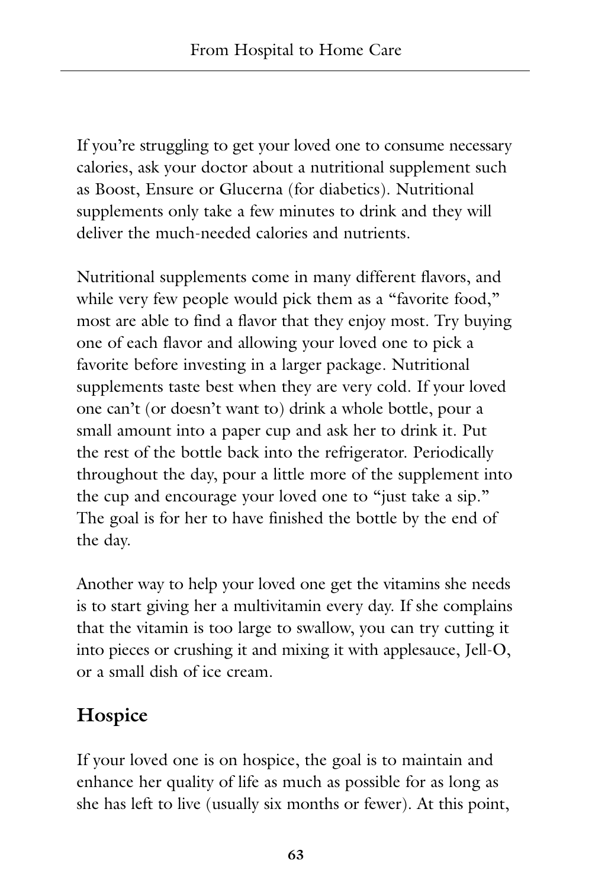If you're struggling to get your loved one to consume necessary calories, ask your doctor about a nutritional supplement such as Boost, Ensure or Glucerna (for diabetics). Nutritional supplements only take a few minutes to drink and they will deliver the much-needed calories and nutrients.

Nutritional supplements come in many different flavors, and while very few people would pick them as a "favorite food," most are able to find a flavor that they enjoy most. Try buying one of each flavor and allowing your loved one to pick a favorite before investing in a larger package. Nutritional supplements taste best when they are very cold. If your loved one can't (or doesn't want to) drink a whole bottle, pour a small amount into a paper cup and ask her to drink it. Put the rest of the bottle back into the refrigerator. Periodically throughout the day, pour a little more of the supplement into the cup and encourage your loved one to "just take a sip." The goal is for her to have finished the bottle by the end of the day.

Another way to help your loved one get the vitamins she needs is to start giving her a multivitamin every day. If she complains that the vitamin is too large to swallow, you can try cutting it into pieces or crushing it and mixing it with applesauce, Jell-O, or a small dish of ice cream.

## Hospice

If your loved one is on hospice, the goal is to maintain and enhance her quality of life as much as possible for as long as she has left to live (usually six months or fewer). At this point,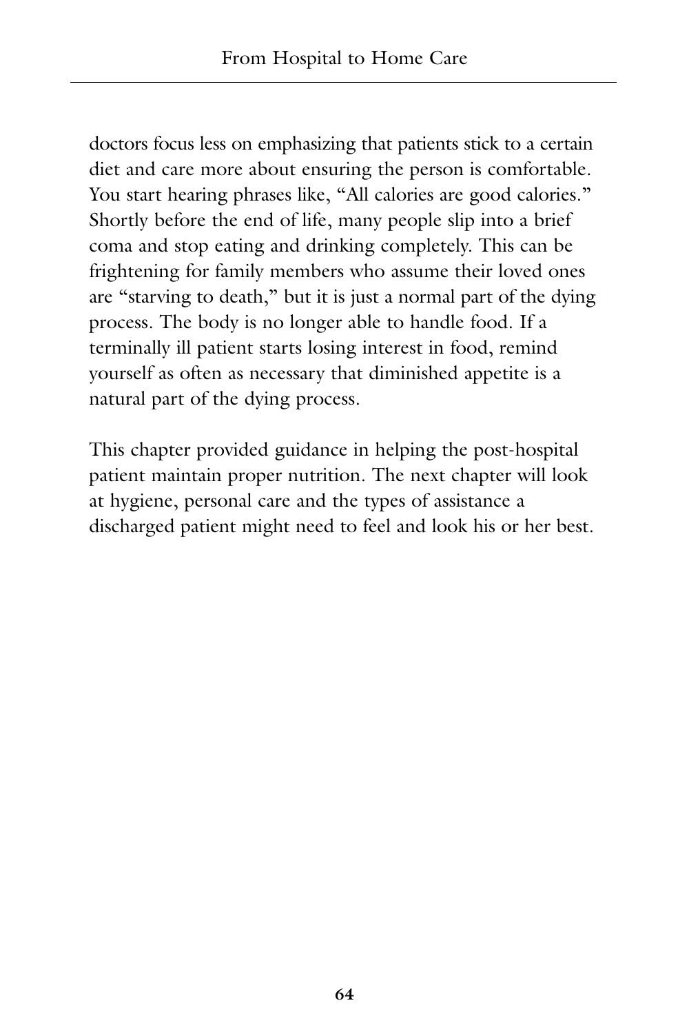doctors focus less on emphasizing that patients stick to a certain diet and care more about ensuring the person is comfortable. You start hearing phrases like, "All calories are good calories." Shortly before the end of life, many people slip into a brief coma and stop eating and drinking completely. This can be frightening for family members who assume their loved ones are "starving to death," but it is just a normal part of the dying process. The body is no longer able to handle food. If a terminally ill patient starts losing interest in food, remind yourself as often as necessary that diminished appetite is a natural part of the dying process.

This chapter provided guidance in helping the post-hospital patient maintain proper nutrition. The next chapter will look at hygiene, personal care and the types of assistance a discharged patient might need to feel and look his or her best.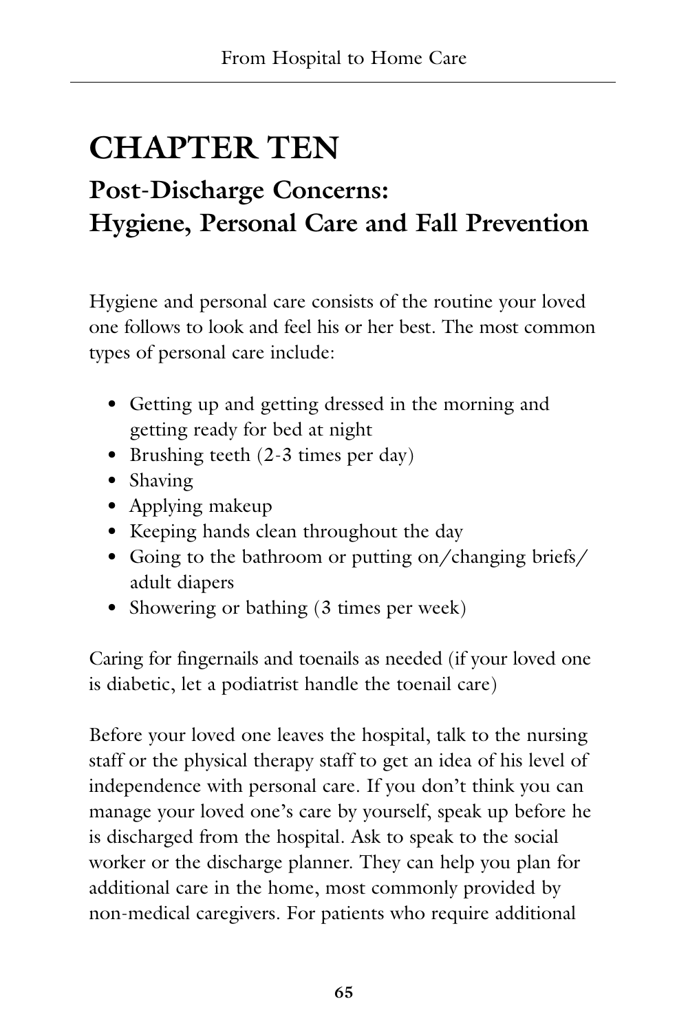# CHAPTER TEN

## Post-Discharge Concerns: Hygiene, Personal Care and Fall Prevention

Hygiene and personal care consists of the routine your loved one follows to look and feel his or her best. The most common types of personal care include:

- Getting up and getting dressed in the morning and getting ready for bed at night
- Brushing teeth (2-3 times per day)
- Shaving
- Applying makeup
- Keeping hands clean throughout the day
- Going to the bathroom or putting on/changing briefs/ adult diapers
- Showering or bathing (3 times per week)

Caring for fingernails and toenails as needed (if your loved one is diabetic, let a podiatrist handle the toenail care)

Before your loved one leaves the hospital, talk to the nursing staff or the physical therapy staff to get an idea of his level of independence with personal care. If you don't think you can manage your loved one's care by yourself, speak up before he is discharged from the hospital. Ask to speak to the social worker or the discharge planner. They can help you plan for additional care in the home, most commonly provided by non-medical caregivers. For patients who require additional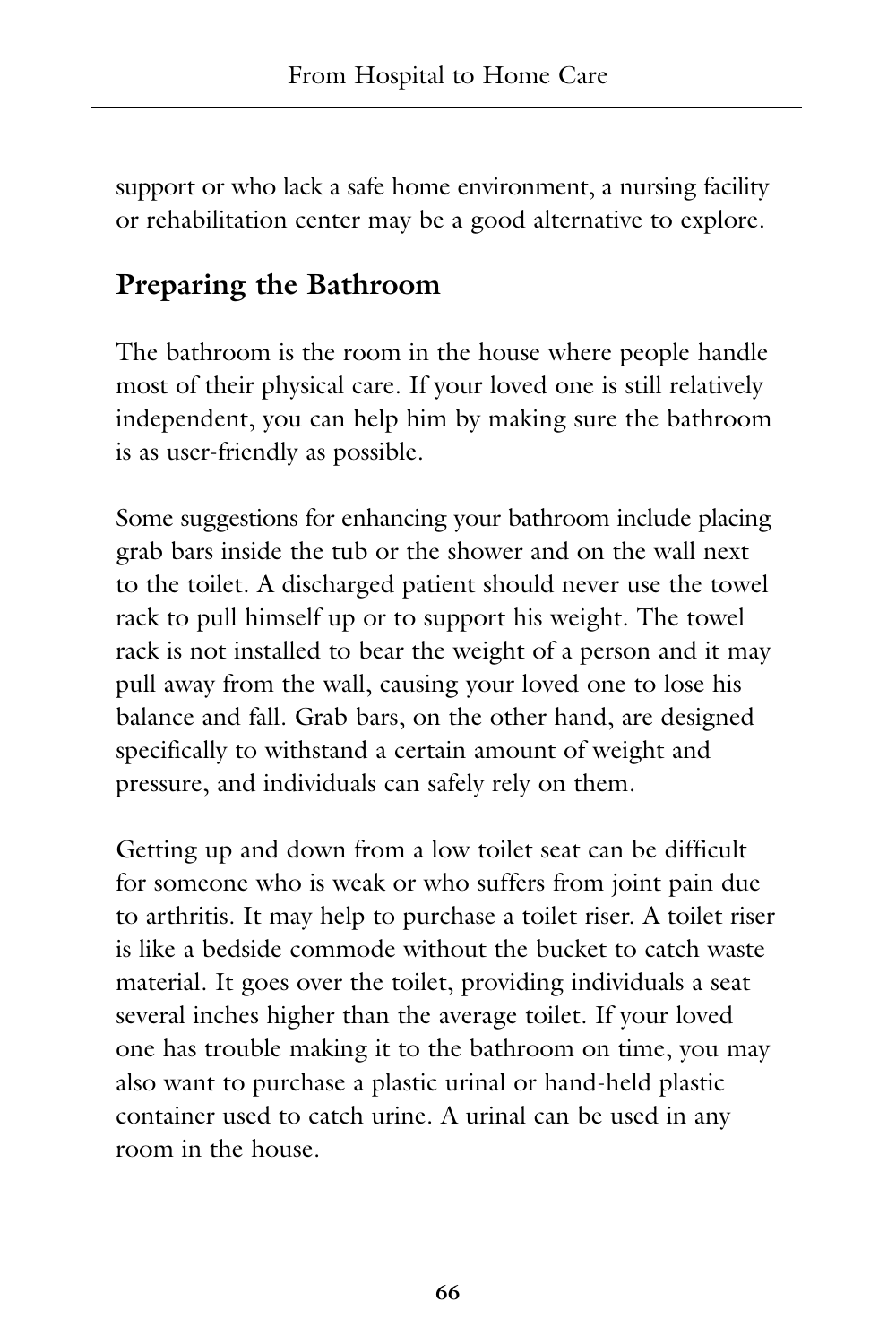support or who lack a safe home environment, a nursing facility or rehabilitation center may be a good alternative to explore.

## Preparing the Bathroom

The bathroom is the room in the house where people handle most of their physical care. If your loved one is still relatively independent, you can help him by making sure the bathroom is as user-friendly as possible.

Some suggestions for enhancing your bathroom include placing grab bars inside the tub or the shower and on the wall next to the toilet. A discharged patient should never use the towel rack to pull himself up or to support his weight. The towel rack is not installed to bear the weight of a person and it may pull away from the wall, causing your loved one to lose his balance and fall. Grab bars, on the other hand, are designed specifically to withstand a certain amount of weight and pressure, and individuals can safely rely on them.

Getting up and down from a low toilet seat can be difficult for someone who is weak or who suffers from joint pain due to arthritis. It may help to purchase a toilet riser. A toilet riser is like a bedside commode without the bucket to catch waste material. It goes over the toilet, providing individuals a seat several inches higher than the average toilet. If your loved one has trouble making it to the bathroom on time, you may also want to purchase a plastic urinal or hand-held plastic container used to catch urine. A urinal can be used in any room in the house.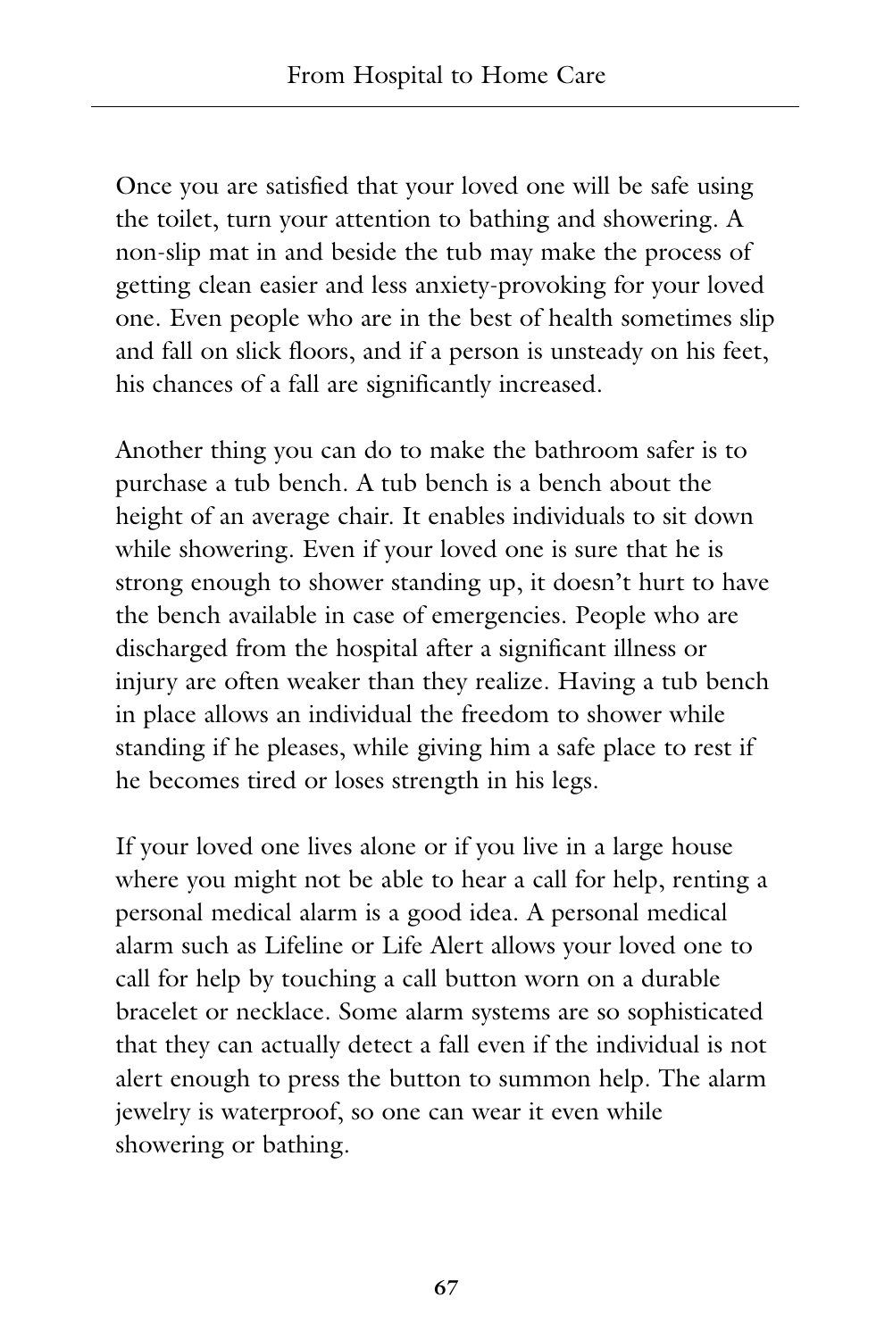Once you are satisfied that your loved one will be safe using the toilet, turn your attention to bathing and showering. A non-slip mat in and beside the tub may make the process of getting clean easier and less anxiety-provoking for your loved one. Even people who are in the best of health sometimes slip and fall on slick floors, and if a person is unsteady on his feet, his chances of a fall are significantly increased.

Another thing you can do to make the bathroom safer is to purchase a tub bench. A tub bench is a bench about the height of an average chair. It enables individuals to sit down while showering. Even if your loved one is sure that he is strong enough to shower standing up, it doesn't hurt to have the bench available in case of emergencies. People who are discharged from the hospital after a significant illness or injury are often weaker than they realize. Having a tub bench in place allows an individual the freedom to shower while standing if he pleases, while giving him a safe place to rest if he becomes tired or loses strength in his legs.

If your loved one lives alone or if you live in a large house where you might not be able to hear a call for help, renting a personal medical alarm is a good idea. A personal medical alarm such as Lifeline or Life Alert allows your loved one to call for help by touching a call button worn on a durable bracelet or necklace. Some alarm systems are so sophisticated that they can actually detect a fall even if the individual is not alert enough to press the button to summon help. The alarm jewelry is waterproof, so one can wear it even while showering or bathing.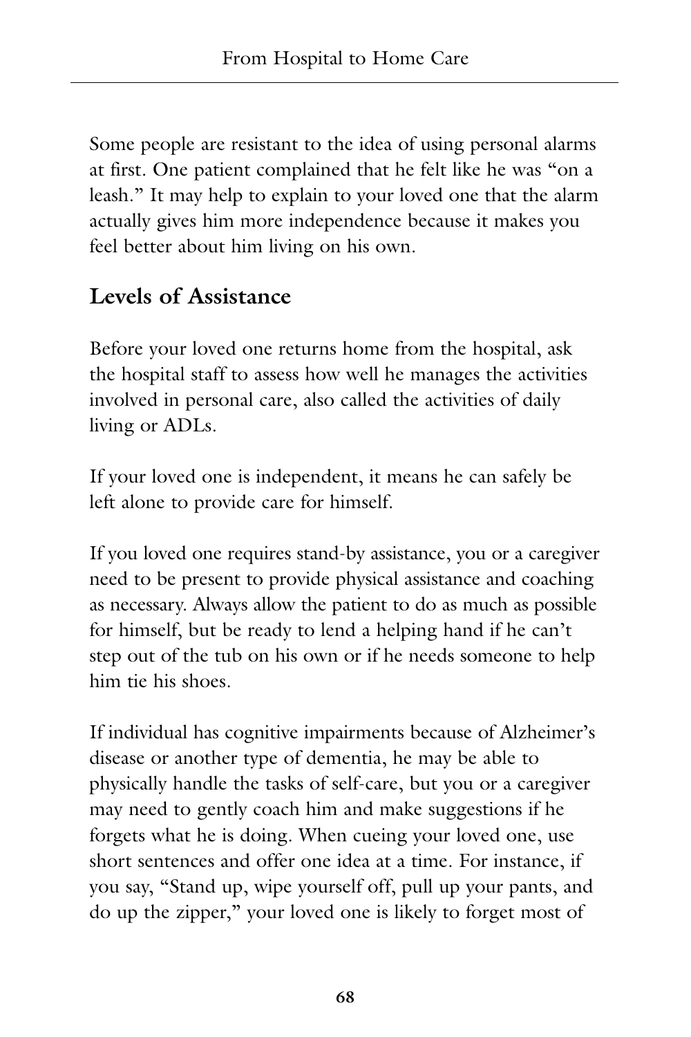Some people are resistant to the idea of using personal alarms at first. One patient complained that he felt like he was "on a leash." It may help to explain to your loved one that the alarm actually gives him more independence because it makes you feel better about him living on his own.

## Levels of Assistance

Before your loved one returns home from the hospital, ask the hospital staff to assess how well he manages the activities involved in personal care, also called the activities of daily living or ADLs.

If your loved one is independent, it means he can safely be left alone to provide care for himself.

If you loved one requires stand-by assistance, you or a caregiver need to be present to provide physical assistance and coaching as necessary. Always allow the patient to do as much as possible for himself, but be ready to lend a helping hand if he can't step out of the tub on his own or if he needs someone to help him tie his shoes.

If individual has cognitive impairments because of Alzheimer's disease or another type of dementia, he may be able to physically handle the tasks of self-care, but you or a caregiver may need to gently coach him and make suggestions if he forgets what he is doing. When cueing your loved one, use short sentences and offer one idea at a time. For instance, if you say, "Stand up, wipe yourself off, pull up your pants, and do up the zipper," your loved one is likely to forget most of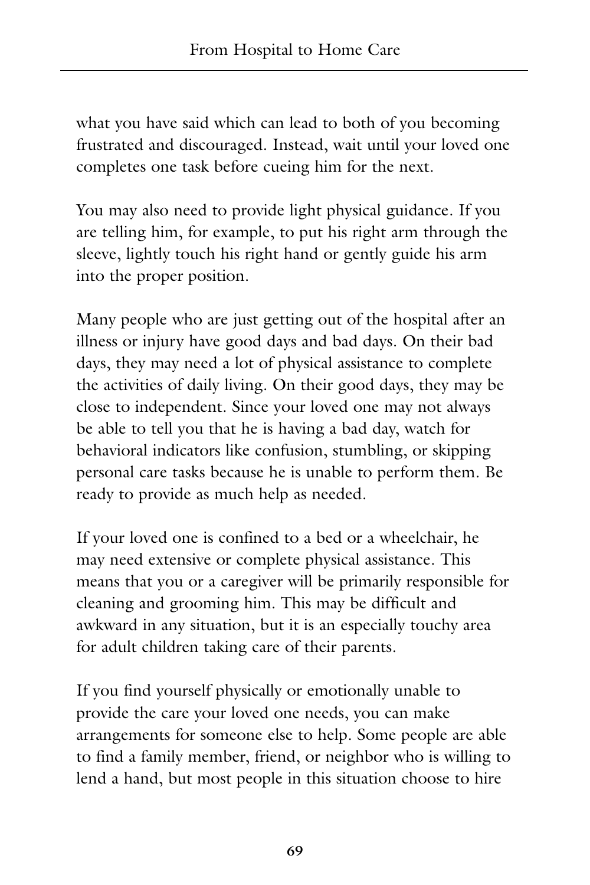what you have said which can lead to both of you becoming frustrated and discouraged. Instead, wait until your loved one completes one task before cueing him for the next.

You may also need to provide light physical guidance. If you are telling him, for example, to put his right arm through the sleeve, lightly touch his right hand or gently guide his arm into the proper position.

Many people who are just getting out of the hospital after an illness or injury have good days and bad days. On their bad days, they may need a lot of physical assistance to complete the activities of daily living. On their good days, they may be close to independent. Since your loved one may not always be able to tell you that he is having a bad day, watch for behavioral indicators like confusion, stumbling, or skipping personal care tasks because he is unable to perform them. Be ready to provide as much help as needed.

If your loved one is confined to a bed or a wheelchair, he may need extensive or complete physical assistance. This means that you or a caregiver will be primarily responsible for cleaning and grooming him. This may be difficult and awkward in any situation, but it is an especially touchy area for adult children taking care of their parents.

If you find yourself physically or emotionally unable to provide the care your loved one needs, you can make arrangements for someone else to help. Some people are able to find a family member, friend, or neighbor who is willing to lend a hand, but most people in this situation choose to hire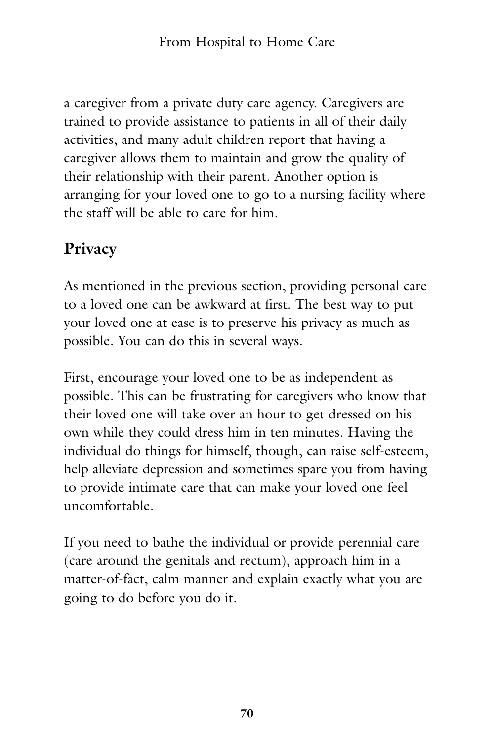a caregiver from a private duty care agency. Caregivers are trained to provide assistance to patients in all of their daily activities, and many adult children report that having a caregiver allows them to maintain and grow the quality of their relationship with their parent. Another option is arranging for your loved one to go to a nursing facility where the staff will be able to care for him.

## Privacy

As mentioned in the previous section, providing personal care to a loved one can be awkward at first. The best way to put your loved one at ease is to preserve his privacy as much as possible. You can do this in several ways.

First, encourage your loved one to be as independent as possible. This can be frustrating for caregivers who know that their loved one will take over an hour to get dressed on his own while they could dress him in ten minutes. Having the individual do things for himself, though, can raise self-esteem, help alleviate depression and sometimes spare you from having to provide intimate care that can make your loved one feel uncomfortable.

If you need to bathe the individual or provide perennial care (care around the genitals and rectum), approach him in a matter-of-fact, calm manner and explain exactly what you are going to do before you do it.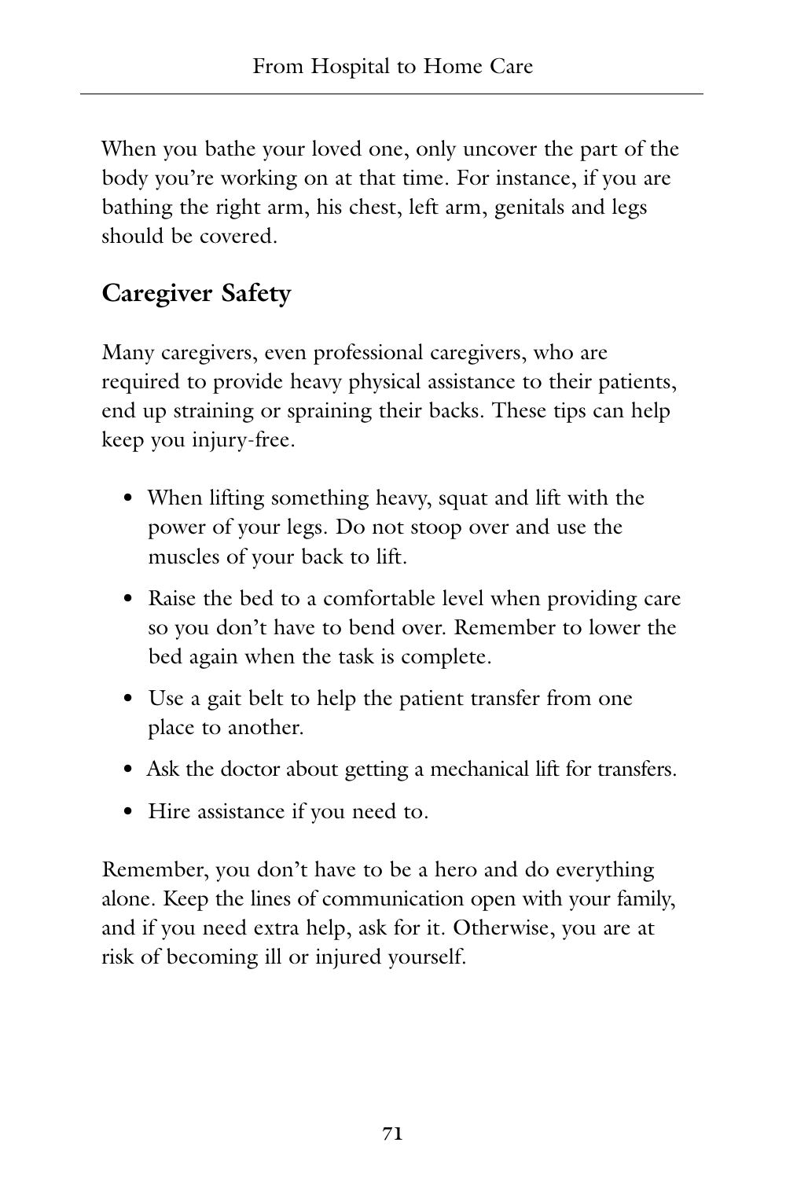When you bathe your loved one, only uncover the part of the body you're working on at that time. For instance, if you are bathing the right arm, his chest, left arm, genitals and legs should be covered.

## Caregiver Safety

Many caregivers, even professional caregivers, who are required to provide heavy physical assistance to their patients, end up straining or spraining their backs. These tips can help keep you injury-free.

- When lifting something heavy, squat and lift with the power of your legs. Do not stoop over and use the muscles of your back to lift.
- Raise the bed to a comfortable level when providing care so you don't have to bend over. Remember to lower the bed again when the task is complete.
- Use a gait belt to help the patient transfer from one place to another.
- Ask the doctor about getting a mechanical lift for transfers.
- Hire assistance if you need to.

Remember, you don't have to be a hero and do everything alone. Keep the lines of communication open with your family, and if you need extra help, ask for it. Otherwise, you are at risk of becoming ill or injured yourself.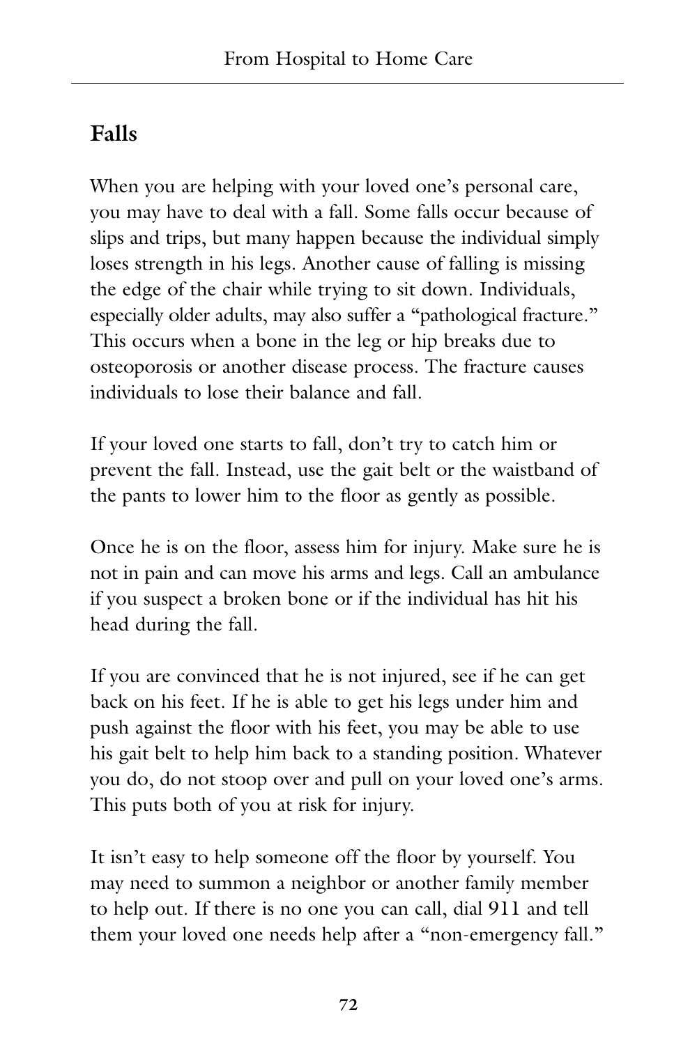## Falls

When you are helping with your loved one's personal care, you may have to deal with a fall. Some falls occur because of slips and trips, but many happen because the individual simply loses strength in his legs. Another cause of falling is missing the edge of the chair while trying to sit down. Individuals, especially older adults, may also suffer a "pathological fracture." This occurs when a bone in the leg or hip breaks due to osteoporosis or another disease process. The fracture causes individuals to lose their balance and fall.

If your loved one starts to fall, don't try to catch him or prevent the fall. Instead, use the gait belt or the waistband of the pants to lower him to the floor as gently as possible.

Once he is on the floor, assess him for injury. Make sure he is not in pain and can move his arms and legs. Call an ambulance if you suspect a broken bone or if the individual has hit his head during the fall.

If you are convinced that he is not injured, see if he can get back on his feet. If he is able to get his legs under him and push against the floor with his feet, you may be able to use his gait belt to help him back to a standing position. Whatever you do, do not stoop over and pull on your loved one's arms. This puts both of you at risk for injury.

It isn't easy to help someone off the floor by yourself. You may need to summon a neighbor or another family member to help out. If there is no one you can call, dial 911 and tell them your loved one needs help after a "non-emergency fall."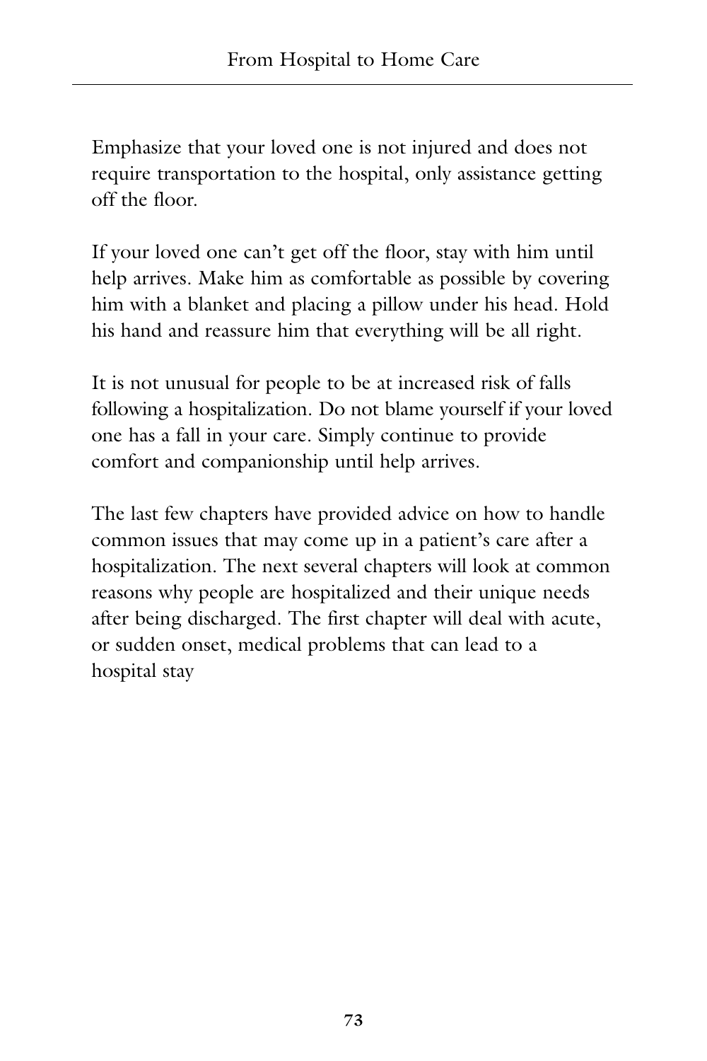Emphasize that your loved one is not injured and does not require transportation to the hospital, only assistance getting off the floor.

If your loved one can't get off the floor, stay with him until help arrives. Make him as comfortable as possible by covering him with a blanket and placing a pillow under his head. Hold his hand and reassure him that everything will be all right.

It is not unusual for people to be at increased risk of falls following a hospitalization. Do not blame yourself if your loved one has a fall in your care. Simply continue to provide comfort and companionship until help arrives.

The last few chapters have provided advice on how to handle common issues that may come up in a patient's care after a hospitalization. The next several chapters will look at common reasons why people are hospitalized and their unique needs after being discharged. The first chapter will deal with acute, or sudden onset, medical problems that can lead to a hospital stay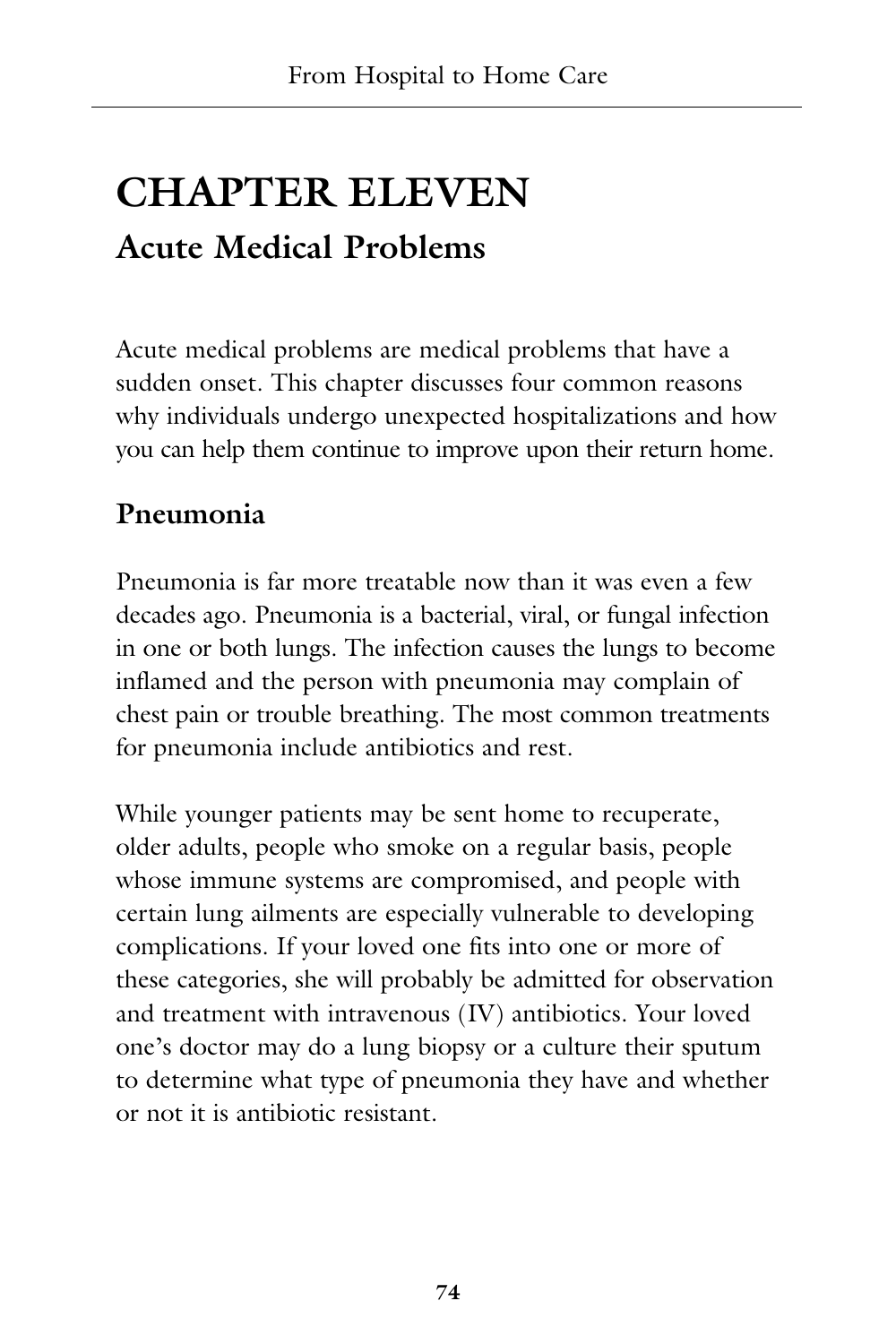# CHAPTER ELEVEN

## Acute Medical Problems

Acute medical problems are medical problems that have a sudden onset. This chapter discusses four common reasons why individuals undergo unexpected hospitalizations and how you can help them continue to improve upon their return home.

### Pneumonia

Pneumonia is far more treatable now than it was even a few decades ago. Pneumonia is a bacterial, viral, or fungal infection in one or both lungs. The infection causes the lungs to become inflamed and the person with pneumonia may complain of chest pain or trouble breathing. The most common treatments for pneumonia include antibiotics and rest.

While younger patients may be sent home to recuperate, older adults, people who smoke on a regular basis, people whose immune systems are compromised, and people with certain lung ailments are especially vulnerable to developing complications. If your loved one fits into one or more of these categories, she will probably be admitted for observation and treatment with intravenous (IV) antibiotics. Your loved one's doctor may do a lung biopsy or a culture their sputum to determine what type of pneumonia they have and whether or not it is antibiotic resistant.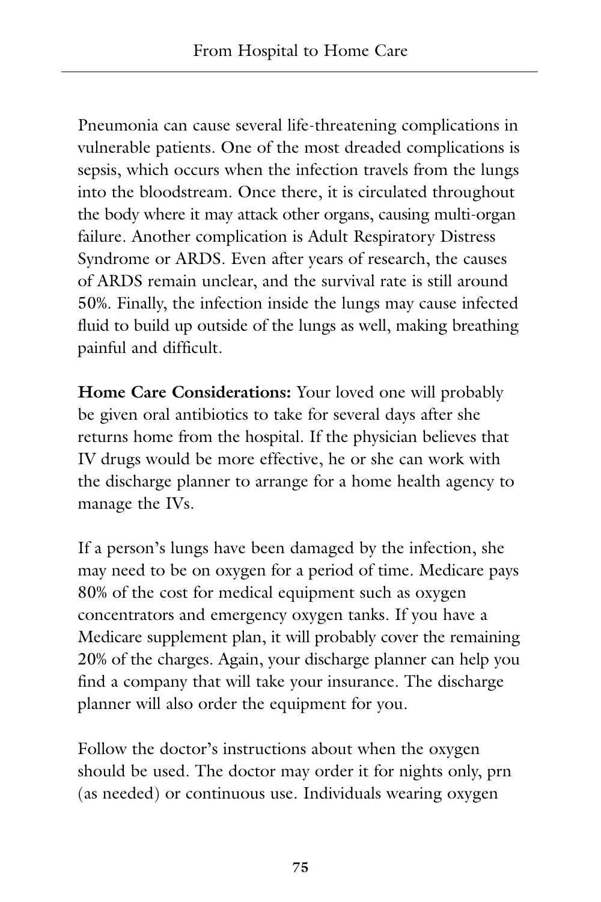Pneumonia can cause several life-threatening complications in vulnerable patients. One of the most dreaded complications is sepsis, which occurs when the infection travels from the lungs into the bloodstream. Once there, it is circulated throughout the body where it may attack other organs, causing multi-organ failure. Another complication is Adult Respiratory Distress Syndrome or ARDS. Even after years of research, the causes of ARDS remain unclear, and the survival rate is still around 50%. Finally, the infection inside the lungs may cause infected fluid to build up outside of the lungs as well, making breathing painful and difficult.

**Home Care Considerations:** Your loved one will probably be given oral antibiotics to take for several days after she returns home from the hospital. If the physician believes that IV drugs would be more effective, he or she can work with the discharge planner to arrange for a home health agency to manage the IVs.

If a person's lungs have been damaged by the infection, she may need to be on oxygen for a period of time. Medicare pays 80% of the cost for medical equipment such as oxygen concentrators and emergency oxygen tanks. If you have a Medicare supplement plan, it will probably cover the remaining 20% of the charges. Again, your discharge planner can help you find a company that will take your insurance. The discharge planner will also order the equipment for you.

Follow the doctor's instructions about when the oxygen should be used. The doctor may order it for nights only, prn (as needed) or continuous use. Individuals wearing oxygen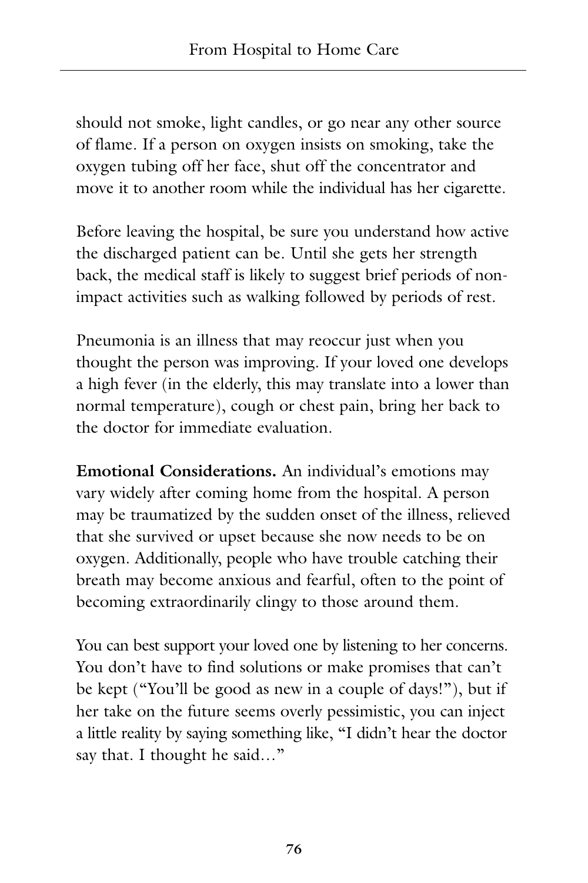should not smoke, light candles, or go near any other source of flame. If a person on oxygen insists on smoking, take the oxygen tubing off her face, shut off the concentrator and move it to another room while the individual has her cigarette.

Before leaving the hospital, be sure you understand how active the discharged patient can be. Until she gets her strength back, the medical staff is likely to suggest brief periods of non-impact activities such as walking followed by periods of rest.

Pneumonia is an illness that may reoccur just when you thought the person was improving. If your loved one develops a high fever (in the elderly, this may translate into a lower than normal temperature), cough or chest pain, bring her back to the doctor for immediate evaluation.

**Emotional Considerations.** An individual's emotions may vary widely after coming home from the hospital. A person may be traumatized by the sudden onset of the illness, relieved that she survived or upset because she now needs to be on oxygen. Additionally, people who have trouble catching their breath may become anxious and fearful, often to the point of becoming extraordinarily clingy to those around them.

You can best support your loved one by listening to her concerns. You don't have to find solutions or make promises that can't be kept ("You'll be good as new in a couple of days!"), but if her take on the future seems overly pessimistic, you can inject a little reality by saying something like, "I didn't hear the doctor say that. I thought he said…"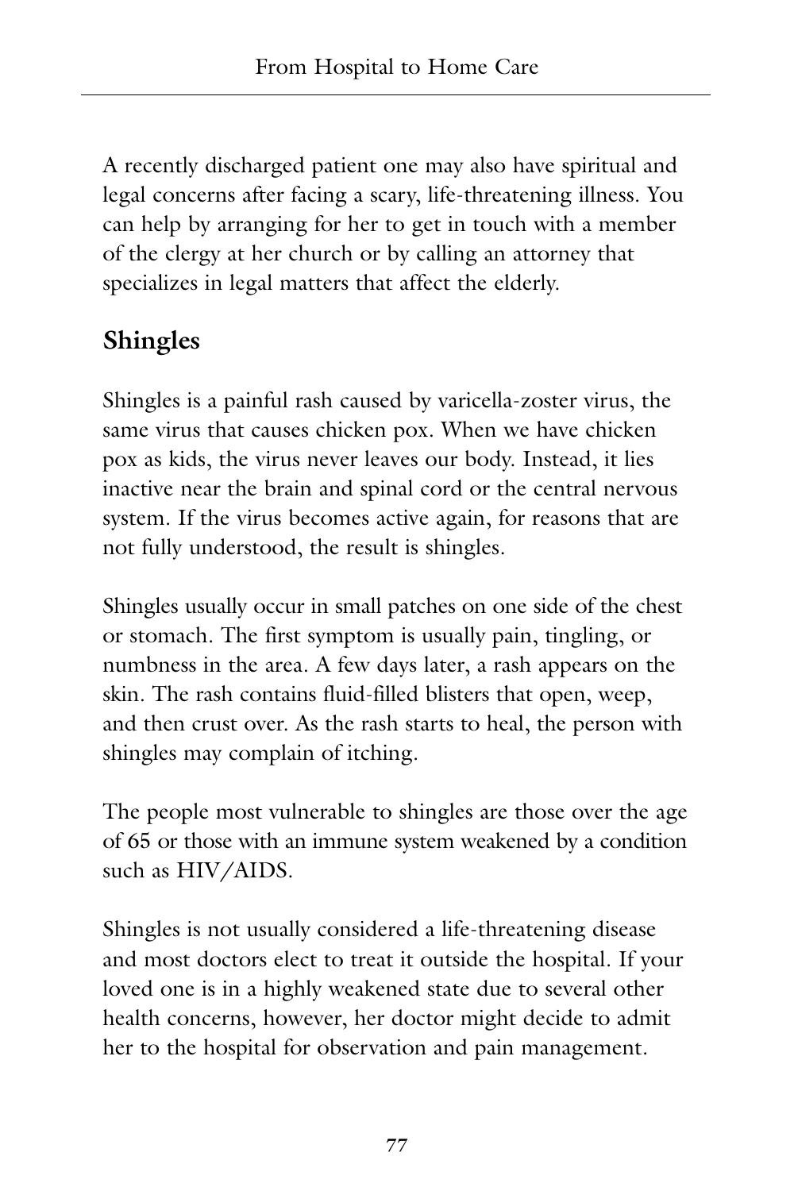A recently discharged patient one may also have spiritual and legal concerns after facing a scary, life-threatening illness. You can help by arranging for her to get in touch with a member of the clergy at her church or by calling an attorney that specializes in legal matters that affect the elderly.

## Shingles

Shingles is a painful rash caused by varicella-zoster virus, the same virus that causes chicken pox. When we have chicken pox as kids, the virus never leaves our body. Instead, it lies inactive near the brain and spinal cord or the central nervous system. If the virus becomes active again, for reasons that are not fully understood, the result is shingles.

Shingles usually occur in small patches on one side of the chest or stomach. The first symptom is usually pain, tingling, or numbness in the area. A few days later, a rash appears on the skin. The rash contains fluid-filled blisters that open, weep, and then crust over. As the rash starts to heal, the person with shingles may complain of itching.

The people most vulnerable to shingles are those over the age of 65 or those with an immune system weakened by a condition such as HIV/AIDS.

Shingles is not usually considered a life-threatening disease and most doctors elect to treat it outside the hospital. If your loved one is in a highly weakened state due to several other health concerns, however, her doctor might decide to admit her to the hospital for observation and pain management.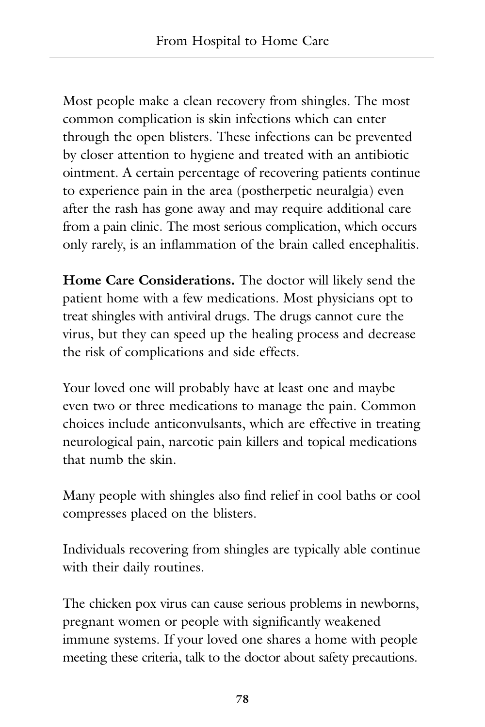Most people make a clean recovery from shingles. The most common complication is skin infections which can enter through the open blisters. These infections can be prevented by closer attention to hygiene and treated with an antibiotic ointment. A certain percentage of recovering patients continue to experience pain in the area (postherpetic neuralgia) even after the rash has gone away and may require additional care from a pain clinic. The most serious complication, which occurs only rarely, is an inflammation of the brain called encephalitis.

**Home Care Considerations.** The doctor will likely send the patient home with a few medications. Most physicians opt to treat shingles with antiviral drugs. The drugs cannot cure the virus, but they can speed up the healing process and decrease the risk of complications and side effects.

Your loved one will probably have at least one and maybe even two or three medications to manage the pain. Common choices include anticonvulsants, which are effective in treating neurological pain, narcotic pain killers and topical medications that numb the skin.

Many people with shingles also find relief in cool baths or cool compresses placed on the blisters.

Individuals recovering from shingles are typically able continue with their daily routines.

The chicken pox virus can cause serious problems in newborns, pregnant women or people with significantly weakened immune systems. If your loved one shares a home with people meeting these criteria, talk to the doctor about safety precautions.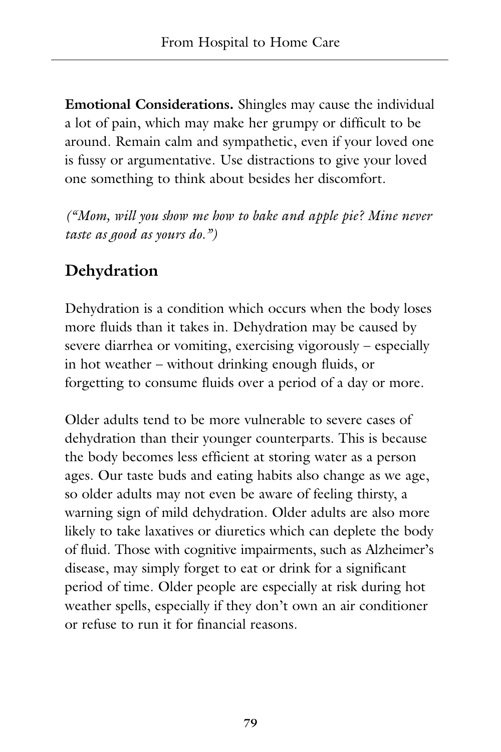**Emotional Considerations.** Shingles may cause the individual a lot of pain, which may make her grumpy or difficult to be around. Remain calm and sympathetic, even if your loved one is fussy or argumentative. Use distractions to give your loved one something to think about besides her discomfort.

*("Mom, will you show me how to bake and apple pie? Mine never taste as good as yours do.")*

## Dehydration

Dehydration is a condition which occurs when the body loses more fluids than it takes in. Dehydration may be caused by severe diarrhea or vomiting, exercising vigorously – especially in hot weather – without drinking enough fluids, or forgetting to consume fluids over a period of a day or more.

Older adults tend to be more vulnerable to severe cases of dehydration than their younger counterparts. This is because the body becomes less efficient at storing water as a person ages. Our taste buds and eating habits also change as we age, so older adults may not even be aware of feeling thirsty, a warning sign of mild dehydration. Older adults are also more likely to take laxatives or diuretics which can deplete the body of fluid. Those with cognitive impairments, such as Alzheimer's disease, may simply forget to eat or drink for a significant period of time. Older people are especially at risk during hot weather spells, especially if they don't own an air conditioner or refuse to run it for financial reasons.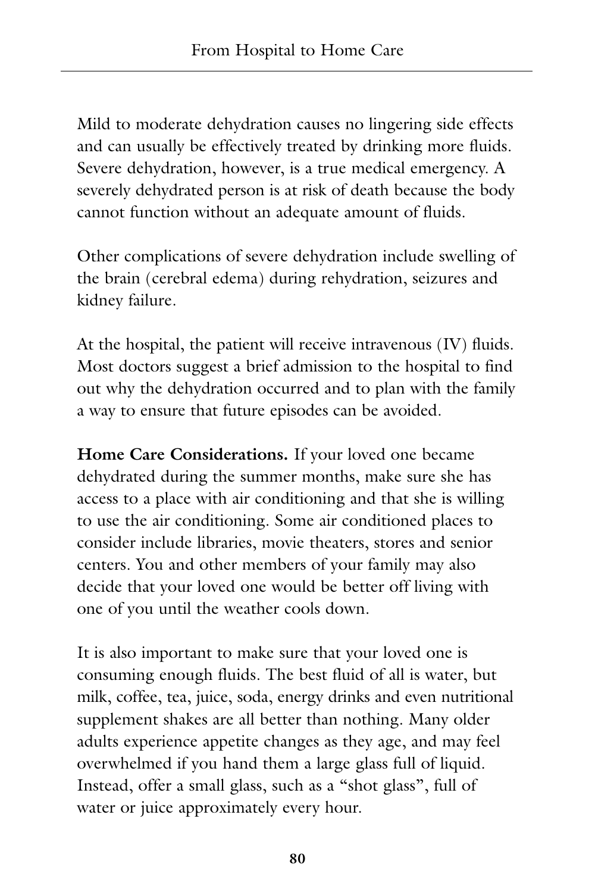Mild to moderate dehydration causes no lingering side effects and can usually be effectively treated by drinking more fluids. Severe dehydration, however, is a true medical emergency. A severely dehydrated person is at risk of death because the body cannot function without an adequate amount of fluids.

Other complications of severe dehydration include swelling of the brain (cerebral edema) during rehydration, seizures and kidney failure.

At the hospital, the patient will receive intravenous (IV) fluids. Most doctors suggest a brief admission to the hospital to find out why the dehydration occurred and to plan with the family a way to ensure that future episodes can be avoided.

**Home Care Considerations.** If your loved one became dehydrated during the summer months, make sure she has access to a place with air conditioning and that she is willing to use the air conditioning. Some air conditioned places to consider include libraries, movie theaters, stores and senior centers. You and other members of your family may also decide that your loved one would be better off living with one of you until the weather cools down.

It is also important to make sure that your loved one is consuming enough fluids. The best fluid of all is water, but milk, coffee, tea, juice, soda, energy drinks and even nutritional supplement shakes are all better than nothing. Many older adults experience appetite changes as they age, and may feel overwhelmed if you hand them a large glass full of liquid. Instead, offer a small glass, such as a "shot glass", full of water or juice approximately every hour.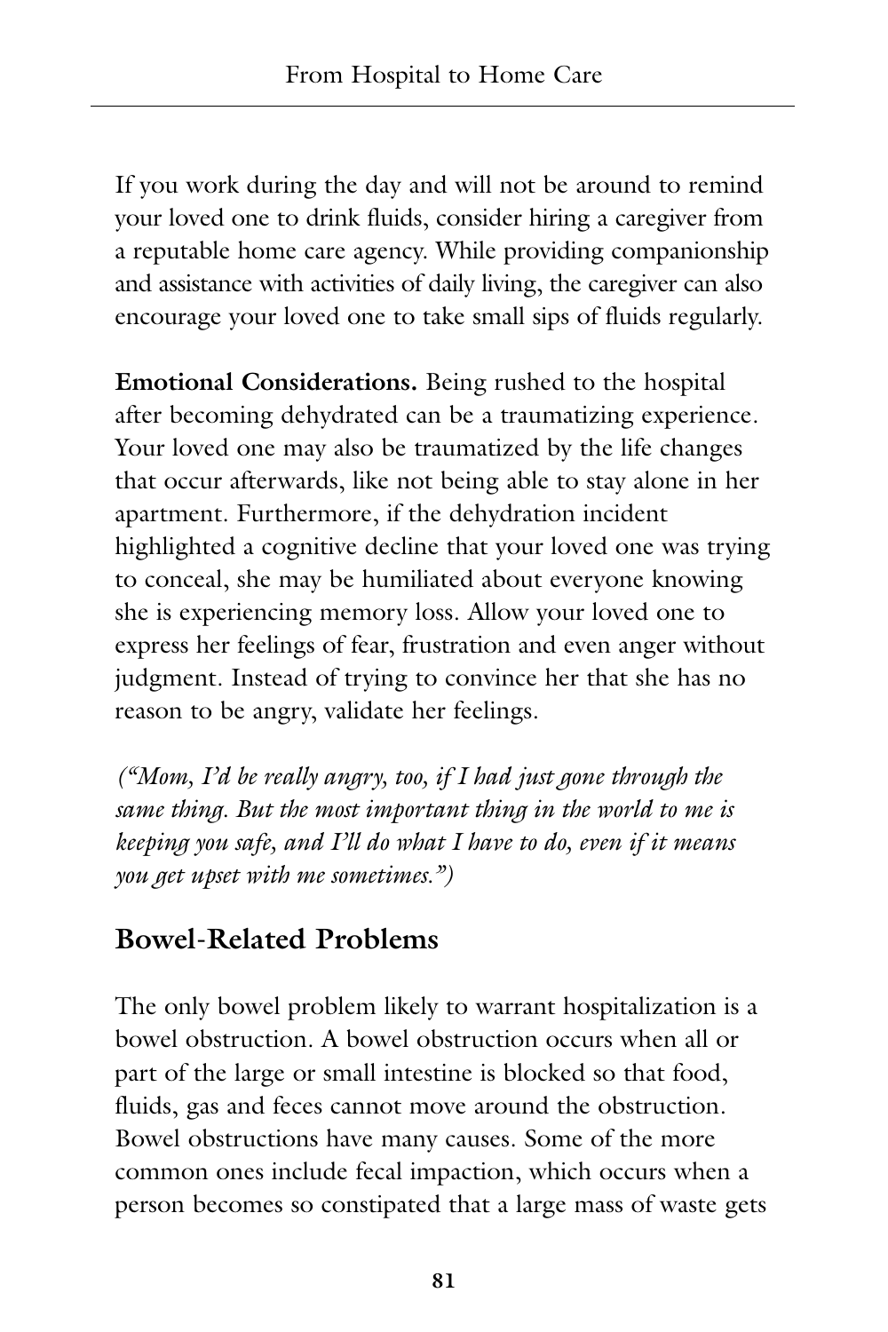If you work during the day and will not be around to remind your loved one to drink fluids, consider hiring a caregiver from a reputable home care agency. While providing companionship and assistance with activities of daily living, the caregiver can also encourage your loved one to take small sips of fluids regularly.

**Emotional Considerations.** Being rushed to the hospital after becoming dehydrated can be a traumatizing experience. Your loved one may also be traumatized by the life changes that occur afterwards, like not being able to stay alone in her apartment. Furthermore, if the dehydration incident highlighted a cognitive decline that your loved one was trying to conceal, she may be humiliated about everyone knowing she is experiencing memory loss. Allow your loved one to express her feelings of fear, frustration and even anger without judgment. Instead of trying to convince her that she has no reason to be angry, validate her feelings.

*("Mom, I'd be really angry, too, if I had just gone through the same thing. But the most important thing in the world to me is keeping you safe, and I'll do what I have to do, even if it means you get upset with me sometimes.")*

## Bowel-Related Problems

The only bowel problem likely to warrant hospitalization is a bowel obstruction. A bowel obstruction occurs when all or part of the large or small intestine is blocked so that food, fluids, gas and feces cannot move around the obstruction. Bowel obstructions have many causes. Some of the more common ones include fecal impaction, which occurs when a person becomes so constipated that a large mass of waste gets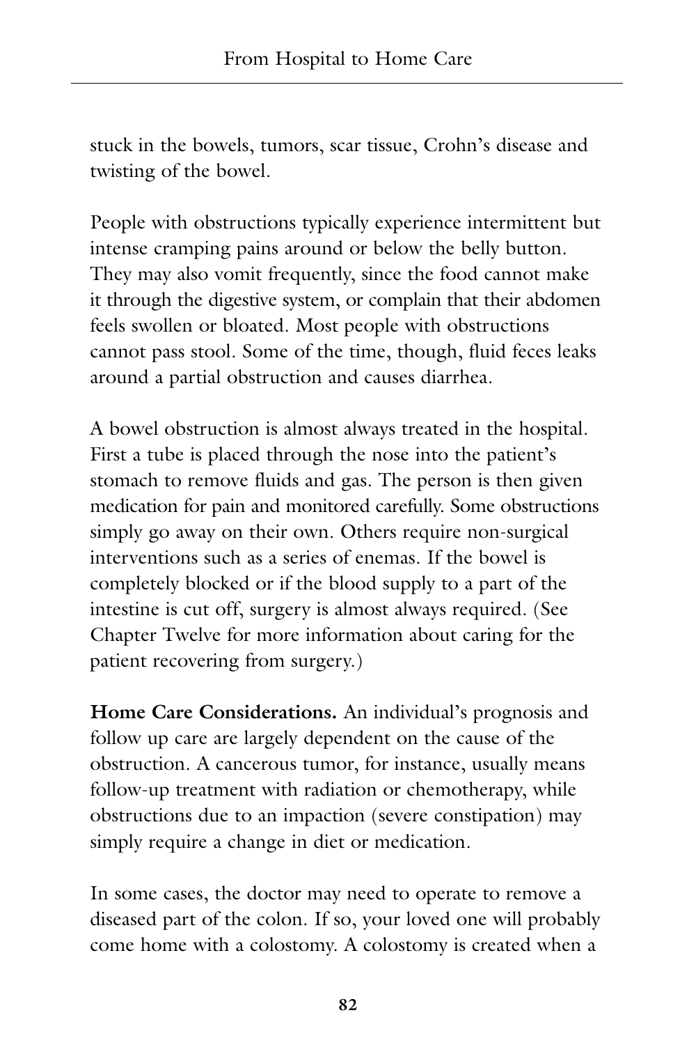stuck in the bowels, tumors, scar tissue, Crohn's disease and twisting of the bowel.

People with obstructions typically experience intermittent but intense cramping pains around or below the belly button. They may also vomit frequently, since the food cannot make it through the digestive system, or complain that their abdomen feels swollen or bloated. Most people with obstructions cannot pass stool. Some of the time, though, fluid feces leaks around a partial obstruction and causes diarrhea.

A bowel obstruction is almost always treated in the hospital. First a tube is placed through the nose into the patient's stomach to remove fluids and gas. The person is then given medication for pain and monitored carefully. Some obstructions simply go away on their own. Others require non-surgical interventions such as a series of enemas. If the bowel is completely blocked or if the blood supply to a part of the intestine is cut off, surgery is almost always required. (See Chapter Twelve for more information about caring for the patient recovering from surgery.)

**Home Care Considerations.** An individual's prognosis and follow up care are largely dependent on the cause of the obstruction. A cancerous tumor, for instance, usually means follow-up treatment with radiation or chemotherapy, while obstructions due to an impaction (severe constipation) may simply require a change in diet or medication.

In some cases, the doctor may need to operate to remove a diseased part of the colon. If so, your loved one will probably come home with a colostomy. A colostomy is created when a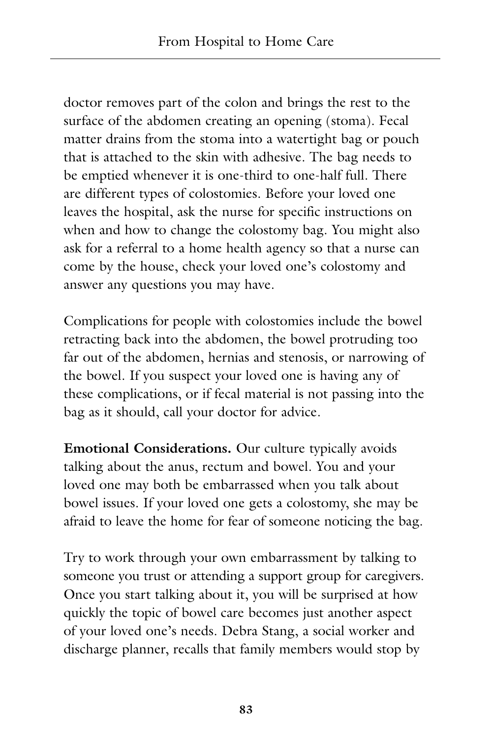doctor removes part of the colon and brings the rest to the surface of the abdomen creating an opening (stoma). Fecal matter drains from the stoma into a watertight bag or pouch that is attached to the skin with adhesive. The bag needs to be emptied whenever it is one-third to one-half full. There are different types of colostomies. Before your loved one leaves the hospital, ask the nurse for specific instructions on when and how to change the colostomy bag. You might also ask for a referral to a home health agency so that a nurse can come by the house, check your loved one's colostomy and answer any questions you may have.

Complications for people with colostomies include the bowel retracting back into the abdomen, the bowel protruding too far out of the abdomen, hernias and stenosis, or narrowing of the bowel. If you suspect your loved one is having any of these complications, or if fecal material is not passing into the bag as it should, call your doctor for advice.

**Emotional Considerations.** Our culture typically avoids talking about the anus, rectum and bowel. You and your loved one may both be embarrassed when you talk about bowel issues. If your loved one gets a colostomy, she may be afraid to leave the home for fear of someone noticing the bag.

Try to work through your own embarrassment by talking to someone you trust or attending a support group for caregivers. Once you start talking about it, you will be surprised at how quickly the topic of bowel care becomes just another aspect of your loved one's needs. Debra Stang, a social worker and discharge planner, recalls that family members would stop by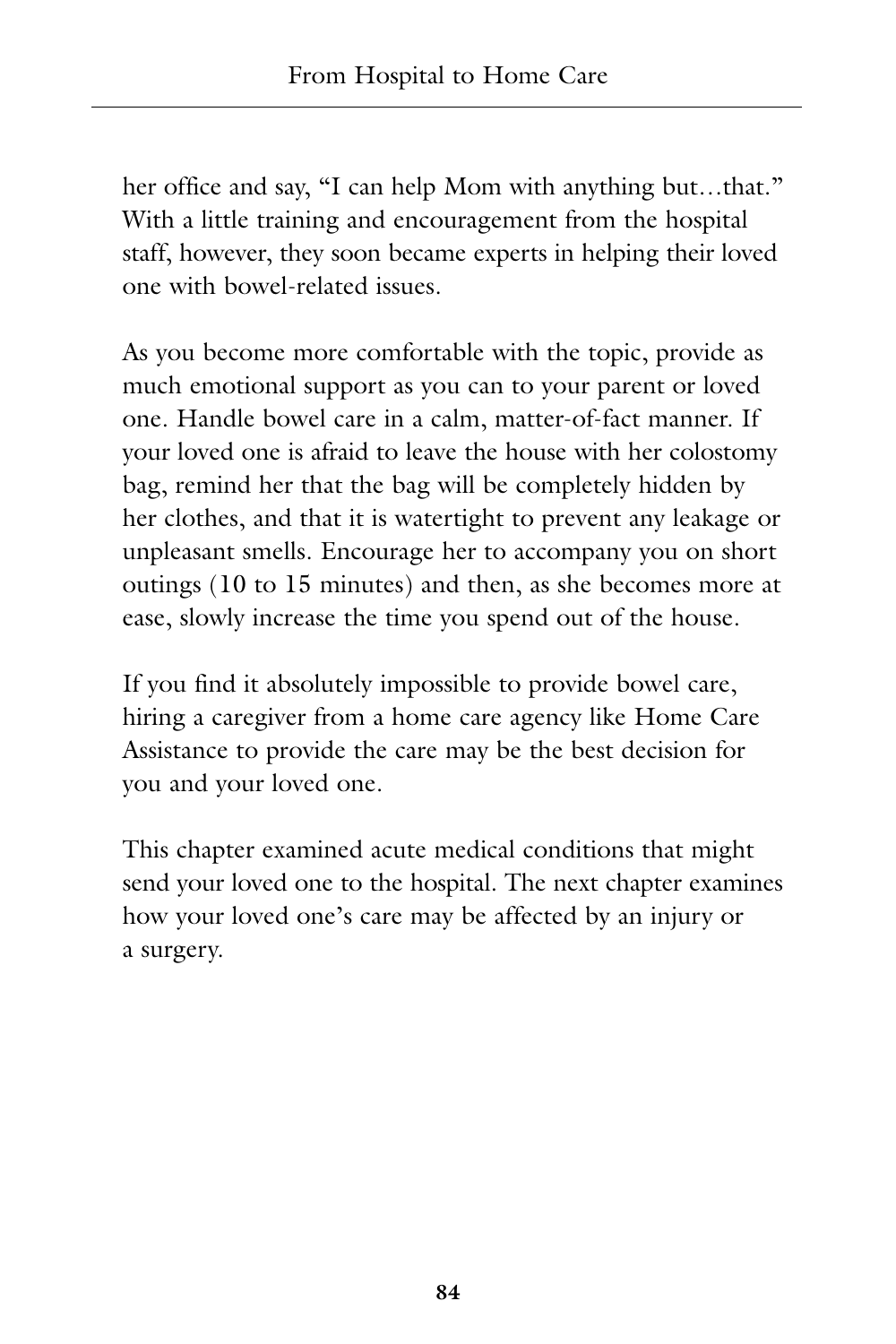her office and say, "I can help Mom with anything but…that." With a little training and encouragement from the hospital staff, however, they soon became experts in helping their loved one with bowel-related issues.

As you become more comfortable with the topic, provide as much emotional support as you can to your parent or loved one. Handle bowel care in a calm, matter-of-fact manner. If your loved one is afraid to leave the house with her colostomy bag, remind her that the bag will be completely hidden by her clothes, and that it is watertight to prevent any leakage or unpleasant smells. Encourage her to accompany you on short outings (10 to 15 minutes) and then, as she becomes more at ease, slowly increase the time you spend out of the house.

If you find it absolutely impossible to provide bowel care, hiring a caregiver from a home care agency like Home Care Assistance to provide the care may be the best decision for you and your loved one.

This chapter examined acute medical conditions that might send your loved one to the hospital. The next chapter examines how your loved one's care may be affected by an injury or a surgery.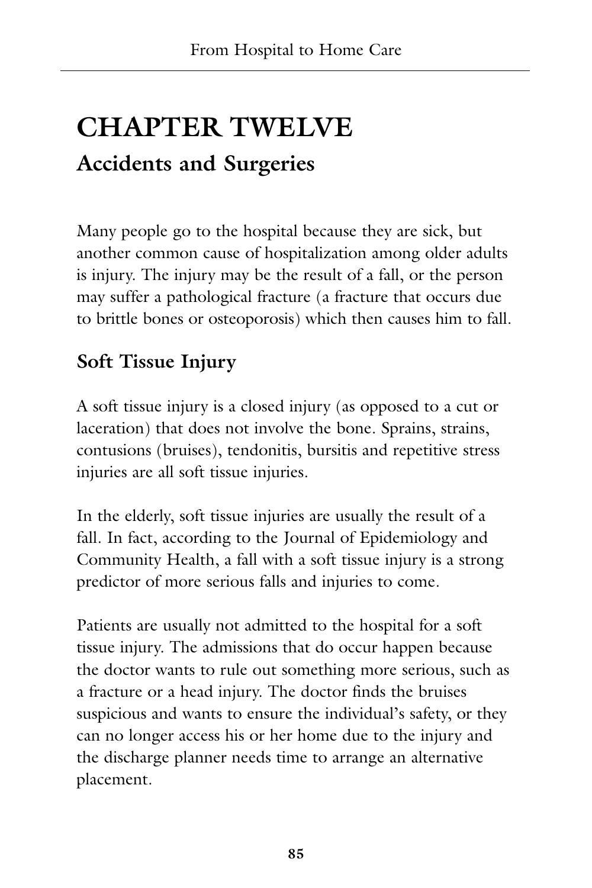# CHAPTER TWELVE

## Accidents and Surgeries

Many people go to the hospital because they are sick, but another common cause of hospitalization among older adults is injury. The injury may be the result of a fall, or the person may suffer a pathological fracture (a fracture that occurs due to brittle bones or osteoporosis) which then causes him to fall.

### Soft Tissue Injury

A soft tissue injury is a closed injury (as opposed to a cut or laceration) that does not involve the bone. Sprains, strains, contusions (bruises), tendonitis, bursitis and repetitive stress injuries are all soft tissue injuries.

In the elderly, soft tissue injuries are usually the result of a fall. In fact, according to the Journal of Epidemiology and Community Health, a fall with a soft tissue injury is a strong predictor of more serious falls and injuries to come.

Patients are usually not admitted to the hospital for a soft tissue injury. The admissions that do occur happen because the doctor wants to rule out something more serious, such as a fracture or a head injury. The doctor finds the bruises suspicious and wants to ensure the individual's safety, or they can no longer access his or her home due to the injury and the discharge planner needs time to arrange an alternative placement.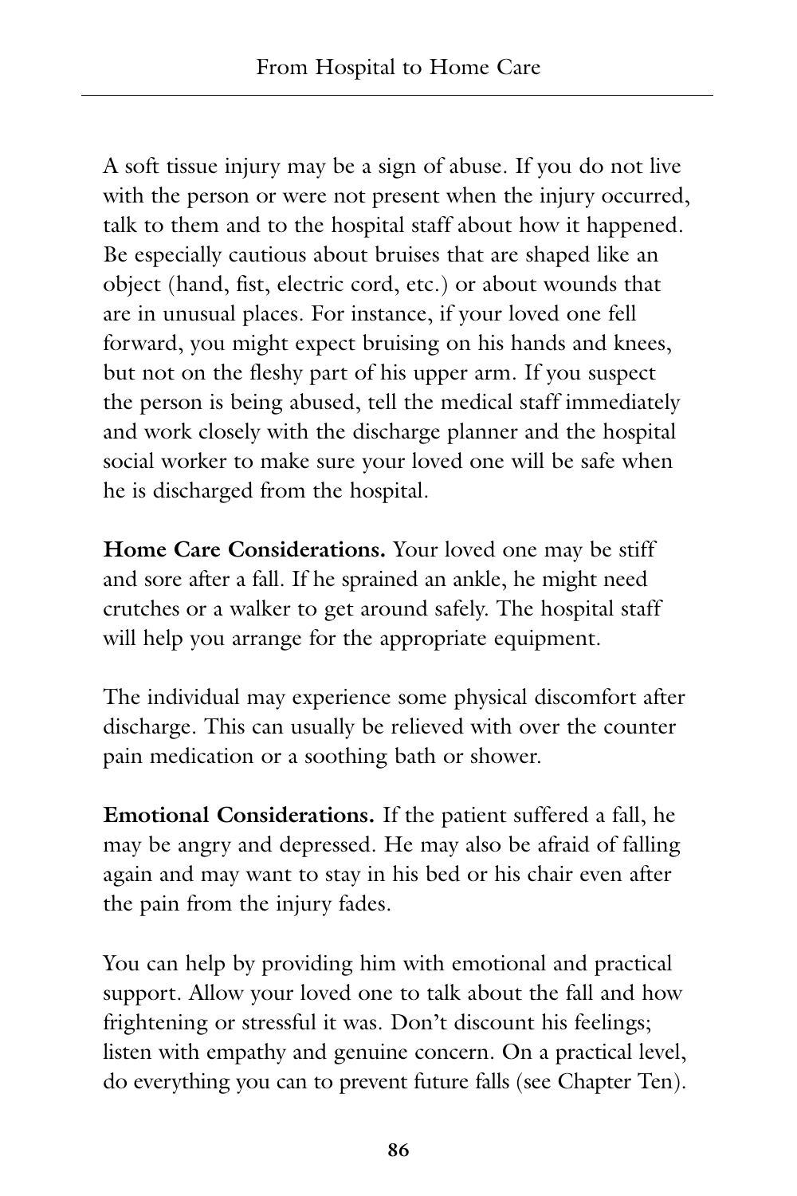A soft tissue injury may be a sign of abuse. If you do not live with the person or were not present when the injury occurred, talk to them and to the hospital staff about how it happened. Be especially cautious about bruises that are shaped like an object (hand, fist, electric cord, etc.) or about wounds that are in unusual places. For instance, if your loved one fell forward, you might expect bruising on his hands and knees, but not on the fleshy part of his upper arm. If you suspect the person is being abused, tell the medical staff immediately and work closely with the discharge planner and the hospital social worker to make sure your loved one will be safe when he is discharged from the hospital.

**Home Care Considerations.** Your loved one may be stiff and sore after a fall. If he sprained an ankle, he might need crutches or a walker to get around safely. The hospital staff will help you arrange for the appropriate equipment.

The individual may experience some physical discomfort after discharge. This can usually be relieved with over the counter pain medication or a soothing bath or shower.

**Emotional Considerations.** If the patient suffered a fall, he may be angry and depressed. He may also be afraid of falling again and may want to stay in his bed or his chair even after the pain from the injury fades.

You can help by providing him with emotional and practical support. Allow your loved one to talk about the fall and how frightening or stressful it was. Don't discount his feelings; listen with empathy and genuine concern. On a practical level, do everything you can to prevent future falls (see Chapter Ten).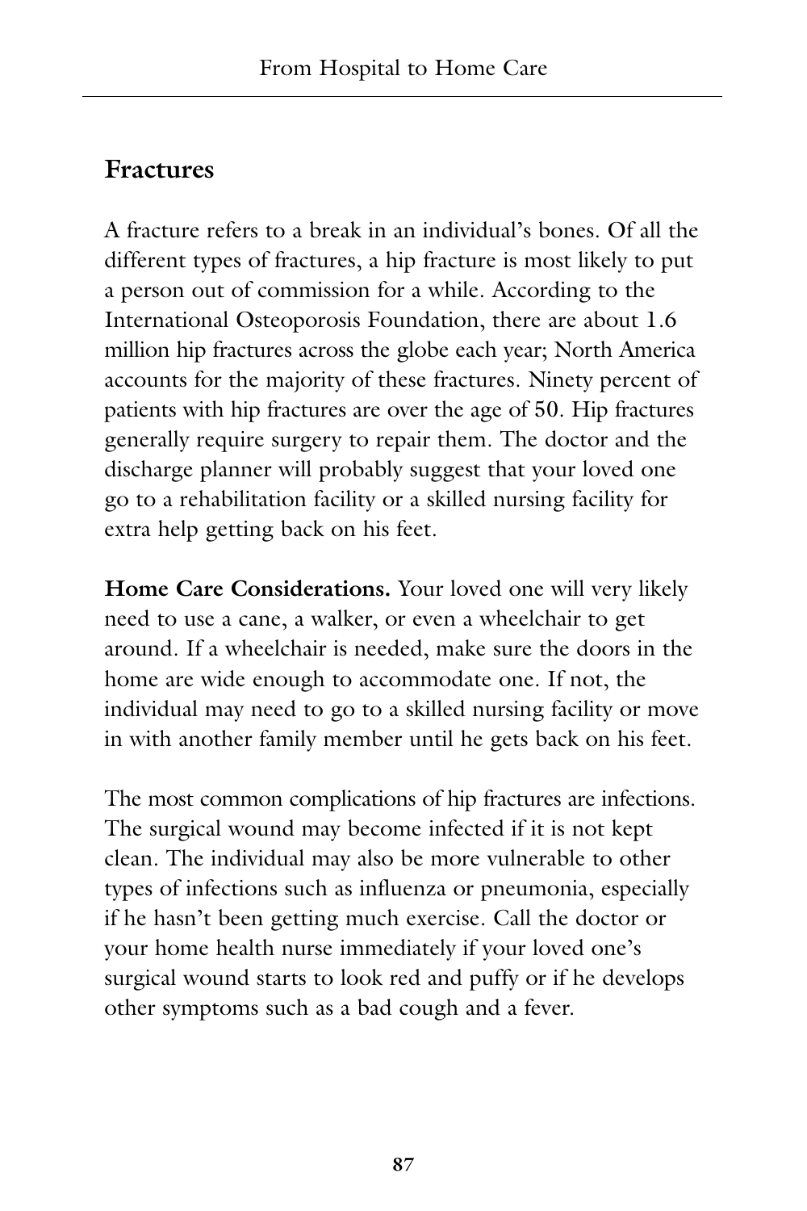## Fractures

A fracture refers to a break in an individual's bones. Of all the different types of fractures, a hip fracture is most likely to put a person out of commission for a while. According to the International Osteoporosis Foundation, there are about 1.6 million hip fractures across the globe each year; North America accounts for the majority of these fractures. Ninety percent of patients with hip fractures are over the age of 50. Hip fractures generally require surgery to repair them. The doctor and the discharge planner will probably suggest that your loved one go to a rehabilitation facility or a skilled nursing facility for extra help getting back on his feet.

**Home Care Considerations.** Your loved one will very likely need to use a cane, a walker, or even a wheelchair to get around. If a wheelchair is needed, make sure the doors in the home are wide enough to accommodate one. If not, the individual may need to go to a skilled nursing facility or move in with another family member until he gets back on his feet.

The most common complications of hip fractures are infections. The surgical wound may become infected if it is not kept clean. The individual may also be more vulnerable to other types of infections such as influenza or pneumonia, especially if he hasn't been getting much exercise. Call the doctor or your home health nurse immediately if your loved one's surgical wound starts to look red and puffy or if he develops other symptoms such as a bad cough and a fever.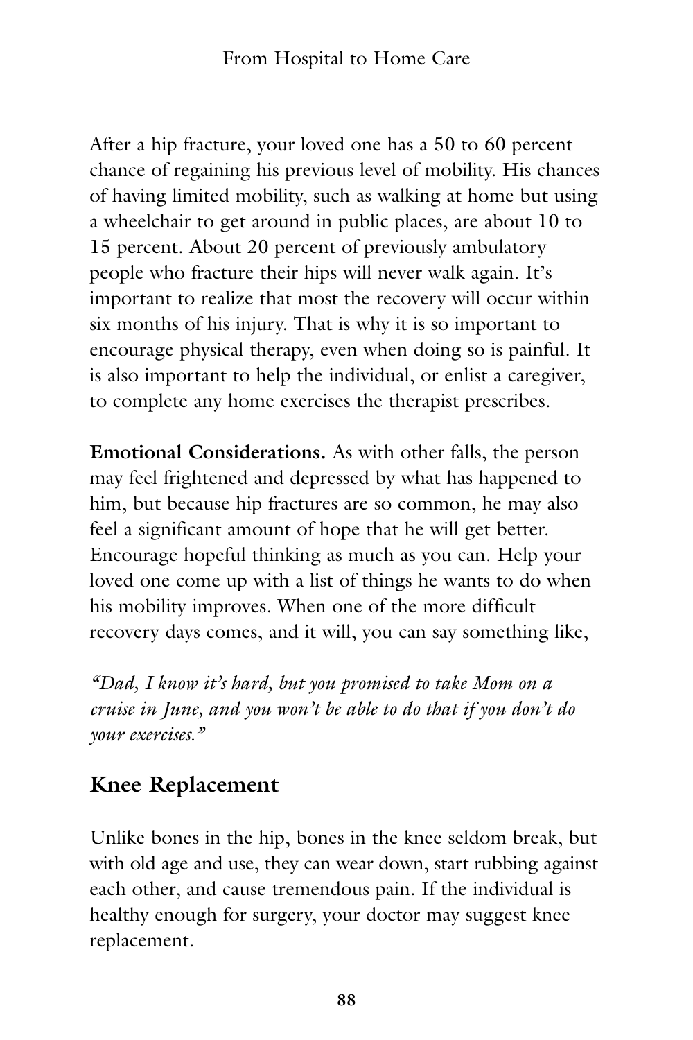After a hip fracture, your loved one has a 50 to 60 percent chance of regaining his previous level of mobility. His chances of having limited mobility, such as walking at home but using a wheelchair to get around in public places, are about 10 to 15 percent. About 20 percent of previously ambulatory people who fracture their hips will never walk again. It's important to realize that most the recovery will occur within six months of his injury. That is why it is so important to encourage physical therapy, even when doing so is painful. It is also important to help the individual, or enlist a caregiver, to complete any home exercises the therapist prescribes.

**Emotional Considerations.** As with other falls, the person may feel frightened and depressed by what has happened to him, but because hip fractures are so common, he may also feel a significant amount of hope that he will get better. Encourage hopeful thinking as much as you can. Help your loved one come up with a list of things he wants to do when his mobility improves. When one of the more difficult recovery days comes, and it will, you can say something like,

*"Dad, I know it's hard, but you promised to take Mom on a cruise in June, and you won't be able to do that if you don't do your exercises."*

## Knee Replacement

Unlike bones in the hip, bones in the knee seldom break, but with old age and use, they can wear down, start rubbing against each other, and cause tremendous pain. If the individual is healthy enough for surgery, your doctor may suggest knee replacement.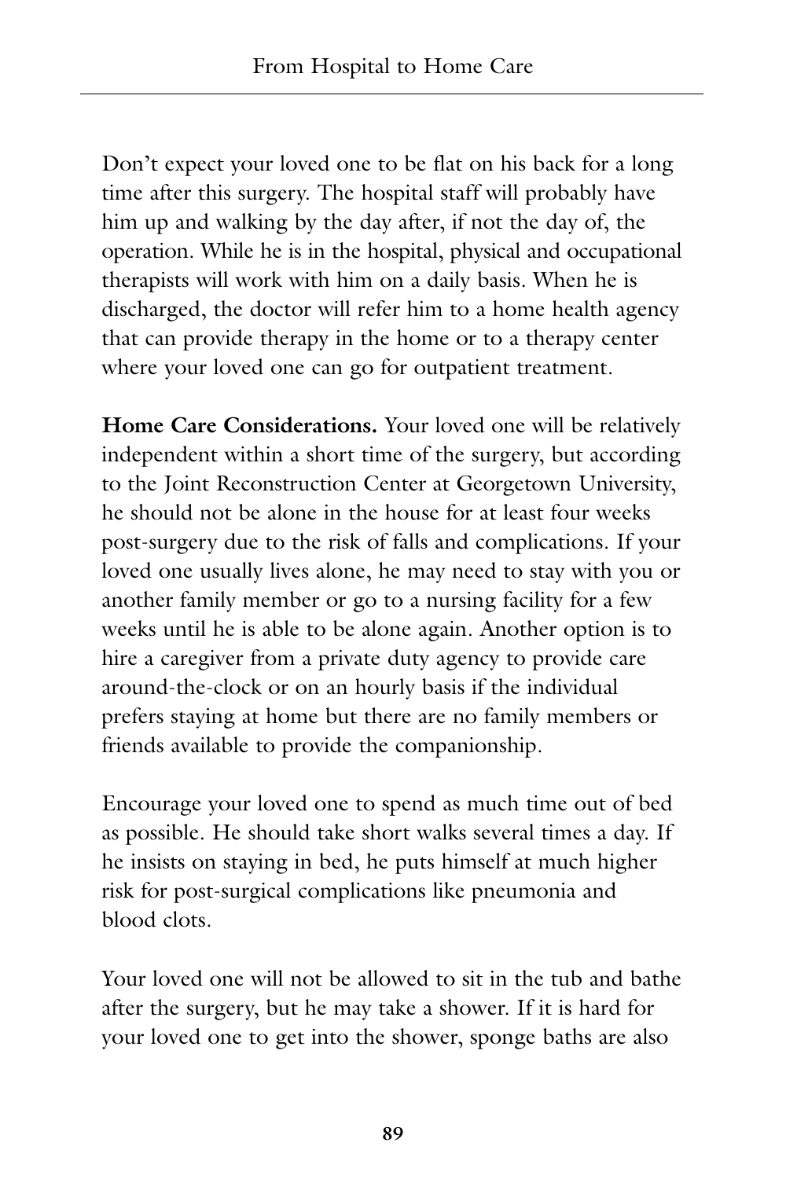Don't expect your loved one to be flat on his back for a long time after this surgery. The hospital staff will probably have him up and walking by the day after, if not the day of, the operation. While he is in the hospital, physical and occupational therapists will work with him on a daily basis. When he is discharged, the doctor will refer him to a home health agency that can provide therapy in the home or to a therapy center where your loved one can go for outpatient treatment.

**Home Care Considerations.** Your loved one will be relatively independent within a short time of the surgery, but according to the Joint Reconstruction Center at Georgetown University, he should not be alone in the house for at least four weeks post-surgery due to the risk of falls and complications. If your loved one usually lives alone, he may need to stay with you or another family member or go to a nursing facility for a few weeks until he is able to be alone again. Another option is to hire a caregiver from a private duty agency to provide care around-the-clock or on an hourly basis if the individual prefers staying at home but there are no family members or friends available to provide the companionship.

Encourage your loved one to spend as much time out of bed as possible. He should take short walks several times a day. If he insists on staying in bed, he puts himself at much higher risk for post-surgical complications like pneumonia and blood clots.

Your loved one will not be allowed to sit in the tub and bathe after the surgery, but he may take a shower. If it is hard for your loved one to get into the shower, sponge baths are also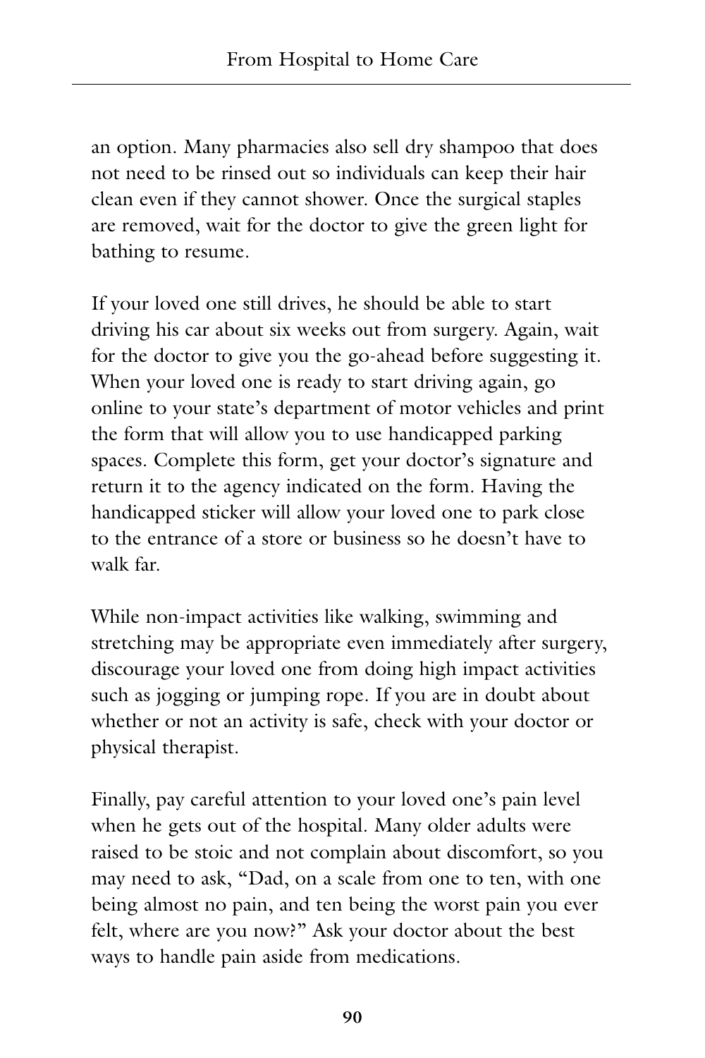an option. Many pharmacies also sell dry shampoo that does not need to be rinsed out so individuals can keep their hair clean even if they cannot shower. Once the surgical staples are removed, wait for the doctor to give the green light for bathing to resume.

If your loved one still drives, he should be able to start driving his car about six weeks out from surgery. Again, wait for the doctor to give you the go-ahead before suggesting it. When your loved one is ready to start driving again, go online to your state's department of motor vehicles and print the form that will allow you to use handicapped parking spaces. Complete this form, get your doctor's signature and return it to the agency indicated on the form. Having the handicapped sticker will allow your loved one to park close to the entrance of a store or business so he doesn't have to walk far.

While non-impact activities like walking, swimming and stretching may be appropriate even immediately after surgery, discourage your loved one from doing high impact activities such as jogging or jumping rope. If you are in doubt about whether or not an activity is safe, check with your doctor or physical therapist.

Finally, pay careful attention to your loved one's pain level when he gets out of the hospital. Many older adults were raised to be stoic and not complain about discomfort, so you may need to ask, "Dad, on a scale from one to ten, with one being almost no pain, and ten being the worst pain you ever felt, where are you now?" Ask your doctor about the best ways to handle pain aside from medications.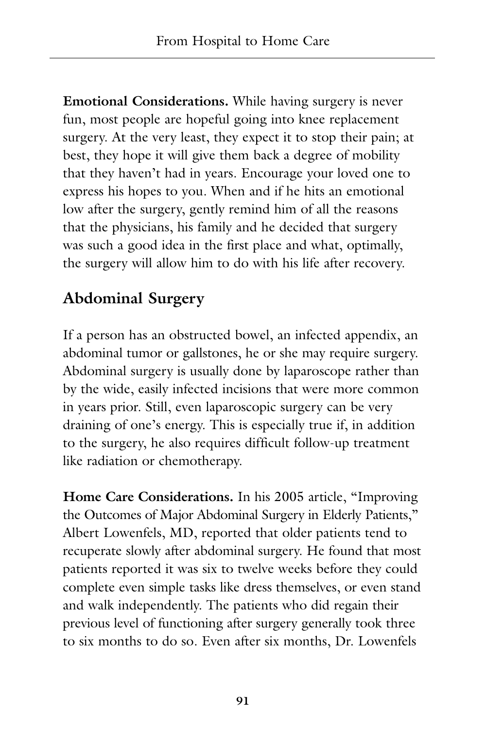**Emotional Considerations.** While having surgery is never fun, most people are hopeful going into knee replacement surgery. At the very least, they expect it to stop their pain; at best, they hope it will give them back a degree of mobility that they haven't had in years. Encourage your loved one to express his hopes to you. When and if he hits an emotional low after the surgery, gently remind him of all the reasons that the physicians, his family and he decided that surgery was such a good idea in the first place and what, optimally, the surgery will allow him to do with his life after recovery.

## Abdominal Surgery

If a person has an obstructed bowel, an infected appendix, an abdominal tumor or gallstones, he or she may require surgery. Abdominal surgery is usually done by laparoscope rather than by the wide, easily infected incisions that were more common in years prior. Still, even laparoscopic surgery can be very draining of one's energy. This is especially true if, in addition to the surgery, he also requires difficult follow-up treatment like radiation or chemotherapy.

**Home Care Considerations.** In his 2005 article, "Improving the Outcomes of Major Abdominal Surgery in Elderly Patients," Albert Lowenfels, MD, reported that older patients tend to recuperate slowly after abdominal surgery. He found that most patients reported it was six to twelve weeks before they could complete even simple tasks like dress themselves, or even stand and walk independently. The patients who did regain their previous level of functioning after surgery generally took three to six months to do so. Even after six months, Dr. Lowenfels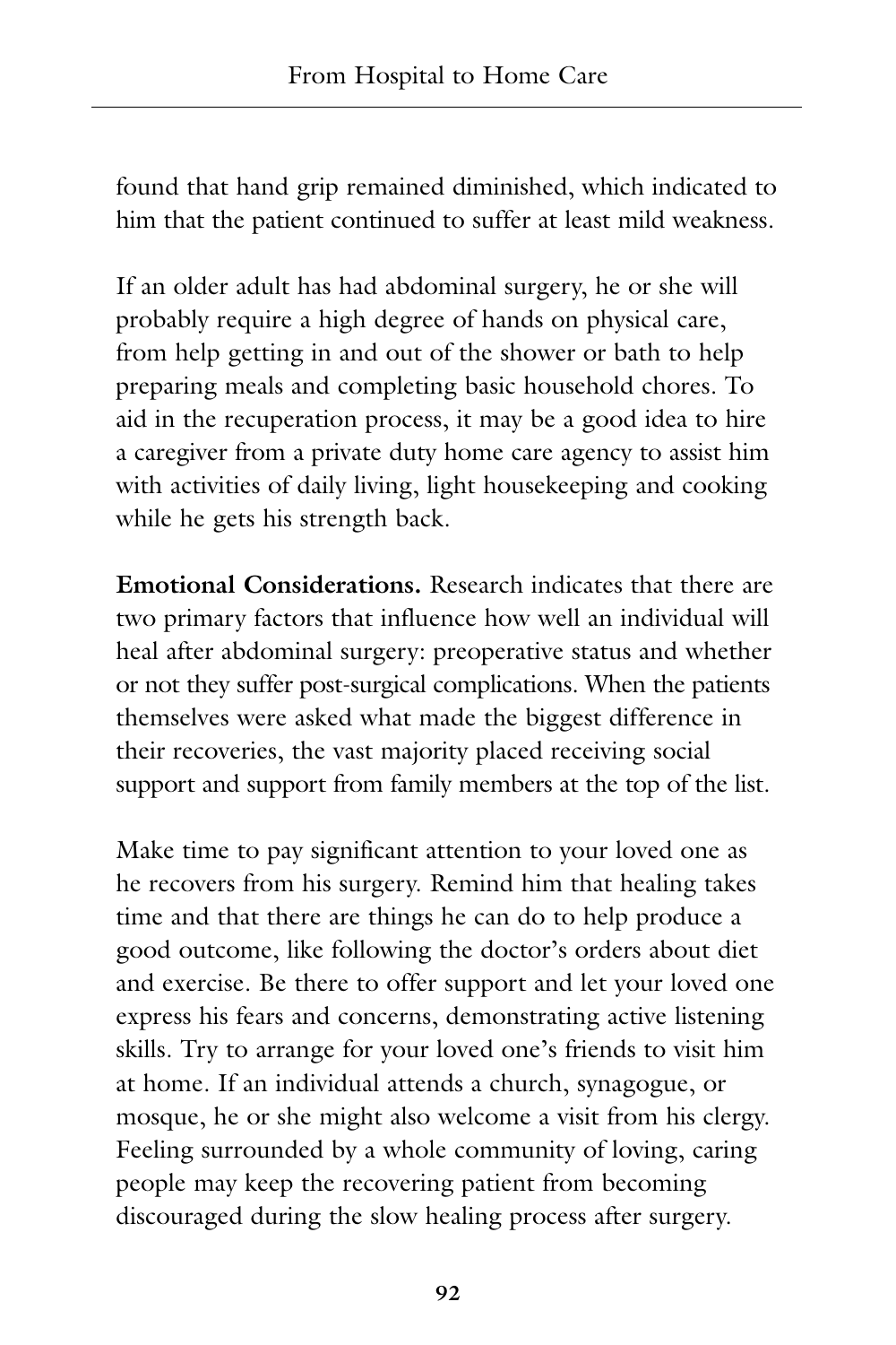found that hand grip remained diminished, which indicated to him that the patient continued to suffer at least mild weakness.

If an older adult has had abdominal surgery, he or she will probably require a high degree of hands on physical care, from help getting in and out of the shower or bath to help preparing meals and completing basic household chores. To aid in the recuperation process, it may be a good idea to hire a caregiver from a private duty home care agency to assist him with activities of daily living, light housekeeping and cooking while he gets his strength back.

**Emotional Considerations.** Research indicates that there are two primary factors that influence how well an individual will heal after abdominal surgery: preoperative status and whether or not they suffer post-surgical complications. When the patients themselves were asked what made the biggest difference in their recoveries, the vast majority placed receiving social support and support from family members at the top of the list.

Make time to pay significant attention to your loved one as he recovers from his surgery. Remind him that healing takes time and that there are things he can do to help produce a good outcome, like following the doctor's orders about diet and exercise. Be there to offer support and let your loved one express his fears and concerns, demonstrating active listening skills. Try to arrange for your loved one's friends to visit him at home. If an individual attends a church, synagogue, or mosque, he or she might also welcome a visit from his clergy. Feeling surrounded by a whole community of loving, caring people may keep the recovering patient from becoming discouraged during the slow healing process after surgery.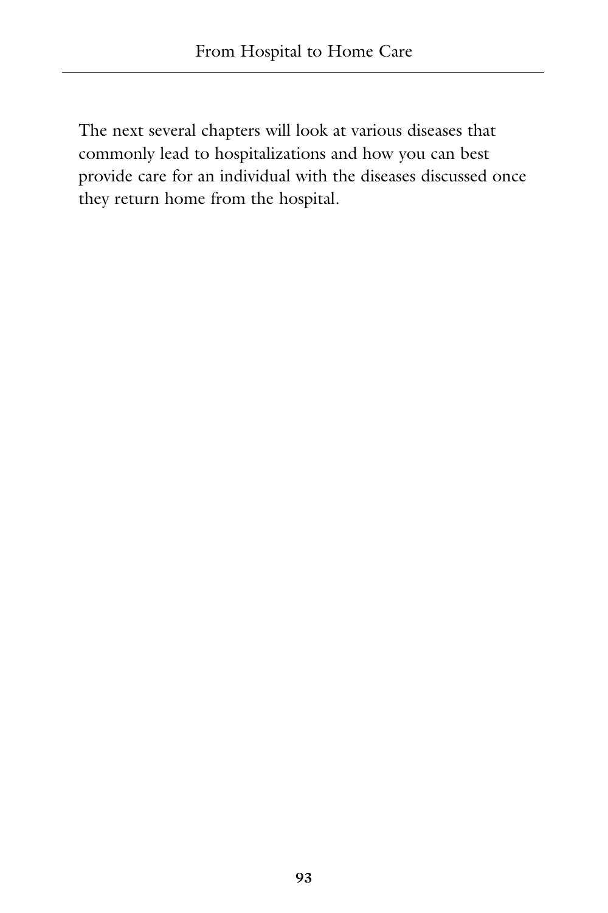The next several chapters will look at various diseases that commonly lead to hospitalizations and how you can best provide care for an individual with the diseases discussed once they return home from the hospital.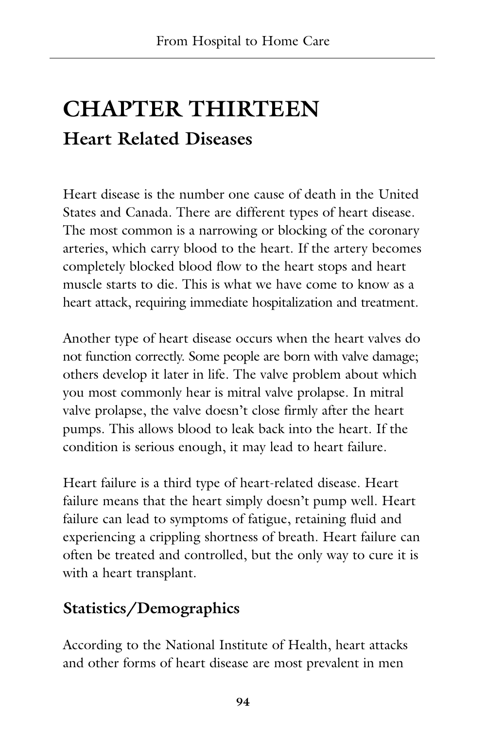# CHAPTER THIRTEEN

## Heart Related Diseases

Heart disease is the number one cause of death in the United States and Canada. There are different types of heart disease. The most common is a narrowing or blocking of the coronary arteries, which carry blood to the heart. If the artery becomes completely blocked blood flow to the heart stops and heart muscle starts to die. This is what we have come to know as a heart attack, requiring immediate hospitalization and treatment.

Another type of heart disease occurs when the heart valves do not function correctly. Some people are born with valve damage; others develop it later in life. The valve problem about which you most commonly hear is mitral valve prolapse. In mitral valve prolapse, the valve doesn't close firmly after the heart pumps. This allows blood to leak back into the heart. If the condition is serious enough, it may lead to heart failure.

Heart failure is a third type of heart-related disease. Heart failure means that the heart simply doesn't pump well. Heart failure can lead to symptoms of fatigue, retaining fluid and experiencing a crippling shortness of breath. Heart failure can often be treated and controlled, but the only way to cure it is with a heart transplant.

### Statistics/Demographics

According to the National Institute of Health, heart attacks and other forms of heart disease are most prevalent in men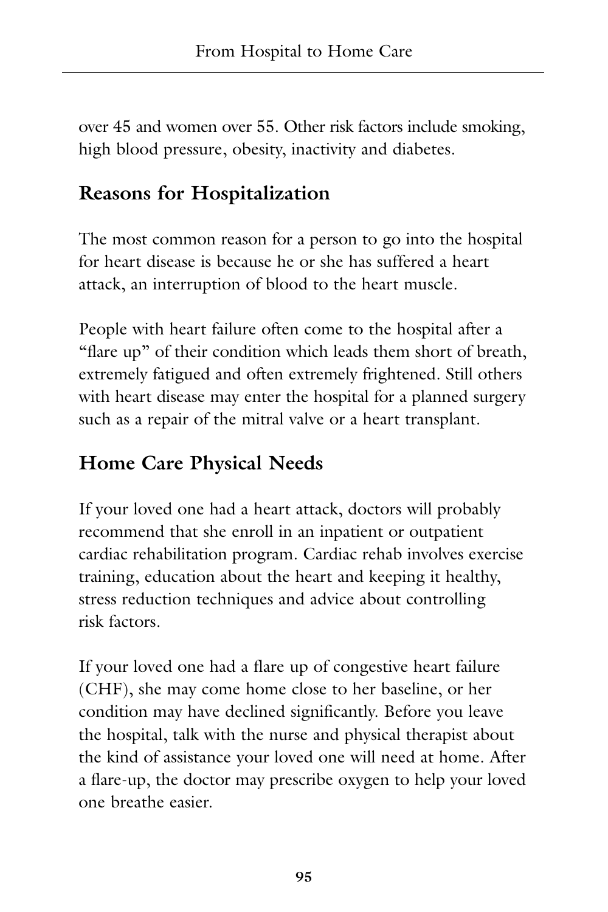over 45 and women over 55. Other risk factors include smoking, high blood pressure, obesity, inactivity and diabetes.

## Reasons for Hospitalization

The most common reason for a person to go into the hospital for heart disease is because he or she has suffered a heart attack, an interruption of blood to the heart muscle.

People with heart failure often come to the hospital after a "flare up" of their condition which leads them short of breath, extremely fatigued and often extremely frightened. Still others with heart disease may enter the hospital for a planned surgery such as a repair of the mitral valve or a heart transplant.

## Home Care Physical Needs

If your loved one had a heart attack, doctors will probably recommend that she enroll in an inpatient or outpatient cardiac rehabilitation program. Cardiac rehab involves exercise training, education about the heart and keeping it healthy, stress reduction techniques and advice about controlling risk factors.

If your loved one had a flare up of congestive heart failure (CHF), she may come home close to her baseline, or her condition may have declined significantly. Before you leave the hospital, talk with the nurse and physical therapist about the kind of assistance your loved one will need at home. After a flare-up, the doctor may prescribe oxygen to help your loved one breathe easier.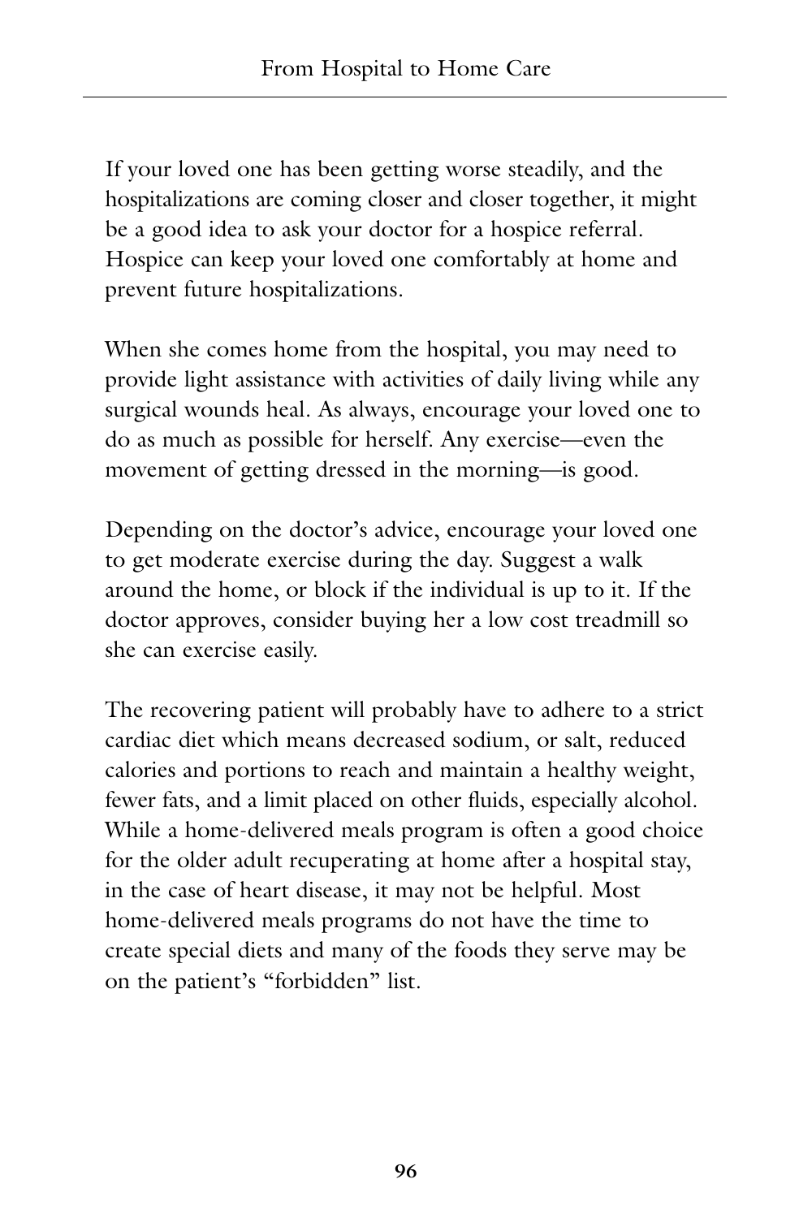If your loved one has been getting worse steadily, and the hospitalizations are coming closer and closer together, it might be a good idea to ask your doctor for a hospice referral. Hospice can keep your loved one comfortably at home and prevent future hospitalizations.

When she comes home from the hospital, you may need to provide light assistance with activities of daily living while any surgical wounds heal. As always, encourage your loved one to do as much as possible for herself. Any exercise—even the movement of getting dressed in the morning—is good.

Depending on the doctor's advice, encourage your loved one to get moderate exercise during the day. Suggest a walk around the home, or block if the individual is up to it. If the doctor approves, consider buying her a low cost treadmill so she can exercise easily.

The recovering patient will probably have to adhere to a strict cardiac diet which means decreased sodium, or salt, reduced calories and portions to reach and maintain a healthy weight, fewer fats, and a limit placed on other fluids, especially alcohol. While a home-delivered meals program is often a good choice for the older adult recuperating at home after a hospital stay, in the case of heart disease, it may not be helpful. Most home-delivered meals programs do not have the time to create special diets and many of the foods they serve may be on the patient's "forbidden" list.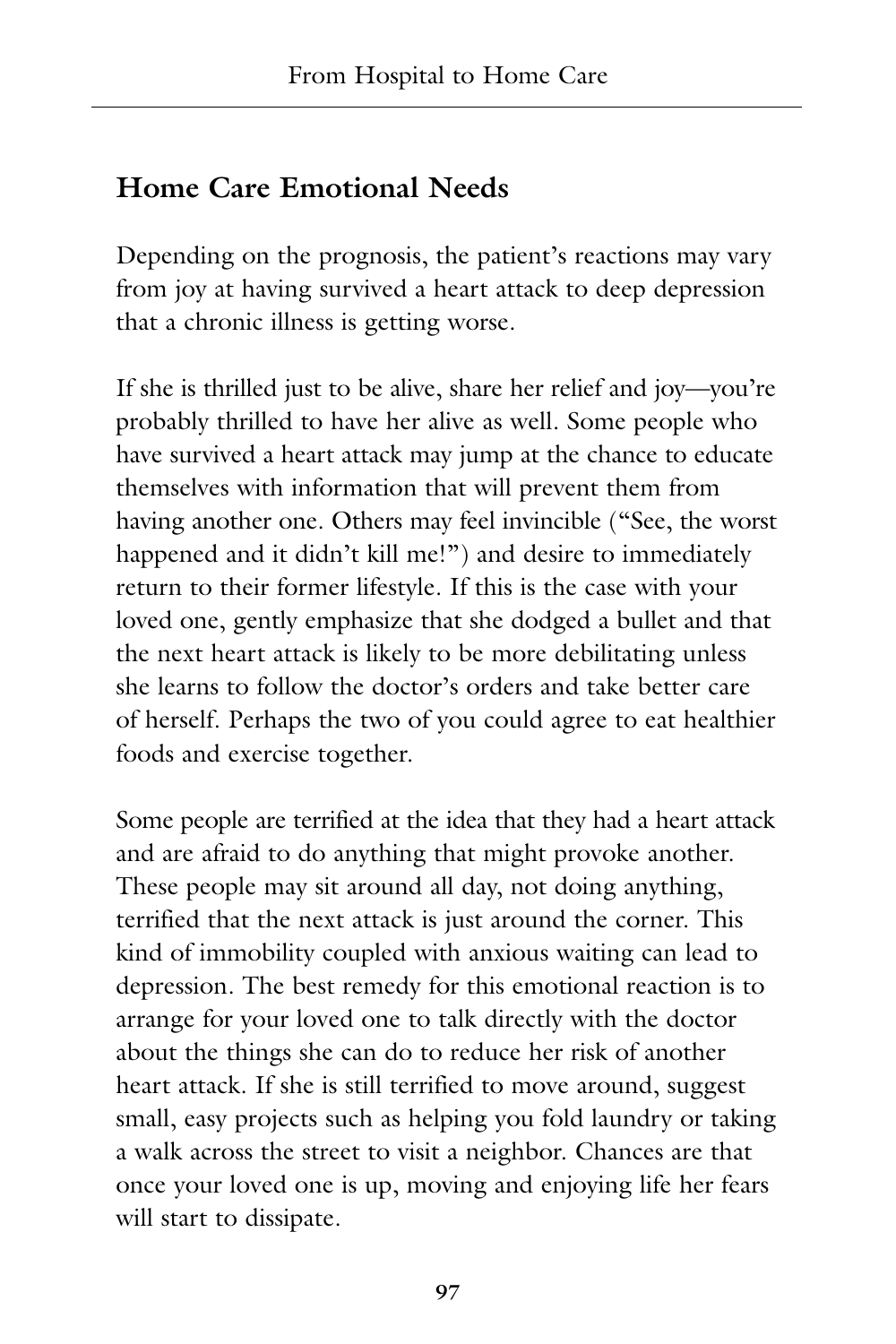## Home Care Emotional Needs

Depending on the prognosis, the patient's reactions may vary from joy at having survived a heart attack to deep depression that a chronic illness is getting worse.

If she is thrilled just to be alive, share her relief and joy—you're probably thrilled to have her alive as well. Some people who have survived a heart attack may jump at the chance to educate themselves with information that will prevent them from having another one. Others may feel invincible ("See, the worst happened and it didn't kill me!") and desire to immediately return to their former lifestyle. If this is the case with your loved one, gently emphasize that she dodged a bullet and that the next heart attack is likely to be more debilitating unless she learns to follow the doctor's orders and take better care of herself. Perhaps the two of you could agree to eat healthier foods and exercise together.

Some people are terrified at the idea that they had a heart attack and are afraid to do anything that might provoke another. These people may sit around all day, not doing anything, terrified that the next attack is just around the corner. This kind of immobility coupled with anxious waiting can lead to depression. The best remedy for this emotional reaction is to arrange for your loved one to talk directly with the doctor about the things she can do to reduce her risk of another heart attack. If she is still terrified to move around, suggest small, easy projects such as helping you fold laundry or taking a walk across the street to visit a neighbor. Chances are that once your loved one is up, moving and enjoying life her fears will start to dissipate.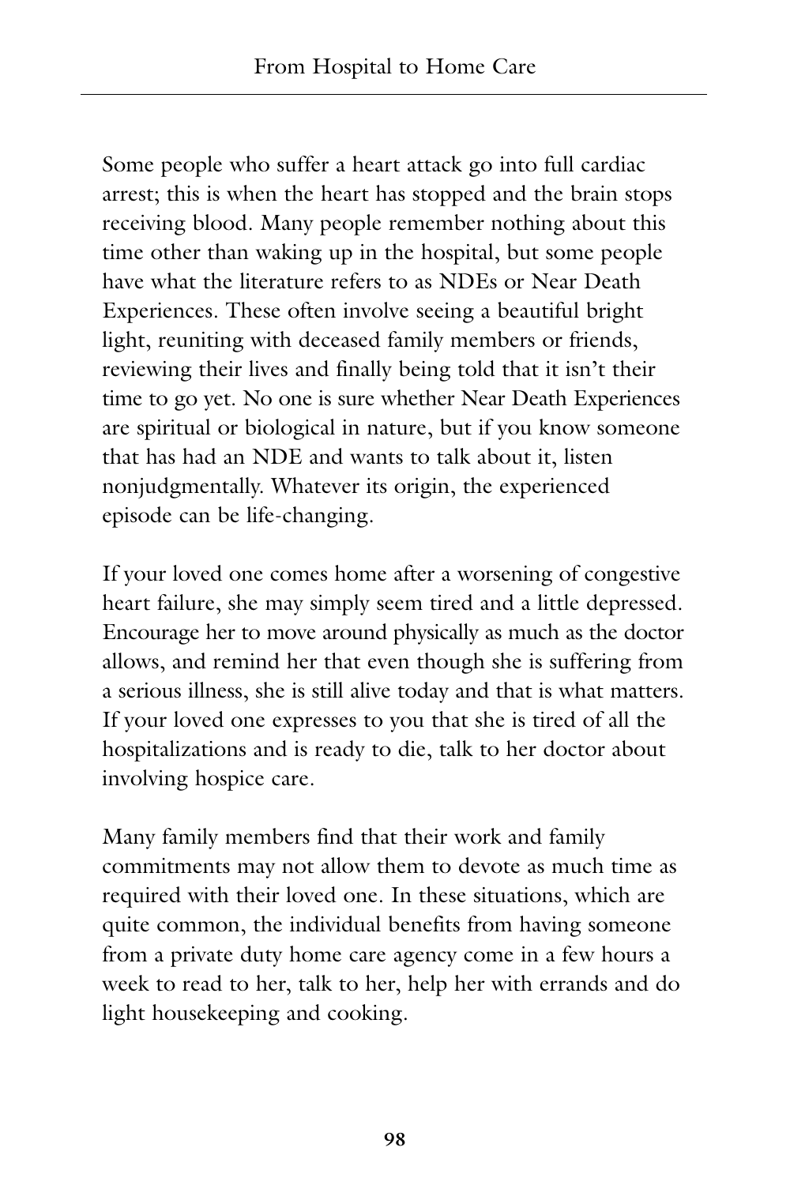Some people who suffer a heart attack go into full cardiac arrest; this is when the heart has stopped and the brain stops receiving blood. Many people remember nothing about this time other than waking up in the hospital, but some people have what the literature refers to as NDEs or Near Death Experiences. These often involve seeing a beautiful bright light, reuniting with deceased family members or friends, reviewing their lives and finally being told that it isn't their time to go yet. No one is sure whether Near Death Experiences are spiritual or biological in nature, but if you know someone that has had an NDE and wants to talk about it, listen nonjudgmentally. Whatever its origin, the experienced episode can be life-changing.

If your loved one comes home after a worsening of congestive heart failure, she may simply seem tired and a little depressed. Encourage her to move around physically as much as the doctor allows, and remind her that even though she is suffering from a serious illness, she is still alive today and that is what matters. If your loved one expresses to you that she is tired of all the hospitalizations and is ready to die, talk to her doctor about involving hospice care.

Many family members find that their work and family commitments may not allow them to devote as much time as required with their loved one. In these situations, which are quite common, the individual benefits from having someone from a private duty home care agency come in a few hours a week to read to her, talk to her, help her with errands and do light housekeeping and cooking.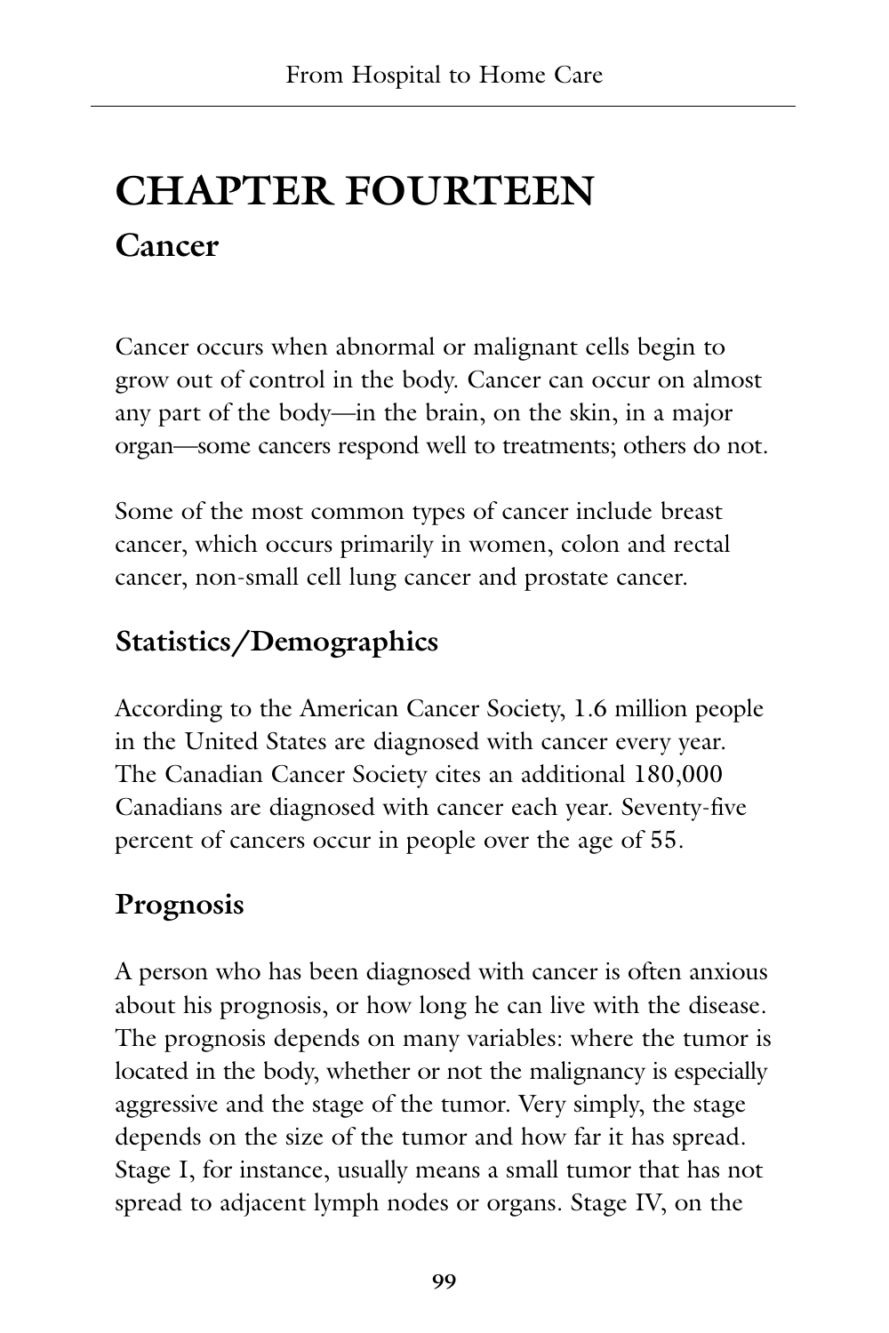# CHAPTER FOURTEEN

## Cancer

Cancer occurs when abnormal or malignant cells begin to grow out of control in the body. Cancer can occur on almost any part of the body—in the brain, on the skin, in a major organ—some cancers respond well to treatments; others do not.

Some of the most common types of cancer include breast cancer, which occurs primarily in women, colon and rectal cancer, non-small cell lung cancer and prostate cancer.

### Statistics/Demographics

According to the American Cancer Society, 1.6 million people in the United States are diagnosed with cancer every year. The Canadian Cancer Society cites an additional 180,000 Canadians are diagnosed with cancer each year. Seventy-five percent of cancers occur in people over the age of 55.

### Prognosis

A person who has been diagnosed with cancer is often anxious about his prognosis, or how long he can live with the disease. The prognosis depends on many variables: where the tumor is located in the body, whether or not the malignancy is especially aggressive and the stage of the tumor. Very simply, the stage depends on the size of the tumor and how far it has spread. Stage I, for instance, usually means a small tumor that has not spread to adjacent lymph nodes or organs. Stage IV, on the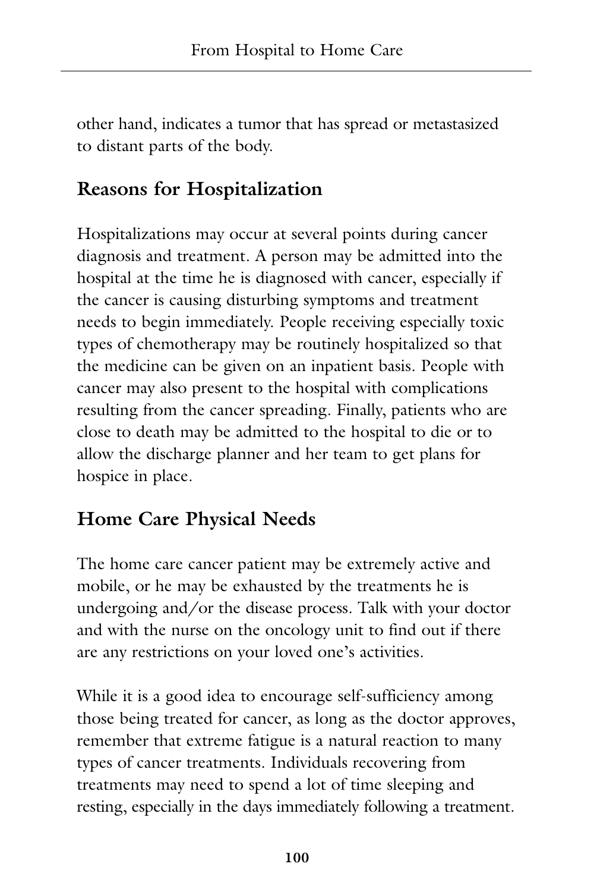other hand, indicates a tumor that has spread or metastasized to distant parts of the body.

## Reasons for Hospitalization

Hospitalizations may occur at several points during cancer diagnosis and treatment. A person may be admitted into the hospital at the time he is diagnosed with cancer, especially if the cancer is causing disturbing symptoms and treatment needs to begin immediately. People receiving especially toxic types of chemotherapy may be routinely hospitalized so that the medicine can be given on an inpatient basis. People with cancer may also present to the hospital with complications resulting from the cancer spreading. Finally, patients who are close to death may be admitted to the hospital to die or to allow the discharge planner and her team to get plans for hospice in place.

## Home Care Physical Needs

The home care cancer patient may be extremely active and mobile, or he may be exhausted by the treatments he is undergoing and/or the disease process. Talk with your doctor and with the nurse on the oncology unit to find out if there are any restrictions on your loved one's activities.

While it is a good idea to encourage self-sufficiency among those being treated for cancer, as long as the doctor approves, remember that extreme fatigue is a natural reaction to many types of cancer treatments. Individuals recovering from treatments may need to spend a lot of time sleeping and resting, especially in the days immediately following a treatment.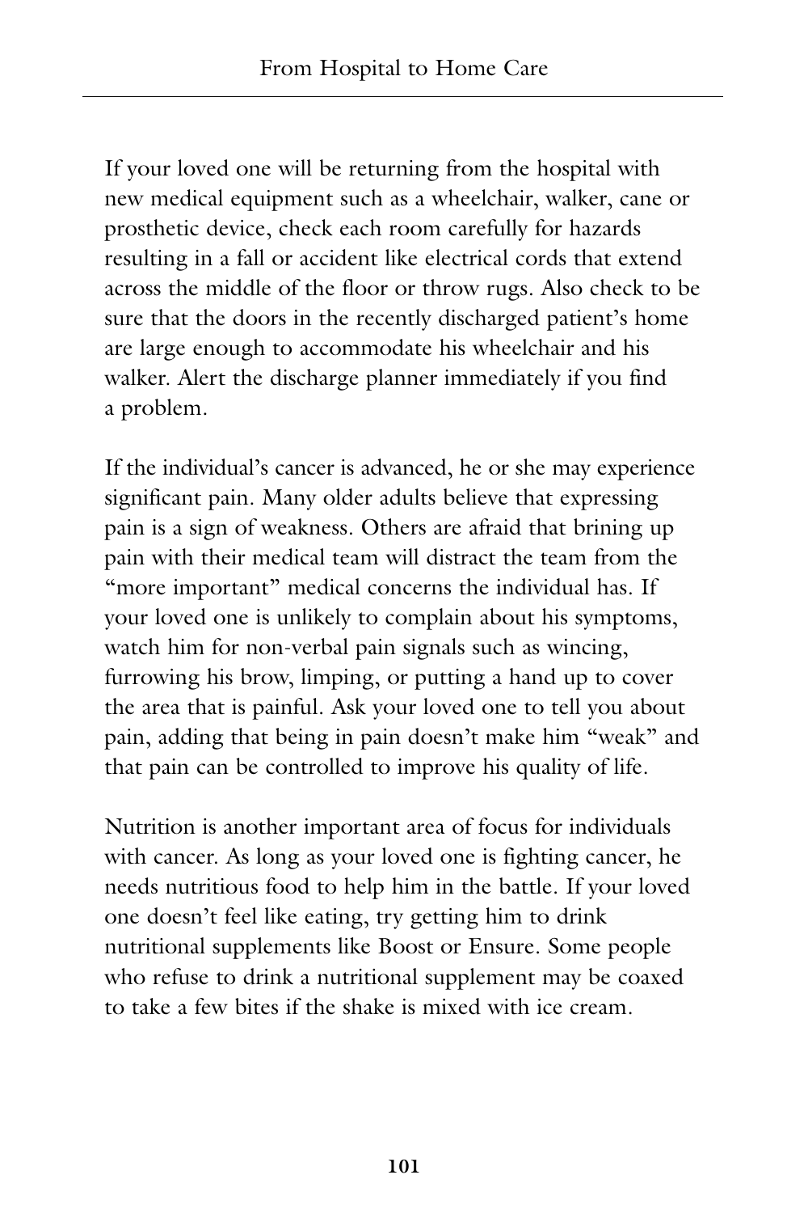If your loved one will be returning from the hospital with new medical equipment such as a wheelchair, walker, cane or prosthetic device, check each room carefully for hazards resulting in a fall or accident like electrical cords that extend across the middle of the floor or throw rugs. Also check to be sure that the doors in the recently discharged patient's home are large enough to accommodate his wheelchair and his walker. Alert the discharge planner immediately if you find a problem.

If the individual's cancer is advanced, he or she may experience significant pain. Many older adults believe that expressing pain is a sign of weakness. Others are afraid that brining up pain with their medical team will distract the team from the "more important" medical concerns the individual has. If your loved one is unlikely to complain about his symptoms, watch him for non-verbal pain signals such as wincing, furrowing his brow, limping, or putting a hand up to cover the area that is painful. Ask your loved one to tell you about pain, adding that being in pain doesn't make him "weak" and that pain can be controlled to improve his quality of life.

Nutrition is another important area of focus for individuals with cancer. As long as your loved one is fighting cancer, he needs nutritious food to help him in the battle. If your loved one doesn't feel like eating, try getting him to drink nutritional supplements like Boost or Ensure. Some people who refuse to drink a nutritional supplement may be coaxed to take a few bites if the shake is mixed with ice cream.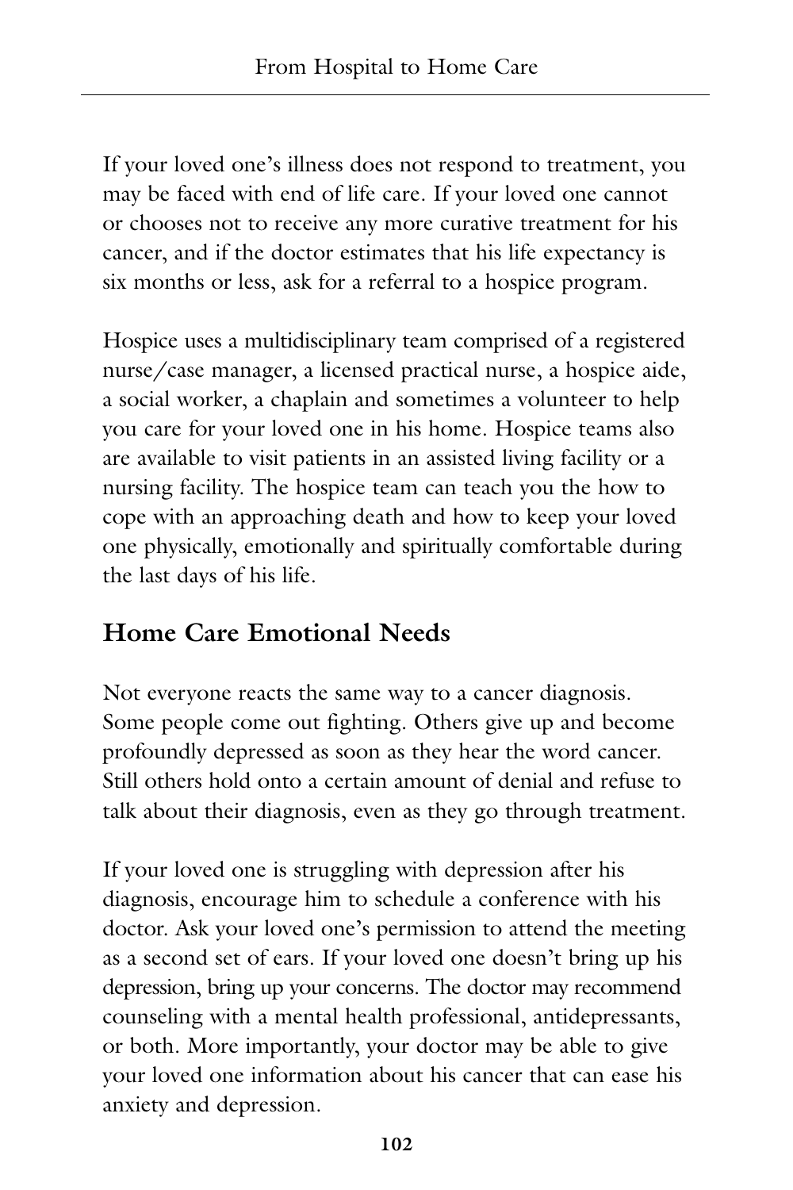If your loved one's illness does not respond to treatment, you may be faced with end of life care. If your loved one cannot or chooses not to receive any more curative treatment for his cancer, and if the doctor estimates that his life expectancy is six months or less, ask for a referral to a hospice program.

Hospice uses a multidisciplinary team comprised of a registered nurse/case manager, a licensed practical nurse, a hospice aide, a social worker, a chaplain and sometimes a volunteer to help you care for your loved one in his home. Hospice teams also are available to visit patients in an assisted living facility or a nursing facility. The hospice team can teach you the how to cope with an approaching death and how to keep your loved one physically, emotionally and spiritually comfortable during the last days of his life.

## Home Care Emotional Needs

Not everyone reacts the same way to a cancer diagnosis. Some people come out fighting. Others give up and become profoundly depressed as soon as they hear the word cancer. Still others hold onto a certain amount of denial and refuse to talk about their diagnosis, even as they go through treatment.

If your loved one is struggling with depression after his diagnosis, encourage him to schedule a conference with his doctor. Ask your loved one's permission to attend the meeting as a second set of ears. If your loved one doesn't bring up his depression, bring up your concerns. The doctor may recommend counseling with a mental health professional, antidepressants, or both. More importantly, your doctor may be able to give your loved one information about his cancer that can ease his anxiety and depression.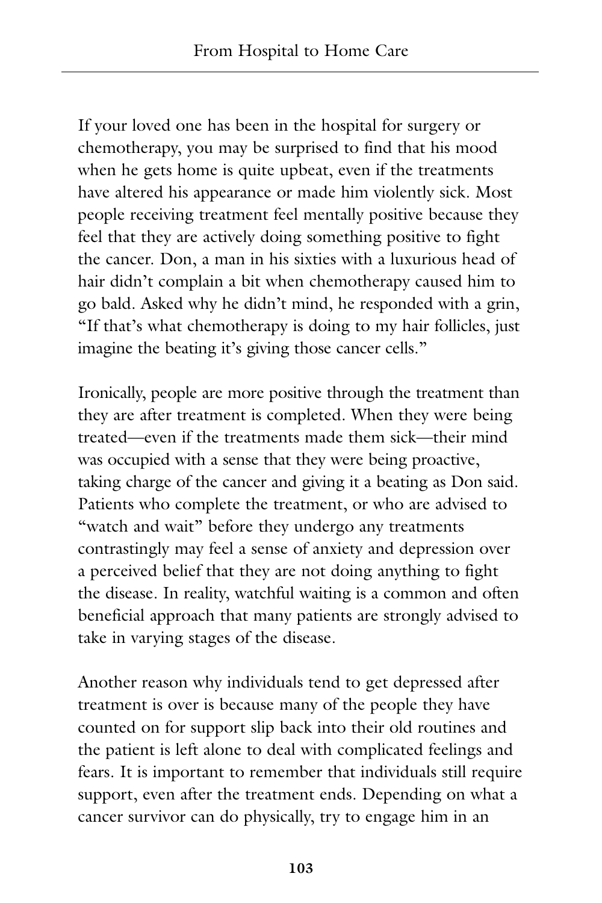If your loved one has been in the hospital for surgery or chemotherapy, you may be surprised to find that his mood when he gets home is quite upbeat, even if the treatments have altered his appearance or made him violently sick. Most people receiving treatment feel mentally positive because they feel that they are actively doing something positive to fight the cancer. Don, a man in his sixties with a luxurious head of hair didn't complain a bit when chemotherapy caused him to go bald. Asked why he didn't mind, he responded with a grin, "If that's what chemotherapy is doing to my hair follicles, just imagine the beating it's giving those cancer cells."

Ironically, people are more positive through the treatment than they are after treatment is completed. When they were being treated—even if the treatments made them sick—their mind was occupied with a sense that they were being proactive, taking charge of the cancer and giving it a beating as Don said. Patients who complete the treatment, or who are advised to "watch and wait" before they undergo any treatments contrastingly may feel a sense of anxiety and depression over a perceived belief that they are not doing anything to fight the disease. In reality, watchful waiting is a common and often beneficial approach that many patients are strongly advised to take in varying stages of the disease.

Another reason why individuals tend to get depressed after treatment is over is because many of the people they have counted on for support slip back into their old routines and the patient is left alone to deal with complicated feelings and fears. It is important to remember that individuals still require support, even after the treatment ends. Depending on what a cancer survivor can do physically, try to engage him in an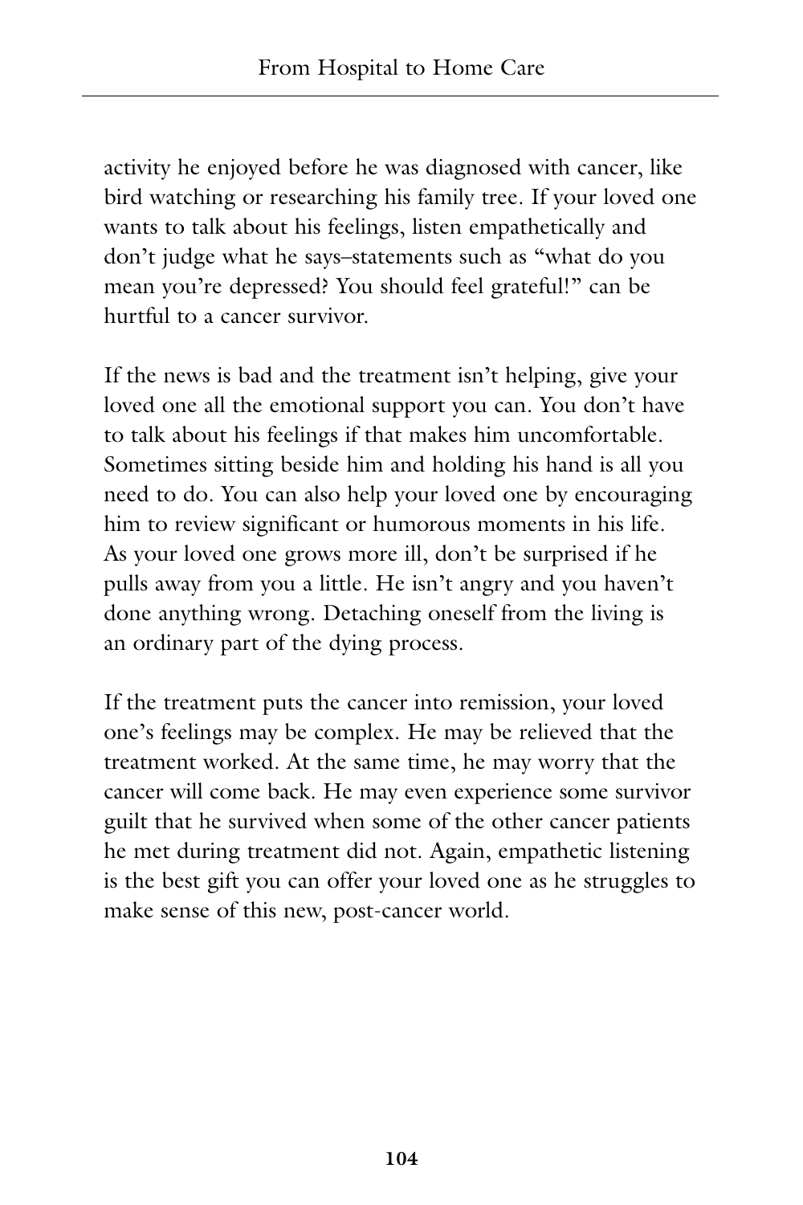activity he enjoyed before he was diagnosed with cancer, like bird watching or researching his family tree. If your loved one wants to talk about his feelings, listen empathetically and don't judge what he says–statements such as "what do you mean you're depressed? You should feel grateful!" can be hurtful to a cancer survivor.

If the news is bad and the treatment isn't helping, give your loved one all the emotional support you can. You don't have to talk about his feelings if that makes him uncomfortable. Sometimes sitting beside him and holding his hand is all you need to do. You can also help your loved one by encouraging him to review significant or humorous moments in his life. As your loved one grows more ill, don't be surprised if he pulls away from you a little. He isn't angry and you haven't done anything wrong. Detaching oneself from the living is an ordinary part of the dying process.

If the treatment puts the cancer into remission, your loved one's feelings may be complex. He may be relieved that the treatment worked. At the same time, he may worry that the cancer will come back. He may even experience some survivor guilt that he survived when some of the other cancer patients he met during treatment did not. Again, empathetic listening is the best gift you can offer your loved one as he struggles to make sense of this new, post-cancer world.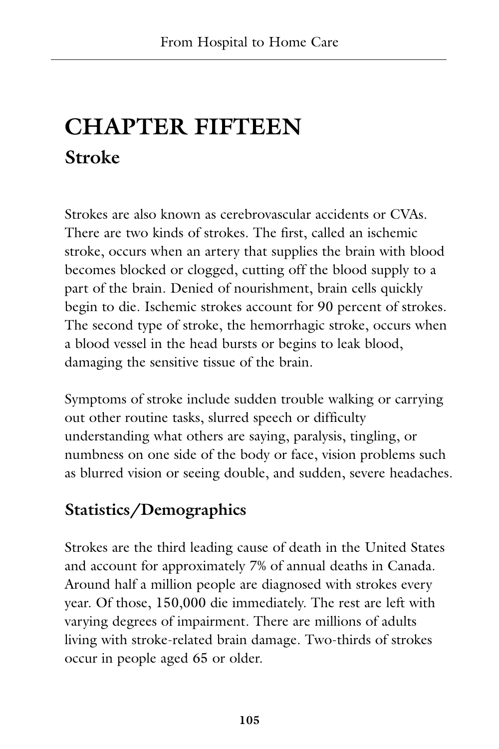# CHAPTER FIFTEEN

## Stroke

Strokes are also known as cerebrovascular accidents or CVAs. There are two kinds of strokes. The first, called an ischemic stroke, occurs when an artery that supplies the brain with blood becomes blocked or clogged, cutting off the blood supply to a part of the brain. Denied of nourishment, brain cells quickly begin to die. Ischemic strokes account for 90 percent of strokes. The second type of stroke, the hemorrhagic stroke, occurs when a blood vessel in the head bursts or begins to leak blood, damaging the sensitive tissue of the brain.

Symptoms of stroke include sudden trouble walking or carrying out other routine tasks, slurred speech or difficulty understanding what others are saying, paralysis, tingling, or numbness on one side of the body or face, vision problems such as blurred vision or seeing double, and sudden, severe headaches.

### Statistics/Demographics

Strokes are the third leading cause of death in the United States and account for approximately 7% of annual deaths in Canada. Around half a million people are diagnosed with strokes every year. Of those, 150,000 die immediately. The rest are left with varying degrees of impairment. There are millions of adults living with stroke-related brain damage. Two-thirds of strokes occur in people aged 65 or older.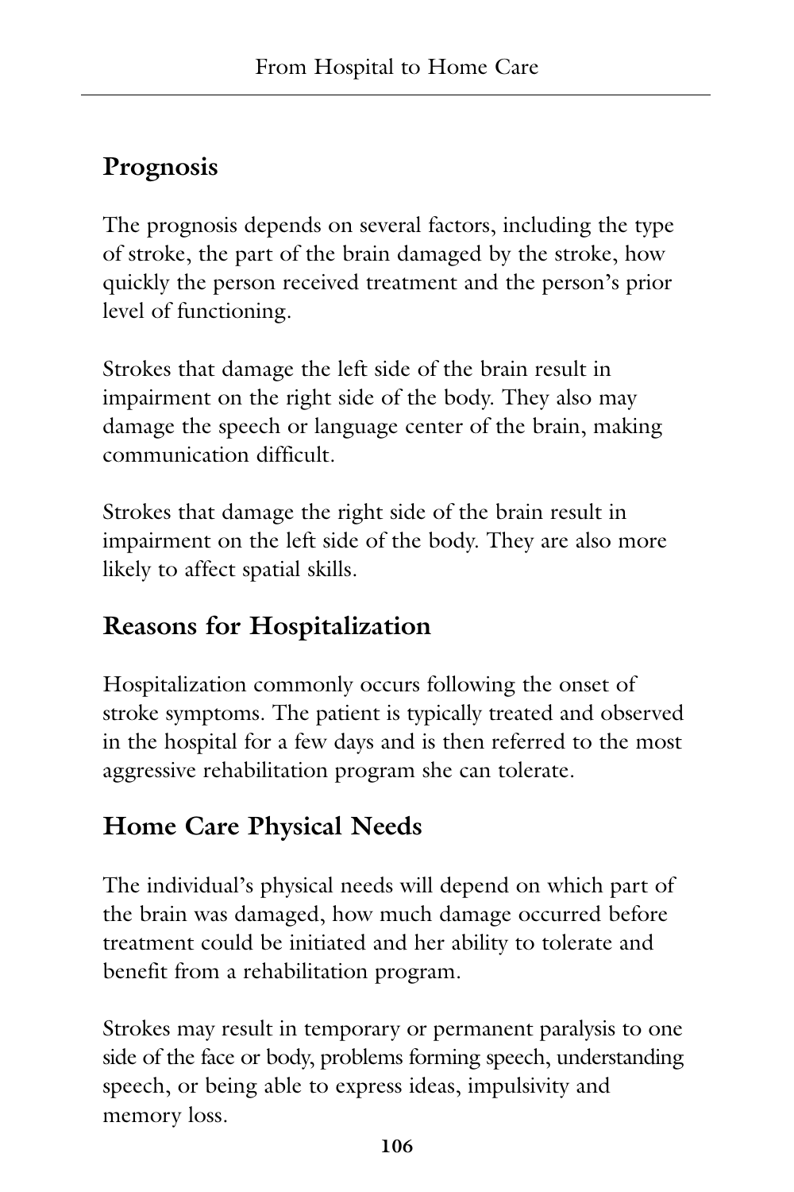## Prognosis

The prognosis depends on several factors, including the type of stroke, the part of the brain damaged by the stroke, how quickly the person received treatment and the person's prior level of functioning.

Strokes that damage the left side of the brain result in impairment on the right side of the body. They also may damage the speech or language center of the brain, making communication difficult.

Strokes that damage the right side of the brain result in impairment on the left side of the body. They are also more likely to affect spatial skills.

## Reasons for Hospitalization

Hospitalization commonly occurs following the onset of stroke symptoms. The patient is typically treated and observed in the hospital for a few days and is then referred to the most aggressive rehabilitation program she can tolerate.

## Home Care Physical Needs

The individual's physical needs will depend on which part of the brain was damaged, how much damage occurred before treatment could be initiated and her ability to tolerate and benefit from a rehabilitation program.

Strokes may result in temporary or permanent paralysis to one side of the face or body, problems forming speech, understanding speech, or being able to express ideas, impulsivity and memory loss.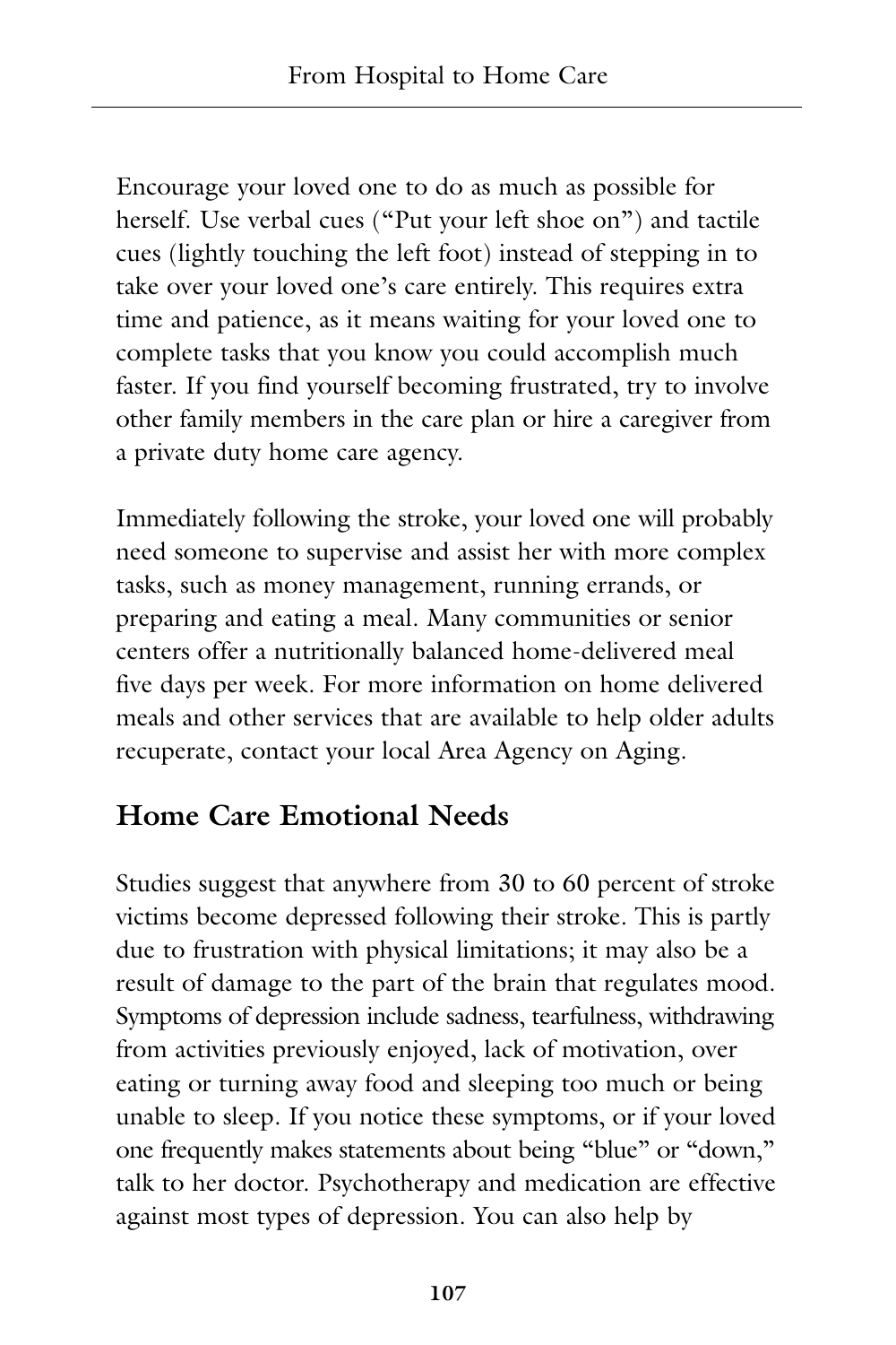Encourage your loved one to do as much as possible for herself. Use verbal cues ("Put your left shoe on") and tactile cues (lightly touching the left foot) instead of stepping in to take over your loved one's care entirely. This requires extra time and patience, as it means waiting for your loved one to complete tasks that you know you could accomplish much faster. If you find yourself becoming frustrated, try to involve other family members in the care plan or hire a caregiver from a private duty home care agency.

Immediately following the stroke, your loved one will probably need someone to supervise and assist her with more complex tasks, such as money management, running errands, or preparing and eating a meal. Many communities or senior centers offer a nutritionally balanced home-delivered meal five days per week. For more information on home delivered meals and other services that are available to help older adults recuperate, contact your local Area Agency on Aging.

## Home Care Emotional Needs

Studies suggest that anywhere from 30 to 60 percent of stroke victims become depressed following their stroke. This is partly due to frustration with physical limitations; it may also be a result of damage to the part of the brain that regulates mood. Symptoms of depression include sadness, tearfulness, withdrawing from activities previously enjoyed, lack of motivation, over eating or turning away food and sleeping too much or being unable to sleep. If you notice these symptoms, or if your loved one frequently makes statements about being "blue" or "down," talk to her doctor. Psychotherapy and medication are effective against most types of depression. You can also help by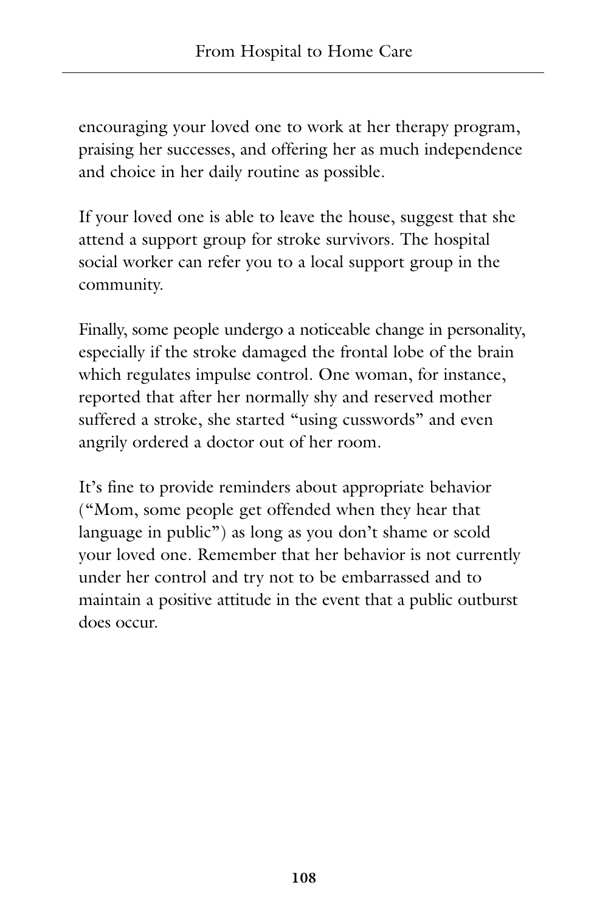encouraging your loved one to work at her therapy program, praising her successes, and offering her as much independence and choice in her daily routine as possible.

If your loved one is able to leave the house, suggest that she attend a support group for stroke survivors. The hospital social worker can refer you to a local support group in the community.

Finally, some people undergo a noticeable change in personality, especially if the stroke damaged the frontal lobe of the brain which regulates impulse control. One woman, for instance, reported that after her normally shy and reserved mother suffered a stroke, she started "using cusswords" and even angrily ordered a doctor out of her room.

It's fine to provide reminders about appropriate behavior ("Mom, some people get offended when they hear that language in public") as long as you don't shame or scold your loved one. Remember that her behavior is not currently under her control and try not to be embarrassed and to maintain a positive attitude in the event that a public outburst does occur.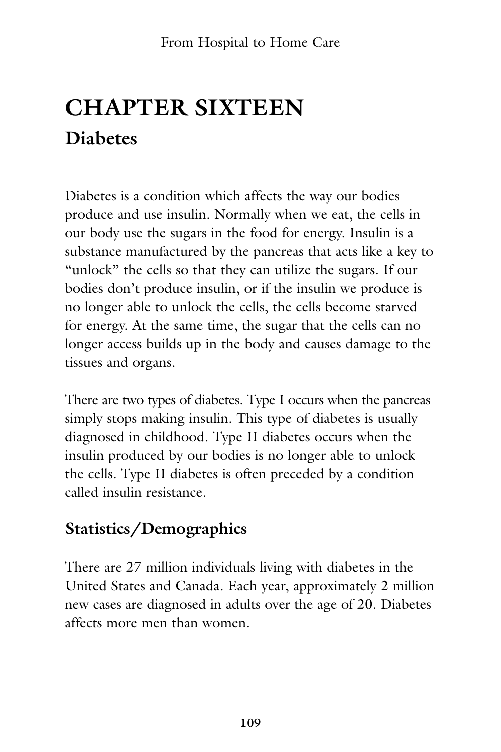# CHAPTER SIXTEEN

## Diabetes

Diabetes is a condition which affects the way our bodies produce and use insulin. Normally when we eat, the cells in our body use the sugars in the food for energy. Insulin is a substance manufactured by the pancreas that acts like a key to "unlock" the cells so that they can utilize the sugars. If our bodies don't produce insulin, or if the insulin we produce is no longer able to unlock the cells, the cells become starved for energy. At the same time, the sugar that the cells can no longer access builds up in the body and causes damage to the tissues and organs.

There are two types of diabetes. Type I occurs when the pancreas simply stops making insulin. This type of diabetes is usually diagnosed in childhood. Type II diabetes occurs when the insulin produced by our bodies is no longer able to unlock the cells. Type II diabetes is often preceded by a condition called insulin resistance.

### Statistics/Demographics

There are 27 million individuals living with diabetes in the United States and Canada. Each year, approximately 2 million new cases are diagnosed in adults over the age of 20. Diabetes affects more men than women.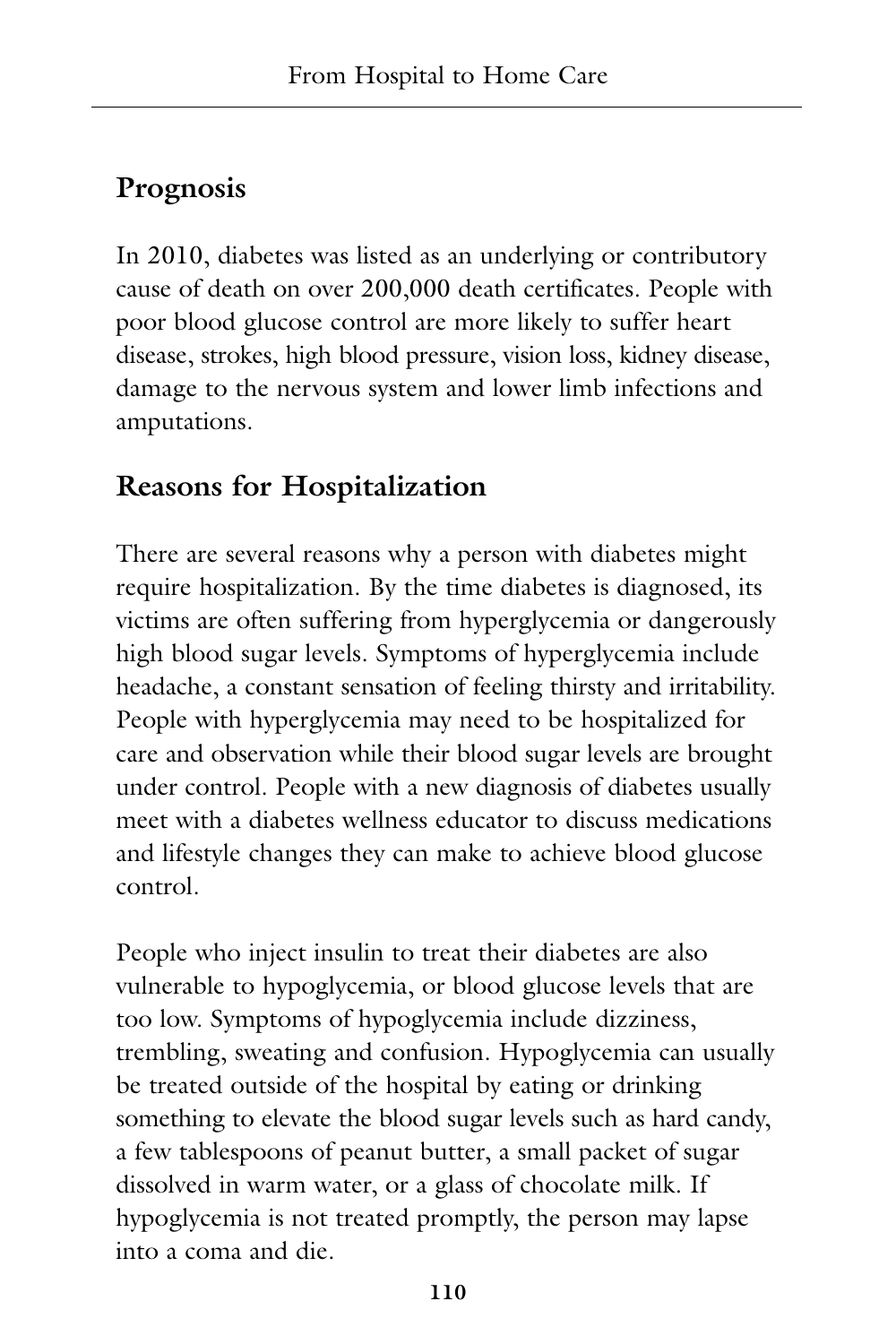## Prognosis

In 2010, diabetes was listed as an underlying or contributory cause of death on over 200,000 death certificates. People with poor blood glucose control are more likely to suffer heart disease, strokes, high blood pressure, vision loss, kidney disease, damage to the nervous system and lower limb infections and amputations.

## Reasons for Hospitalization

There are several reasons why a person with diabetes might require hospitalization. By the time diabetes is diagnosed, its victims are often suffering from hyperglycemia or dangerously high blood sugar levels. Symptoms of hyperglycemia include headache, a constant sensation of feeling thirsty and irritability. People with hyperglycemia may need to be hospitalized for care and observation while their blood sugar levels are brought under control. People with a new diagnosis of diabetes usually meet with a diabetes wellness educator to discuss medications and lifestyle changes they can make to achieve blood glucose control.

People who inject insulin to treat their diabetes are also vulnerable to hypoglycemia, or blood glucose levels that are too low. Symptoms of hypoglycemia include dizziness, trembling, sweating and confusion. Hypoglycemia can usually be treated outside of the hospital by eating or drinking something to elevate the blood sugar levels such as hard candy, a few tablespoons of peanut butter, a small packet of sugar dissolved in warm water, or a glass of chocolate milk. If hypoglycemia is not treated promptly, the person may lapse into a coma and die.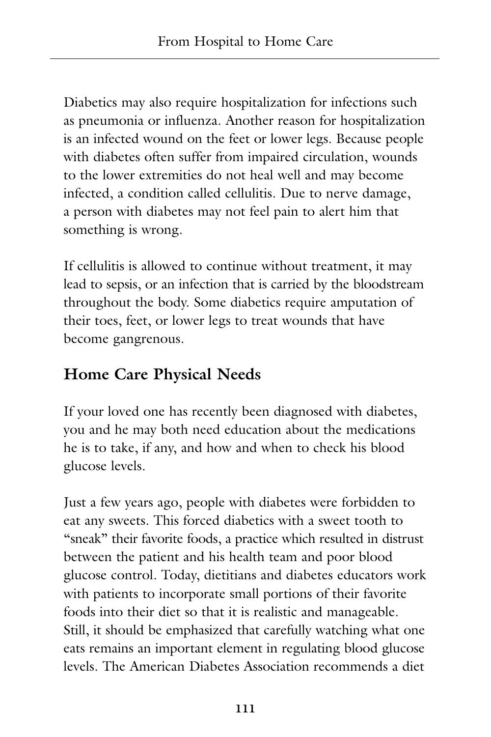Diabetics may also require hospitalization for infections such as pneumonia or influenza. Another reason for hospitalization is an infected wound on the feet or lower legs. Because people with diabetes often suffer from impaired circulation, wounds to the lower extremities do not heal well and may become infected, a condition called cellulitis. Due to nerve damage, a person with diabetes may not feel pain to alert him that something is wrong.

If cellulitis is allowed to continue without treatment, it may lead to sepsis, or an infection that is carried by the bloodstream throughout the body. Some diabetics require amputation of their toes, feet, or lower legs to treat wounds that have become gangrenous.

## Home Care Physical Needs

If your loved one has recently been diagnosed with diabetes, you and he may both need education about the medications he is to take, if any, and how and when to check his blood glucose levels.

Just a few years ago, people with diabetes were forbidden to eat any sweets. This forced diabetics with a sweet tooth to "sneak" their favorite foods, a practice which resulted in distrust between the patient and his health team and poor blood glucose control. Today, dietitians and diabetes educators work with patients to incorporate small portions of their favorite foods into their diet so that it is realistic and manageable. Still, it should be emphasized that carefully watching what one eats remains an important element in regulating blood glucose levels. The American Diabetes Association recommends a diet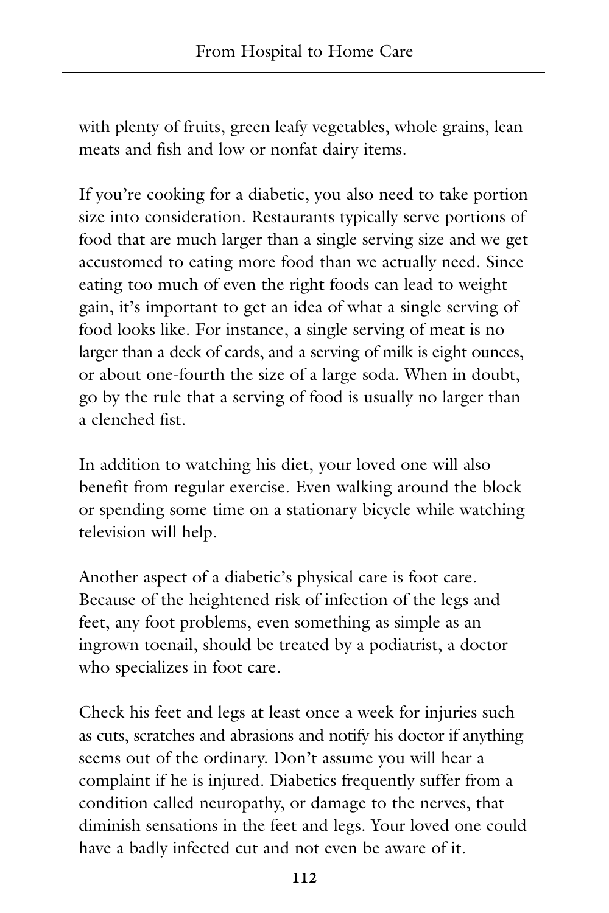with plenty of fruits, green leafy vegetables, whole grains, lean meats and fish and low or nonfat dairy items.

If you're cooking for a diabetic, you also need to take portion size into consideration. Restaurants typically serve portions of food that are much larger than a single serving size and we get accustomed to eating more food than we actually need. Since eating too much of even the right foods can lead to weight gain, it's important to get an idea of what a single serving of food looks like. For instance, a single serving of meat is no larger than a deck of cards, and a serving of milk is eight ounces, or about one-fourth the size of a large soda. When in doubt, go by the rule that a serving of food is usually no larger than a clenched fist.

In addition to watching his diet, your loved one will also benefit from regular exercise. Even walking around the block or spending some time on a stationary bicycle while watching television will help.

Another aspect of a diabetic's physical care is foot care. Because of the heightened risk of infection of the legs and feet, any foot problems, even something as simple as an ingrown toenail, should be treated by a podiatrist, a doctor who specializes in foot care.

Check his feet and legs at least once a week for injuries such as cuts, scratches and abrasions and notify his doctor if anything seems out of the ordinary. Don't assume you will hear a complaint if he is injured. Diabetics frequently suffer from a condition called neuropathy, or damage to the nerves, that diminish sensations in the feet and legs. Your loved one could have a badly infected cut and not even be aware of it.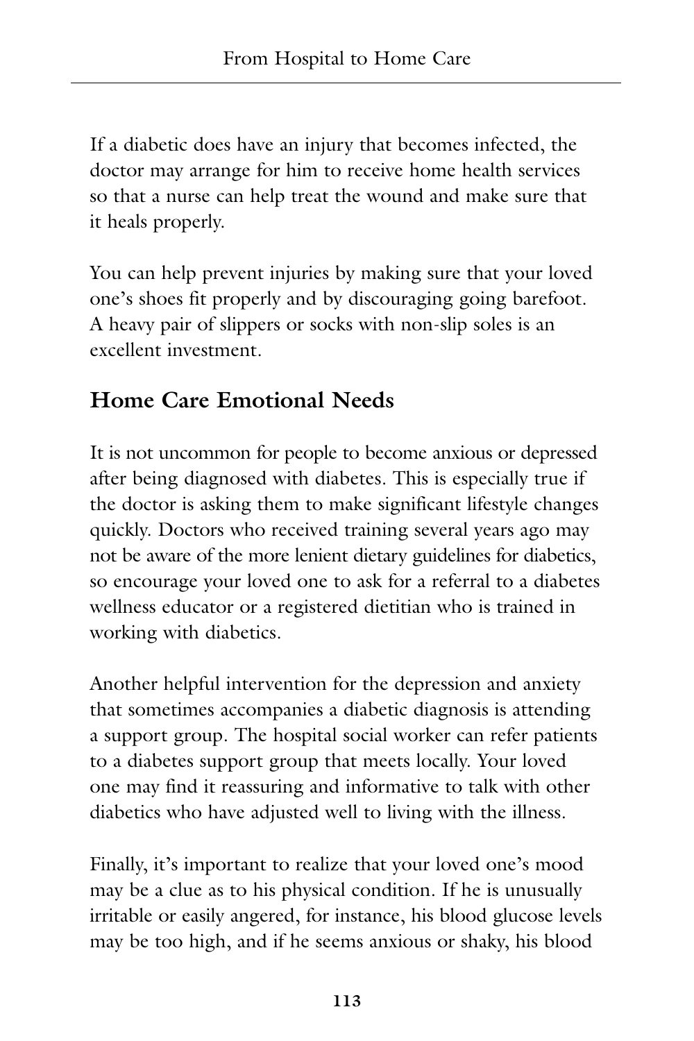If a diabetic does have an injury that becomes infected, the doctor may arrange for him to receive home health services so that a nurse can help treat the wound and make sure that it heals properly.

You can help prevent injuries by making sure that your loved one's shoes fit properly and by discouraging going barefoot. A heavy pair of slippers or socks with non-slip soles is an excellent investment.

## Home Care Emotional Needs

It is not uncommon for people to become anxious or depressed after being diagnosed with diabetes. This is especially true if the doctor is asking them to make significant lifestyle changes quickly. Doctors who received training several years ago may not be aware of the more lenient dietary guidelines for diabetics, so encourage your loved one to ask for a referral to a diabetes wellness educator or a registered dietitian who is trained in working with diabetics.

Another helpful intervention for the depression and anxiety that sometimes accompanies a diabetic diagnosis is attending a support group. The hospital social worker can refer patients to a diabetes support group that meets locally. Your loved one may find it reassuring and informative to talk with other diabetics who have adjusted well to living with the illness.

Finally, it's important to realize that your loved one's mood may be a clue as to his physical condition. If he is unusually irritable or easily angered, for instance, his blood glucose levels may be too high, and if he seems anxious or shaky, his blood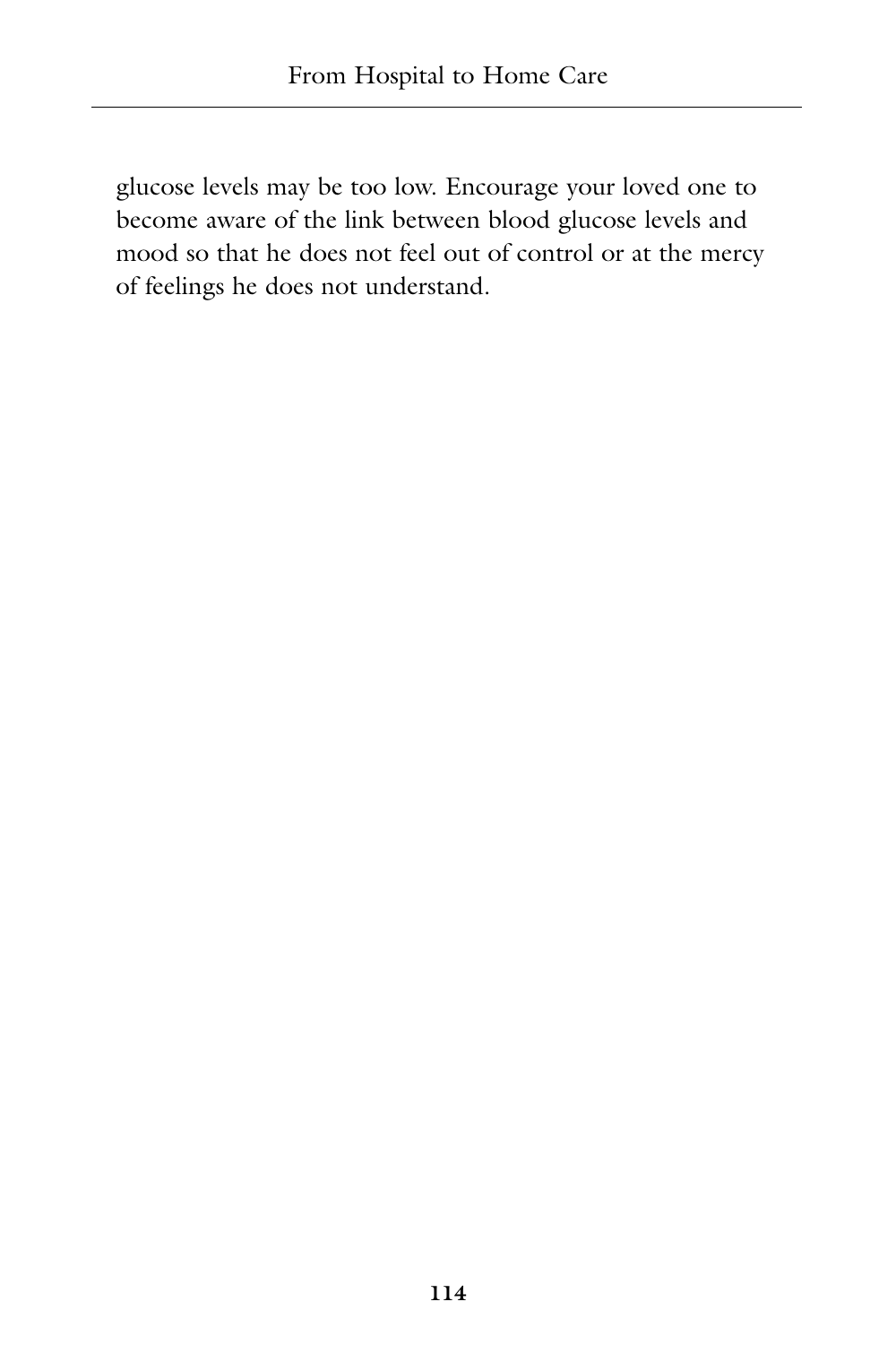glucose levels may be too low. Encourage your loved one to become aware of the link between blood glucose levels and mood so that he does not feel out of control or at the mercy of feelings he does not understand.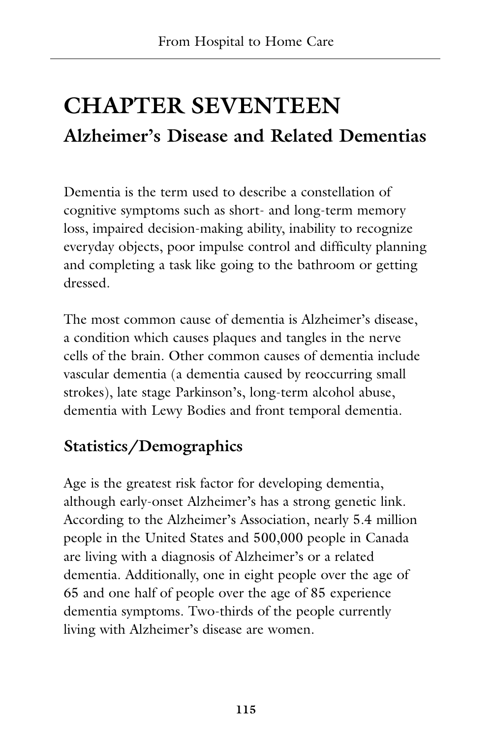# CHAPTER SEVENTEEN

## Alzheimer's Disease and Related Dementias

Dementia is the term used to describe a constellation of cognitive symptoms such as short- and long-term memory loss, impaired decision-making ability, inability to recognize everyday objects, poor impulse control and difficulty planning and completing a task like going to the bathroom or getting dressed.

The most common cause of dementia is Alzheimer's disease, a condition which causes plaques and tangles in the nerve cells of the brain. Other common causes of dementia include vascular dementia (a dementia caused by reoccurring small strokes), late stage Parkinson's, long-term alcohol abuse, dementia with Lewy Bodies and front temporal dementia.

### Statistics/Demographics

Age is the greatest risk factor for developing dementia, although early-onset Alzheimer's has a strong genetic link. According to the Alzheimer's Association, nearly 5.4 million people in the United States and 500,000 people in Canada are living with a diagnosis of Alzheimer's or a related dementia. Additionally, one in eight people over the age of 65 and one half of people over the age of 85 experience dementia symptoms. Two-thirds of the people currently living with Alzheimer's disease are women.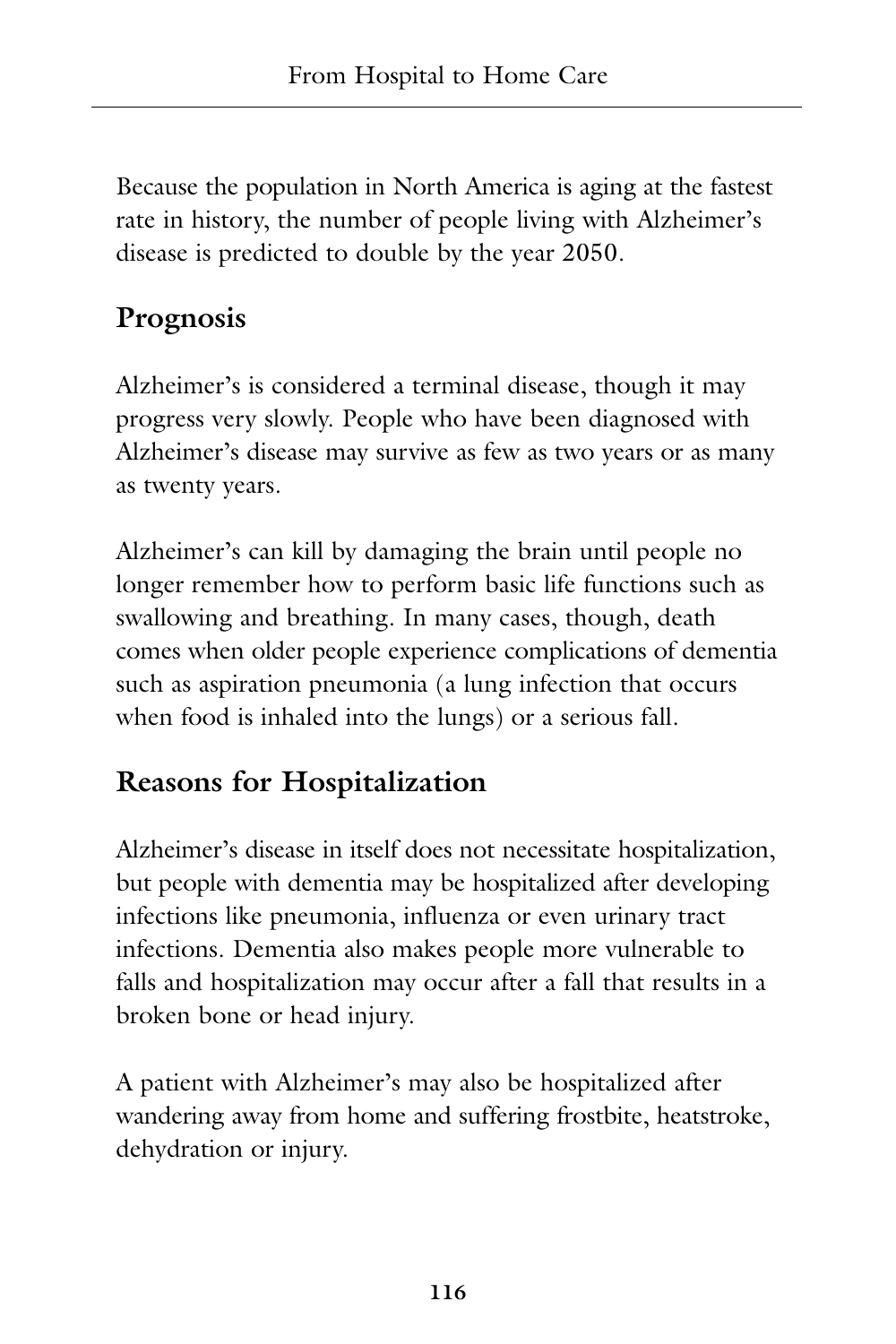Because the population in North America is aging at the fastest rate in history, the number of people living with Alzheimer's disease is predicted to double by the year 2050.

## Prognosis

Alzheimer's is considered a terminal disease, though it may progress very slowly. People who have been diagnosed with Alzheimer's disease may survive as few as two years or as many as twenty years.

Alzheimer's can kill by damaging the brain until people no longer remember how to perform basic life functions such as swallowing and breathing. In many cases, though, death comes when older people experience complications of dementia such as aspiration pneumonia (a lung infection that occurs when food is inhaled into the lungs) or a serious fall.

## Reasons for Hospitalization

Alzheimer's disease in itself does not necessitate hospitalization, but people with dementia may be hospitalized after developing infections like pneumonia, influenza or even urinary tract infections. Dementia also makes people more vulnerable to falls and hospitalization may occur after a fall that results in a broken bone or head injury.

A patient with Alzheimer's may also be hospitalized after wandering away from home and suffering frostbite, heatstroke, dehydration or injury.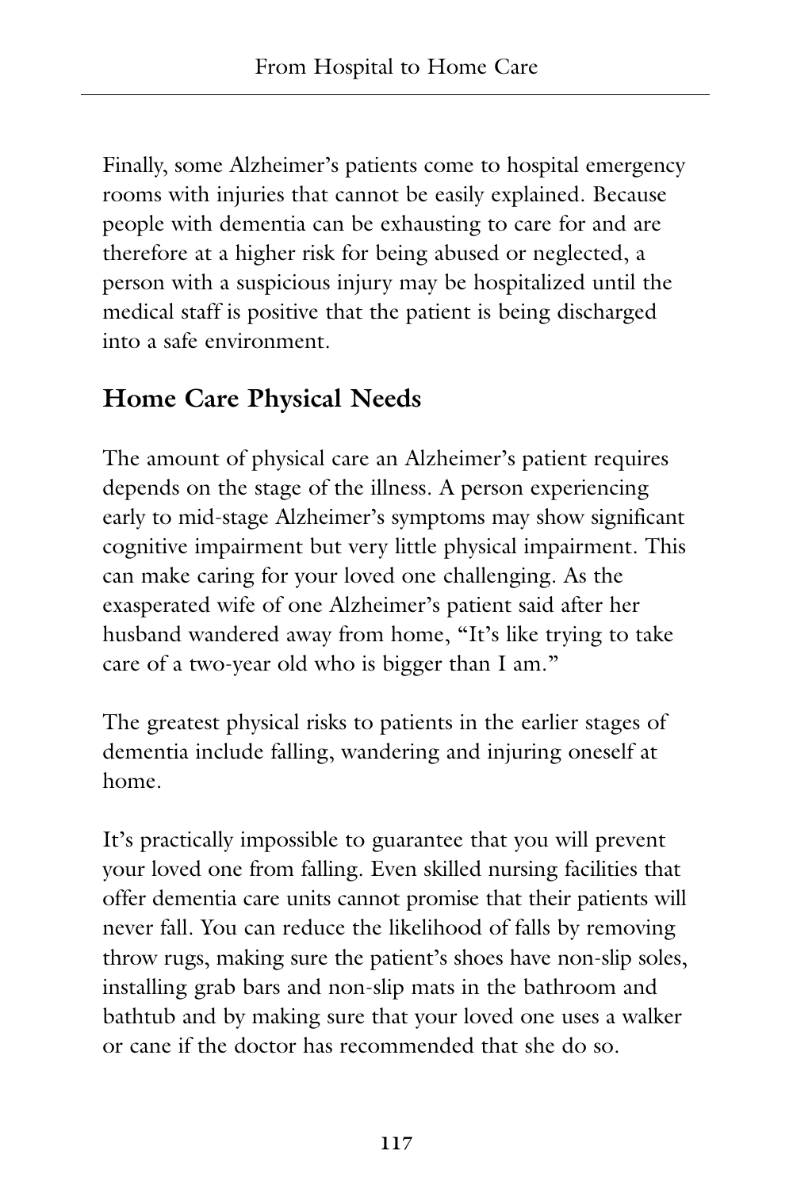Finally, some Alzheimer's patients come to hospital emergency rooms with injuries that cannot be easily explained. Because people with dementia can be exhausting to care for and are therefore at a higher risk for being abused or neglected, a person with a suspicious injury may be hospitalized until the medical staff is positive that the patient is being discharged into a safe environment.

## Home Care Physical Needs

The amount of physical care an Alzheimer's patient requires depends on the stage of the illness. A person experiencing early to mid-stage Alzheimer's symptoms may show significant cognitive impairment but very little physical impairment. This can make caring for your loved one challenging. As the exasperated wife of one Alzheimer's patient said after her husband wandered away from home, "It's like trying to take care of a two-year old who is bigger than I am."

The greatest physical risks to patients in the earlier stages of dementia include falling, wandering and injuring oneself at home.

It's practically impossible to guarantee that you will prevent your loved one from falling. Even skilled nursing facilities that offer dementia care units cannot promise that their patients will never fall. You can reduce the likelihood of falls by removing throw rugs, making sure the patient's shoes have non-slip soles, installing grab bars and non-slip mats in the bathroom and bathtub and by making sure that your loved one uses a walker or cane if the doctor has recommended that she do so.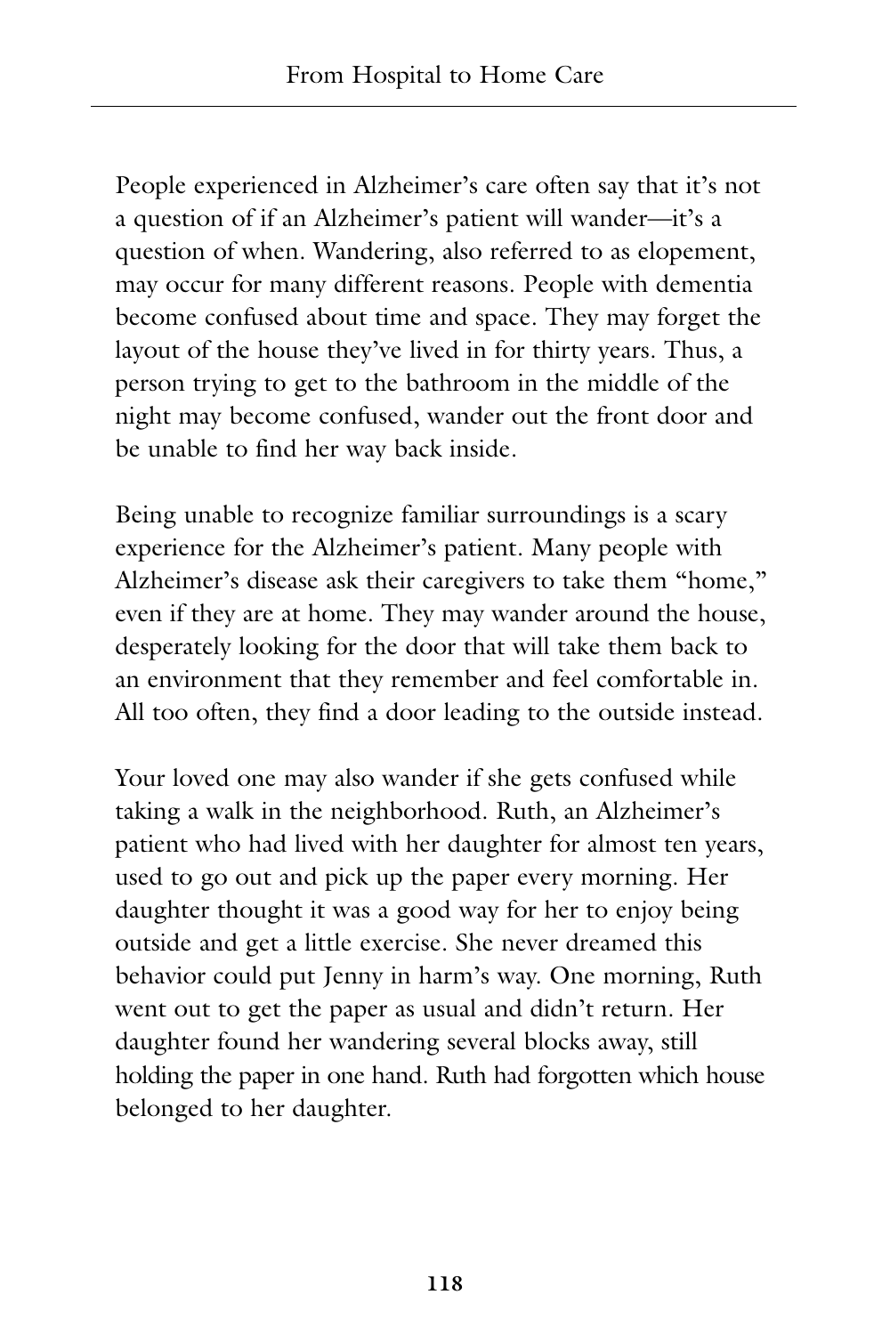People experienced in Alzheimer's care often say that it's not a question of if an Alzheimer's patient will wander—it's a question of when. Wandering, also referred to as elopement, may occur for many different reasons. People with dementia become confused about time and space. They may forget the layout of the house they've lived in for thirty years. Thus, a person trying to get to the bathroom in the middle of the night may become confused, wander out the front door and be unable to find her way back inside.

Being unable to recognize familiar surroundings is a scary experience for the Alzheimer's patient. Many people with Alzheimer's disease ask their caregivers to take them "home," even if they are at home. They may wander around the house, desperately looking for the door that will take them back to an environment that they remember and feel comfortable in. All too often, they find a door leading to the outside instead.

Your loved one may also wander if she gets confused while taking a walk in the neighborhood. Ruth, an Alzheimer's patient who had lived with her daughter for almost ten years, used to go out and pick up the paper every morning. Her daughter thought it was a good way for her to enjoy being outside and get a little exercise. She never dreamed this behavior could put Jenny in harm's way. One morning, Ruth went out to get the paper as usual and didn't return. Her daughter found her wandering several blocks away, still holding the paper in one hand. Ruth had forgotten which house belonged to her daughter.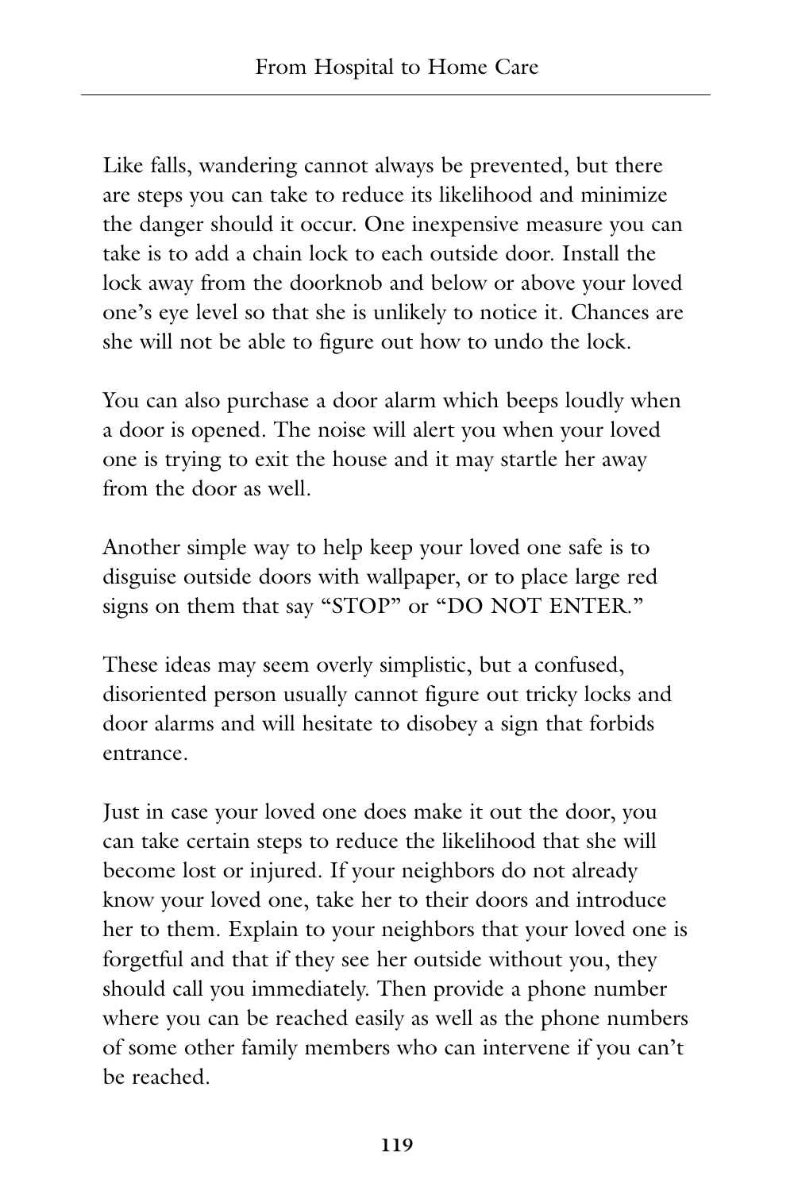Like falls, wandering cannot always be prevented, but there are steps you can take to reduce its likelihood and minimize the danger should it occur. One inexpensive measure you can take is to add a chain lock to each outside door. Install the lock away from the doorknob and below or above your loved one's eye level so that she is unlikely to notice it. Chances are she will not be able to figure out how to undo the lock.

You can also purchase a door alarm which beeps loudly when a door is opened. The noise will alert you when your loved one is trying to exit the house and it may startle her away from the door as well.

Another simple way to help keep your loved one safe is to disguise outside doors with wallpaper, or to place large red signs on them that say "STOP" or "DO NOT ENTER."

These ideas may seem overly simplistic, but a confused, disoriented person usually cannot figure out tricky locks and door alarms and will hesitate to disobey a sign that forbids entrance.

Just in case your loved one does make it out the door, you can take certain steps to reduce the likelihood that she will become lost or injured. If your neighbors do not already know your loved one, take her to their doors and introduce her to them. Explain to your neighbors that your loved one is forgetful and that if they see her outside without you, they should call you immediately. Then provide a phone number where you can be reached easily as well as the phone numbers of some other family members who can intervene if you can't be reached.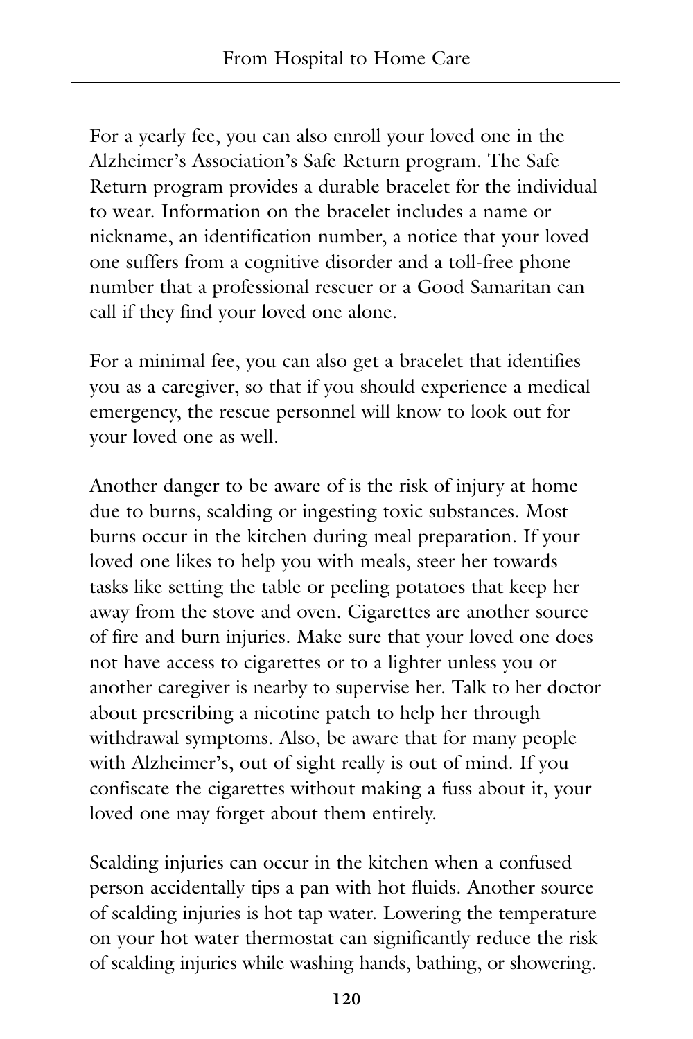For a yearly fee, you can also enroll your loved one in the Alzheimer's Association's Safe Return program. The Safe Return program provides a durable bracelet for the individual to wear. Information on the bracelet includes a name or nickname, an identification number, a notice that your loved one suffers from a cognitive disorder and a toll-free phone number that a professional rescuer or a Good Samaritan can call if they find your loved one alone.

For a minimal fee, you can also get a bracelet that identifies you as a caregiver, so that if you should experience a medical emergency, the rescue personnel will know to look out for your loved one as well.

Another danger to be aware of is the risk of injury at home due to burns, scalding or ingesting toxic substances. Most burns occur in the kitchen during meal preparation. If your loved one likes to help you with meals, steer her towards tasks like setting the table or peeling potatoes that keep her away from the stove and oven. Cigarettes are another source of fire and burn injuries. Make sure that your loved one does not have access to cigarettes or to a lighter unless you or another caregiver is nearby to supervise her. Talk to her doctor about prescribing a nicotine patch to help her through withdrawal symptoms. Also, be aware that for many people with Alzheimer's, out of sight really is out of mind. If you confiscate the cigarettes without making a fuss about it, your loved one may forget about them entirely.

Scalding injuries can occur in the kitchen when a confused person accidentally tips a pan with hot fluids. Another source of scalding injuries is hot tap water. Lowering the temperature on your hot water thermostat can significantly reduce the risk of scalding injuries while washing hands, bathing, or showering.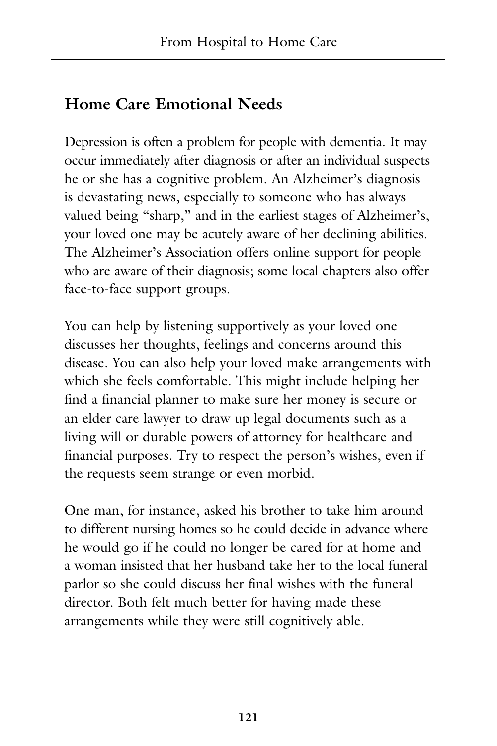## Home Care Emotional Needs

Depression is often a problem for people with dementia. It may occur immediately after diagnosis or after an individual suspects he or she has a cognitive problem. An Alzheimer's diagnosis is devastating news, especially to someone who has always valued being "sharp," and in the earliest stages of Alzheimer's, your loved one may be acutely aware of her declining abilities. The Alzheimer's Association offers online support for people who are aware of their diagnosis; some local chapters also offer face-to-face support groups.

You can help by listening supportively as your loved one discusses her thoughts, feelings and concerns around this disease. You can also help your loved make arrangements with which she feels comfortable. This might include helping her find a financial planner to make sure her money is secure or an elder care lawyer to draw up legal documents such as a living will or durable powers of attorney for healthcare and financial purposes. Try to respect the person's wishes, even if the requests seem strange or even morbid.

One man, for instance, asked his brother to take him around to different nursing homes so he could decide in advance where he would go if he could no longer be cared for at home and a woman insisted that her husband take her to the local funeral parlor so she could discuss her final wishes with the funeral director. Both felt much better for having made these arrangements while they were still cognitively able.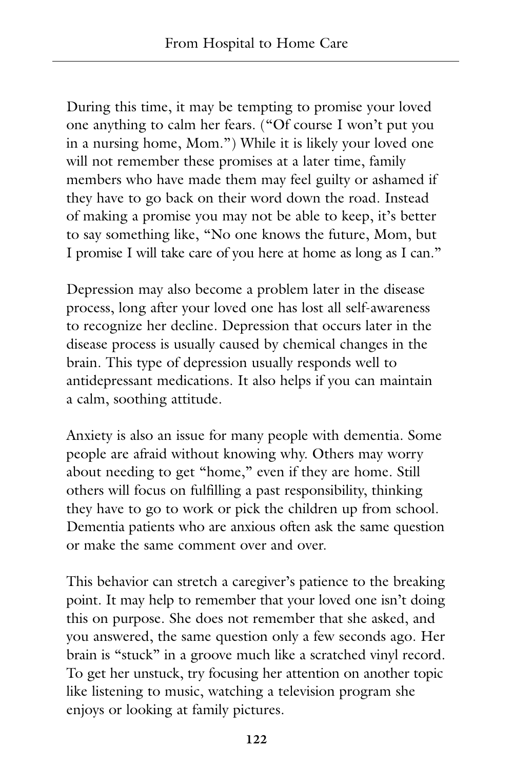During this time, it may be tempting to promise your loved one anything to calm her fears. ("Of course I won't put you in a nursing home, Mom.") While it is likely your loved one will not remember these promises at a later time, family members who have made them may feel guilty or ashamed if they have to go back on their word down the road. Instead of making a promise you may not be able to keep, it's better to say something like, "No one knows the future, Mom, but I promise I will take care of you here at home as long as I can."

Depression may also become a problem later in the disease process, long after your loved one has lost all self-awareness to recognize her decline. Depression that occurs later in the disease process is usually caused by chemical changes in the brain. This type of depression usually responds well to antidepressant medications. It also helps if you can maintain a calm, soothing attitude.

Anxiety is also an issue for many people with dementia. Some people are afraid without knowing why. Others may worry about needing to get "home," even if they are home. Still others will focus on fulfilling a past responsibility, thinking they have to go to work or pick the children up from school. Dementia patients who are anxious often ask the same question or make the same comment over and over.

This behavior can stretch a caregiver's patience to the breaking point. It may help to remember that your loved one isn't doing this on purpose. She does not remember that she asked, and you answered, the same question only a few seconds ago. Her brain is "stuck" in a groove much like a scratched vinyl record. To get her unstuck, try focusing her attention on another topic like listening to music, watching a television program she enjoys or looking at family pictures.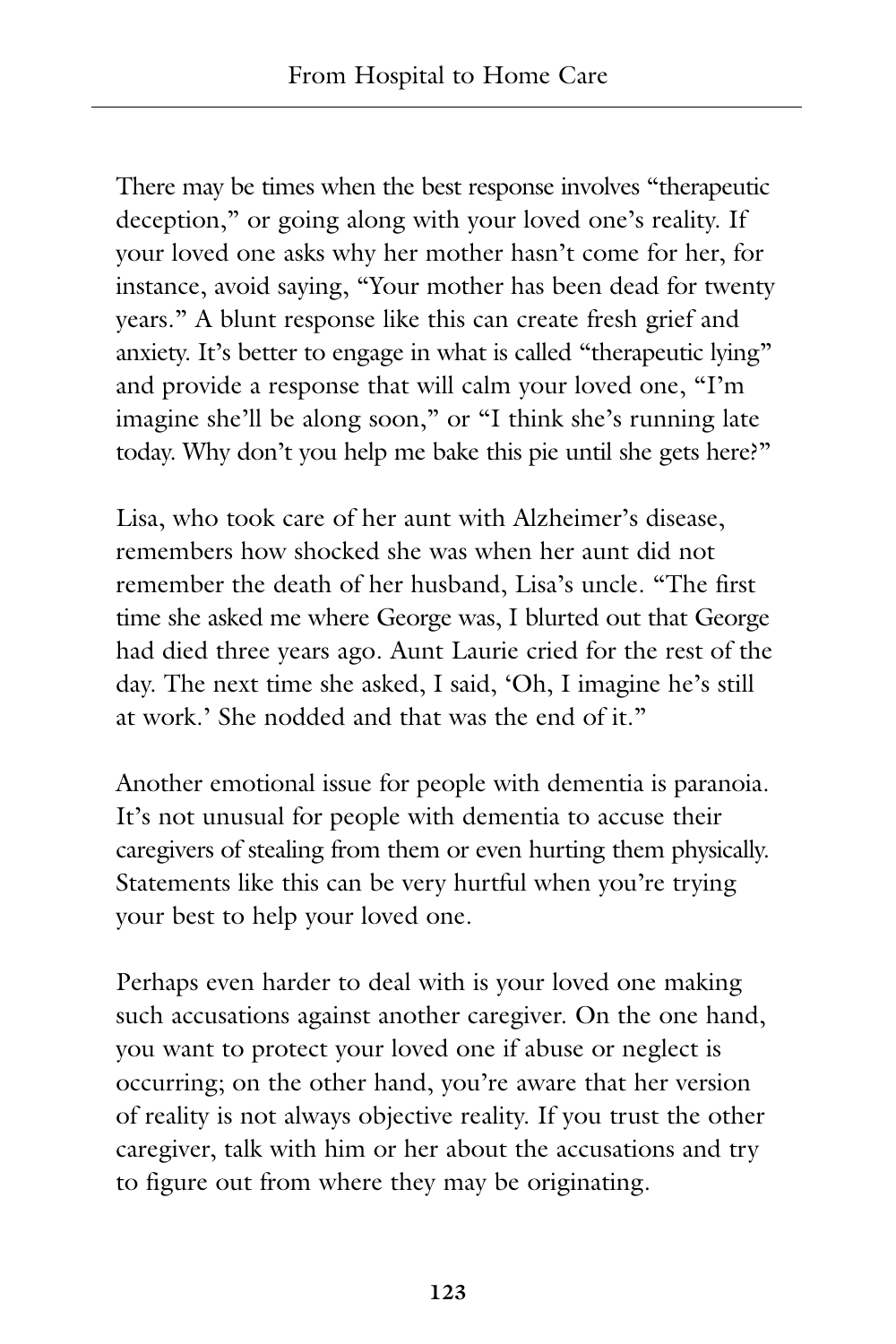There may be times when the best response involves "therapeutic deception," or going along with your loved one's reality. If your loved one asks why her mother hasn't come for her, for instance, avoid saying, "Your mother has been dead for twenty years." A blunt response like this can create fresh grief and anxiety. It's better to engage in what is called "therapeutic lying" and provide a response that will calm your loved one, "I'm imagine she'll be along soon," or "I think she's running late today. Why don't you help me bake this pie until she gets here?"

Lisa, who took care of her aunt with Alzheimer's disease, remembers how shocked she was when her aunt did not remember the death of her husband, Lisa's uncle. "The first time she asked me where George was, I blurted out that George had died three years ago. Aunt Laurie cried for the rest of the day. The next time she asked, I said, 'Oh, I imagine he's still at work.' She nodded and that was the end of it."

Another emotional issue for people with dementia is paranoia. It's not unusual for people with dementia to accuse their caregivers of stealing from them or even hurting them physically. Statements like this can be very hurtful when you're trying your best to help your loved one.

Perhaps even harder to deal with is your loved one making such accusations against another caregiver. On the one hand, you want to protect your loved one if abuse or neglect is occurring; on the other hand, you're aware that her version of reality is not always objective reality. If you trust the other caregiver, talk with him or her about the accusations and try to figure out from where they may be originating.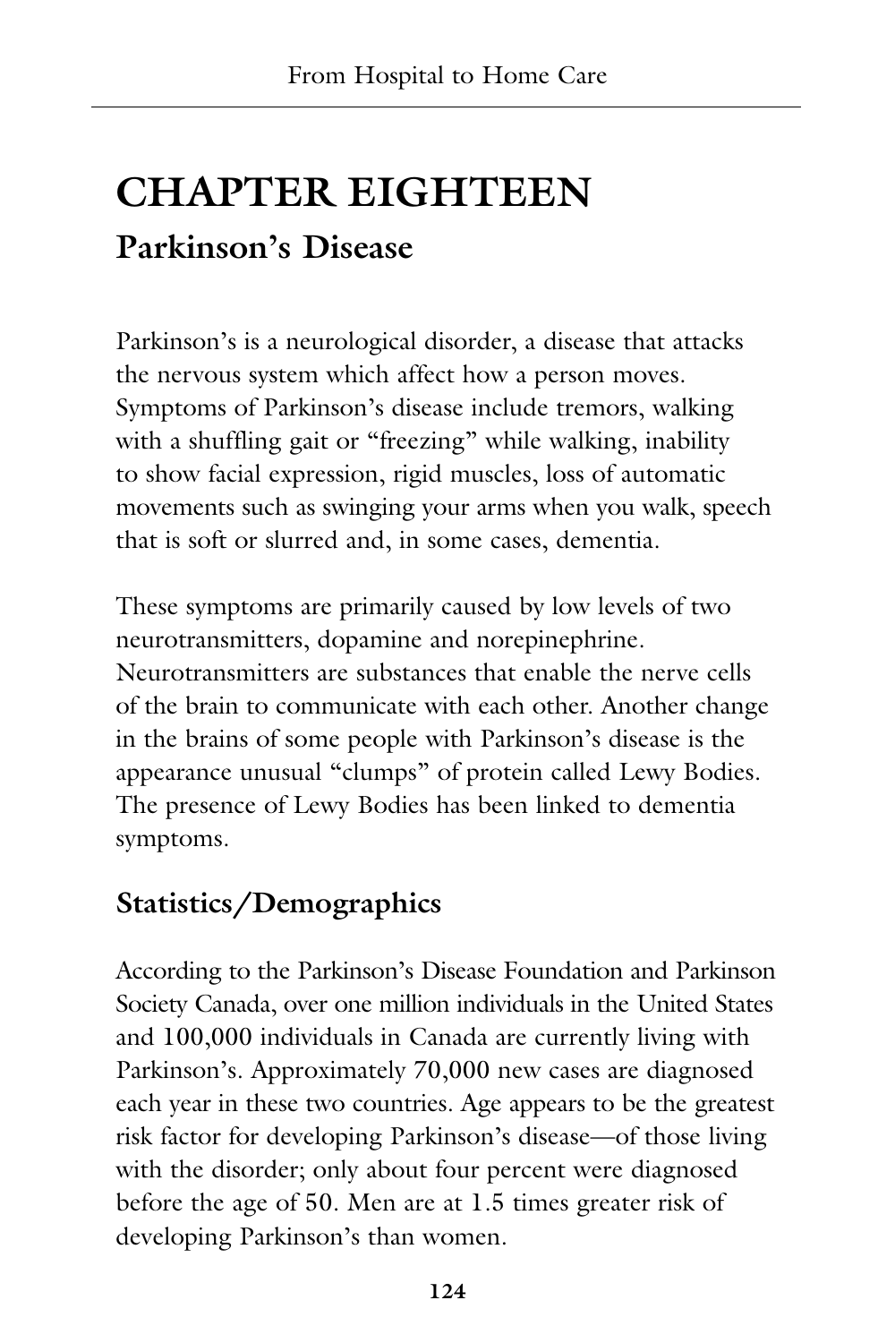# CHAPTER EIGHTEEN

## Parkinson's Disease

Parkinson's is a neurological disorder, a disease that attacks the nervous system which affect how a person moves. Symptoms of Parkinson's disease include tremors, walking with a shuffling gait or "freezing" while walking, inability to show facial expression, rigid muscles, loss of automatic movements such as swinging your arms when you walk, speech that is soft or slurred and, in some cases, dementia.

These symptoms are primarily caused by low levels of two neurotransmitters, dopamine and norepinephrine. Neurotransmitters are substances that enable the nerve cells of the brain to communicate with each other. Another change in the brains of some people with Parkinson's disease is the appearance unusual "clumps" of protein called Lewy Bodies. The presence of Lewy Bodies has been linked to dementia symptoms.

### Statistics/Demographics

According to the Parkinson's Disease Foundation and Parkinson Society Canada, over one million individuals in the United States and 100,000 individuals in Canada are currently living with Parkinson's. Approximately 70,000 new cases are diagnosed each year in these two countries. Age appears to be the greatest risk factor for developing Parkinson's disease—of those living with the disorder; only about four percent were diagnosed before the age of 50. Men are at 1.5 times greater risk of developing Parkinson's than women.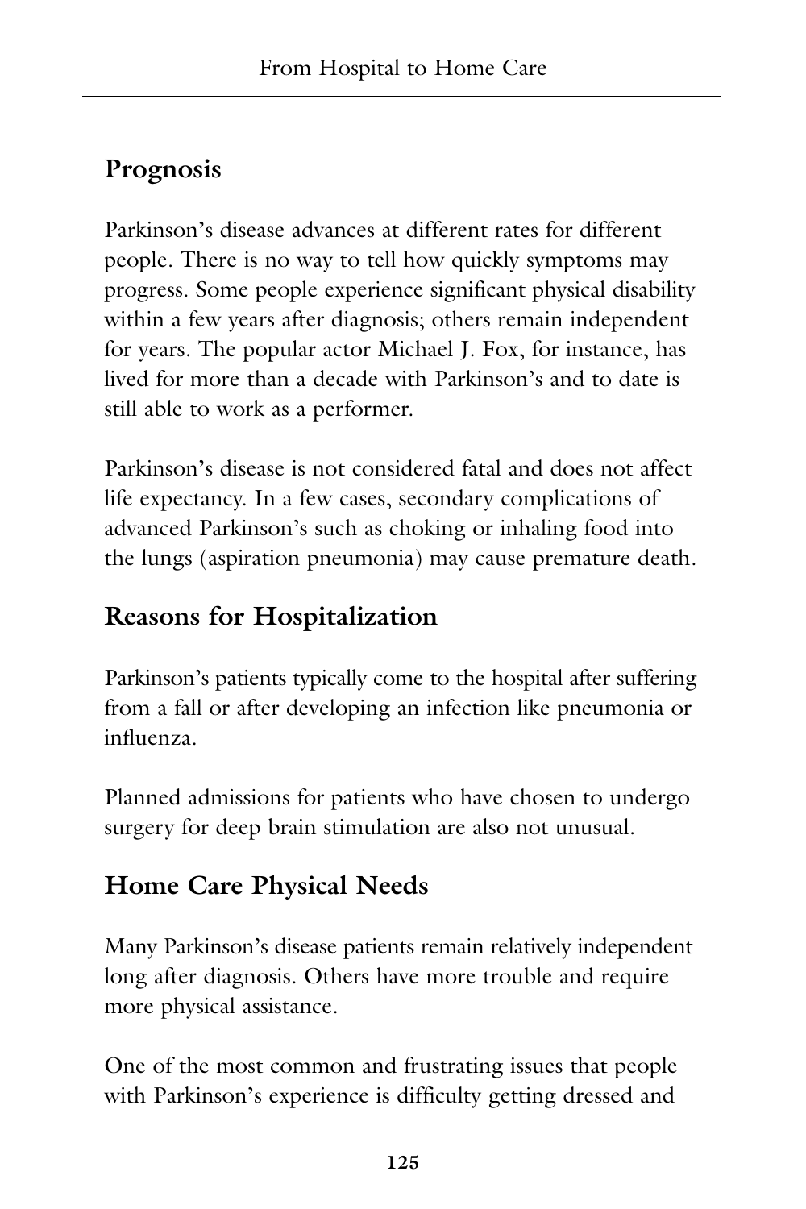## Prognosis

Parkinson's disease advances at different rates for different people. There is no way to tell how quickly symptoms may progress. Some people experience significant physical disability within a few years after diagnosis; others remain independent for years. The popular actor Michael J. Fox, for instance, has lived for more than a decade with Parkinson's and to date is still able to work as a performer.

Parkinson's disease is not considered fatal and does not affect life expectancy. In a few cases, secondary complications of advanced Parkinson's such as choking or inhaling food into the lungs (aspiration pneumonia) may cause premature death.

## Reasons for Hospitalization

Parkinson's patients typically come to the hospital after suffering from a fall or after developing an infection like pneumonia or influenza.

Planned admissions for patients who have chosen to undergo surgery for deep brain stimulation are also not unusual.

## Home Care Physical Needs

Many Parkinson's disease patients remain relatively independent long after diagnosis. Others have more trouble and require more physical assistance.

One of the most common and frustrating issues that people with Parkinson's experience is difficulty getting dressed and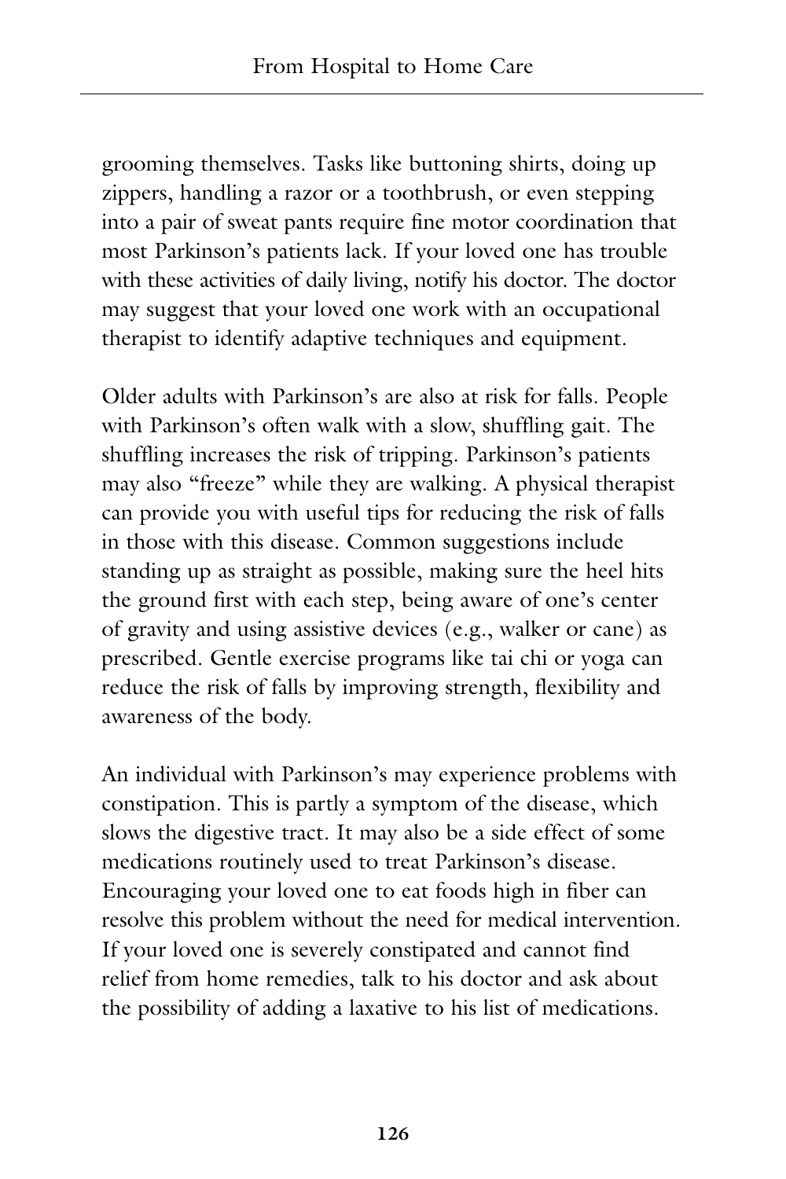grooming themselves. Tasks like buttoning shirts, doing up zippers, handling a razor or a toothbrush, or even stepping into a pair of sweat pants require fine motor coordination that most Parkinson's patients lack. If your loved one has trouble with these activities of daily living, notify his doctor. The doctor may suggest that your loved one work with an occupational therapist to identify adaptive techniques and equipment.

Older adults with Parkinson's are also at risk for falls. People with Parkinson's often walk with a slow, shuffling gait. The shuffling increases the risk of tripping. Parkinson's patients may also "freeze" while they are walking. A physical therapist can provide you with useful tips for reducing the risk of falls in those with this disease. Common suggestions include standing up as straight as possible, making sure the heel hits the ground first with each step, being aware of one's center of gravity and using assistive devices (e.g., walker or cane) as prescribed. Gentle exercise programs like tai chi or yoga can reduce the risk of falls by improving strength, flexibility and awareness of the body.

An individual with Parkinson's may experience problems with constipation. This is partly a symptom of the disease, which slows the digestive tract. It may also be a side effect of some medications routinely used to treat Parkinson's disease. Encouraging your loved one to eat foods high in fiber can resolve this problem without the need for medical intervention. If your loved one is severely constipated and cannot find relief from home remedies, talk to his doctor and ask about the possibility of adding a laxative to his list of medications.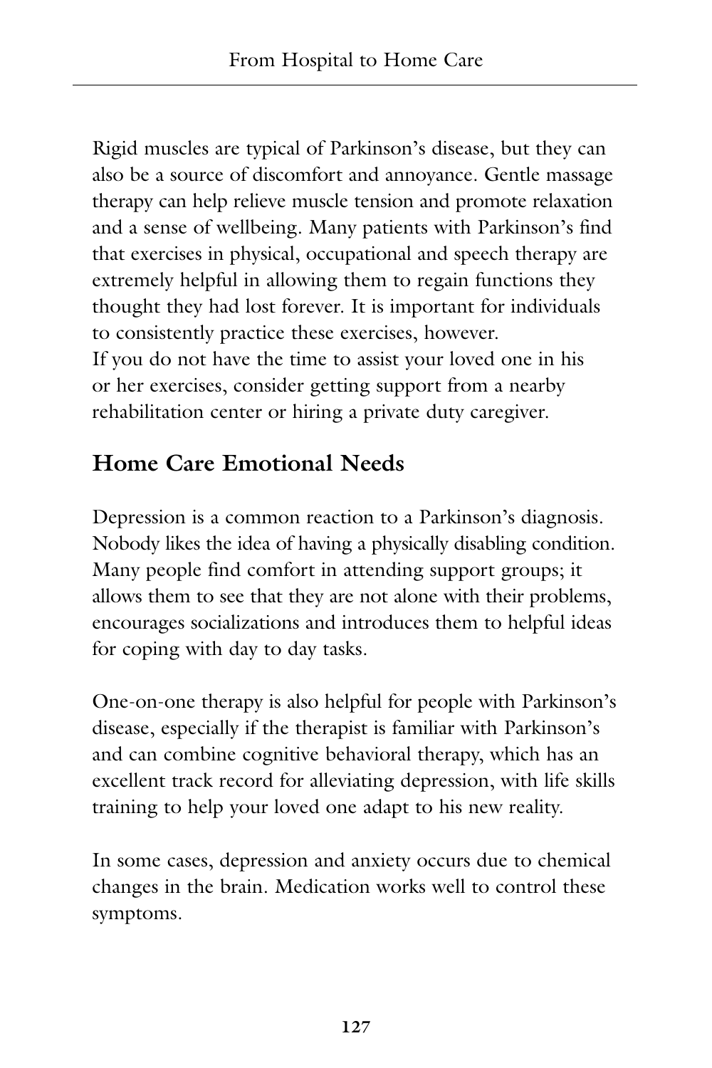Rigid muscles are typical of Parkinson's disease, but they can also be a source of discomfort and annoyance. Gentle massage therapy can help relieve muscle tension and promote relaxation and a sense of wellbeing. Many patients with Parkinson's find that exercises in physical, occupational and speech therapy are extremely helpful in allowing them to regain functions they thought they had lost forever. It is important for individuals to consistently practice these exercises, however.
If you do not have the time to assist your loved one in his or her exercises, consider getting support from a nearby rehabilitation center or hiring a private duty caregiver.

## Home Care Emotional Needs

Depression is a common reaction to a Parkinson's diagnosis. Nobody likes the idea of having a physically disabling condition. Many people find comfort in attending support groups; it allows them to see that they are not alone with their problems, encourages socializations and introduces them to helpful ideas for coping with day to day tasks.

One-on-one therapy is also helpful for people with Parkinson's disease, especially if the therapist is familiar with Parkinson's and can combine cognitive behavioral therapy, which has an excellent track record for alleviating depression, with life skills training to help your loved one adapt to his new reality.

In some cases, depression and anxiety occurs due to chemical changes in the brain. Medication works well to control these symptoms.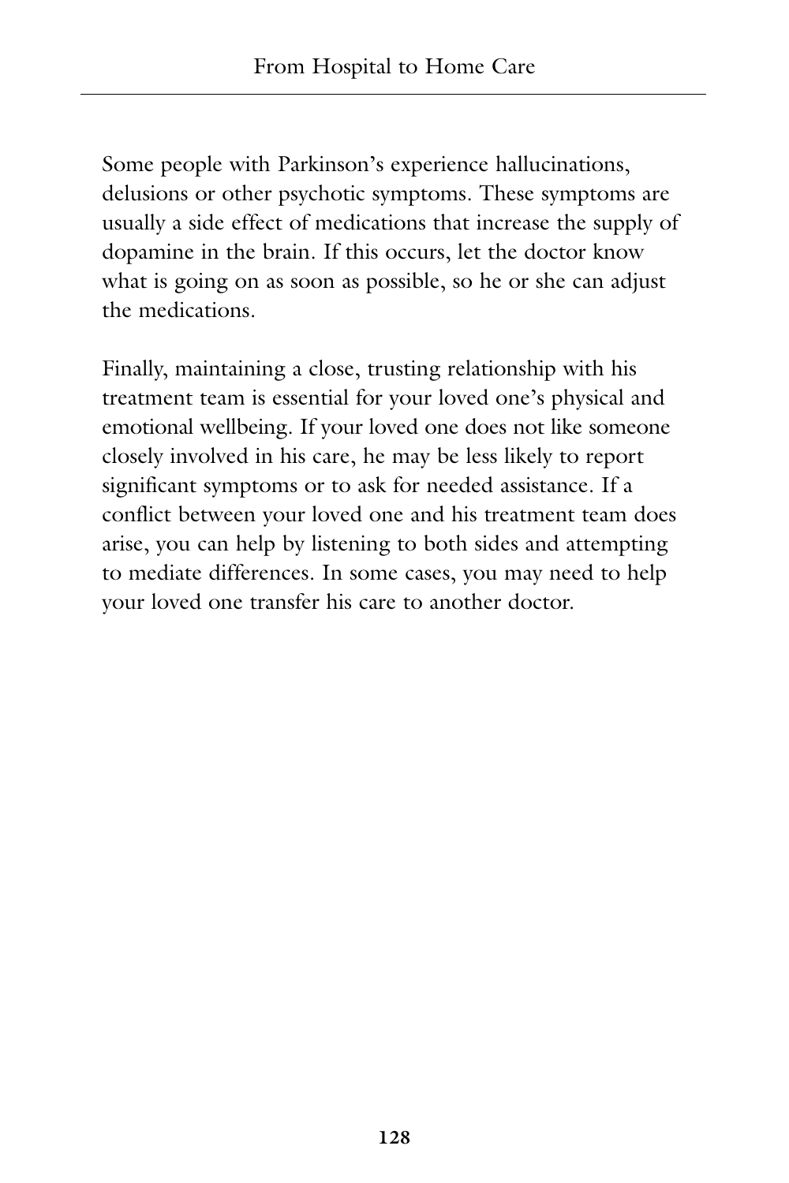Some people with Parkinson's experience hallucinations, delusions or other psychotic symptoms. These symptoms are usually a side effect of medications that increase the supply of dopamine in the brain. If this occurs, let the doctor know what is going on as soon as possible, so he or she can adjust the medications.

Finally, maintaining a close, trusting relationship with his treatment team is essential for your loved one's physical and emotional wellbeing. If your loved one does not like someone closely involved in his care, he may be less likely to report significant symptoms or to ask for needed assistance. If a conflict between your loved one and his treatment team does arise, you can help by listening to both sides and attempting to mediate differences. In some cases, you may need to help your loved one transfer his care to another doctor.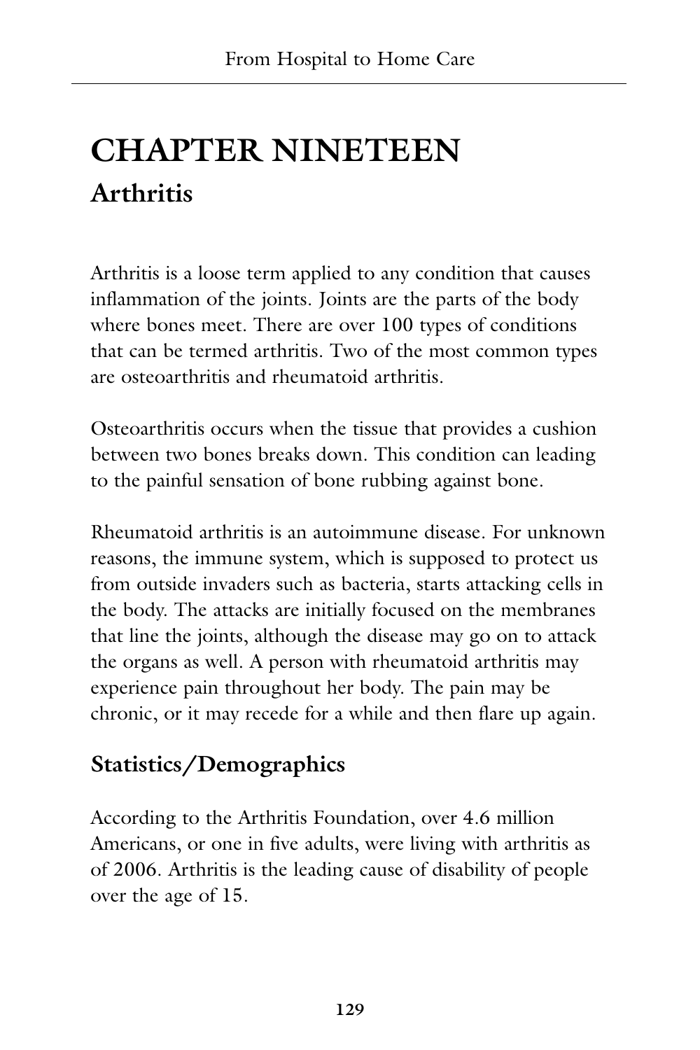# CHAPTER NINETEEN

## Arthritis

Arthritis is a loose term applied to any condition that causes inflammation of the joints. Joints are the parts of the body where bones meet. There are over 100 types of conditions that can be termed arthritis. Two of the most common types are osteoarthritis and rheumatoid arthritis.

Osteoarthritis occurs when the tissue that provides a cushion between two bones breaks down. This condition can leading to the painful sensation of bone rubbing against bone.

Rheumatoid arthritis is an autoimmune disease. For unknown reasons, the immune system, which is supposed to protect us from outside invaders such as bacteria, starts attacking cells in the body. The attacks are initially focused on the membranes that line the joints, although the disease may go on to attack the organs as well. A person with rheumatoid arthritis may experience pain throughout her body. The pain may be chronic, or it may recede for a while and then flare up again.

### Statistics/Demographics

According to the Arthritis Foundation, over 4.6 million Americans, or one in five adults, were living with arthritis as of 2006. Arthritis is the leading cause of disability of people over the age of 15.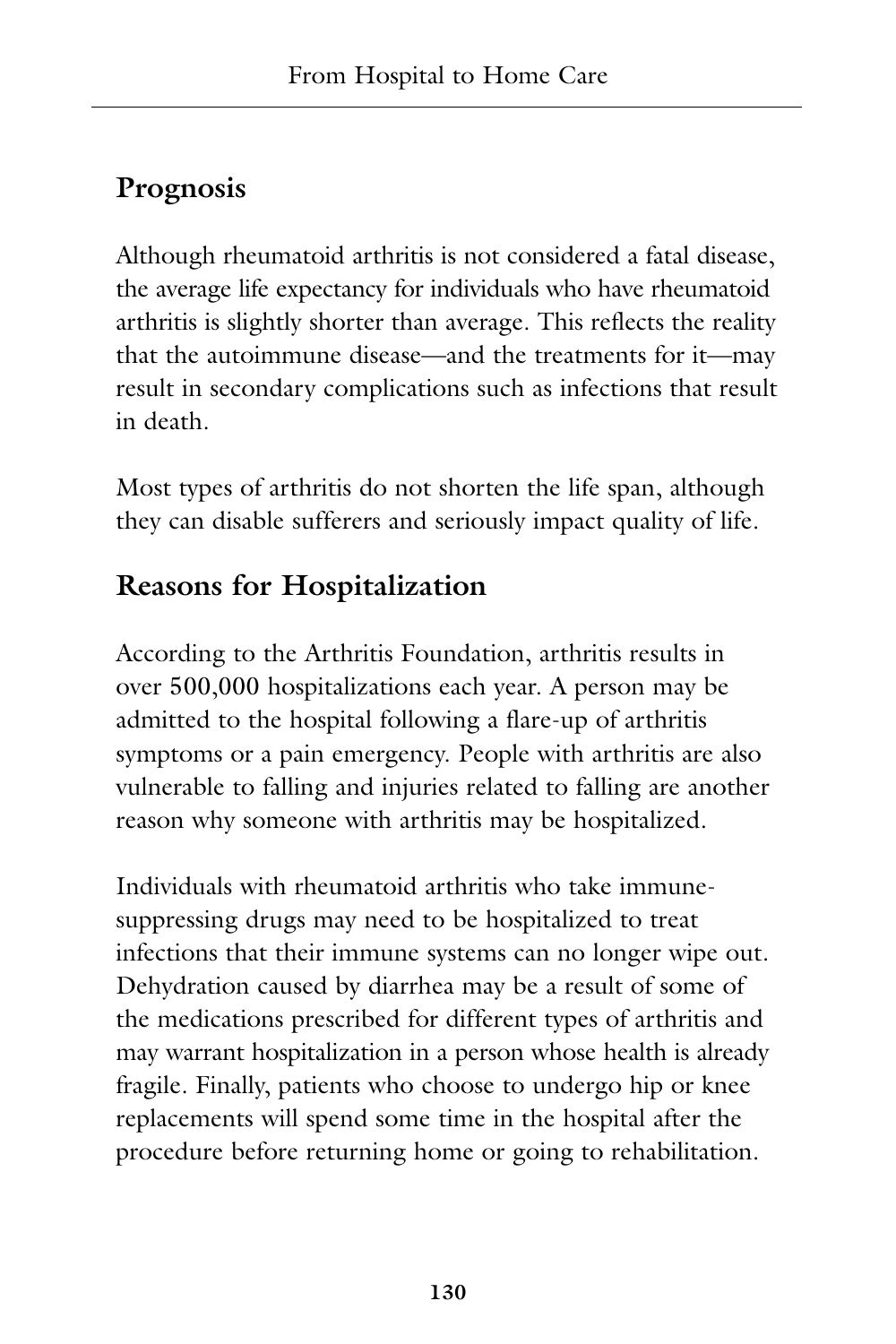## Prognosis

Although rheumatoid arthritis is not considered a fatal disease, the average life expectancy for individuals who have rheumatoid arthritis is slightly shorter than average. This reflects the reality that the autoimmune disease—and the treatments for it—may result in secondary complications such as infections that result in death.

Most types of arthritis do not shorten the life span, although they can disable sufferers and seriously impact quality of life.

## Reasons for Hospitalization

According to the Arthritis Foundation, arthritis results in over 500,000 hospitalizations each year. A person may be admitted to the hospital following a flare-up of arthritis symptoms or a pain emergency. People with arthritis are also vulnerable to falling and injuries related to falling are another reason why someone with arthritis may be hospitalized.

Individuals with rheumatoid arthritis who take immune-suppressing drugs may need to be hospitalized to treat infections that their immune systems can no longer wipe out. Dehydration caused by diarrhea may be a result of some of the medications prescribed for different types of arthritis and may warrant hospitalization in a person whose health is already fragile. Finally, patients who choose to undergo hip or knee replacements will spend some time in the hospital after the procedure before returning home or going to rehabilitation.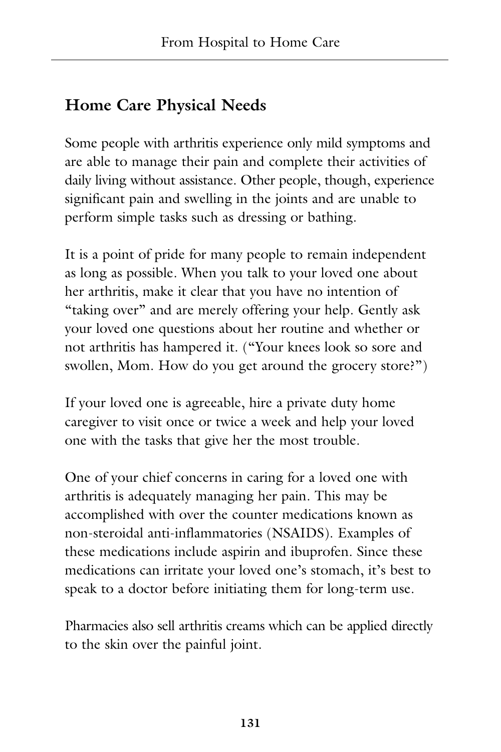## Home Care Physical Needs

Some people with arthritis experience only mild symptoms and are able to manage their pain and complete their activities of daily living without assistance. Other people, though, experience significant pain and swelling in the joints and are unable to perform simple tasks such as dressing or bathing.

It is a point of pride for many people to remain independent as long as possible. When you talk to your loved one about her arthritis, make it clear that you have no intention of "taking over" and are merely offering your help. Gently ask your loved one questions about her routine and whether or not arthritis has hampered it. ("Your knees look so sore and swollen, Mom. How do you get around the grocery store?")

If your loved one is agreeable, hire a private duty home caregiver to visit once or twice a week and help your loved one with the tasks that give her the most trouble.

One of your chief concerns in caring for a loved one with arthritis is adequately managing her pain. This may be accomplished with over the counter medications known as non-steroidal anti-inflammatories (NSAIDS). Examples of these medications include aspirin and ibuprofen. Since these medications can irritate your loved one's stomach, it's best to speak to a doctor before initiating them for long-term use.

Pharmacies also sell arthritis creams which can be applied directly to the skin over the painful joint.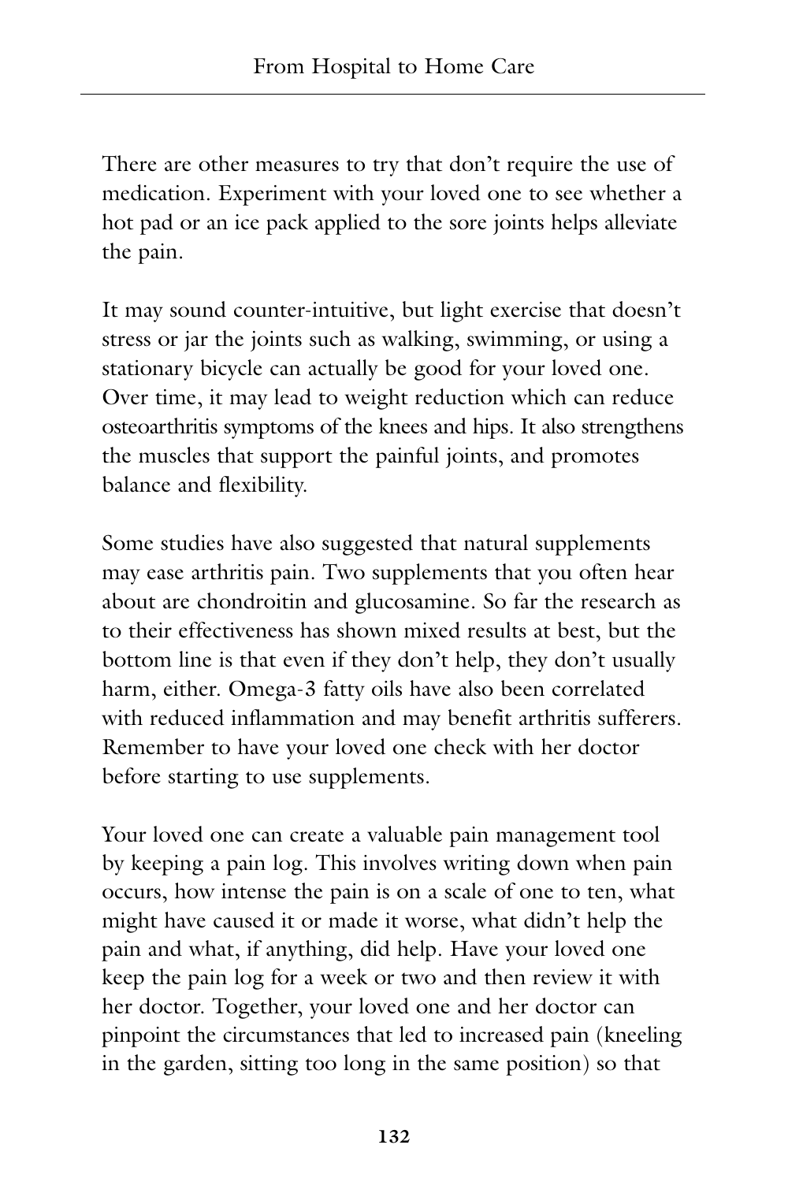There are other measures to try that don't require the use of medication. Experiment with your loved one to see whether a hot pad or an ice pack applied to the sore joints helps alleviate the pain.

It may sound counter-intuitive, but light exercise that doesn't stress or jar the joints such as walking, swimming, or using a stationary bicycle can actually be good for your loved one. Over time, it may lead to weight reduction which can reduce osteoarthritis symptoms of the knees and hips. It also strengthens the muscles that support the painful joints, and promotes balance and flexibility.

Some studies have also suggested that natural supplements may ease arthritis pain. Two supplements that you often hear about are chondroitin and glucosamine. So far the research as to their effectiveness has shown mixed results at best, but the bottom line is that even if they don't help, they don't usually harm, either. Omega-3 fatty oils have also been correlated with reduced inflammation and may benefit arthritis sufferers. Remember to have your loved one check with her doctor before starting to use supplements.

Your loved one can create a valuable pain management tool by keeping a pain log. This involves writing down when pain occurs, how intense the pain is on a scale of one to ten, what might have caused it or made it worse, what didn't help the pain and what, if anything, did help. Have your loved one keep the pain log for a week or two and then review it with her doctor. Together, your loved one and her doctor can pinpoint the circumstances that led to increased pain (kneeling in the garden, sitting too long in the same position) so that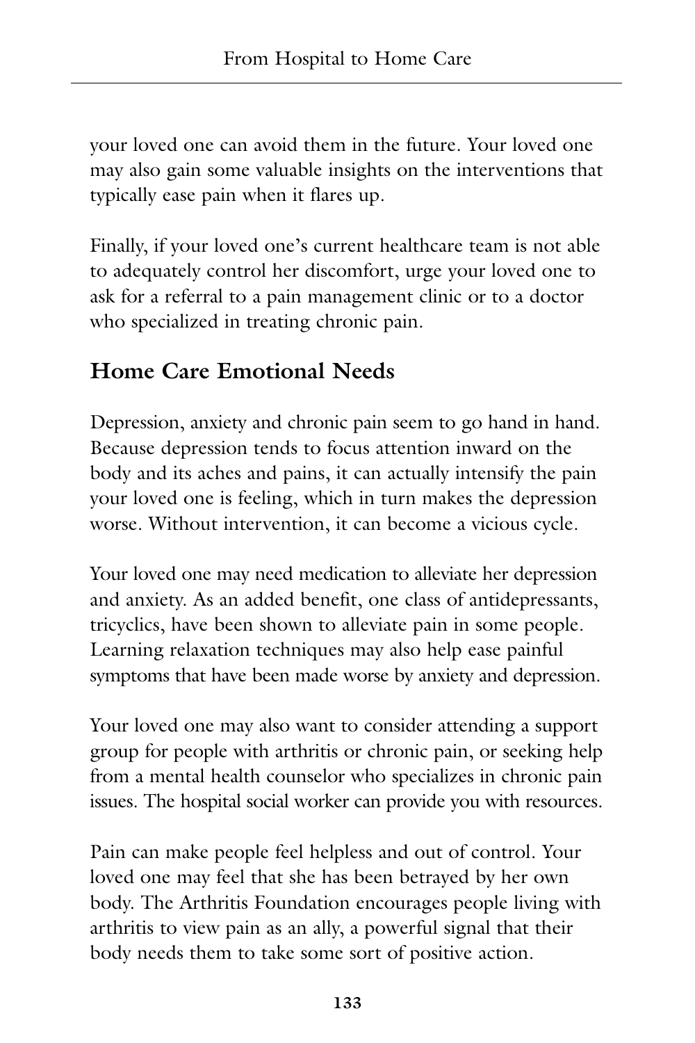your loved one can avoid them in the future. Your loved one may also gain some valuable insights on the interventions that typically ease pain when it flares up.

Finally, if your loved one's current healthcare team is not able to adequately control her discomfort, urge your loved one to ask for a referral to a pain management clinic or to a doctor who specialized in treating chronic pain.

## Home Care Emotional Needs

Depression, anxiety and chronic pain seem to go hand in hand. Because depression tends to focus attention inward on the body and its aches and pains, it can actually intensify the pain your loved one is feeling, which in turn makes the depression worse. Without intervention, it can become a vicious cycle.

Your loved one may need medication to alleviate her depression and anxiety. As an added benefit, one class of antidepressants, tricyclics, have been shown to alleviate pain in some people. Learning relaxation techniques may also help ease painful symptoms that have been made worse by anxiety and depression.

Your loved one may also want to consider attending a support group for people with arthritis or chronic pain, or seeking help from a mental health counselor who specializes in chronic pain issues. The hospital social worker can provide you with resources.

Pain can make people feel helpless and out of control. Your loved one may feel that she has been betrayed by her own body. The Arthritis Foundation encourages people living with arthritis to view pain as an ally, a powerful signal that their body needs them to take some sort of positive action.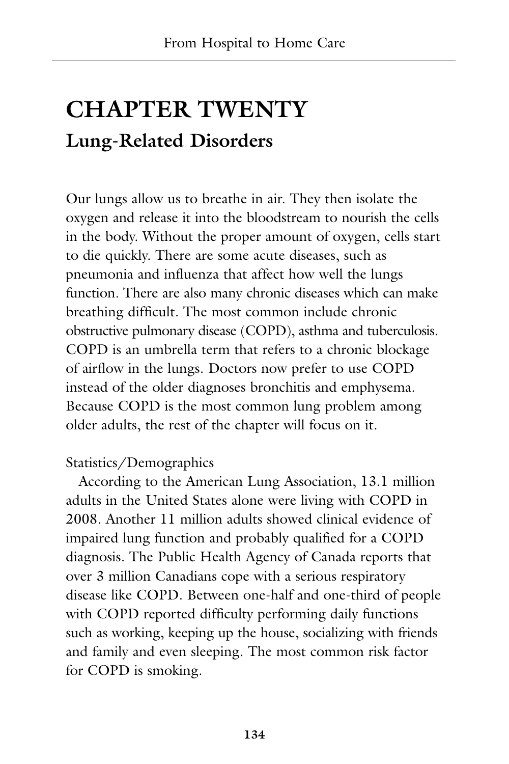# CHAPTER TWENTY

## Lung-Related Disorders

Our lungs allow us to breathe in air. They then isolate the oxygen and release it into the bloodstream to nourish the cells in the body. Without the proper amount of oxygen, cells start to die quickly. There are some acute diseases, such as pneumonia and influenza that affect how well the lungs function. There are also many chronic diseases which can make breathing difficult. The most common include chronic obstructive pulmonary disease (COPD), asthma and tuberculosis. COPD is an umbrella term that refers to a chronic blockage of airflow in the lungs. Doctors now prefer to use COPD instead of the older diagnoses bronchitis and emphysema. Because COPD is the most common lung problem among older adults, the rest of the chapter will focus on it.

Statistics/Demographics

According to the American Lung Association, 13.1 million adults in the United States alone were living with COPD in 2008. Another 11 million adults showed clinical evidence of impaired lung function and probably qualified for a COPD diagnosis. The Public Health Agency of Canada reports that over 3 million Canadians cope with a serious respiratory disease like COPD. Between one-half and one-third of people with COPD reported difficulty performing daily functions such as working, keeping up the house, socializing with friends and family and even sleeping. The most common risk factor for COPD is smoking.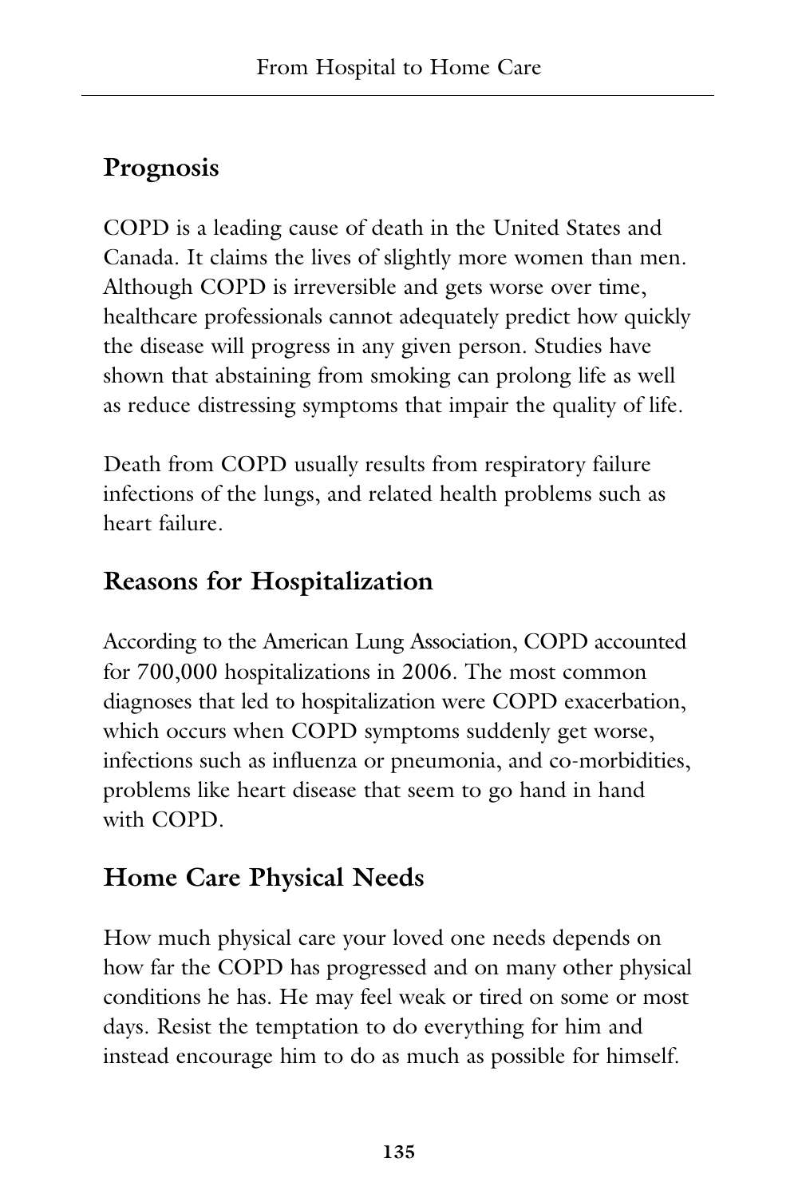## Prognosis

COPD is a leading cause of death in the United States and Canada. It claims the lives of slightly more women than men. Although COPD is irreversible and gets worse over time, healthcare professionals cannot adequately predict how quickly the disease will progress in any given person. Studies have shown that abstaining from smoking can prolong life as well as reduce distressing symptoms that impair the quality of life.

Death from COPD usually results from respiratory failure infections of the lungs, and related health problems such as heart failure.

## Reasons for Hospitalization

According to the American Lung Association, COPD accounted for 700,000 hospitalizations in 2006. The most common diagnoses that led to hospitalization were COPD exacerbation, which occurs when COPD symptoms suddenly get worse, infections such as influenza or pneumonia, and co-morbidities, problems like heart disease that seem to go hand in hand with COPD.

## Home Care Physical Needs

How much physical care your loved one needs depends on how far the COPD has progressed and on many other physical conditions he has. He may feel weak or tired on some or most days. Resist the temptation to do everything for him and instead encourage him to do as much as possible for himself.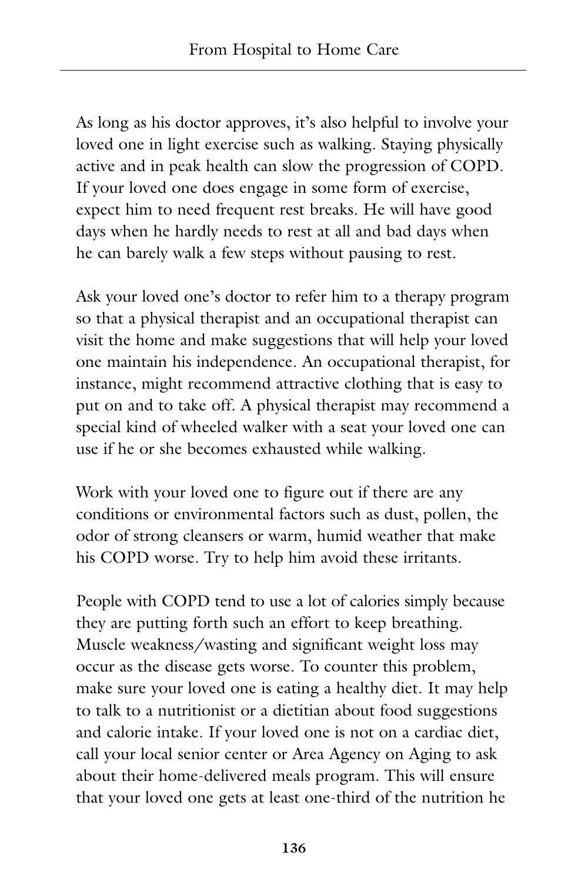As long as his doctor approves, it's also helpful to involve your loved one in light exercise such as walking. Staying physically active and in peak health can slow the progression of COPD. If your loved one does engage in some form of exercise, expect him to need frequent rest breaks. He will have good days when he hardly needs to rest at all and bad days when he can barely walk a few steps without pausing to rest.

Ask your loved one's doctor to refer him to a therapy program so that a physical therapist and an occupational therapist can visit the home and make suggestions that will help your loved one maintain his independence. An occupational therapist, for instance, might recommend attractive clothing that is easy to put on and to take off. A physical therapist may recommend a special kind of wheeled walker with a seat your loved one can use if he or she becomes exhausted while walking.

Work with your loved one to figure out if there are any conditions or environmental factors such as dust, pollen, the odor of strong cleansers or warm, humid weather that make his COPD worse. Try to help him avoid these irritants.

People with COPD tend to use a lot of calories simply because they are putting forth such an effort to keep breathing. Muscle weakness/wasting and significant weight loss may occur as the disease gets worse. To counter this problem, make sure your loved one is eating a healthy diet. It may help to talk to a nutritionist or a dietitian about food suggestions and calorie intake. If your loved one is not on a cardiac diet, call your local senior center or Area Agency on Aging to ask about their home-delivered meals program. This will ensure that your loved one gets at least one-third of the nutrition he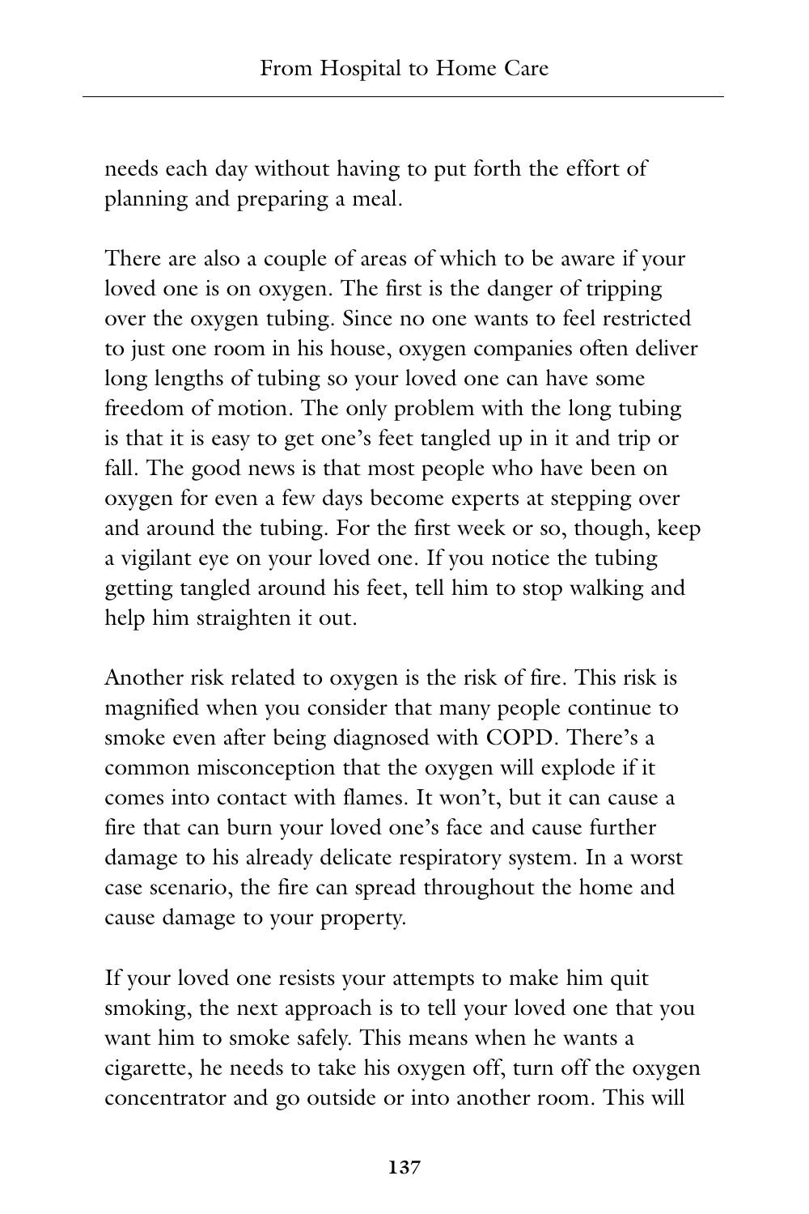needs each day without having to put forth the effort of planning and preparing a meal.

There are also a couple of areas of which to be aware if your loved one is on oxygen. The first is the danger of tripping over the oxygen tubing. Since no one wants to feel restricted to just one room in his house, oxygen companies often deliver long lengths of tubing so your loved one can have some freedom of motion. The only problem with the long tubing is that it is easy to get one's feet tangled up in it and trip or fall. The good news is that most people who have been on oxygen for even a few days become experts at stepping over and around the tubing. For the first week or so, though, keep a vigilant eye on your loved one. If you notice the tubing getting tangled around his feet, tell him to stop walking and help him straighten it out.

Another risk related to oxygen is the risk of fire. This risk is magnified when you consider that many people continue to smoke even after being diagnosed with COPD. There's a common misconception that the oxygen will explode if it comes into contact with flames. It won't, but it can cause a fire that can burn your loved one's face and cause further damage to his already delicate respiratory system. In a worst case scenario, the fire can spread throughout the home and cause damage to your property.

If your loved one resists your attempts to make him quit smoking, the next approach is to tell your loved one that you want him to smoke safely. This means when he wants a cigarette, he needs to take his oxygen off, turn off the oxygen concentrator and go outside or into another room. This will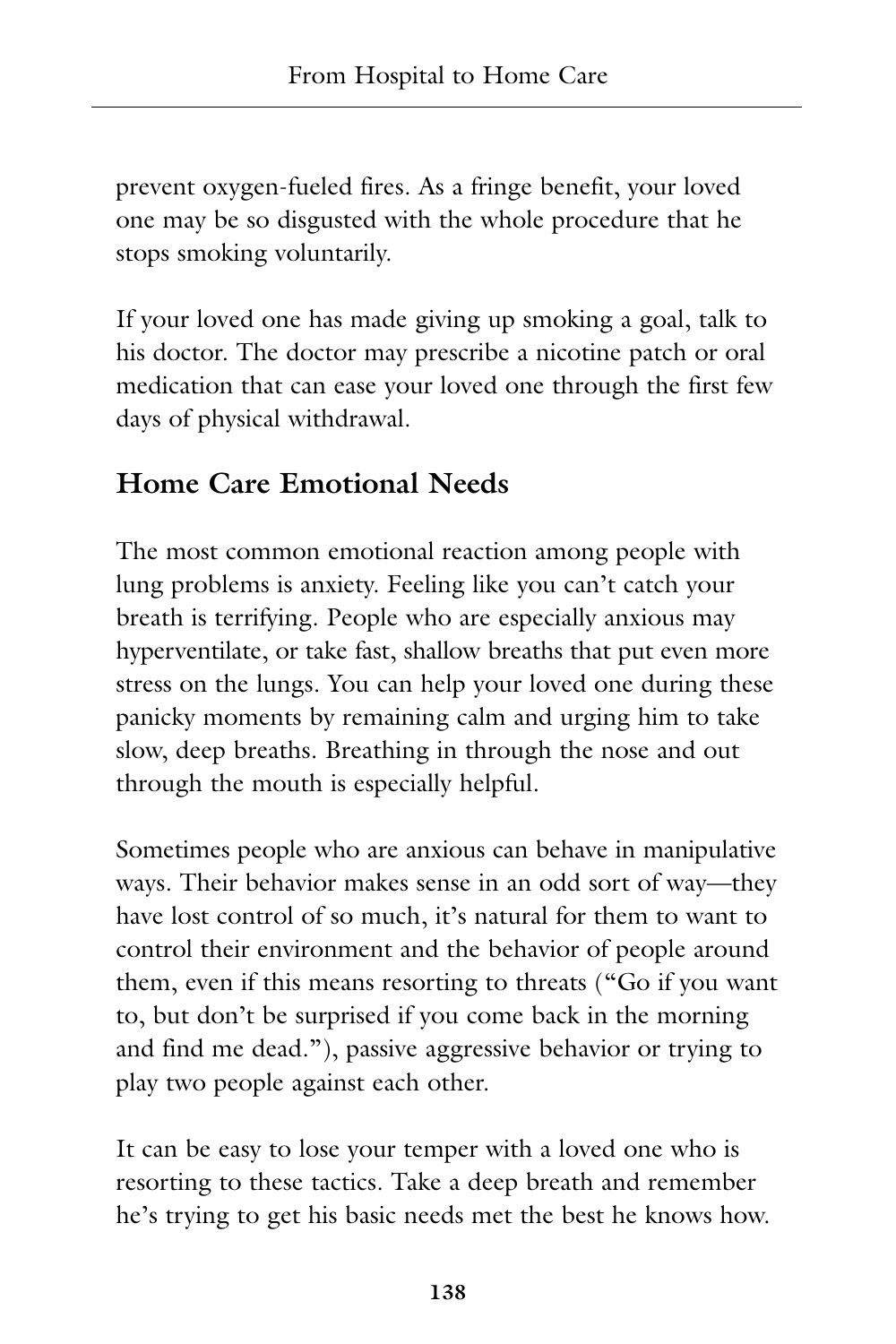prevent oxygen-fueled fires. As a fringe benefit, your loved one may be so disgusted with the whole procedure that he stops smoking voluntarily.

If your loved one has made giving up smoking a goal, talk to his doctor. The doctor may prescribe a nicotine patch or oral medication that can ease your loved one through the first few days of physical withdrawal.

## Home Care Emotional Needs

The most common emotional reaction among people with lung problems is anxiety. Feeling like you can't catch your breath is terrifying. People who are especially anxious may hyperventilate, or take fast, shallow breaths that put even more stress on the lungs. You can help your loved one during these panicky moments by remaining calm and urging him to take slow, deep breaths. Breathing in through the nose and out through the mouth is especially helpful.

Sometimes people who are anxious can behave in manipulative ways. Their behavior makes sense in an odd sort of way—they have lost control of so much, it's natural for them to want to control their environment and the behavior of people around them, even if this means resorting to threats ("Go if you want to, but don't be surprised if you come back in the morning and find me dead."), passive aggressive behavior or trying to play two people against each other.

It can be easy to lose your temper with a loved one who is resorting to these tactics. Take a deep breath and remember he's trying to get his basic needs met the best he knows how.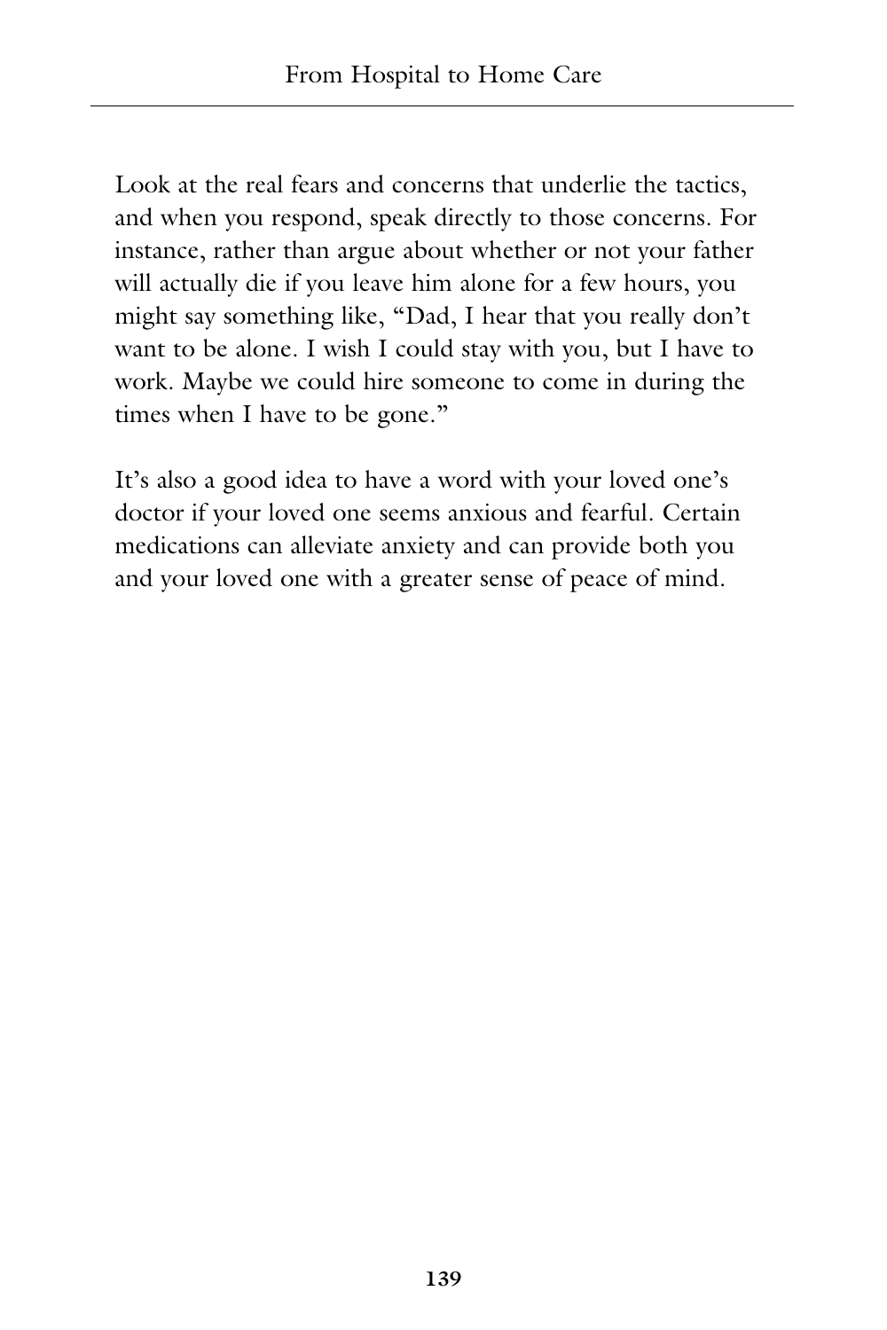Look at the real fears and concerns that underlie the tactics, and when you respond, speak directly to those concerns. For instance, rather than argue about whether or not your father will actually die if you leave him alone for a few hours, you might say something like, "Dad, I hear that you really don't want to be alone. I wish I could stay with you, but I have to work. Maybe we could hire someone to come in during the times when I have to be gone."

It's also a good idea to have a word with your loved one's doctor if your loved one seems anxious and fearful. Certain medications can alleviate anxiety and can provide both you and your loved one with a greater sense of peace of mind.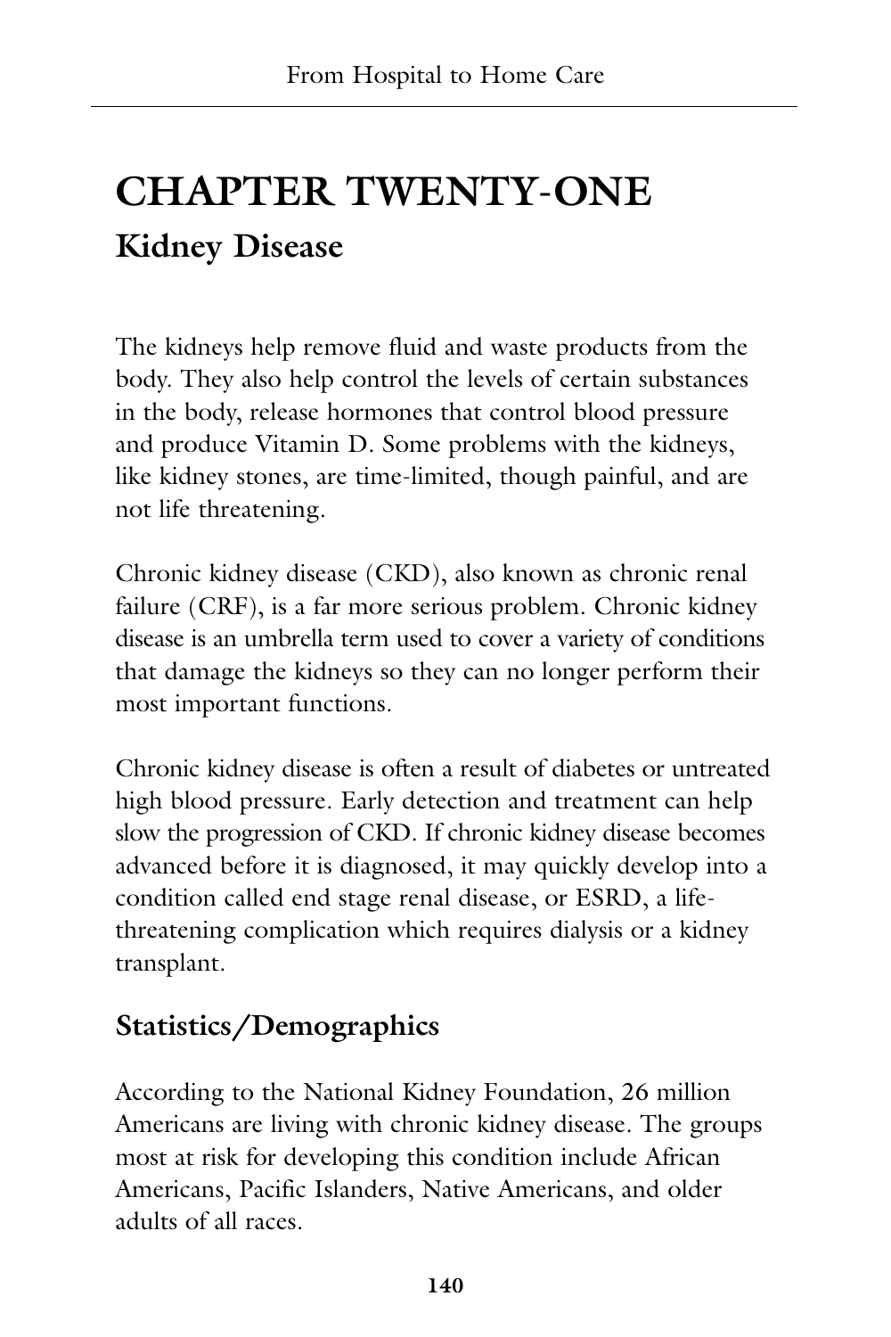# CHAPTER TWENTY-ONE

## Kidney Disease

The kidneys help remove fluid and waste products from the body. They also help control the levels of certain substances in the body, release hormones that control blood pressure and produce Vitamin D. Some problems with the kidneys, like kidney stones, are time-limited, though painful, and are not life threatening.

Chronic kidney disease (CKD), also known as chronic renal failure (CRF), is a far more serious problem. Chronic kidney disease is an umbrella term used to cover a variety of conditions that damage the kidneys so they can no longer perform their most important functions.

Chronic kidney disease is often a result of diabetes or untreated high blood pressure. Early detection and treatment can help slow the progression of CKD. If chronic kidney disease becomes advanced before it is diagnosed, it may quickly develop into a condition called end stage renal disease, or ESRD, a life-threatening complication which requires dialysis or a kidney transplant.

## Statistics/Demographics

According to the National Kidney Foundation, 26 million Americans are living with chronic kidney disease. The groups most at risk for developing this condition include African Americans, Pacific Islanders, Native Americans, and older adults of all races.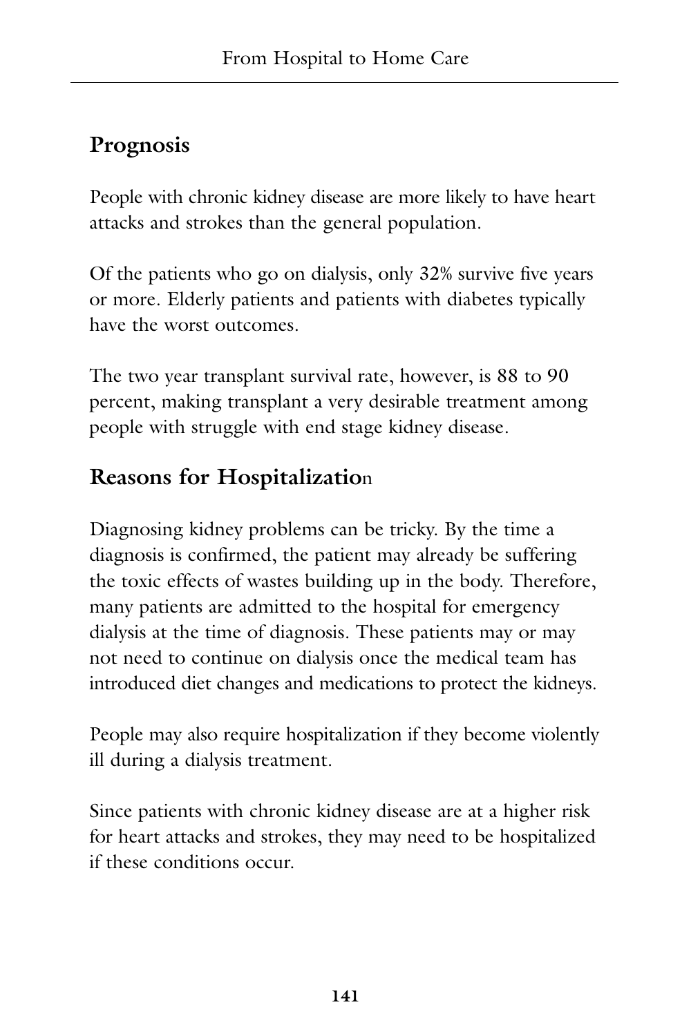## Prognosis

People with chronic kidney disease are more likely to have heart attacks and strokes than the general population.

Of the patients who go on dialysis, only 32% survive five years or more. Elderly patients and patients with diabetes typically have the worst outcomes.

The two year transplant survival rate, however, is 88 to 90 percent, making transplant a very desirable treatment among people with struggle with end stage kidney disease.

## Reasons for Hospitalization

Diagnosing kidney problems can be tricky. By the time a diagnosis is confirmed, the patient may already be suffering the toxic effects of wastes building up in the body. Therefore, many patients are admitted to the hospital for emergency dialysis at the time of diagnosis. These patients may or may not need to continue on dialysis once the medical team has introduced diet changes and medications to protect the kidneys.

People may also require hospitalization if they become violently ill during a dialysis treatment.

Since patients with chronic kidney disease are at a higher risk for heart attacks and strokes, they may need to be hospitalized if these conditions occur.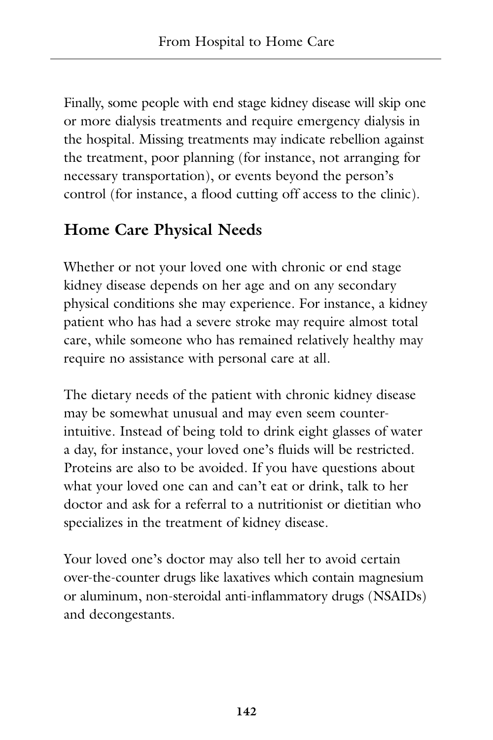Finally, some people with end stage kidney disease will skip one or more dialysis treatments and require emergency dialysis in the hospital. Missing treatments may indicate rebellion against the treatment, poor planning (for instance, not arranging for necessary transportation), or events beyond the person's control (for instance, a flood cutting off access to the clinic).

## Home Care Physical Needs

Whether or not your loved one with chronic or end stage kidney disease depends on her age and on any secondary physical conditions she may experience. For instance, a kidney patient who has had a severe stroke may require almost total care, while someone who has remained relatively healthy may require no assistance with personal care at all.

The dietary needs of the patient with chronic kidney disease may be somewhat unusual and may even seem counter-intuitive. Instead of being told to drink eight glasses of water a day, for instance, your loved one's fluids will be restricted. Proteins are also to be avoided. If you have questions about what your loved one can and can't eat or drink, talk to her doctor and ask for a referral to a nutritionist or dietitian who specializes in the treatment of kidney disease.

Your loved one's doctor may also tell her to avoid certain over-the-counter drugs like laxatives which contain magnesium or aluminum, non-steroidal anti-inflammatory drugs (NSAIDs) and decongestants.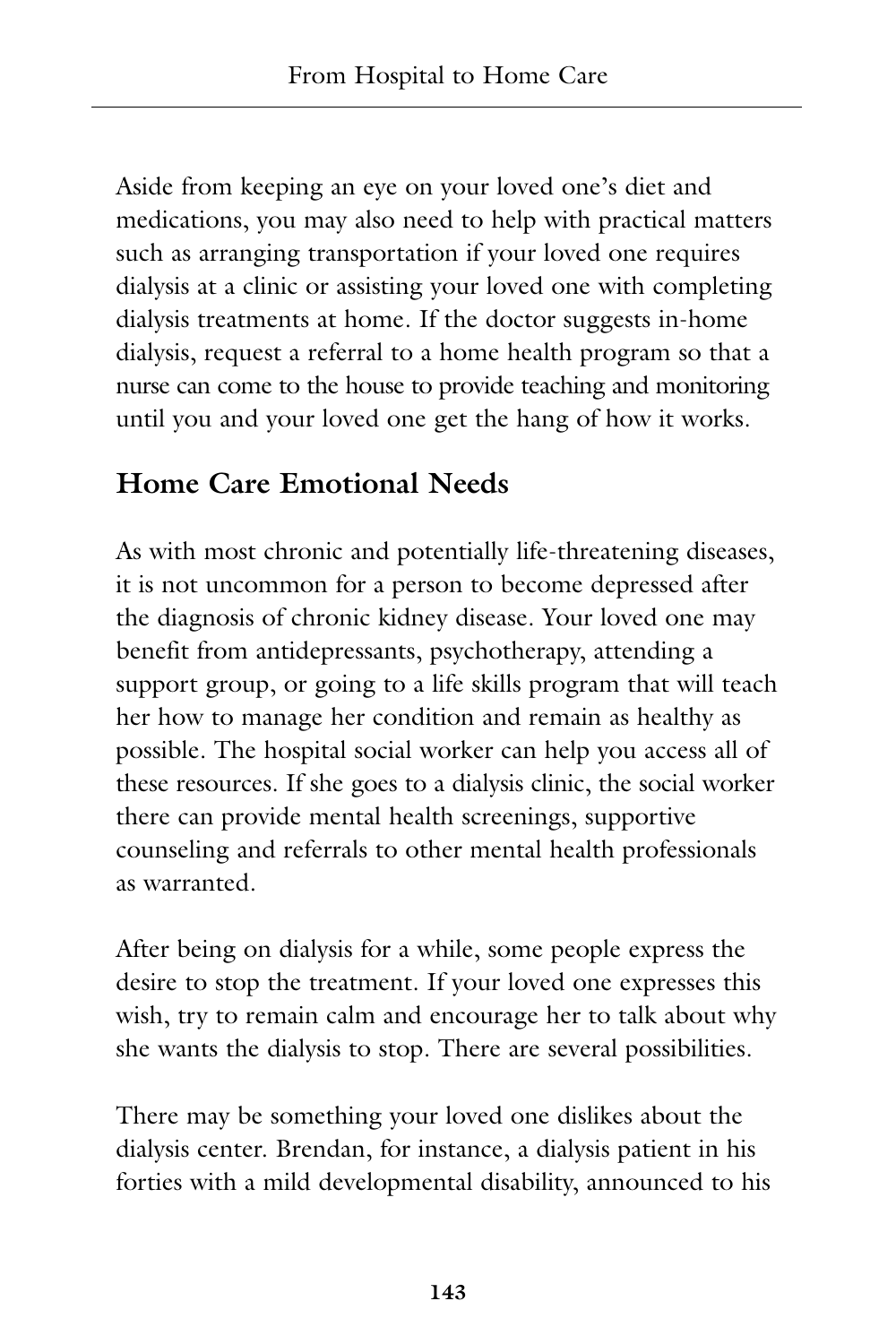Aside from keeping an eye on your loved one's diet and medications, you may also need to help with practical matters such as arranging transportation if your loved one requires dialysis at a clinic or assisting your loved one with completing dialysis treatments at home. If the doctor suggests in-home dialysis, request a referral to a home health program so that a nurse can come to the house to provide teaching and monitoring until you and your loved one get the hang of how it works.

## Home Care Emotional Needs

As with most chronic and potentially life-threatening diseases, it is not uncommon for a person to become depressed after the diagnosis of chronic kidney disease. Your loved one may benefit from antidepressants, psychotherapy, attending a support group, or going to a life skills program that will teach her how to manage her condition and remain as healthy as possible. The hospital social worker can help you access all of these resources. If she goes to a dialysis clinic, the social worker there can provide mental health screenings, supportive counseling and referrals to other mental health professionals as warranted.

After being on dialysis for a while, some people express the desire to stop the treatment. If your loved one expresses this wish, try to remain calm and encourage her to talk about why she wants the dialysis to stop. There are several possibilities.

There may be something your loved one dislikes about the dialysis center. Brendan, for instance, a dialysis patient in his forties with a mild developmental disability, announced to his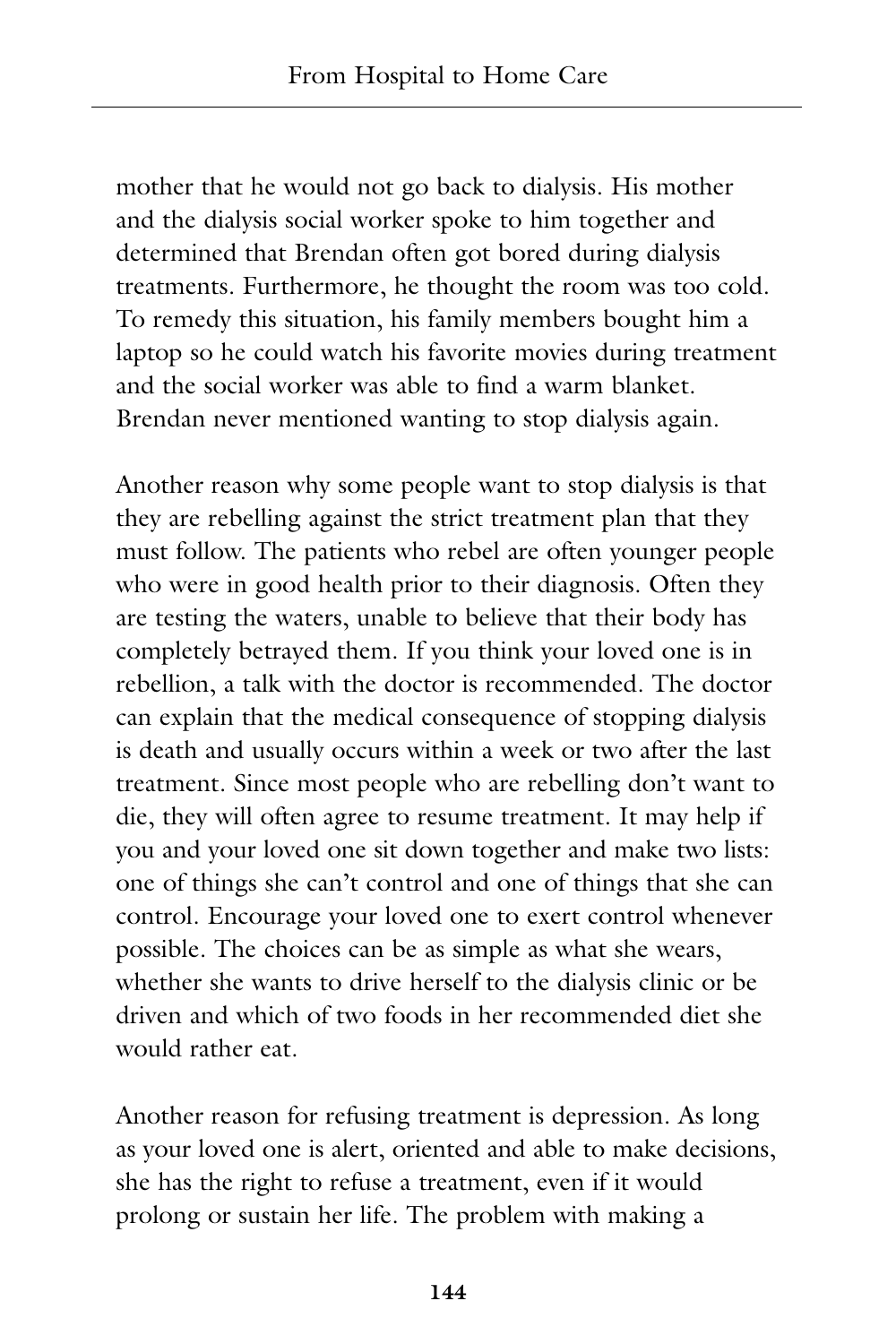mother that he would not go back to dialysis. His mother and the dialysis social worker spoke to him together and determined that Brendan often got bored during dialysis treatments. Furthermore, he thought the room was too cold. To remedy this situation, his family members bought him a laptop so he could watch his favorite movies during treatment and the social worker was able to find a warm blanket. Brendan never mentioned wanting to stop dialysis again.

Another reason why some people want to stop dialysis is that they are rebelling against the strict treatment plan that they must follow. The patients who rebel are often younger people who were in good health prior to their diagnosis. Often they are testing the waters, unable to believe that their body has completely betrayed them. If you think your loved one is in rebellion, a talk with the doctor is recommended. The doctor can explain that the medical consequence of stopping dialysis is death and usually occurs within a week or two after the last treatment. Since most people who are rebelling don't want to die, they will often agree to resume treatment. It may help if you and your loved one sit down together and make two lists: one of things she can't control and one of things that she can control. Encourage your loved one to exert control whenever possible. The choices can be as simple as what she wears, whether she wants to drive herself to the dialysis clinic or be driven and which of two foods in her recommended diet she would rather eat.

Another reason for refusing treatment is depression. As long as your loved one is alert, oriented and able to make decisions, she has the right to refuse a treatment, even if it would prolong or sustain her life. The problem with making a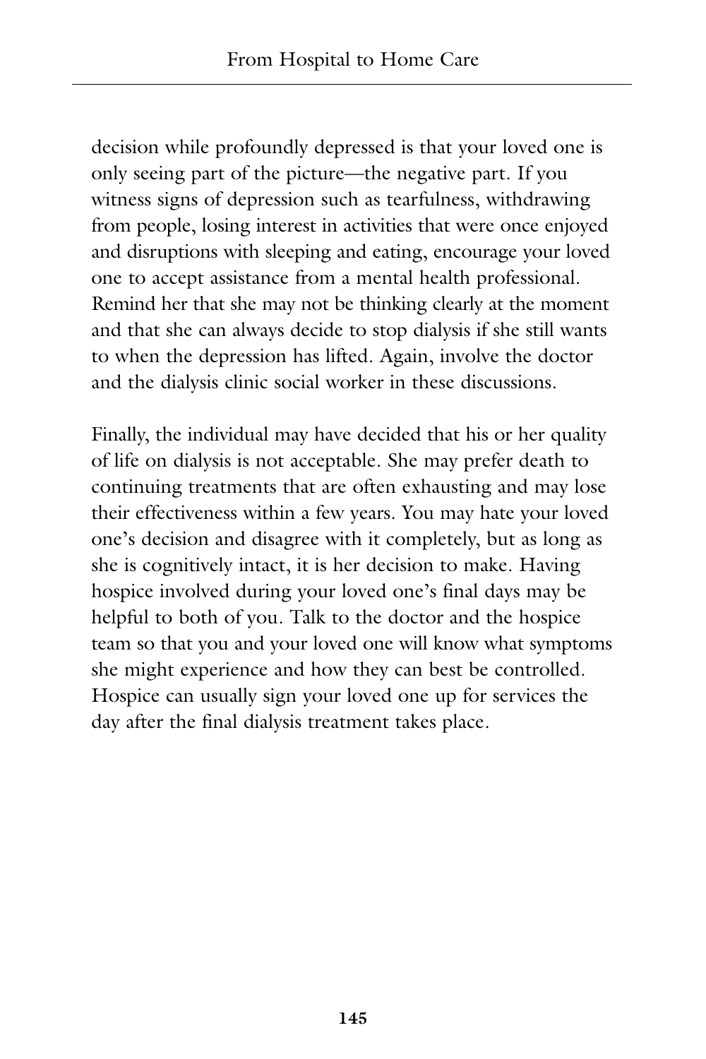decision while profoundly depressed is that your loved one is only seeing part of the picture—the negative part. If you witness signs of depression such as tearfulness, withdrawing from people, losing interest in activities that were once enjoyed and disruptions with sleeping and eating, encourage your loved one to accept assistance from a mental health professional. Remind her that she may not be thinking clearly at the moment and that she can always decide to stop dialysis if she still wants to when the depression has lifted. Again, involve the doctor and the dialysis clinic social worker in these discussions.

Finally, the individual may have decided that his or her quality of life on dialysis is not acceptable. She may prefer death to continuing treatments that are often exhausting and may lose their effectiveness within a few years. You may hate your loved one's decision and disagree with it completely, but as long as she is cognitively intact, it is her decision to make. Having hospice involved during your loved one's final days may be helpful to both of you. Talk to the doctor and the hospice team so that you and your loved one will know what symptoms she might experience and how they can best be controlled. Hospice can usually sign your loved one up for services the day after the final dialysis treatment takes place.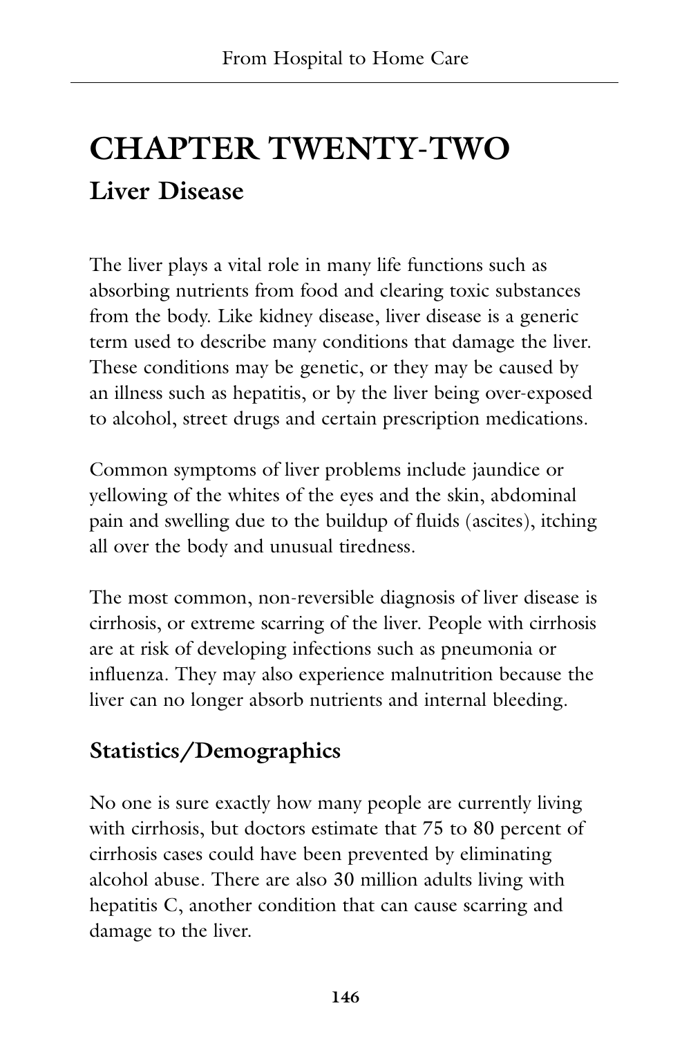# CHAPTER TWENTY-TWO

## Liver Disease

The liver plays a vital role in many life functions such as absorbing nutrients from food and clearing toxic substances from the body. Like kidney disease, liver disease is a generic term used to describe many conditions that damage the liver. These conditions may be genetic, or they may be caused by an illness such as hepatitis, or by the liver being over-exposed to alcohol, street drugs and certain prescription medications.

Common symptoms of liver problems include jaundice or yellowing of the whites of the eyes and the skin, abdominal pain and swelling due to the buildup of fluids (ascites), itching all over the body and unusual tiredness.

The most common, non-reversible diagnosis of liver disease is cirrhosis, or extreme scarring of the liver. People with cirrhosis are at risk of developing infections such as pneumonia or influenza. They may also experience malnutrition because the liver can no longer absorb nutrients and internal bleeding.

## Statistics/Demographics

No one is sure exactly how many people are currently living with cirrhosis, but doctors estimate that 75 to 80 percent of cirrhosis cases could have been prevented by eliminating alcohol abuse. There are also 30 million adults living with hepatitis C, another condition that can cause scarring and damage to the liver.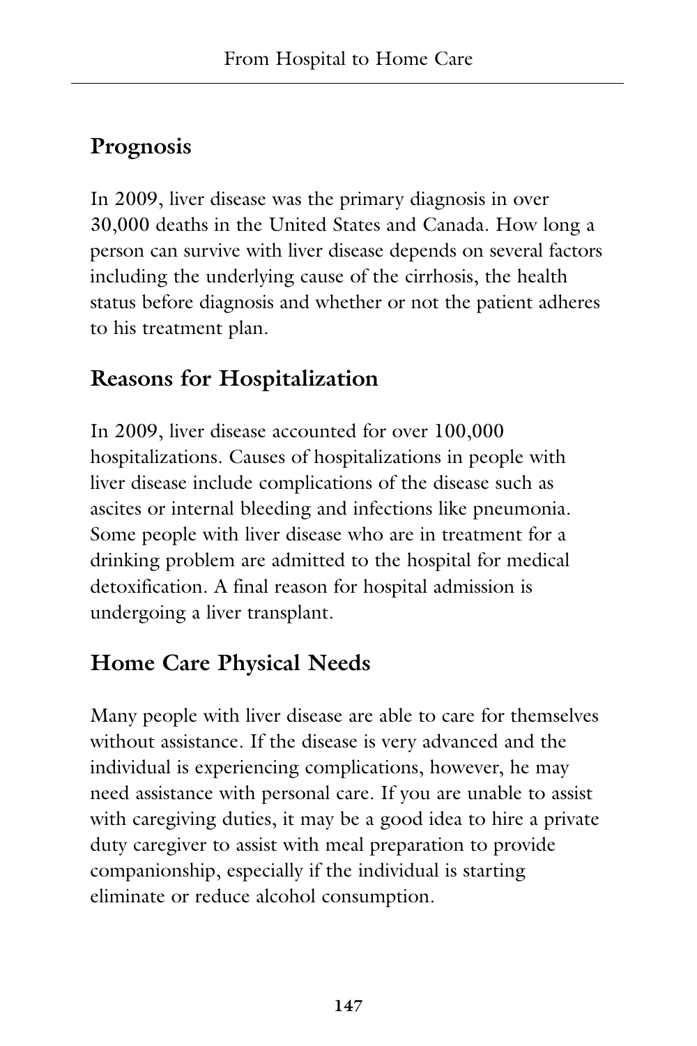## Prognosis

In 2009, liver disease was the primary diagnosis in over 30,000 deaths in the United States and Canada. How long a person can survive with liver disease depends on several factors including the underlying cause of the cirrhosis, the health status before diagnosis and whether or not the patient adheres to his treatment plan.

## Reasons for Hospitalization

In 2009, liver disease accounted for over 100,000 hospitalizations. Causes of hospitalizations in people with liver disease include complications of the disease such as ascites or internal bleeding and infections like pneumonia. Some people with liver disease who are in treatment for a drinking problem are admitted to the hospital for medical detoxification. A final reason for hospital admission is undergoing a liver transplant.

## Home Care Physical Needs

Many people with liver disease are able to care for themselves without assistance. If the disease is very advanced and the individual is experiencing complications, however, he may need assistance with personal care. If you are unable to assist with caregiving duties, it may be a good idea to hire a private duty caregiver to assist with meal preparation to provide companionship, especially if the individual is starting eliminate or reduce alcohol consumption.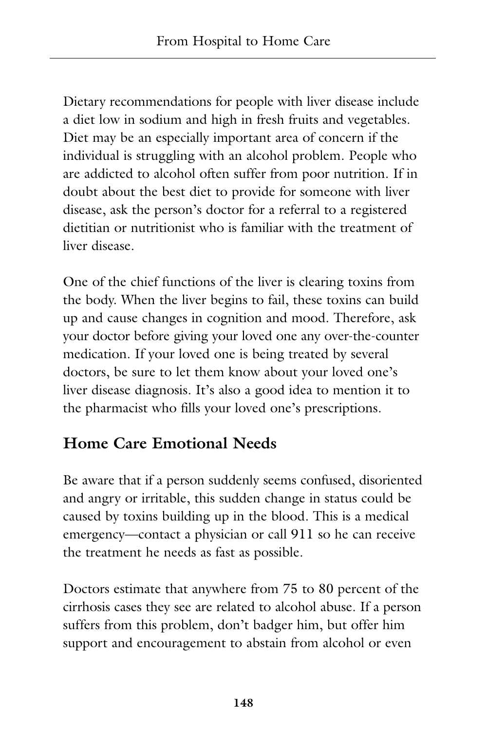Dietary recommendations for people with liver disease include a diet low in sodium and high in fresh fruits and vegetables. Diet may be an especially important area of concern if the individual is struggling with an alcohol problem. People who are addicted to alcohol often suffer from poor nutrition. If in doubt about the best diet to provide for someone with liver disease, ask the person's doctor for a referral to a registered dietitian or nutritionist who is familiar with the treatment of liver disease.

One of the chief functions of the liver is clearing toxins from the body. When the liver begins to fail, these toxins can build up and cause changes in cognition and mood. Therefore, ask your doctor before giving your loved one any over-the-counter medication. If your loved one is being treated by several doctors, be sure to let them know about your loved one's liver disease diagnosis. It's also a good idea to mention it to the pharmacist who fills your loved one's prescriptions.

## Home Care Emotional Needs

Be aware that if a person suddenly seems confused, disoriented and angry or irritable, this sudden change in status could be caused by toxins building up in the blood. This is a medical emergency—contact a physician or call 911 so he can receive the treatment he needs as fast as possible.

Doctors estimate that anywhere from 75 to 80 percent of the cirrhosis cases they see are related to alcohol abuse. If a person suffers from this problem, don't badger him, but offer him support and encouragement to abstain from alcohol or even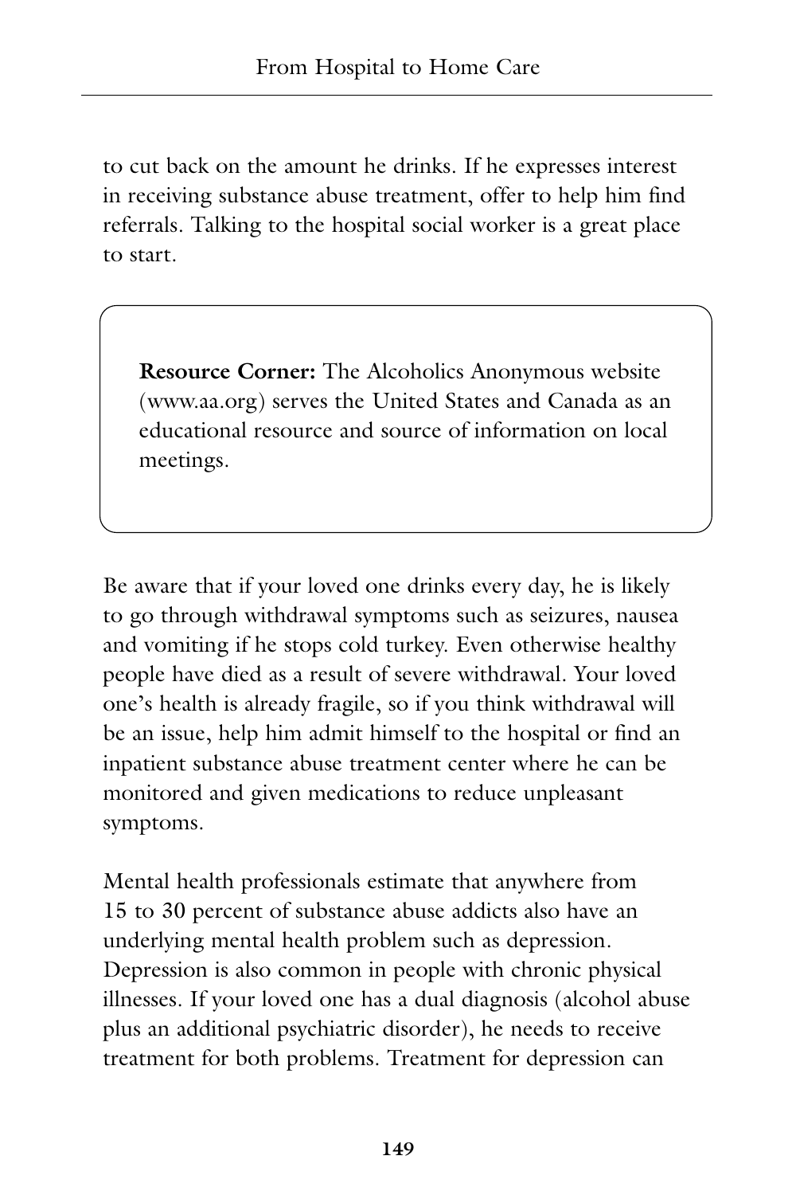to cut back on the amount he drinks. If he expresses interest in receiving substance abuse treatment, offer to help him find referrals. Talking to the hospital social worker is a great place to start.

> **Resource Corner:** The Alcoholics Anonymous website (www.aa.org) serves the United States and Canada as an educational resource and source of information on local meetings.

Be aware that if your loved one drinks every day, he is likely to go through withdrawal symptoms such as seizures, nausea and vomiting if he stops cold turkey. Even otherwise healthy people have died as a result of severe withdrawal. Your loved one's health is already fragile, so if you think withdrawal will be an issue, help him admit himself to the hospital or find an inpatient substance abuse treatment center where he can be monitored and given medications to reduce unpleasant symptoms.

Mental health professionals estimate that anywhere from 15 to 30 percent of substance abuse addicts also have an underlying mental health problem such as depression. Depression is also common in people with chronic physical illnesses. If your loved one has a dual diagnosis (alcohol abuse plus an additional psychiatric disorder), he needs to receive treatment for both problems. Treatment for depression can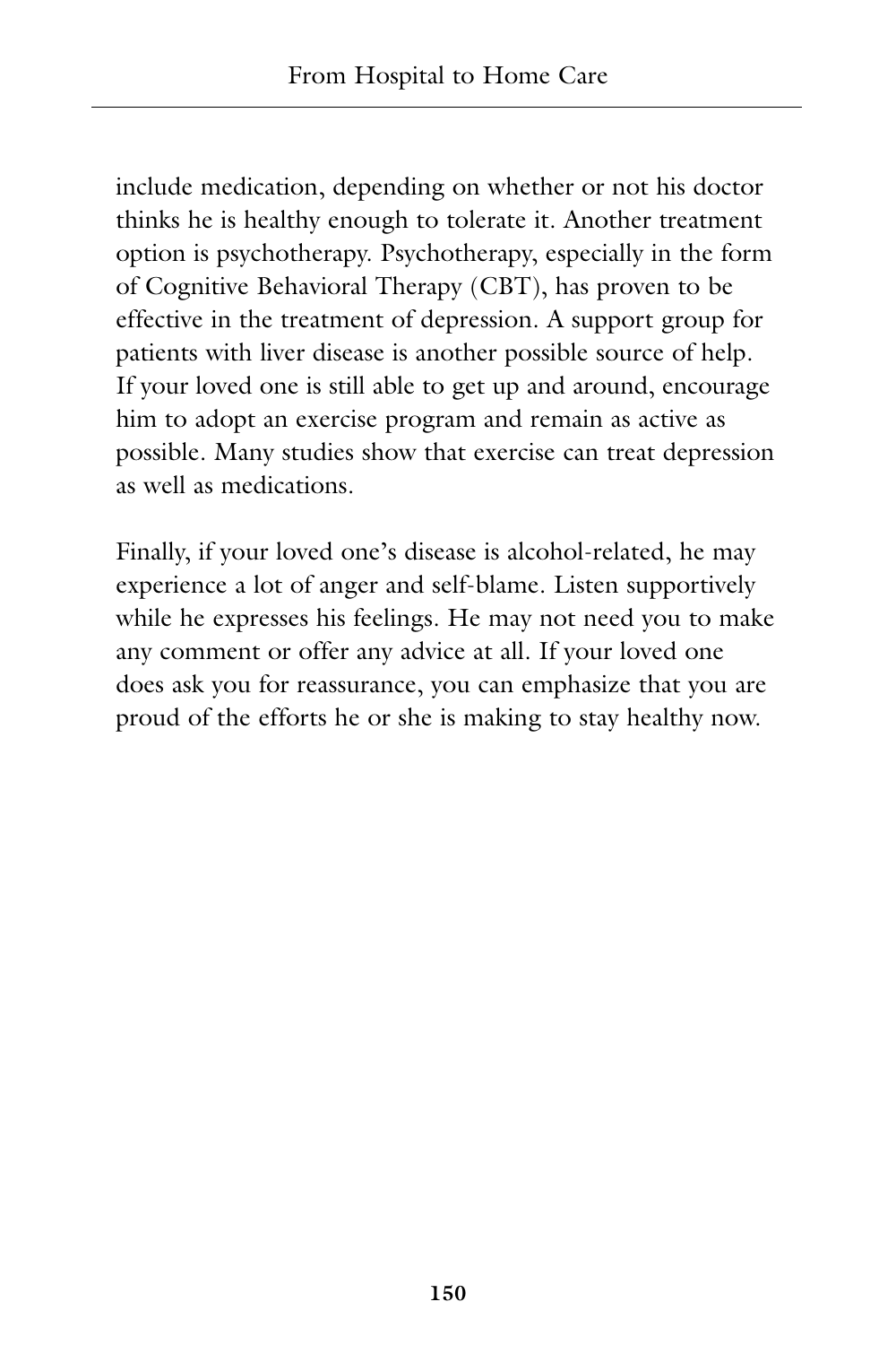include medication, depending on whether or not his doctor thinks he is healthy enough to tolerate it. Another treatment option is psychotherapy. Psychotherapy, especially in the form of Cognitive Behavioral Therapy (CBT), has proven to be effective in the treatment of depression. A support group for patients with liver disease is another possible source of help. If your loved one is still able to get up and around, encourage him to adopt an exercise program and remain as active as possible. Many studies show that exercise can treat depression as well as medications.

Finally, if your loved one's disease is alcohol-related, he may experience a lot of anger and self-blame. Listen supportively while he expresses his feelings. He may not need you to make any comment or offer any advice at all. If your loved one does ask you for reassurance, you can emphasize that you are proud of the efforts he or she is making to stay healthy now.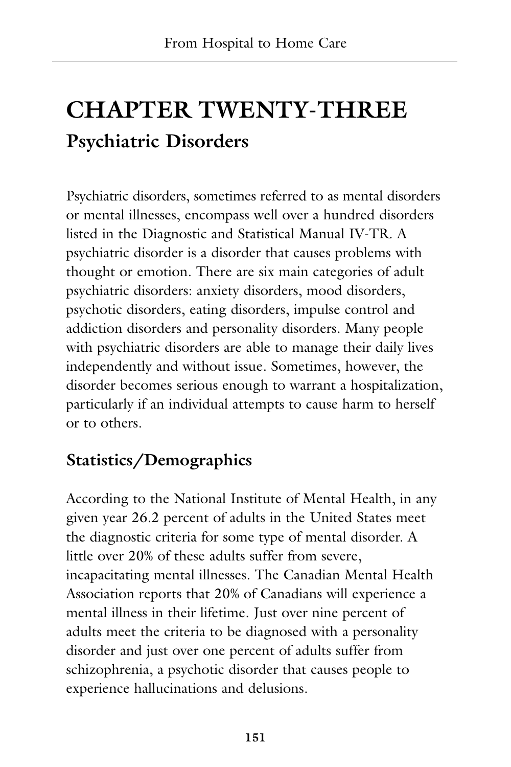# CHAPTER TWENTY-THREE

## Psychiatric Disorders

Psychiatric disorders, sometimes referred to as mental disorders or mental illnesses, encompass well over a hundred disorders listed in the Diagnostic and Statistical Manual IV-TR. A psychiatric disorder is a disorder that causes problems with thought or emotion. There are six main categories of adult psychiatric disorders: anxiety disorders, mood disorders, psychotic disorders, eating disorders, impulse control and addiction disorders and personality disorders. Many people with psychiatric disorders are able to manage their daily lives independently and without issue. Sometimes, however, the disorder becomes serious enough to warrant a hospitalization, particularly if an individual attempts to cause harm to herself or to others.

### Statistics/Demographics

According to the National Institute of Mental Health, in any given year 26.2 percent of adults in the United States meet the diagnostic criteria for some type of mental disorder. A little over 20% of these adults suffer from severe, incapacitating mental illnesses. The Canadian Mental Health Association reports that 20% of Canadians will experience a mental illness in their lifetime. Just over nine percent of adults meet the criteria to be diagnosed with a personality disorder and just over one percent of adults suffer from schizophrenia, a psychotic disorder that causes people to experience hallucinations and delusions.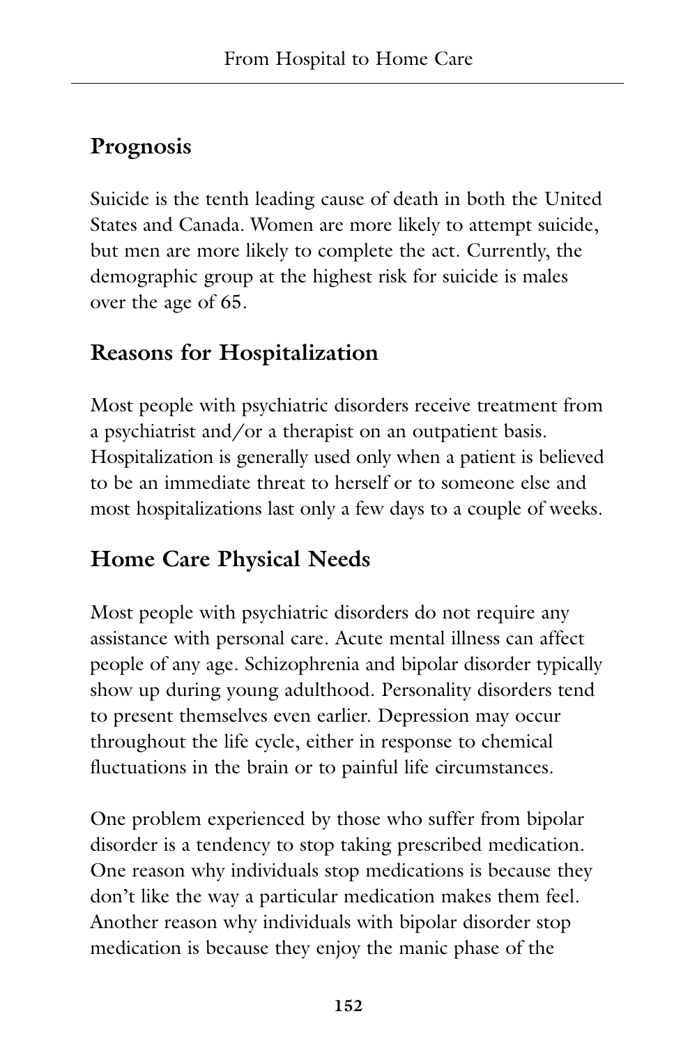## Prognosis

Suicide is the tenth leading cause of death in both the United States and Canada. Women are more likely to attempt suicide, but men are more likely to complete the act. Currently, the demographic group at the highest risk for suicide is males over the age of 65.

## Reasons for Hospitalization

Most people with psychiatric disorders receive treatment from a psychiatrist and/or a therapist on an outpatient basis. Hospitalization is generally used only when a patient is believed to be an immediate threat to herself or to someone else and most hospitalizations last only a few days to a couple of weeks.

## Home Care Physical Needs

Most people with psychiatric disorders do not require any assistance with personal care. Acute mental illness can affect people of any age. Schizophrenia and bipolar disorder typically show up during young adulthood. Personality disorders tend to present themselves even earlier. Depression may occur throughout the life cycle, either in response to chemical fluctuations in the brain or to painful life circumstances.

One problem experienced by those who suffer from bipolar disorder is a tendency to stop taking prescribed medication. One reason why individuals stop medications is because they don't like the way a particular medication makes them feel. Another reason why individuals with bipolar disorder stop medication is because they enjoy the manic phase of the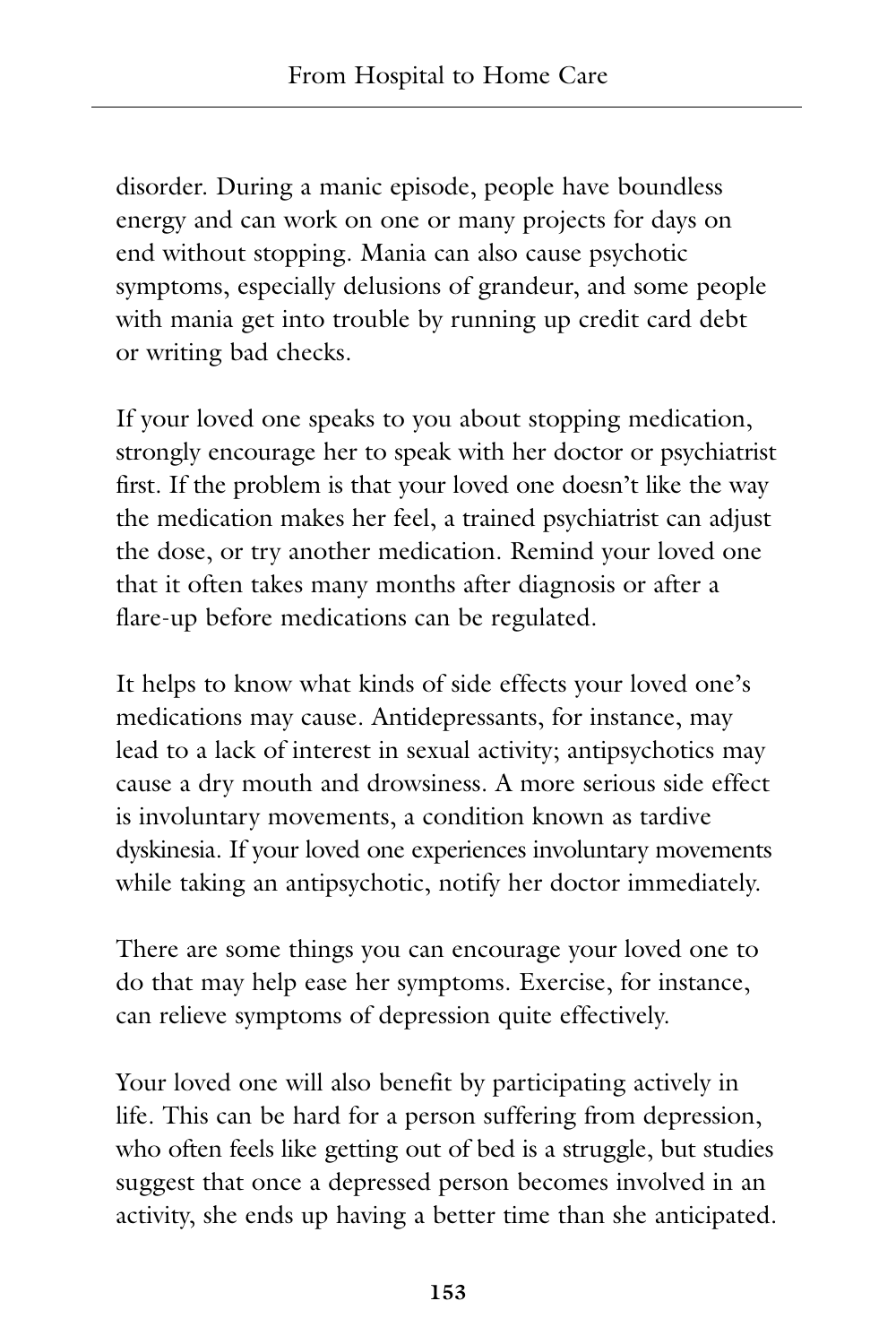disorder. During a manic episode, people have boundless energy and can work on one or many projects for days on end without stopping. Mania can also cause psychotic symptoms, especially delusions of grandeur, and some people with mania get into trouble by running up credit card debt or writing bad checks.

If your loved one speaks to you about stopping medication, strongly encourage her to speak with her doctor or psychiatrist first. If the problem is that your loved one doesn't like the way the medication makes her feel, a trained psychiatrist can adjust the dose, or try another medication. Remind your loved one that it often takes many months after diagnosis or after a flare-up before medications can be regulated.

It helps to know what kinds of side effects your loved one's medications may cause. Antidepressants, for instance, may lead to a lack of interest in sexual activity; antipsychotics may cause a dry mouth and drowsiness. A more serious side effect is involuntary movements, a condition known as tardive dyskinesia. If your loved one experiences involuntary movements while taking an antipsychotic, notify her doctor immediately.

There are some things you can encourage your loved one to do that may help ease her symptoms. Exercise, for instance, can relieve symptoms of depression quite effectively.

Your loved one will also benefit by participating actively in life. This can be hard for a person suffering from depression, who often feels like getting out of bed is a struggle, but studies suggest that once a depressed person becomes involved in an activity, she ends up having a better time than she anticipated.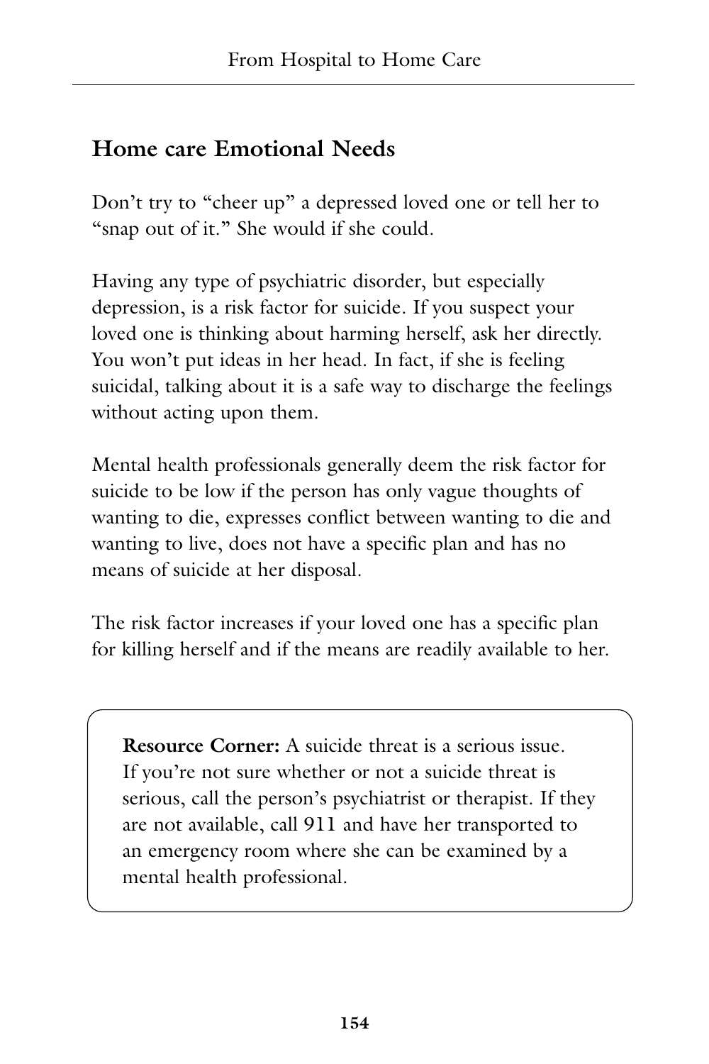## Home care Emotional Needs

Don't try to "cheer up" a depressed loved one or tell her to "snap out of it." She would if she could.

Having any type of psychiatric disorder, but especially depression, is a risk factor for suicide. If you suspect your loved one is thinking about harming herself, ask her directly. You won't put ideas in her head. In fact, if she is feeling suicidal, talking about it is a safe way to discharge the feelings without acting upon them.

Mental health professionals generally deem the risk factor for suicide to be low if the person has only vague thoughts of wanting to die, expresses conflict between wanting to die and wanting to live, does not have a specific plan and has no means of suicide at her disposal.

The risk factor increases if your loved one has a specific plan for killing herself and if the means are readily available to her.

> **Resource Corner:** A suicide threat is a serious issue. If you're not sure whether or not a suicide threat is serious, call the person's psychiatrist or therapist. If they are not available, call 911 and have her transported to an emergency room where she can be examined by a mental health professional.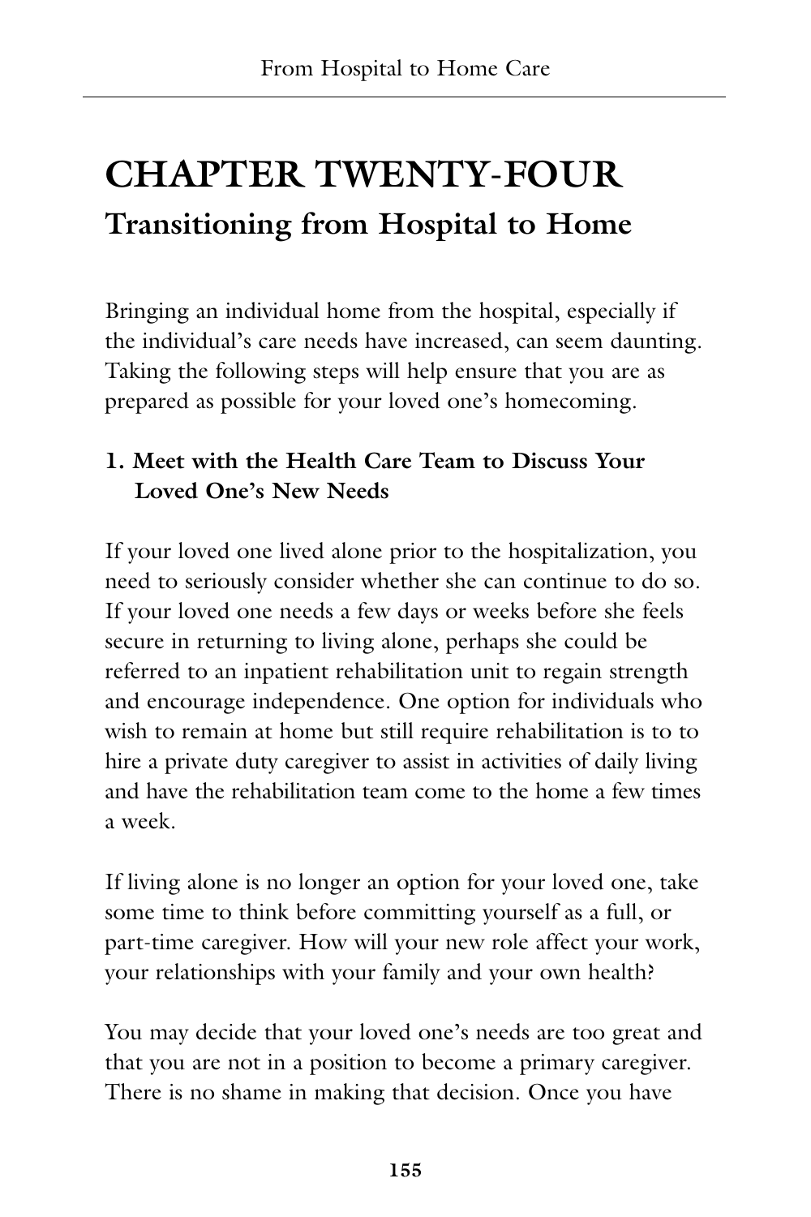# CHAPTER TWENTY-FOUR

## Transitioning from Hospital to Home

Bringing an individual home from the hospital, especially if the individual's care needs have increased, can seem daunting. Taking the following steps will help ensure that you are as prepared as possible for your loved one's homecoming.

### 1. Meet with the Health Care Team to Discuss Your Loved One's New Needs

If your loved one lived alone prior to the hospitalization, you need to seriously consider whether she can continue to do so. If your loved one needs a few days or weeks before she feels secure in returning to living alone, perhaps she could be referred to an inpatient rehabilitation unit to regain strength and encourage independence. One option for individuals who wish to remain at home but still require rehabilitation is to to hire a private duty caregiver to assist in activities of daily living and have the rehabilitation team come to the home a few times a week.

If living alone is no longer an option for your loved one, take some time to think before committing yourself as a full, or part-time caregiver. How will your new role affect your work, your relationships with your family and your own health?

You may decide that your loved one's needs are too great and that you are not in a position to become a primary caregiver. There is no shame in making that decision. Once you have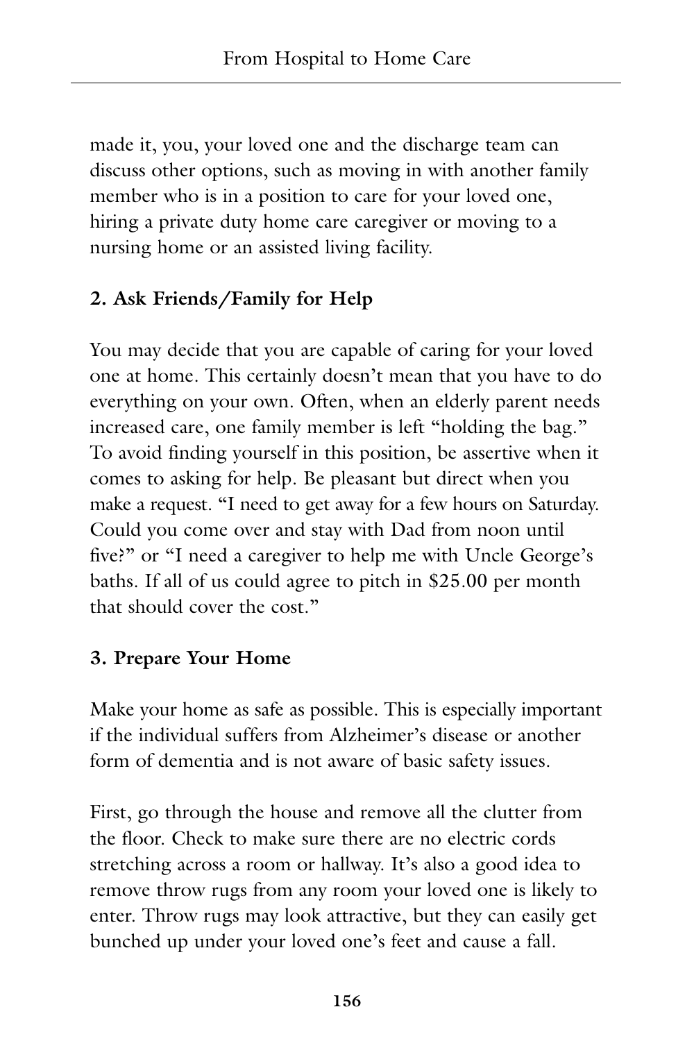made it, you, your loved one and the discharge team can discuss other options, such as moving in with another family member who is in a position to care for your loved one, hiring a private duty home care caregiver or moving to a nursing home or an assisted living facility.

### 2. Ask Friends/Family for Help

You may decide that you are capable of caring for your loved one at home. This certainly doesn't mean that you have to do everything on your own. Often, when an elderly parent needs increased care, one family member is left "holding the bag." To avoid finding yourself in this position, be assertive when it comes to asking for help. Be pleasant but direct when you make a request. "I need to get away for a few hours on Saturday. Could you come over and stay with Dad from noon until five?" or "I need a caregiver to help me with Uncle George's baths. If all of us could agree to pitch in $25.00 per month that should cover the cost."

### 3. Prepare Your Home

Make your home as safe as possible. This is especially important if the individual suffers from Alzheimer's disease or another form of dementia and is not aware of basic safety issues.

First, go through the house and remove all the clutter from the floor. Check to make sure there are no electric cords stretching across a room or hallway. It's also a good idea to remove throw rugs from any room your loved one is likely to enter. Throw rugs may look attractive, but they can easily get bunched up under your loved one's feet and cause a fall.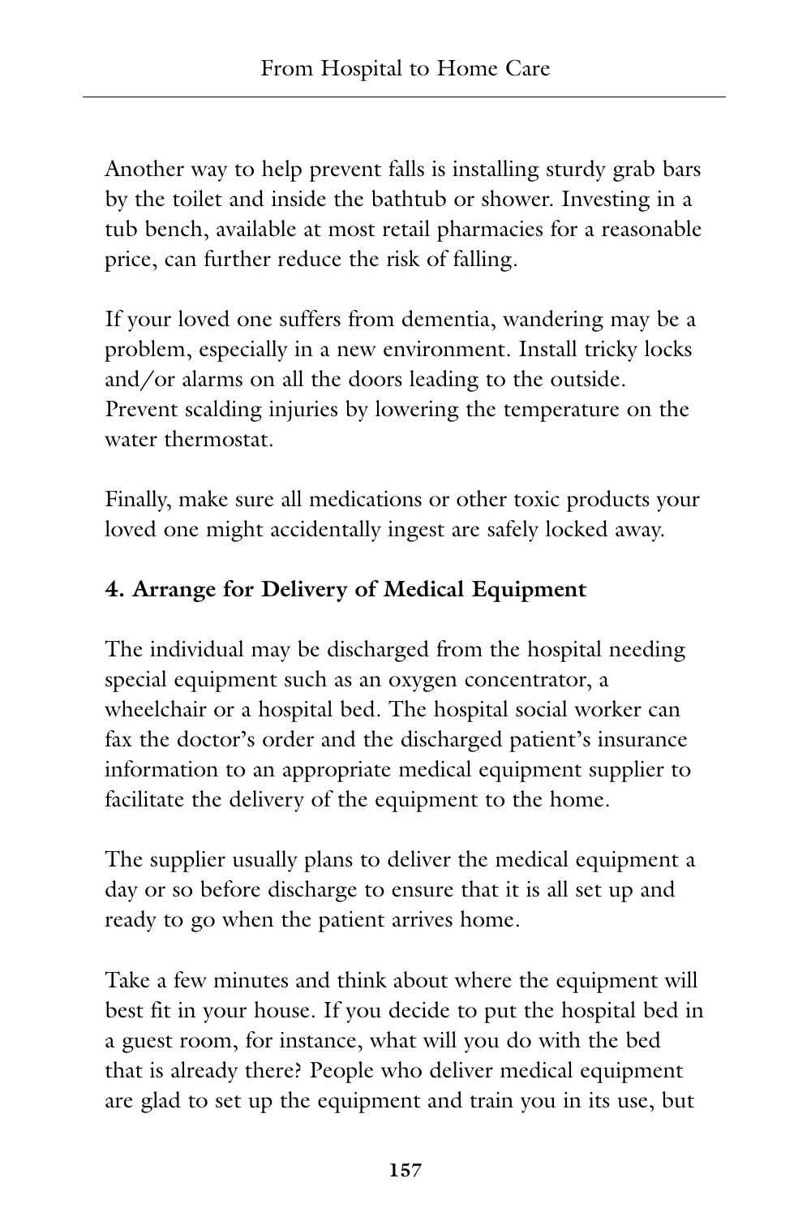Another way to help prevent falls is installing sturdy grab bars by the toilet and inside the bathtub or shower. Investing in a tub bench, available at most retail pharmacies for a reasonable price, can further reduce the risk of falling.

If your loved one suffers from dementia, wandering may be a problem, especially in a new environment. Install tricky locks and/or alarms on all the doors leading to the outside. Prevent scalding injuries by lowering the temperature on the water thermostat.

Finally, make sure all medications or other toxic products your loved one might accidentally ingest are safely locked away.

### 4. Arrange for Delivery of Medical Equipment

The individual may be discharged from the hospital needing special equipment such as an oxygen concentrator, a wheelchair or a hospital bed. The hospital social worker can fax the doctor's order and the discharged patient's insurance information to an appropriate medical equipment supplier to facilitate the delivery of the equipment to the home.

The supplier usually plans to deliver the medical equipment a day or so before discharge to ensure that it is all set up and ready to go when the patient arrives home.

Take a few minutes and think about where the equipment will best fit in your house. If you decide to put the hospital bed in a guest room, for instance, what will you do with the bed that is already there? People who deliver medical equipment are glad to set up the equipment and train you in its use, but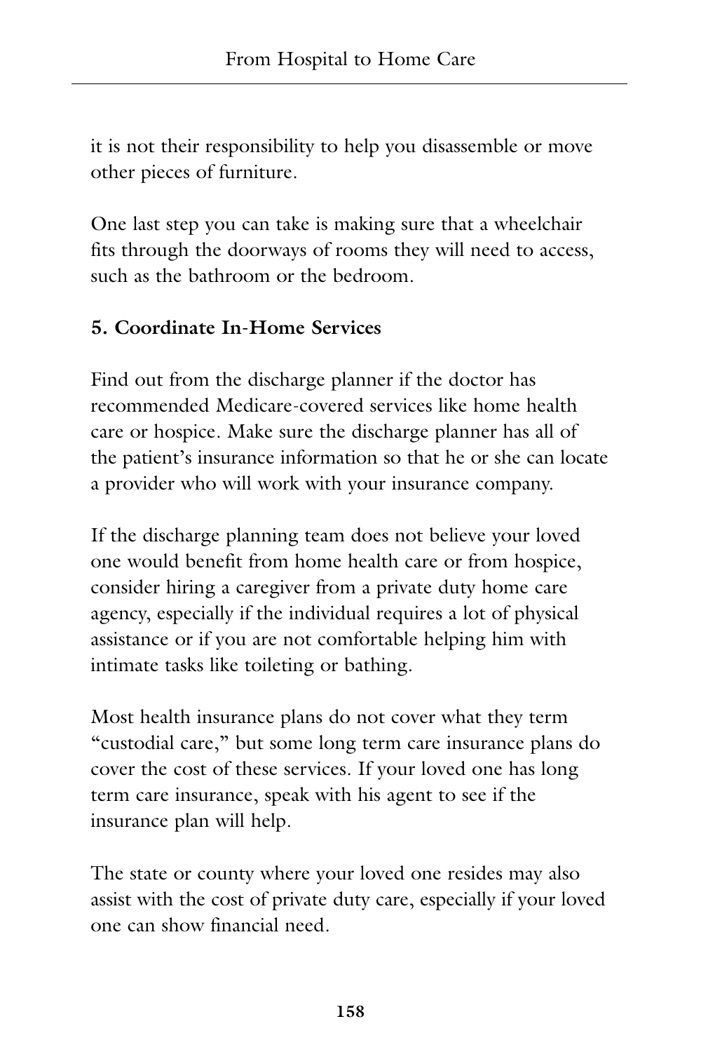it is not their responsibility to help you disassemble or move other pieces of furniture.

One last step you can take is making sure that a wheelchair fits through the doorways of rooms they will need to access, such as the bathroom or the bedroom.

**5. Coordinate In-Home Services**

Find out from the discharge planner if the doctor has recommended Medicare-covered services like home health care or hospice. Make sure the discharge planner has all of the patient's insurance information so that he or she can locate a provider who will work with your insurance company.

If the discharge planning team does not believe your loved one would benefit from home health care or from hospice, consider hiring a caregiver from a private duty home care agency, especially if the individual requires a lot of physical assistance or if you are not comfortable helping him with intimate tasks like toileting or bathing.

Most health insurance plans do not cover what they term "custodial care," but some long term care insurance plans do cover the cost of these services. If your loved one has long term care insurance, speak with his agent to see if the insurance plan will help.

The state or county where your loved one resides may also assist with the cost of private duty care, especially if your loved one can show financial need.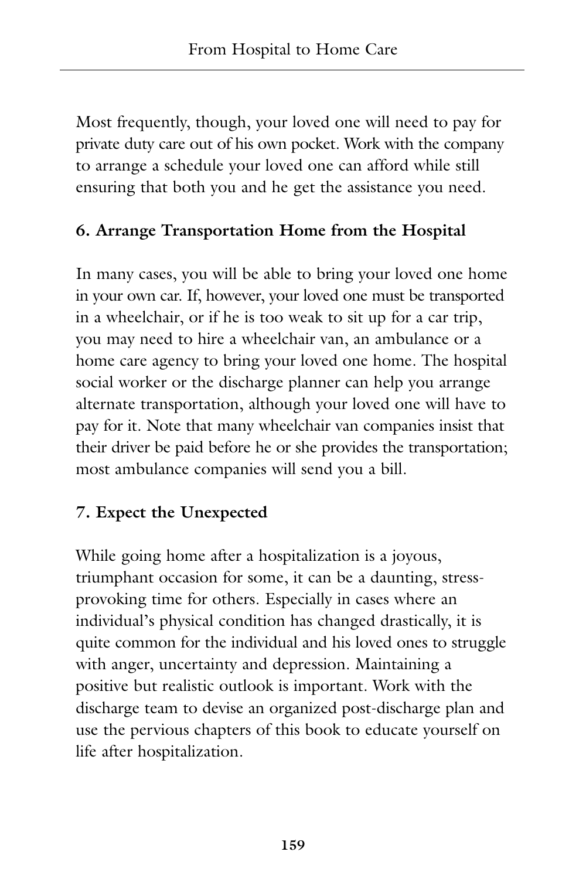Most frequently, though, your loved one will need to pay for private duty care out of his own pocket. Work with the company to arrange a schedule your loved one can afford while still ensuring that both you and he get the assistance you need.

### 6. Arrange Transportation Home from the Hospital

In many cases, you will be able to bring your loved one home in your own car. If, however, your loved one must be transported in a wheelchair, or if he is too weak to sit up for a car trip, you may need to hire a wheelchair van, an ambulance or a home care agency to bring your loved one home. The hospital social worker or the discharge planner can help you arrange alternate transportation, although your loved one will have to pay for it. Note that many wheelchair van companies insist that their driver be paid before he or she provides the transportation; most ambulance companies will send you a bill.

### 7. Expect the Unexpected

While going home after a hospitalization is a joyous, triumphant occasion for some, it can be a daunting, stress-provoking time for others. Especially in cases where an individual's physical condition has changed drastically, it is quite common for the individual and his loved ones to struggle with anger, uncertainty and depression. Maintaining a positive but realistic outlook is important. Work with the discharge team to devise an organized post-discharge plan and use the pervious chapters of this book to educate yourself on life after hospitalization.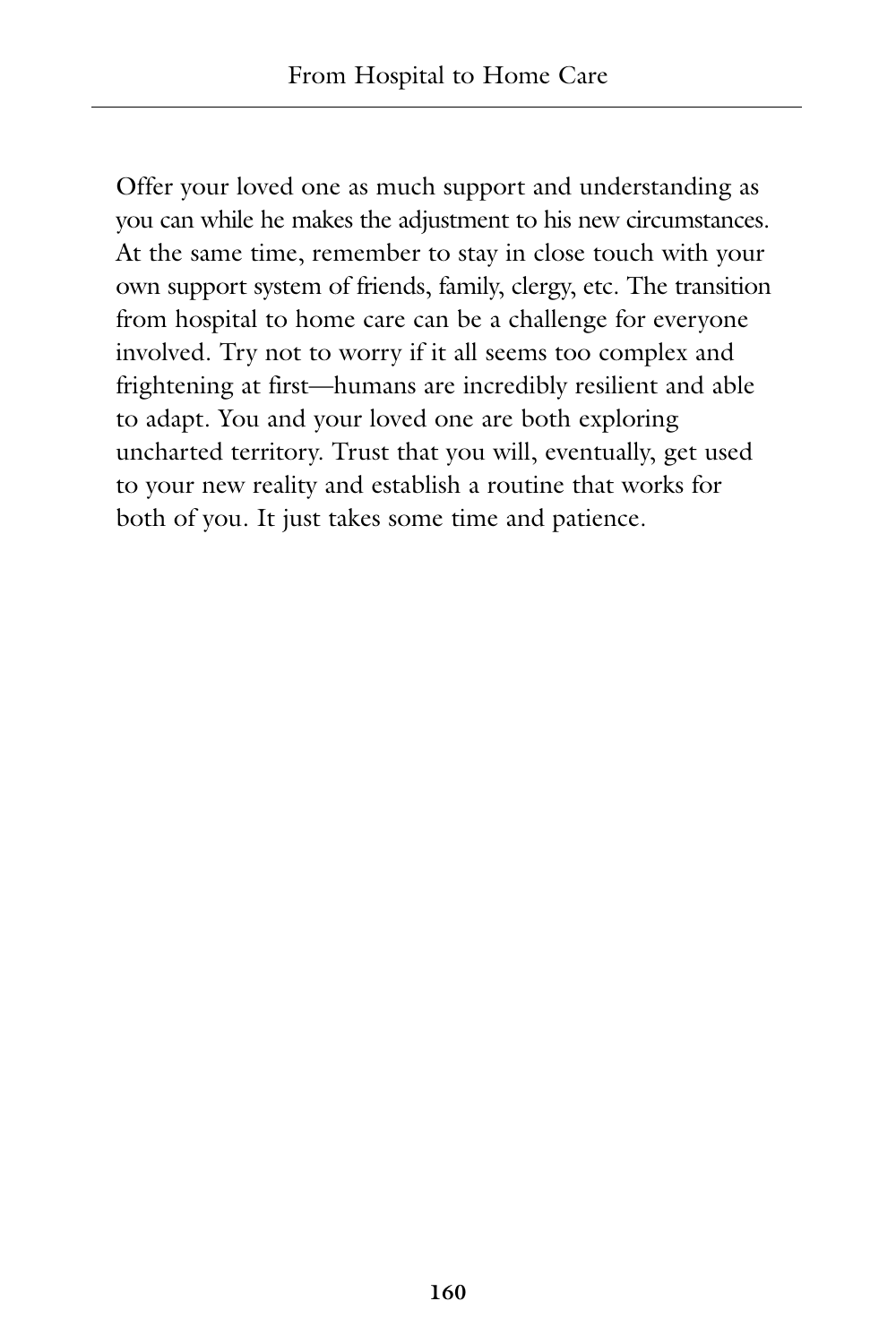Offer your loved one as much support and understanding as you can while he makes the adjustment to his new circumstances. At the same time, remember to stay in close touch with your own support system of friends, family, clergy, etc. The transition from hospital to home care can be a challenge for everyone involved. Try not to worry if it all seems too complex and frightening at first—humans are incredibly resilient and able to adapt. You and your loved one are both exploring uncharted territory. Trust that you will, eventually, get used to your new reality and establish a routine that works for both of you. It just takes some time and patience.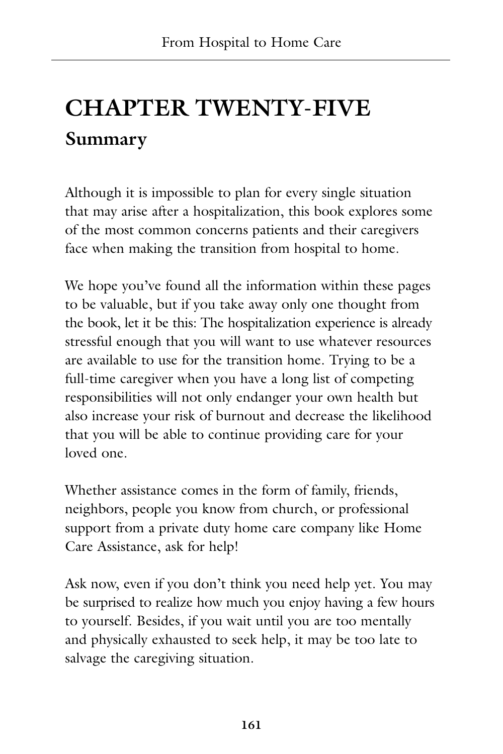# CHAPTER TWENTY-FIVE

## Summary

Although it is impossible to plan for every single situation that may arise after a hospitalization, this book explores some of the most common concerns patients and their caregivers face when making the transition from hospital to home.

We hope you've found all the information within these pages to be valuable, but if you take away only one thought from the book, let it be this: The hospitalization experience is already stressful enough that you will want to use whatever resources are available to use for the transition home. Trying to be a full-time caregiver when you have a long list of competing responsibilities will not only endanger your own health but also increase your risk of burnout and decrease the likelihood that you will be able to continue providing care for your loved one.

Whether assistance comes in the form of family, friends, neighbors, people you know from church, or professional support from a private duty home care company like Home Care Assistance, ask for help!

Ask now, even if you don't think you need help yet. You may be surprised to realize how much you enjoy having a few hours to yourself. Besides, if you wait until you are too mentally and physically exhausted to seek help, it may be too late to salvage the caregiving situation.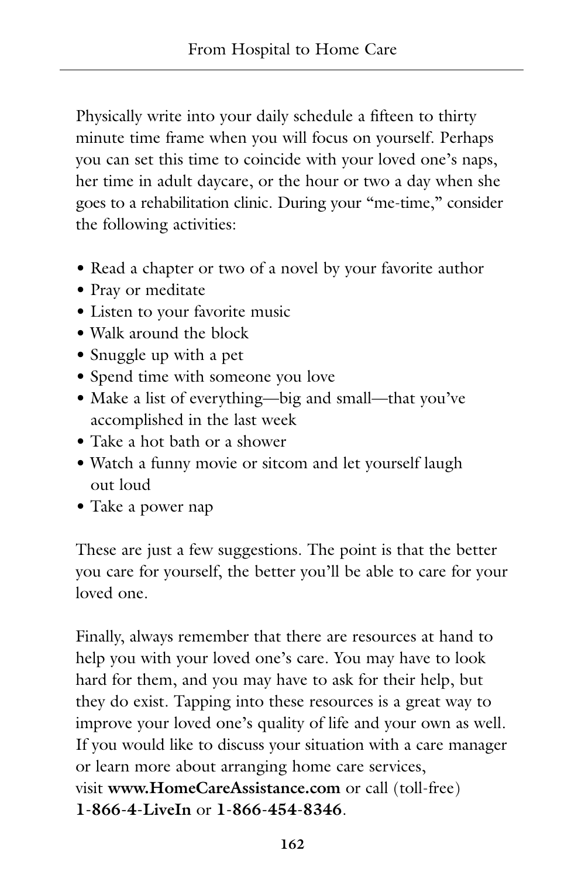Physically write into your daily schedule a fifteen to thirty minute time frame when you will focus on yourself. Perhaps you can set this time to coincide with your loved one's naps, her time in adult daycare, or the hour or two a day when she goes to a rehabilitation clinic. During your "me-time," consider the following activities:

- Read a chapter or two of a novel by your favorite author
- Pray or meditate
- Listen to your favorite music
- Walk around the block
- Snuggle up with a pet
- Spend time with someone you love
- Make a list of everything—big and small—that you've accomplished in the last week
- Take a hot bath or a shower
- Watch a funny movie or sitcom and let yourself laugh out loud
- Take a power nap

These are just a few suggestions. The point is that the better you care for yourself, the better you'll be able to care for your loved one.

Finally, always remember that there are resources at hand to help you with your loved one's care. You may have to look hard for them, and you may have to ask for their help, but they do exist. Tapping into these resources is a great way to improve your loved one's quality of life and your own as well. If you would like to discuss your situation with a care manager or learn more about arranging home care services, visit **www.HomeCareAssistance.com** or call (toll-free) **1-866-4-LiveIn** or **1-866-454-8346**.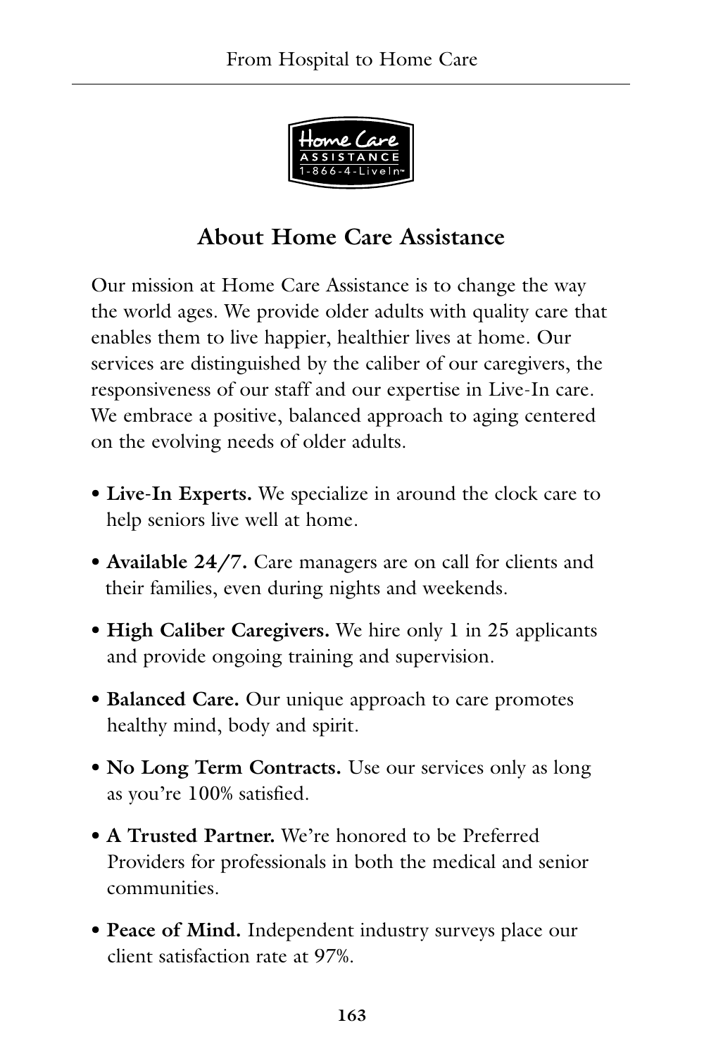## About Home Care Assistance

Our mission at Home Care Assistance is to change the way the world ages. We provide older adults with quality care that enables them to live happier, healthier lives at home. Our services are distinguished by the caliber of our caregivers, the responsiveness of our staff and our expertise in Live-In care. We embrace a positive, balanced approach to aging centered on the evolving needs of older adults.

- **Live-In Experts.** We specialize in around the clock care to help seniors live well at home.
- **Available 24/7.** Care managers are on call for clients and their families, even during nights and weekends.
- **High Caliber Caregivers.** We hire only 1 in 25 applicants and provide ongoing training and supervision.
- **Balanced Care.** Our unique approach to care promotes healthy mind, body and spirit.
- **No Long Term Contracts.** Use our services only as long as you're 100% satisfied.
- **A Trusted Partner.** We're honored to be Preferred Providers for professionals in both the medical and senior communities.
- **Peace of Mind.** Independent industry surveys place our client satisfaction rate at 97%.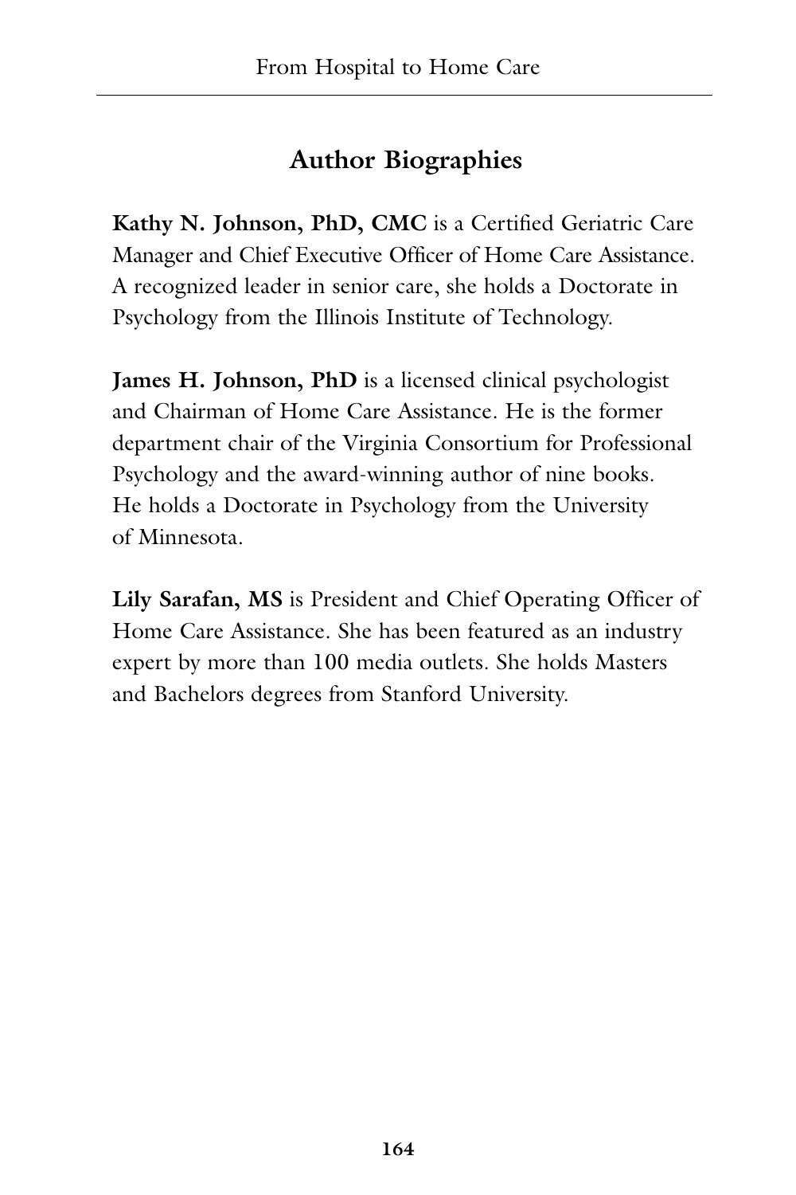## Author Biographies

**Kathy N. Johnson, PhD, CMC** is a Certified Geriatric Care Manager and Chief Executive Officer of Home Care Assistance. A recognized leader in senior care, she holds a Doctorate in Psychology from the Illinois Institute of Technology.

**James H. Johnson, PhD** is a licensed clinical psychologist and Chairman of Home Care Assistance. He is the former department chair of the Virginia Consortium for Professional Psychology and the award-winning author of nine books. He holds a Doctorate in Psychology from the University of Minnesota.

**Lily Sarafan, MS** is President and Chief Operating Officer of Home Care Assistance. She has been featured as an industry expert by more than 100 media outlets. She holds Masters and Bachelors degrees from Stanford University.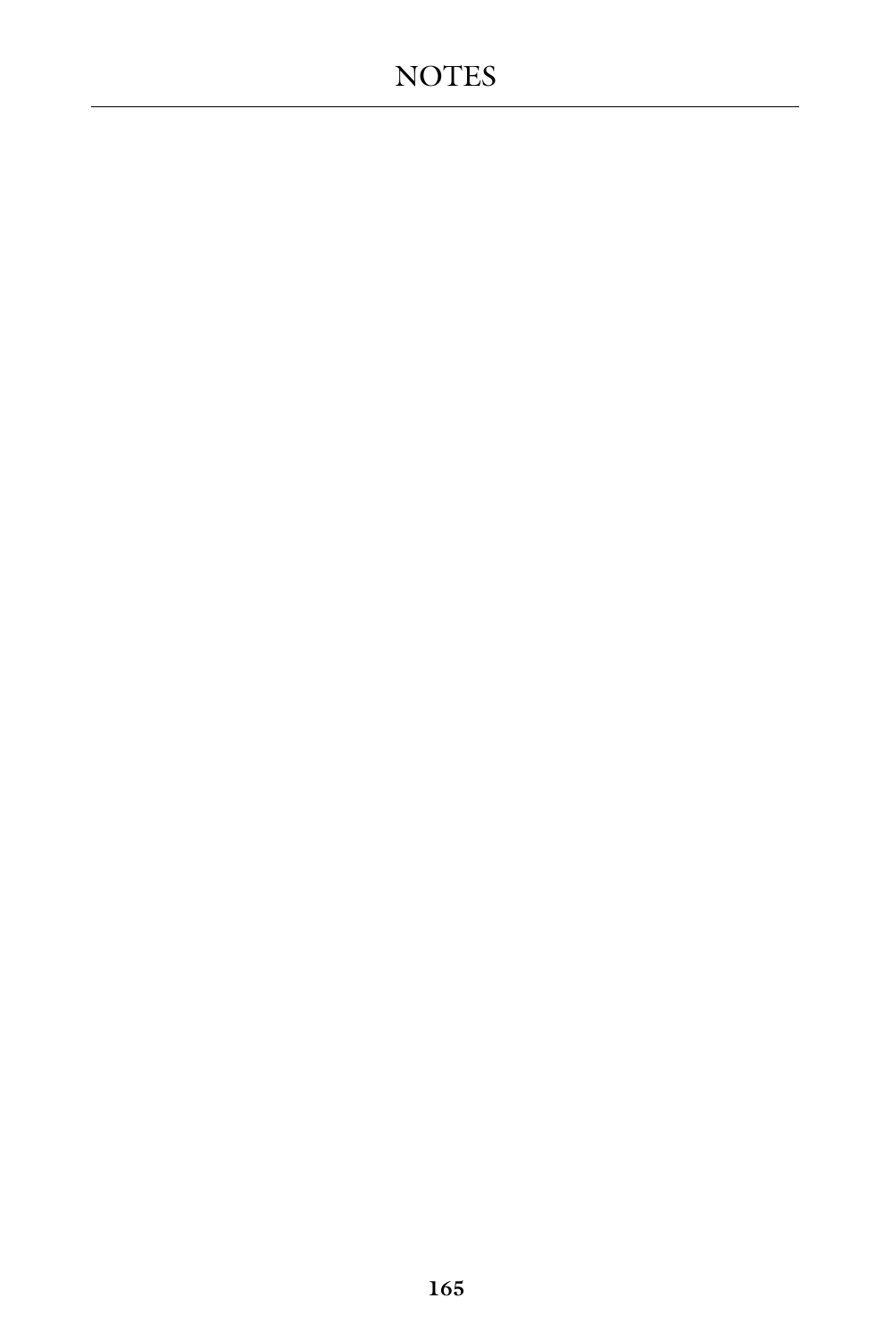# NOTES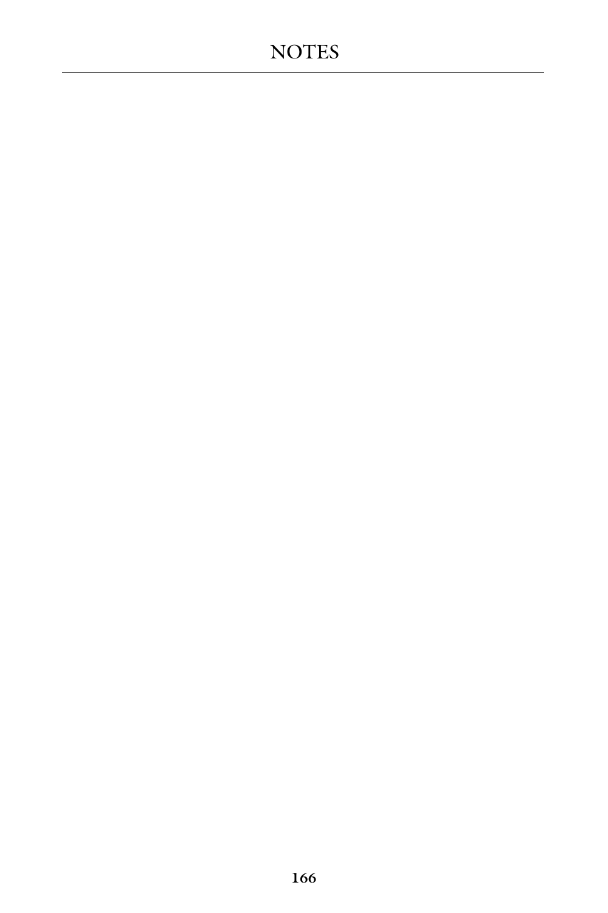# NOTES